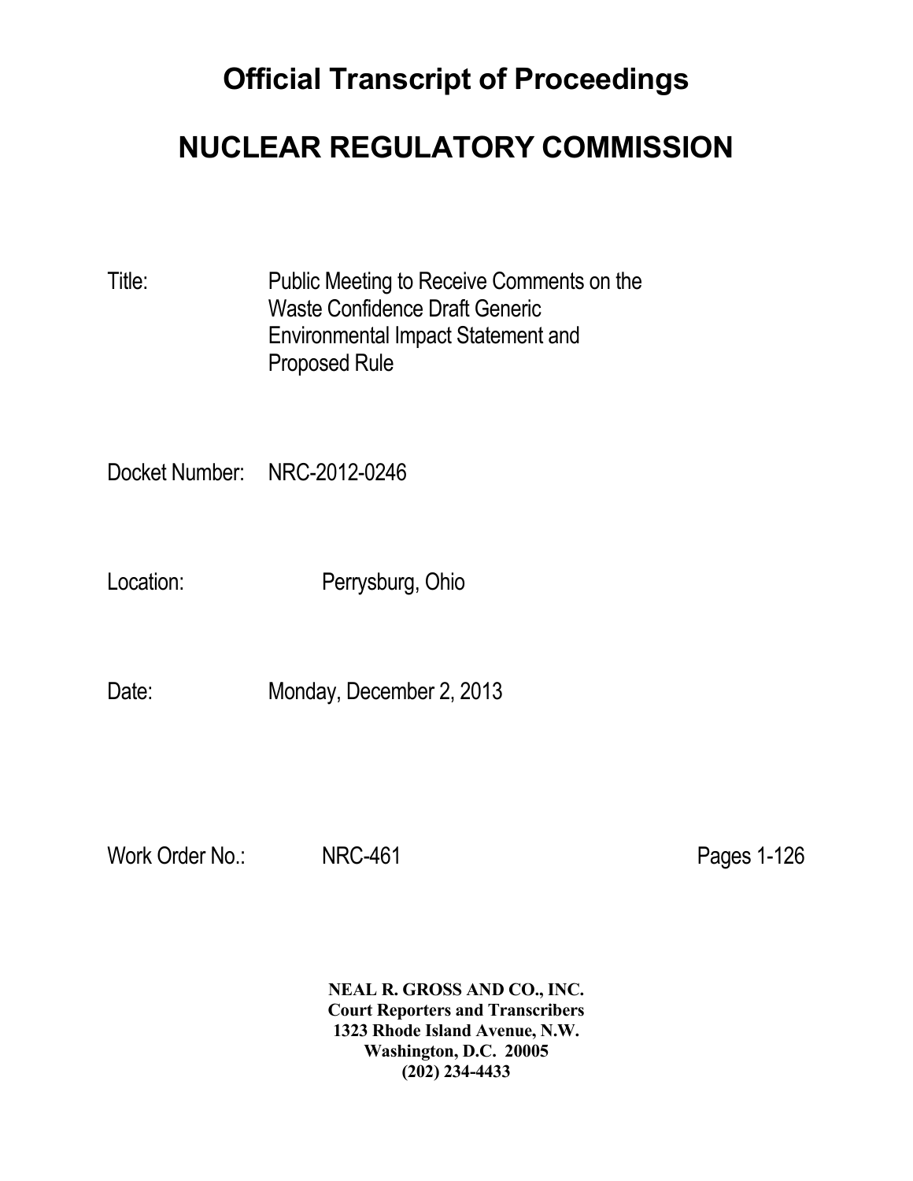# Official Transcript of Proceedings

# NUCLEAR REGULATORY COMMISSION

Title: Public Meeting to Receive Comments on the Waste Confidence Draft Generic Environmental Impact Statement and Proposed Rule

Docket Number: NRC-2012-0246

Location: Perrysburg, Ohio

Date: Monday, December 2, 2013

Work Order No.: NRC-461

Pages 1-126

**NEAL R. GROSS AND CO., INC.**
**Court Reporters and Transcribers**
**1323 Rhode Island Avenue, N.W.**
**Washington, D.C. 20005**
**(202) 234-4433**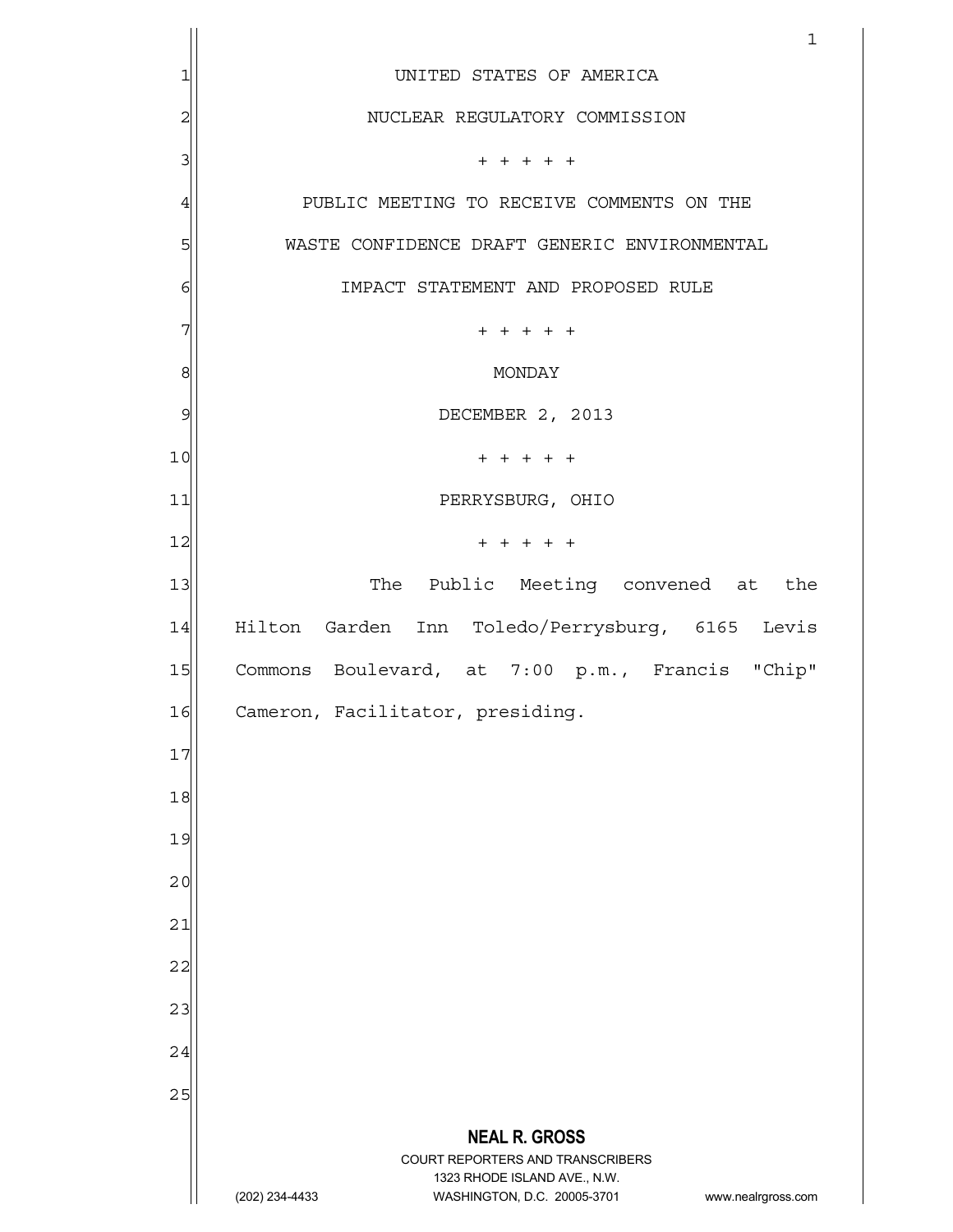UNITED STATES OF AMERICA

NUCLEAR REGULATORY COMMISSION

+ + + + +

PUBLIC MEETING TO RECEIVE COMMENTS ON THE WASTE CONFIDENCE DRAFT GENERIC ENVIRONMENTAL IMPACT STATEMENT AND PROPOSED RULE

+ + + + +

MONDAY

DECEMBER 2, 2013

+ + + + +

PERRYSBURG, OHIO

+ + + + +

The Public Meeting convened at the Hilton Garden Inn Toledo/Perrysburg, 6165 Levis Commons Boulevard, at 7:00 p.m., Francis "Chip" Cameron, Facilitator, presiding.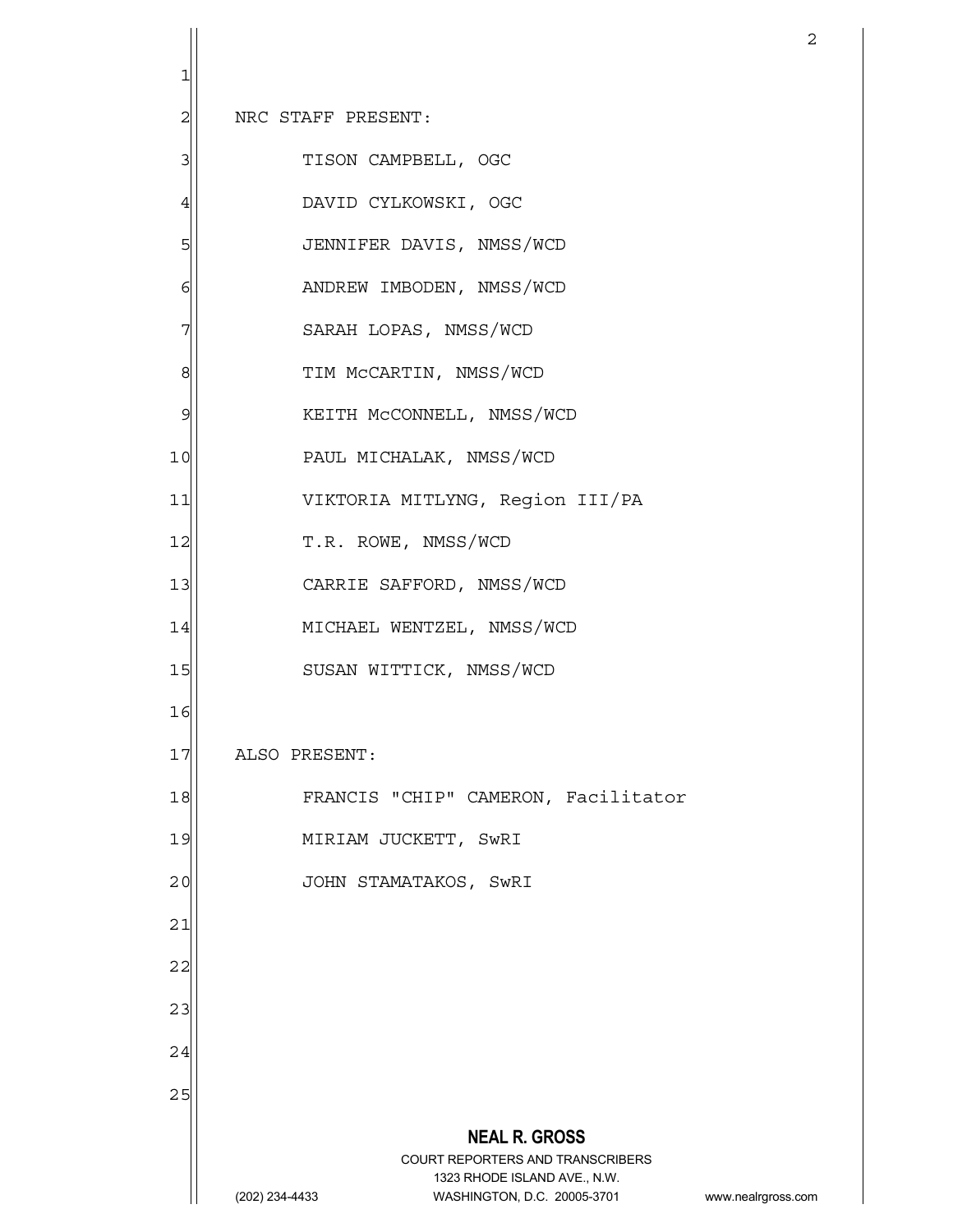NRC STAFF PRESENT:

TISON CAMPBELL, OGC

DAVID CYLKOWSKI, OGC

JENNIFER DAVIS, NMSS/WCD

ANDREW IMBODEN, NMSS/WCD

SARAH LOPAS, NMSS/WCD

TIM McCARTIN, NMSS/WCD

KEITH McCONNELL, NMSS/WCD

PAUL MICHALAK, NMSS/WCD

VIKTORIA MITLYNG, Region III/PA

T.R. ROWE, NMSS/WCD

CARRIE SAFFORD, NMSS/WCD

MICHAEL WENTZEL, NMSS/WCD

SUSAN WITTICK, NMSS/WCD

ALSO PRESENT:

FRANCIS "CHIP" CAMERON, Facilitator

MIRIAM JUCKETT, SwRI

JOHN STAMATAKOS, SwRI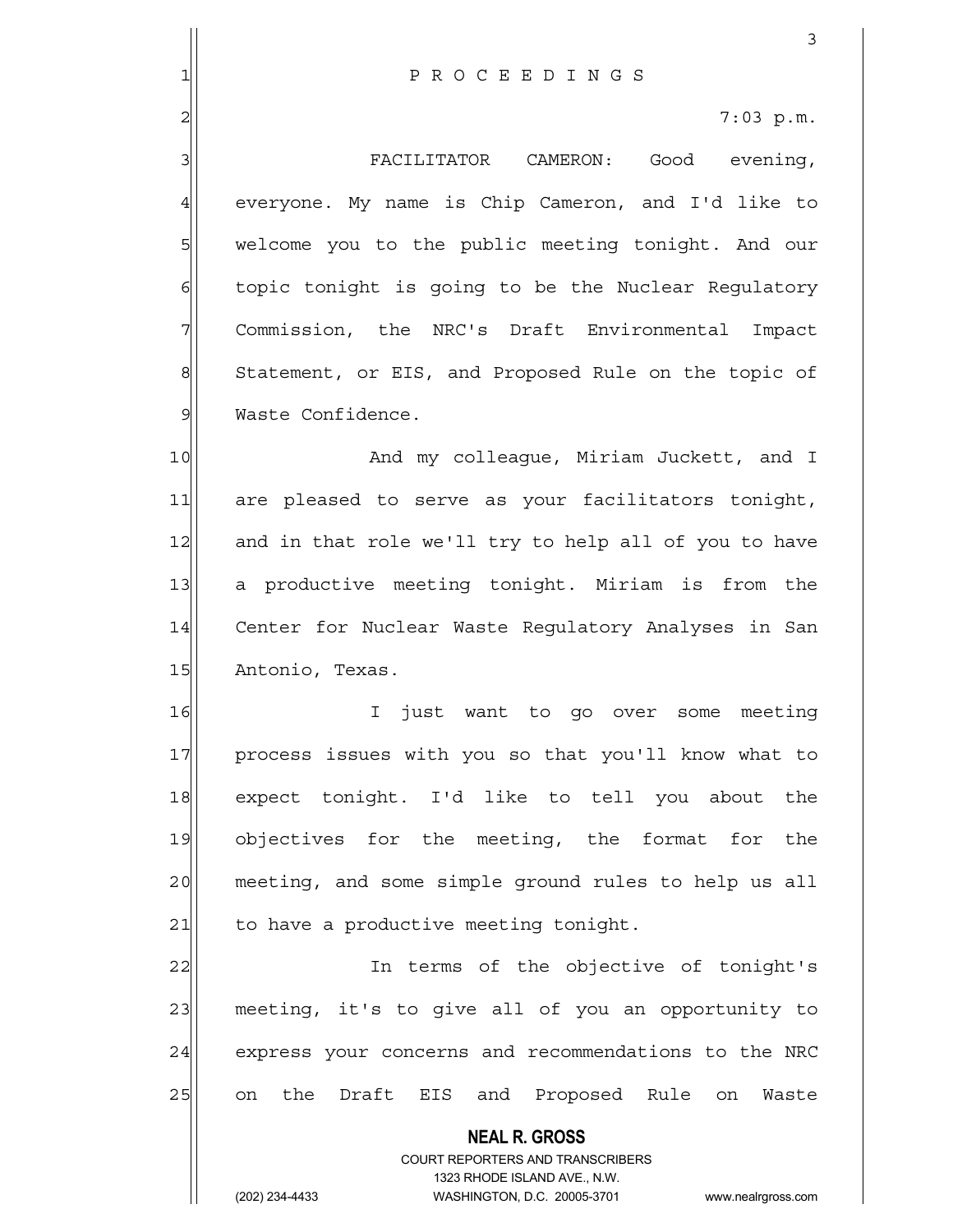P R O C E E D I N G S

7:03 p.m.

FACILITATOR CAMERON: Good evening, everyone. My name is Chip Cameron, and I'd like to welcome you to the public meeting tonight. And our topic tonight is going to be the Nuclear Regulatory Commission, the NRC's Draft Environmental Impact Statement, or EIS, and Proposed Rule on the topic of Waste Confidence.

And my colleague, Miriam Juckett, and I are pleased to serve as your facilitators tonight, and in that role we'll try to help all of you to have a productive meeting tonight. Miriam is from the Center for Nuclear Waste Regulatory Analyses in San Antonio, Texas.

I just want to go over some meeting process issues with you so that you'll know what to expect tonight. I'd like to tell you about the objectives for the meeting, the format for the meeting, and some simple ground rules to help us all to have a productive meeting tonight.

In terms of the objective of tonight's meeting, it's to give all of you an opportunity to express your concerns and recommendations to the NRC on the Draft EIS and Proposed Rule on Waste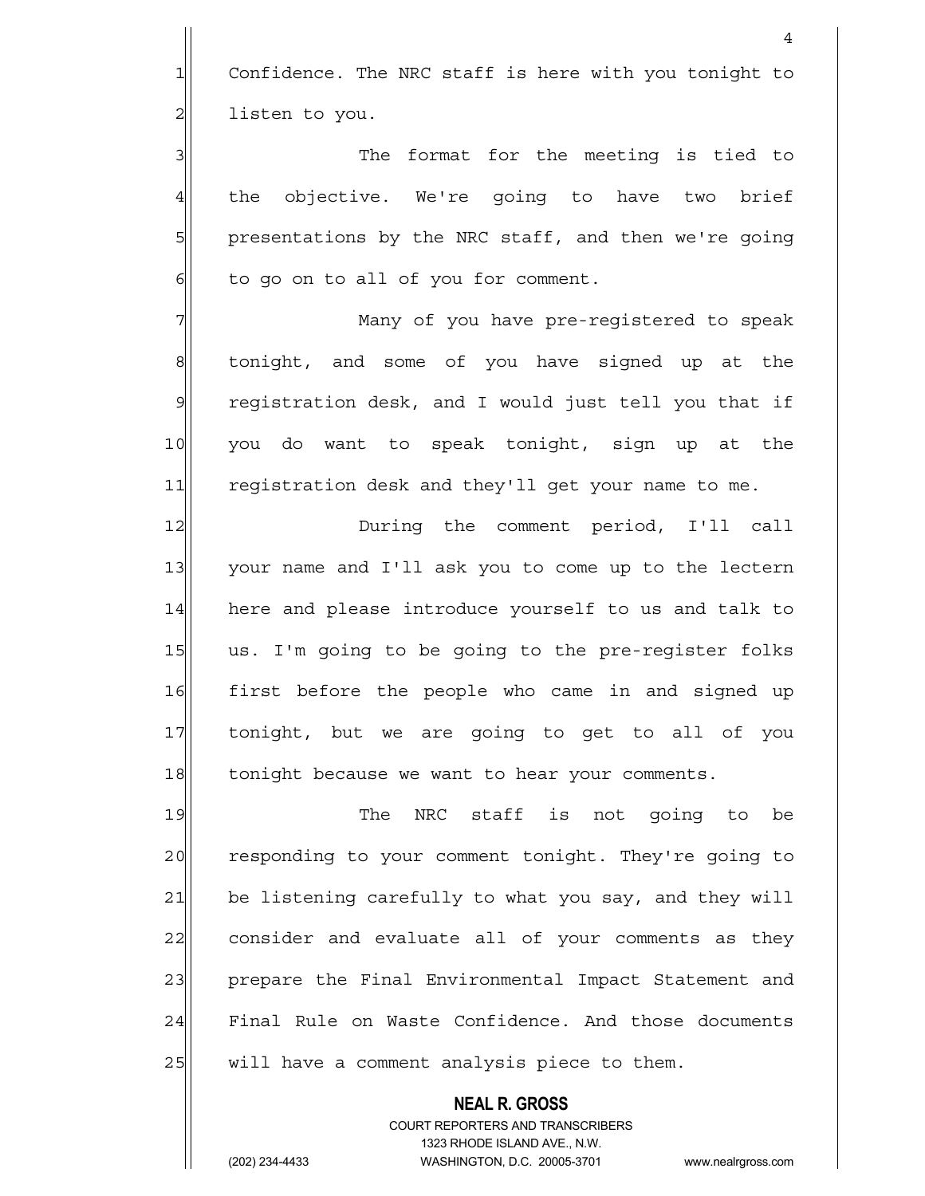Confidence. The NRC staff is here with you tonight to listen to you.

The format for the meeting is tied to the objective. We're going to have two brief presentations by the NRC staff, and then we're going to go on to all of you for comment.

Many of you have pre-registered to speak tonight, and some of you have signed up at the registration desk, and I would just tell you that if you do want to speak tonight, sign up at the registration desk and they'll get your name to me.

During the comment period, I'll call your name and I'll ask you to come up to the lectern here and please introduce yourself to us and talk to us. I'm going to be going to the pre-register folks first before the people who came in and signed up tonight, but we are going to get to all of you tonight because we want to hear your comments.

The NRC staff is not going to be responding to your comment tonight. They're going to be listening carefully to what you say, and they will consider and evaluate all of your comments as they prepare the Final Environmental Impact Statement and Final Rule on Waste Confidence. And those documents will have a comment analysis piece to them.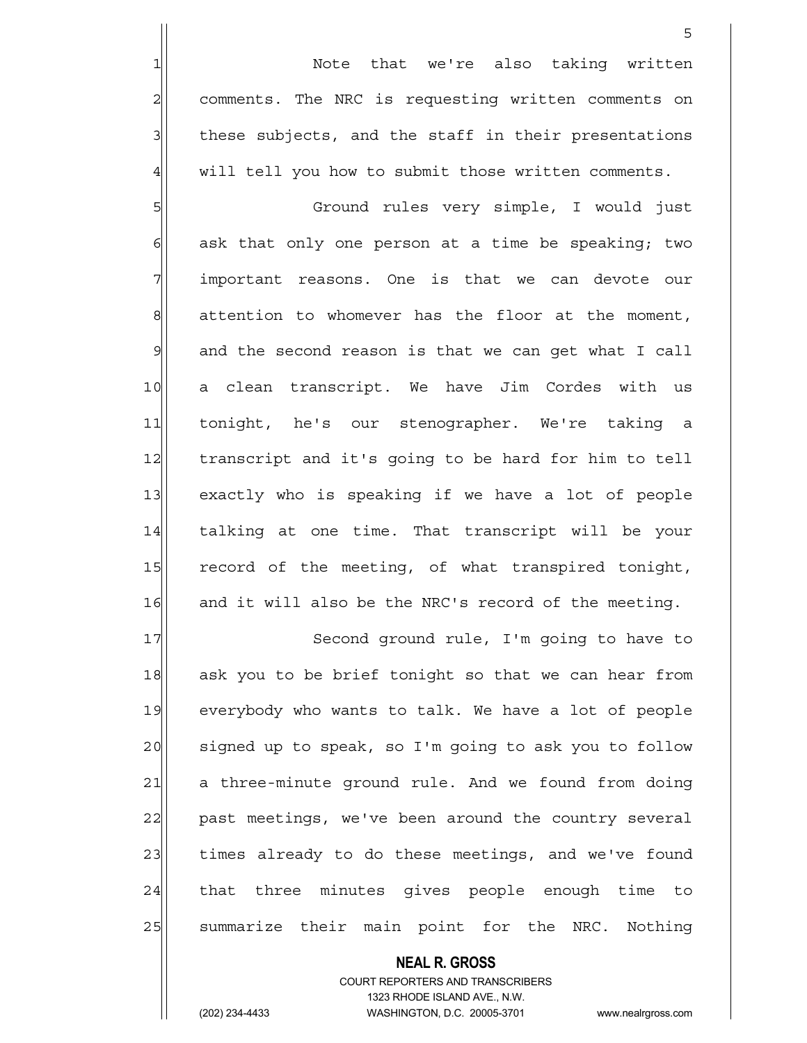Note that we're also taking written comments. The NRC is requesting written comments on these subjects, and the staff in their presentations will tell you how to submit those written comments.

Ground rules very simple, I would just ask that only one person at a time be speaking; two important reasons. One is that we can devote our attention to whomever has the floor at the moment, and the second reason is that we can get what I call a clean transcript. We have Jim Cordes with us tonight, he's our stenographer. We're taking a transcript and it's going to be hard for him to tell exactly who is speaking if we have a lot of people talking at one time. That transcript will be your record of the meeting, of what transpired tonight, and it will also be the NRC's record of the meeting.

Second ground rule, I'm going to have to ask you to be brief tonight so that we can hear from everybody who wants to talk. We have a lot of people signed up to speak, so I'm going to ask you to follow a three-minute ground rule. And we found from doing past meetings, we've been around the country several times already to do these meetings, and we've found that three minutes gives people enough time to summarize their main point for the NRC. Nothing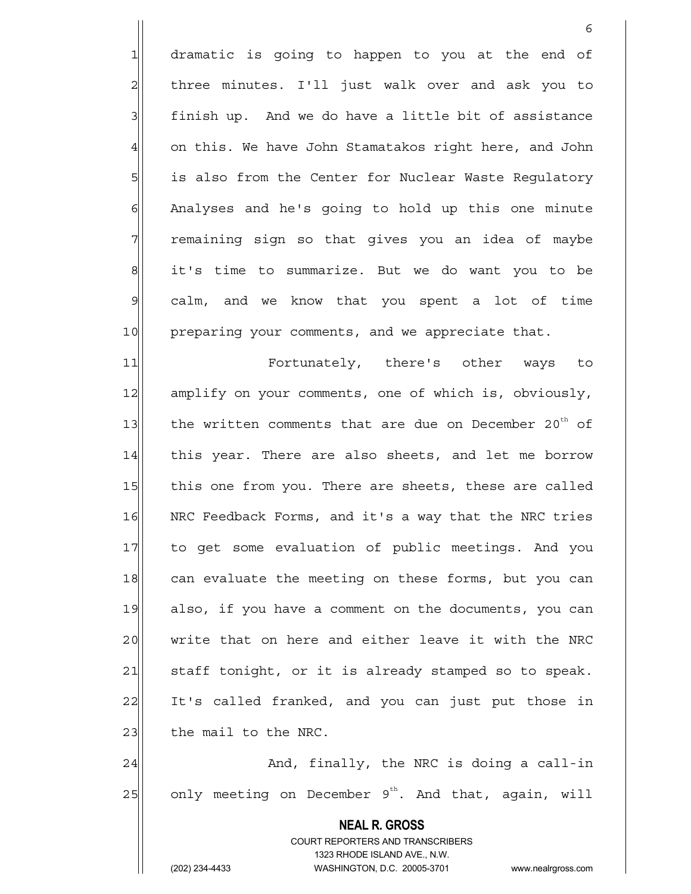dramatic is going to happen to you at the end of three minutes. I'll just walk over and ask you to finish up. And we do have a little bit of assistance on this. We have John Stamatakos right here, and John is also from the Center for Nuclear Waste Regulatory Analyses and he's going to hold up this one minute remaining sign so that gives you an idea of maybe it's time to summarize. But we do want you to be calm, and we know that you spent a lot of time preparing your comments, and we appreciate that.

Fortunately, there's other ways to amplify on your comments, one of which is, obviously, the written comments that are due on December 20th of this year. There are also sheets, and let me borrow this one from you. There are sheets, these are called NRC Feedback Forms, and it's a way that the NRC tries to get some evaluation of public meetings. And you can evaluate the meeting on these forms, but you can also, if you have a comment on the documents, you can write that on here and either leave it with the NRC staff tonight, or it is already stamped so to speak. It's called franked, and you can just put those in the mail to the NRC.

And, finally, the NRC is doing a call-in only meeting on December 9th. And that, again, will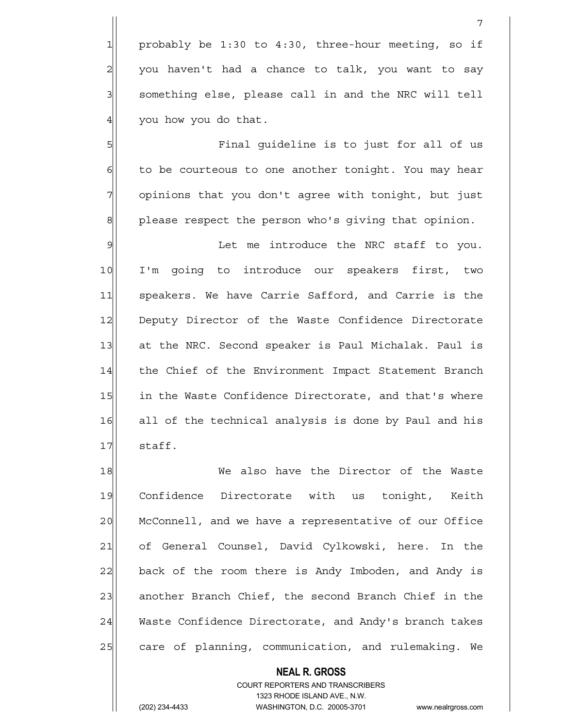probably be 1:30 to 4:30, three-hour meeting, so if you haven't had a chance to talk, you want to say something else, please call in and the NRC will tell you how you do that.

Final guideline is to just for all of us to be courteous to one another tonight. You may hear opinions that you don't agree with tonight, but just please respect the person who's giving that opinion.

Let me introduce the NRC staff to you. I'm going to introduce our speakers first, two speakers. We have Carrie Safford, and Carrie is the Deputy Director of the Waste Confidence Directorate at the NRC. Second speaker is Paul Michalak. Paul is the Chief of the Environment Impact Statement Branch in the Waste Confidence Directorate, and that's where all of the technical analysis is done by Paul and his staff.

We also have the Director of the Waste Confidence Directorate with us tonight, Keith McConnell, and we have a representative of our Office of General Counsel, David Cylkowski, here. In the back of the room there is Andy Imboden, and Andy is another Branch Chief, the second Branch Chief in the Waste Confidence Directorate, and Andy's branch takes care of planning, communication, and rulemaking. We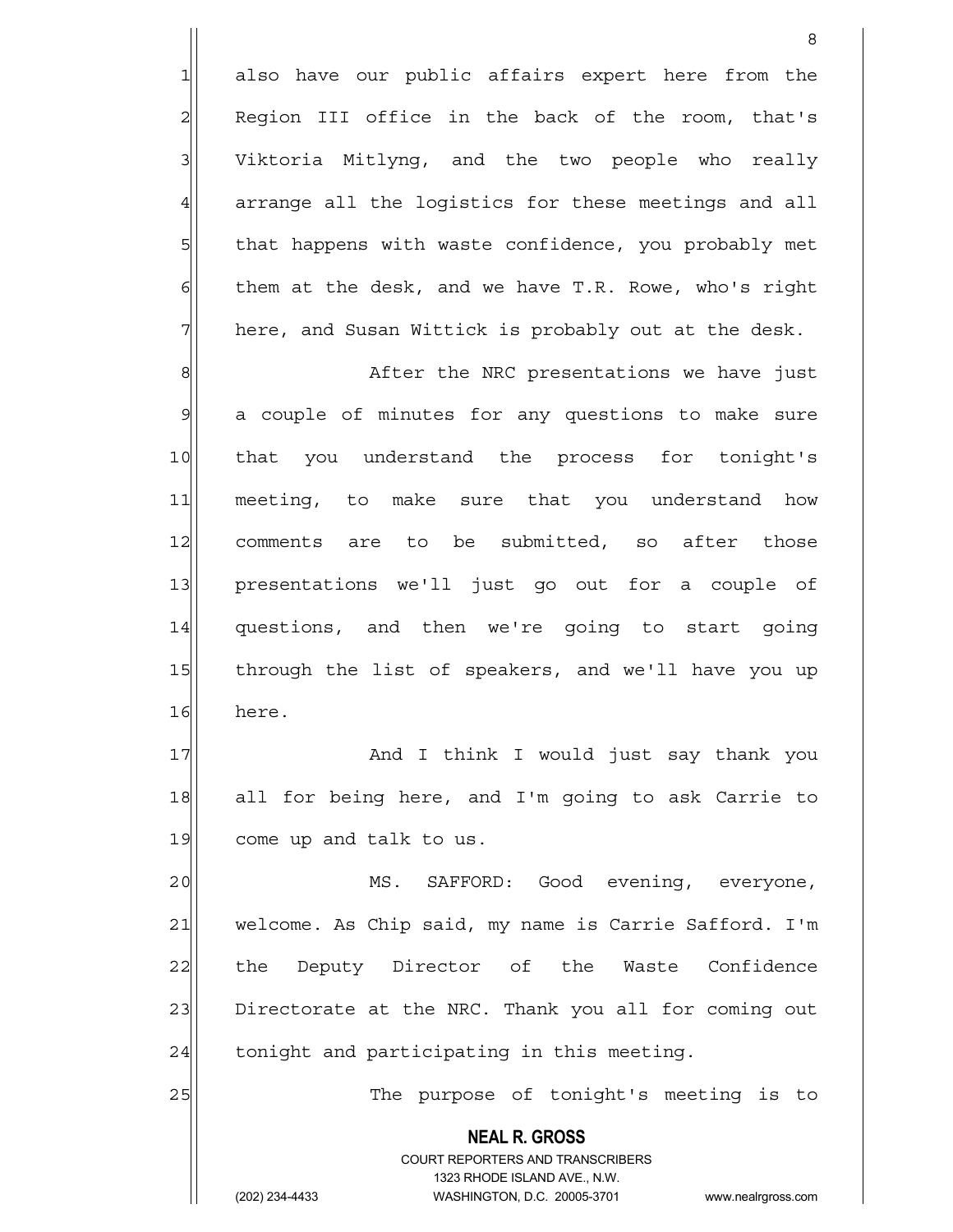also have our public affairs expert here from the Region III office in the back of the room, that's Viktoria Mitlyng, and the two people who really arrange all the logistics for these meetings and all that happens with waste confidence, you probably met them at the desk, and we have T.R. Rowe, who's right here, and Susan Wittick is probably out at the desk.

After the NRC presentations we have just a couple of minutes for any questions to make sure that you understand the process for tonight's meeting, to make sure that you understand how comments are to be submitted, so after those presentations we'll just go out for a couple of questions, and then we're going to start going through the list of speakers, and we'll have you up here.

And I think I would just say thank you all for being here, and I'm going to ask Carrie to come up and talk to us.

MS. SAFFORD: Good evening, everyone, welcome. As Chip said, my name is Carrie Safford. I'm the Deputy Director of the Waste Confidence Directorate at the NRC. Thank you all for coming out tonight and participating in this meeting.

The purpose of tonight's meeting is to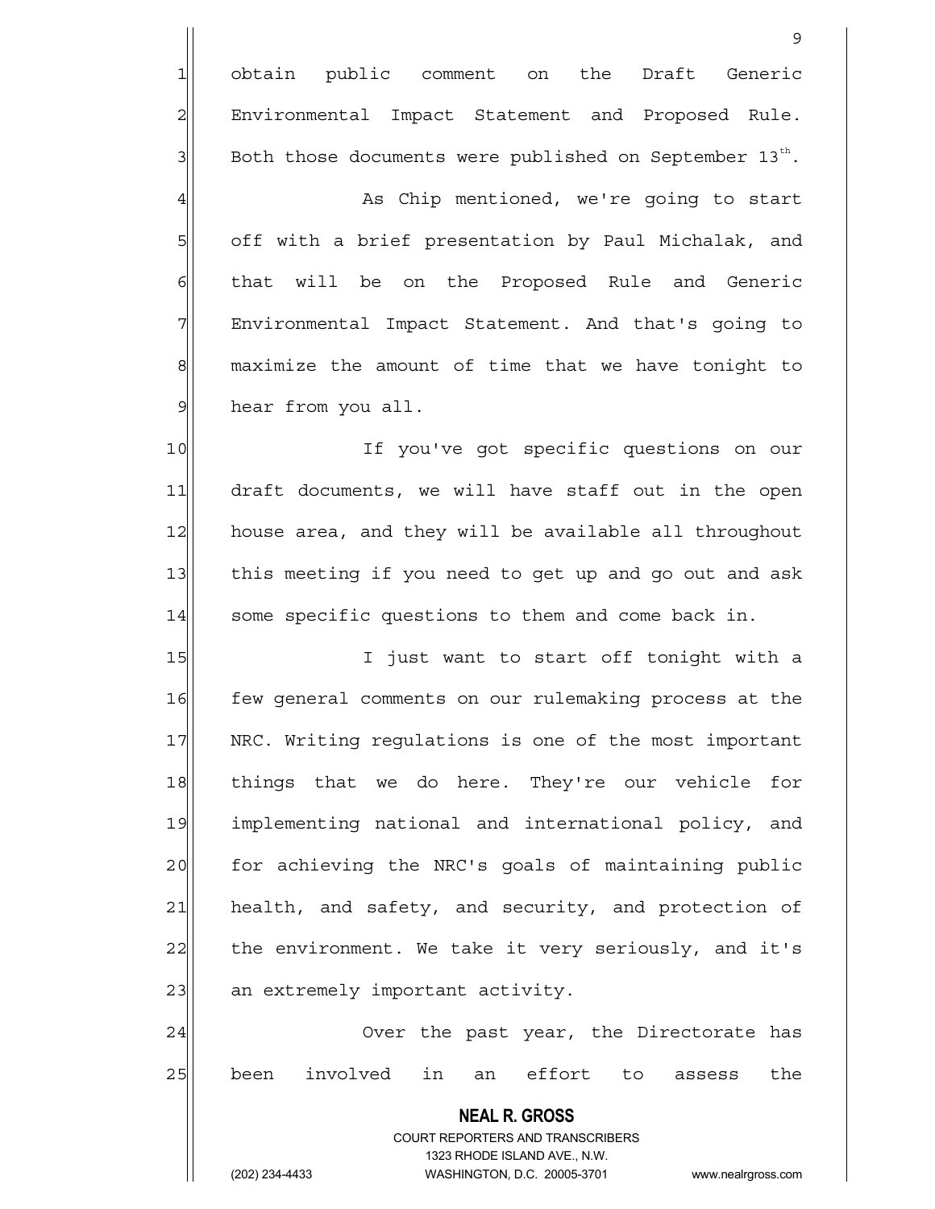obtain public comment on the Draft Generic Environmental Impact Statement and Proposed Rule. Both those documents were published on September 13th.

As Chip mentioned, we're going to start off with a brief presentation by Paul Michalak, and that will be on the Proposed Rule and Generic Environmental Impact Statement. And that's going to maximize the amount of time that we have tonight to hear from you all.

If you've got specific questions on our draft documents, we will have staff out in the open house area, and they will be available all throughout this meeting if you need to get up and go out and ask some specific questions to them and come back in.

I just want to start off tonight with a few general comments on our rulemaking process at the NRC. Writing regulations is one of the most important things that we do here. They're our vehicle for implementing national and international policy, and for achieving the NRC's goals of maintaining public health, and safety, and security, and protection of the environment. We take it very seriously, and it's an extremely important activity.

Over the past year, the Directorate has been involved in an effort to assess the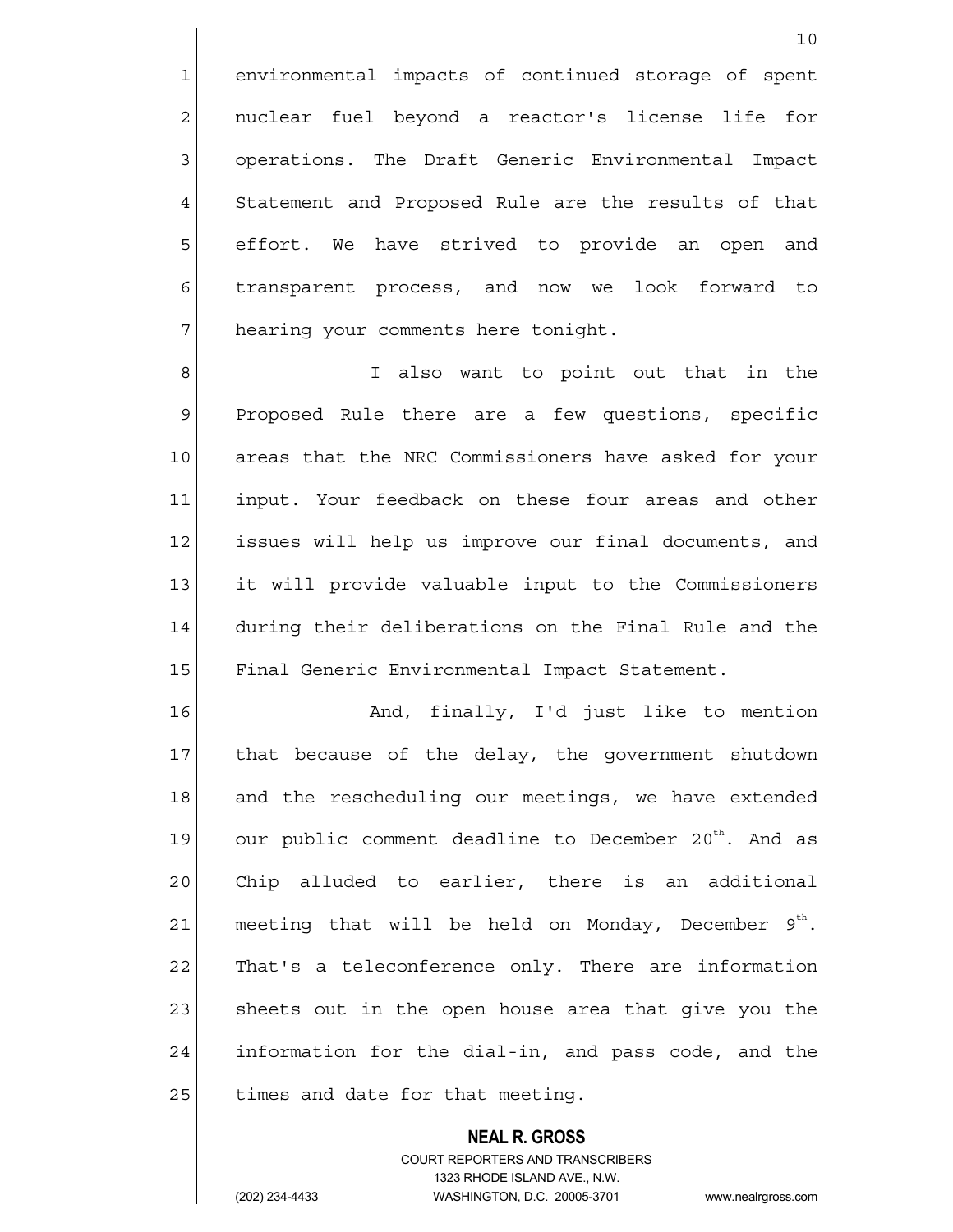environmental impacts of continued storage of spent nuclear fuel beyond a reactor's license life for operations. The Draft Generic Environmental Impact Statement and Proposed Rule are the results of that effort. We have strived to provide an open and transparent process, and now we look forward to hearing your comments here tonight.

I also want to point out that in the Proposed Rule there are a few questions, specific areas that the NRC Commissioners have asked for your input. Your feedback on these four areas and other issues will help us improve our final documents, and it will provide valuable input to the Commissioners during their deliberations on the Final Rule and the Final Generic Environmental Impact Statement.

And, finally, I'd just like to mention that because of the delay, the government shutdown and the rescheduling our meetings, we have extended our public comment deadline to December 20th. And as Chip alluded to earlier, there is an additional meeting that will be held on Monday, December 9th. That's a teleconference only. There are information sheets out in the open house area that give you the information for the dial-in, and pass code, and the times and date for that meeting.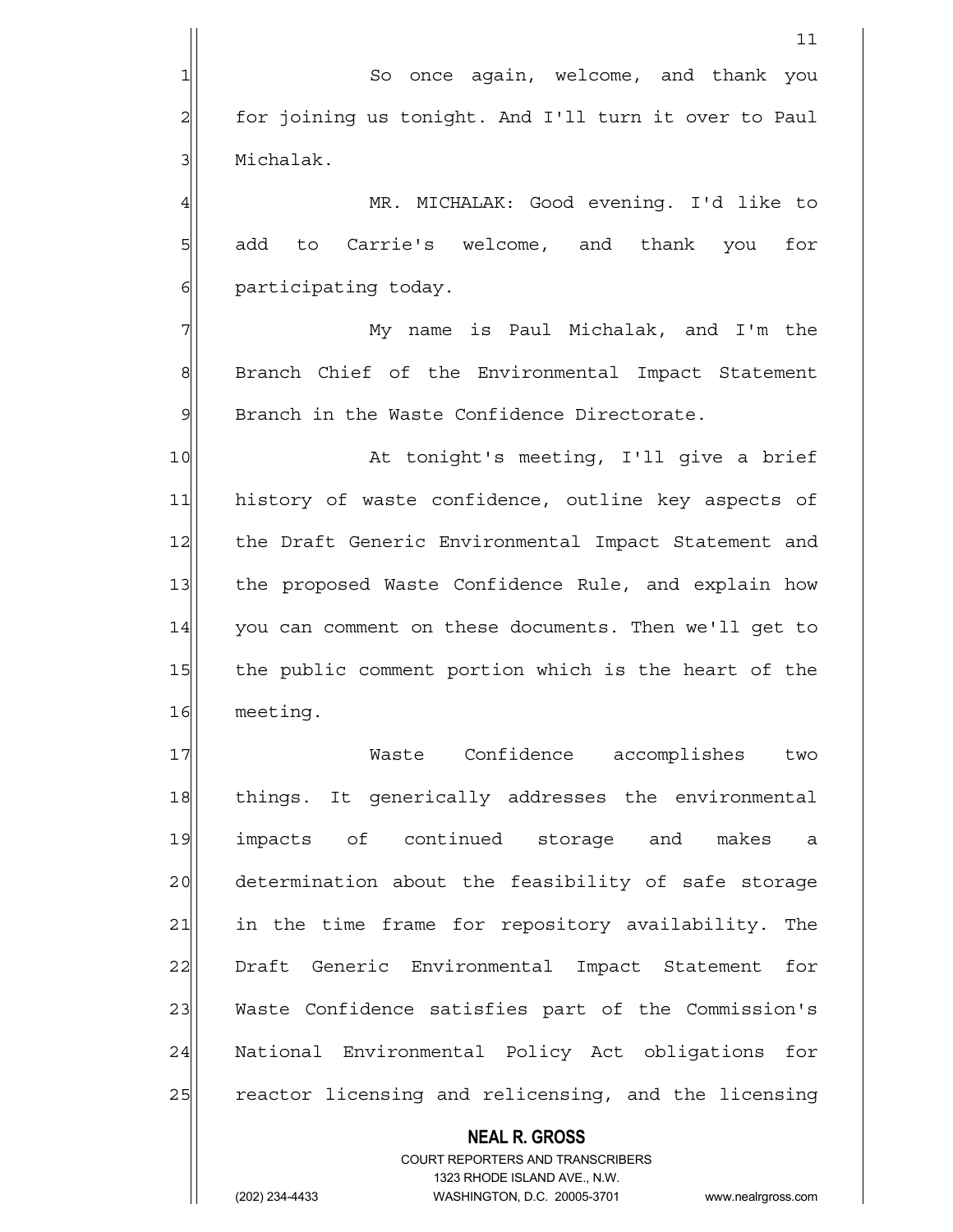So once again, welcome, and thank you for joining us tonight. And I'll turn it over to Paul Michalak.

MR. MICHALAK: Good evening. I'd like to add to Carrie's welcome, and thank you for participating today.

My name is Paul Michalak, and I'm the Branch Chief of the Environmental Impact Statement Branch in the Waste Confidence Directorate.

At tonight's meeting, I'll give a brief history of waste confidence, outline key aspects of the Draft Generic Environmental Impact Statement and the proposed Waste Confidence Rule, and explain how you can comment on these documents. Then we'll get to the public comment portion which is the heart of the meeting.

Waste Confidence accomplishes two things. It generically addresses the environmental impacts of continued storage and makes a determination about the feasibility of safe storage in the time frame for repository availability. The Draft Generic Environmental Impact Statement for Waste Confidence satisfies part of the Commission's National Environmental Policy Act obligations for reactor licensing and relicensing, and the licensing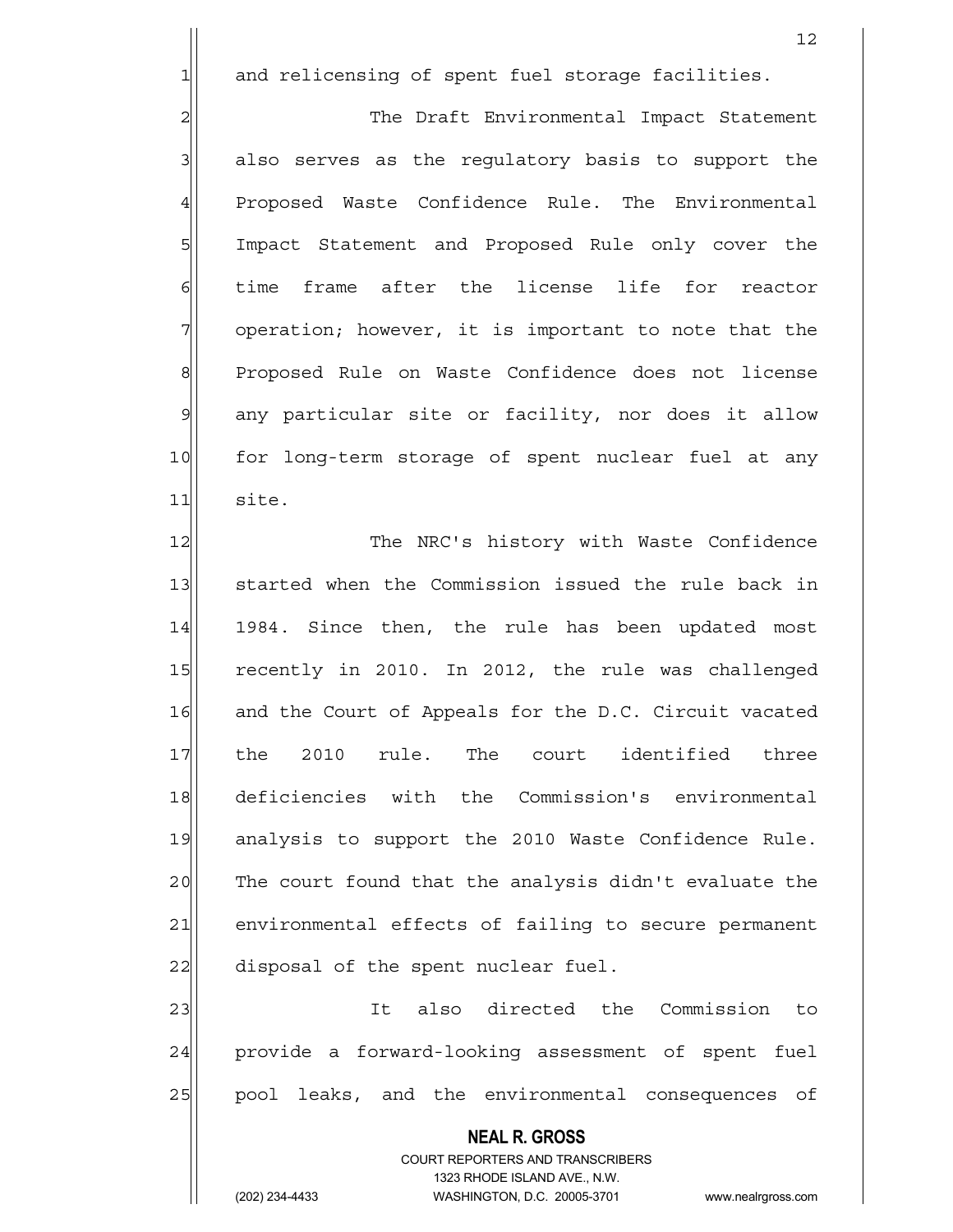and relicensing of spent fuel storage facilities.

The Draft Environmental Impact Statement also serves as the regulatory basis to support the Proposed Waste Confidence Rule. The Environmental Impact Statement and Proposed Rule only cover the time frame after the license life for reactor operation; however, it is important to note that the Proposed Rule on Waste Confidence does not license any particular site or facility, nor does it allow for long-term storage of spent nuclear fuel at any site.

The NRC's history with Waste Confidence started when the Commission issued the rule back in 1984. Since then, the rule has been updated most recently in 2010. In 2012, the rule was challenged and the Court of Appeals for the D.C. Circuit vacated the 2010 rule. The court identified three deficiencies with the Commission's environmental analysis to support the 2010 Waste Confidence Rule. The court found that the analysis didn't evaluate the environmental effects of failing to secure permanent disposal of the spent nuclear fuel.

It also directed the Commission to provide a forward-looking assessment of spent fuel pool leaks, and the environmental consequences of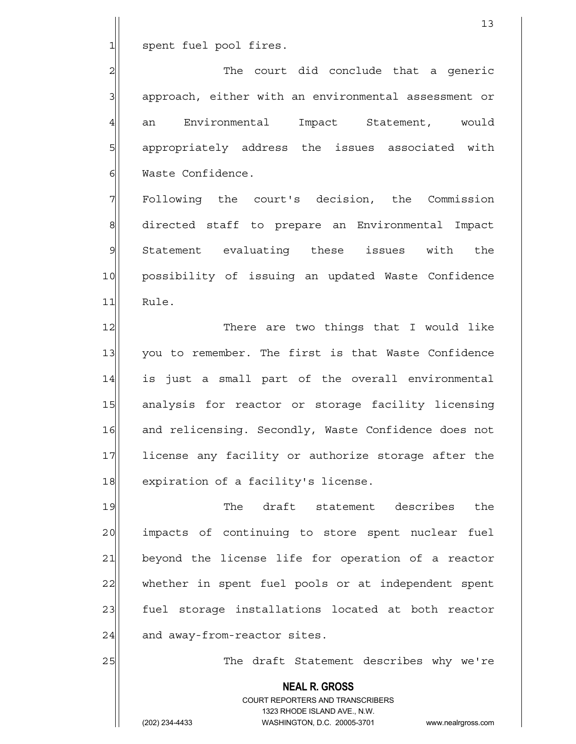spent fuel pool fires.

The court did conclude that a generic approach, either with an environmental assessment or an Environmental Impact Statement, would appropriately address the issues associated with Waste Confidence.

Following the court's decision, the Commission directed staff to prepare an Environmental Impact Statement evaluating these issues with the possibility of issuing an updated Waste Confidence Rule.

There are two things that I would like you to remember. The first is that Waste Confidence is just a small part of the overall environmental analysis for reactor or storage facility licensing and relicensing. Secondly, Waste Confidence does not license any facility or authorize storage after the expiration of a facility's license.

The draft statement describes the impacts of continuing to store spent nuclear fuel beyond the license life for operation of a reactor whether in spent fuel pools or at independent spent fuel storage installations located at both reactor and away-from-reactor sites.

The draft Statement describes why we're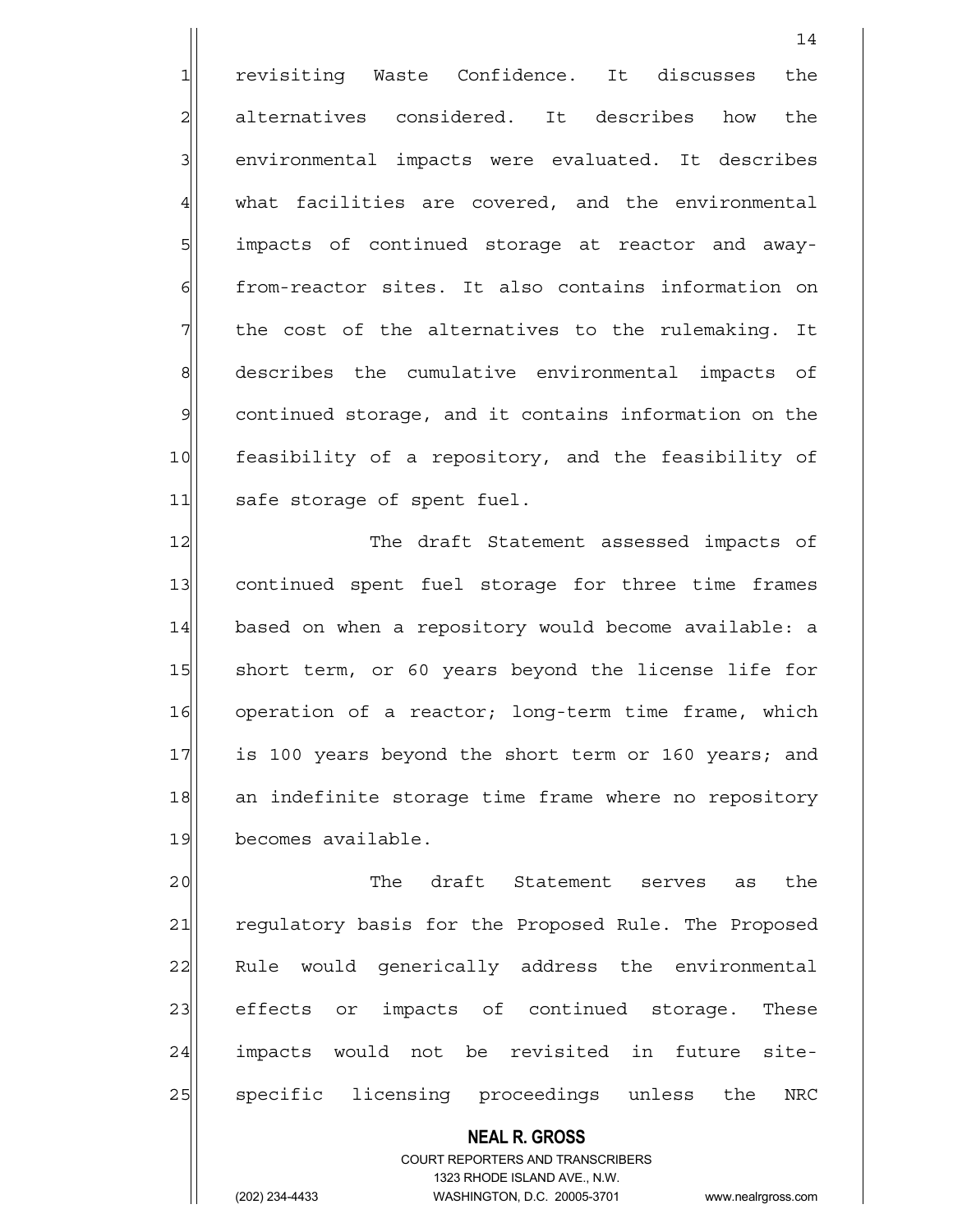revisiting Waste Confidence. It discusses the alternatives considered. It describes how the environmental impacts were evaluated. It describes what facilities are covered, and the environmental impacts of continued storage at reactor and away-from-reactor sites. It also contains information on the cost of the alternatives to the rulemaking. It describes the cumulative environmental impacts of continued storage, and it contains information on the feasibility of a repository, and the feasibility of safe storage of spent fuel.

The draft Statement assessed impacts of continued spent fuel storage for three time frames based on when a repository would become available: a short term, or 60 years beyond the license life for operation of a reactor; long-term time frame, which is 100 years beyond the short term or 160 years; and an indefinite storage time frame where no repository becomes available.

The draft Statement serves as the regulatory basis for the Proposed Rule. The Proposed Rule would generically address the environmental effects or impacts of continued storage. These impacts would not be revisited in future site-specific licensing proceedings unless the NRC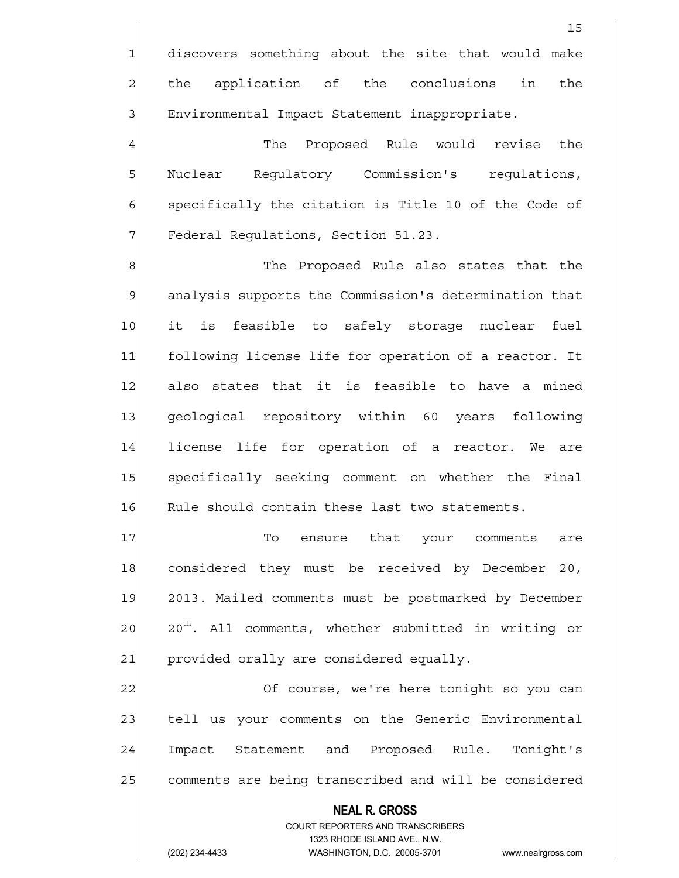discovers something about the site that would make the application of the conclusions in the Environmental Impact Statement inappropriate.

The Proposed Rule would revise the Nuclear Regulatory Commission's regulations, specifically the citation is Title 10 of the Code of Federal Regulations, Section 51.23.

The Proposed Rule also states that the analysis supports the Commission's determination that it is feasible to safely storage nuclear fuel following license life for operation of a reactor. It also states that it is feasible to have a mined geological repository within 60 years following license life for operation of a reactor. We are specifically seeking comment on whether the Final Rule should contain these last two statements.

To ensure that your comments are considered they must be received by December 20, 2013. Mailed comments must be postmarked by December 20th. All comments, whether submitted in writing or provided orally are considered equally.

Of course, we're here tonight so you can tell us your comments on the Generic Environmental Impact Statement and Proposed Rule. Tonight's comments are being transcribed and will be considered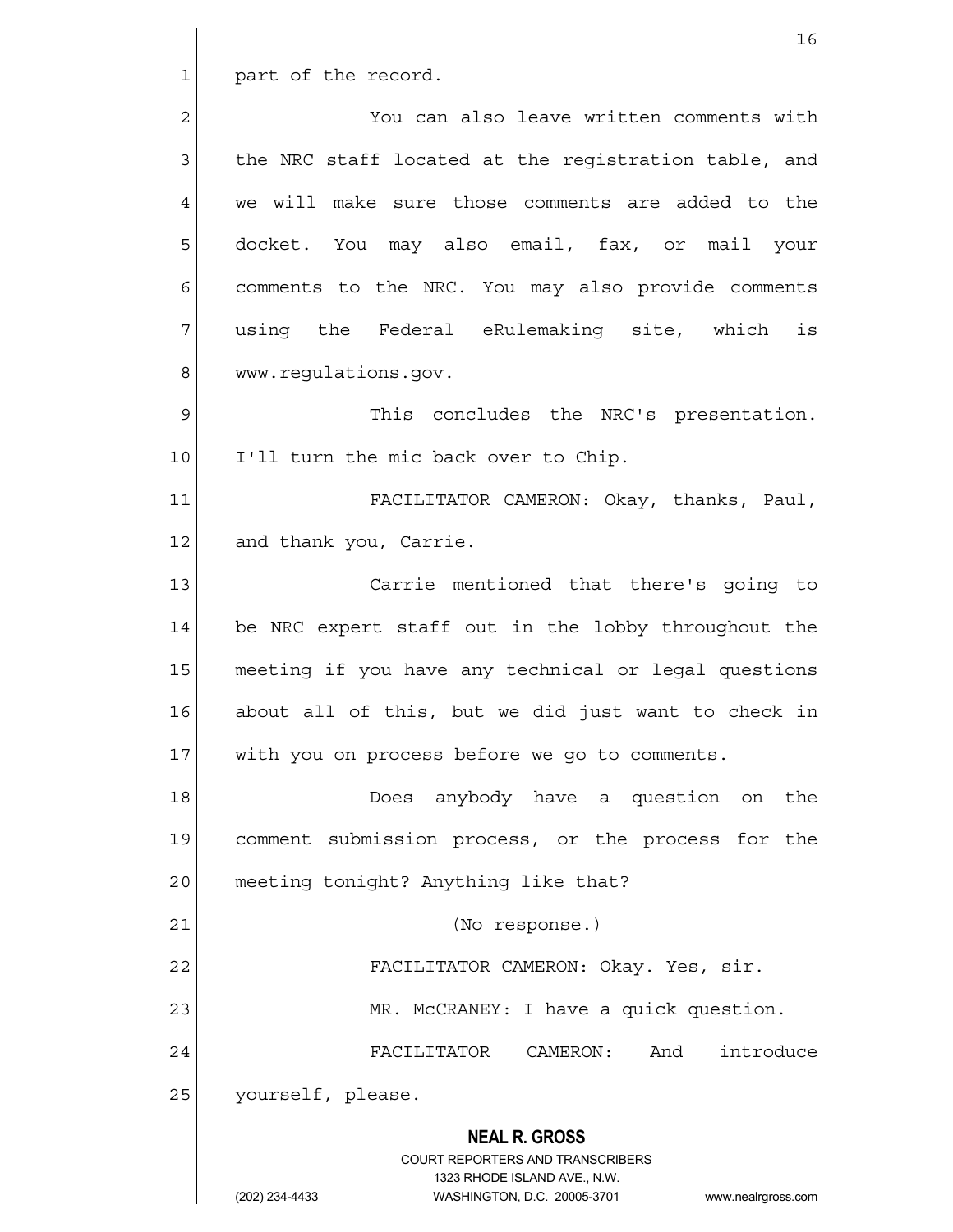part of the record.

You can also leave written comments with the NRC staff located at the registration table, and we will make sure those comments are added to the docket. You may also email, fax, or mail your comments to the NRC. You may also provide comments using the Federal eRulemaking site, which is www.regulations.gov.

This concludes the NRC's presentation. I'll turn the mic back over to Chip.

FACILITATOR CAMERON: Okay, thanks, Paul, and thank you, Carrie.

Carrie mentioned that there's going to be NRC expert staff out in the lobby throughout the meeting if you have any technical or legal questions about all of this, but we did just want to check in with you on process before we go to comments.

Does anybody have a question on the comment submission process, or the process for the meeting tonight? Anything like that?

(No response.)

FACILITATOR CAMERON: Okay. Yes, sir.

MR. McCRANEY: I have a quick question.

FACILITATOR CAMERON: And introduce yourself, please.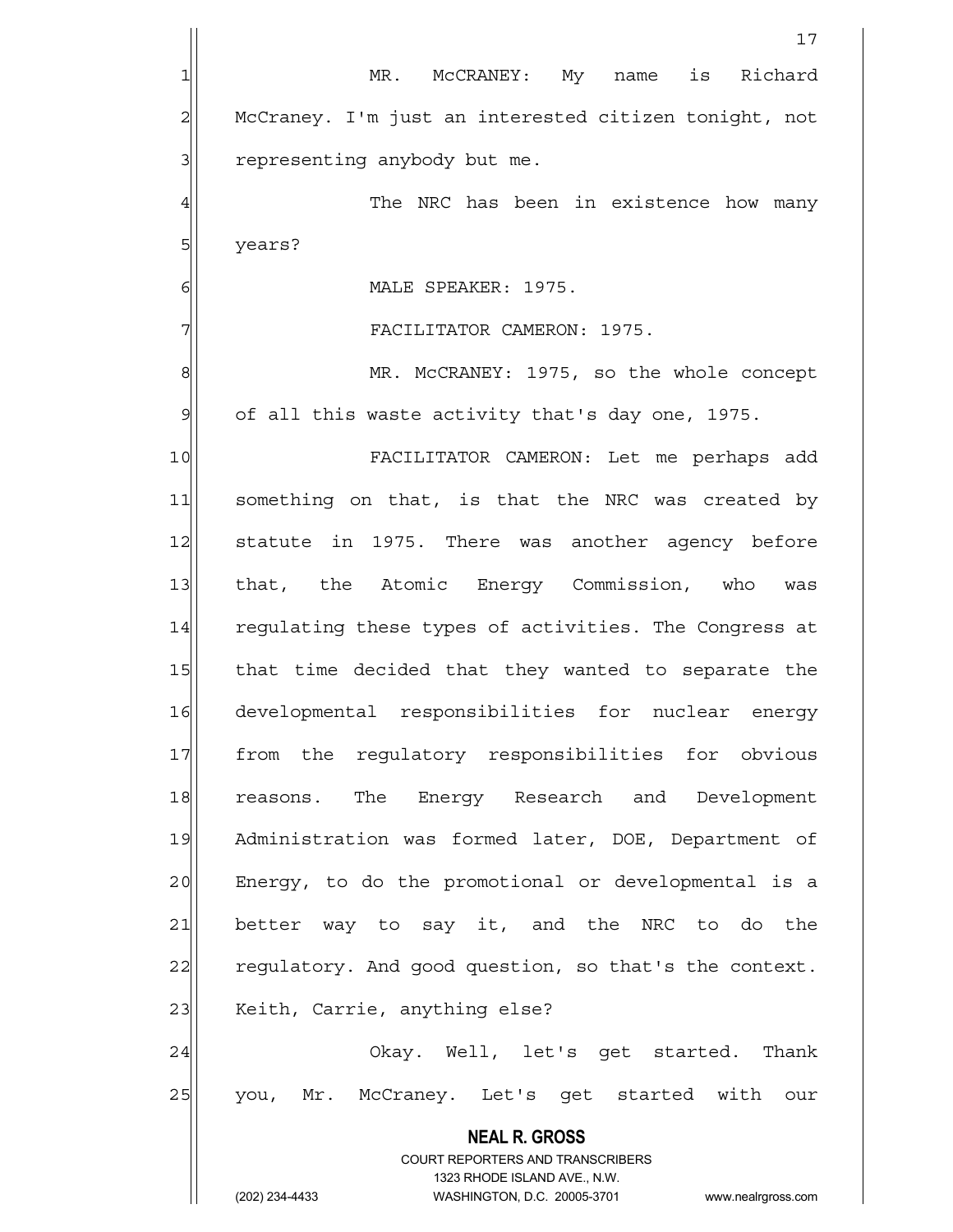MR. McCRANEY: My name is Richard McCraney. I'm just an interested citizen tonight, not representing anybody but me.

The NRC has been in existence how many years?

MALE SPEAKER: 1975.

FACILITATOR CAMERON: 1975.

MR. McCRANEY: 1975, so the whole concept of all this waste activity that's day one, 1975.

FACILITATOR CAMERON: Let me perhaps add something on that, is that the NRC was created by statute in 1975. There was another agency before that, the Atomic Energy Commission, who was regulating these types of activities. The Congress at that time decided that they wanted to separate the developmental responsibilities for nuclear energy from the regulatory responsibilities for obvious reasons. The Energy Research and Development Administration was formed later, DOE, Department of Energy, to do the promotional or developmental is a better way to say it, and the NRC to do the regulatory. And good question, so that's the context. Keith, Carrie, anything else?

Okay. Well, let's get started. Thank you, Mr. McCraney. Let's get started with our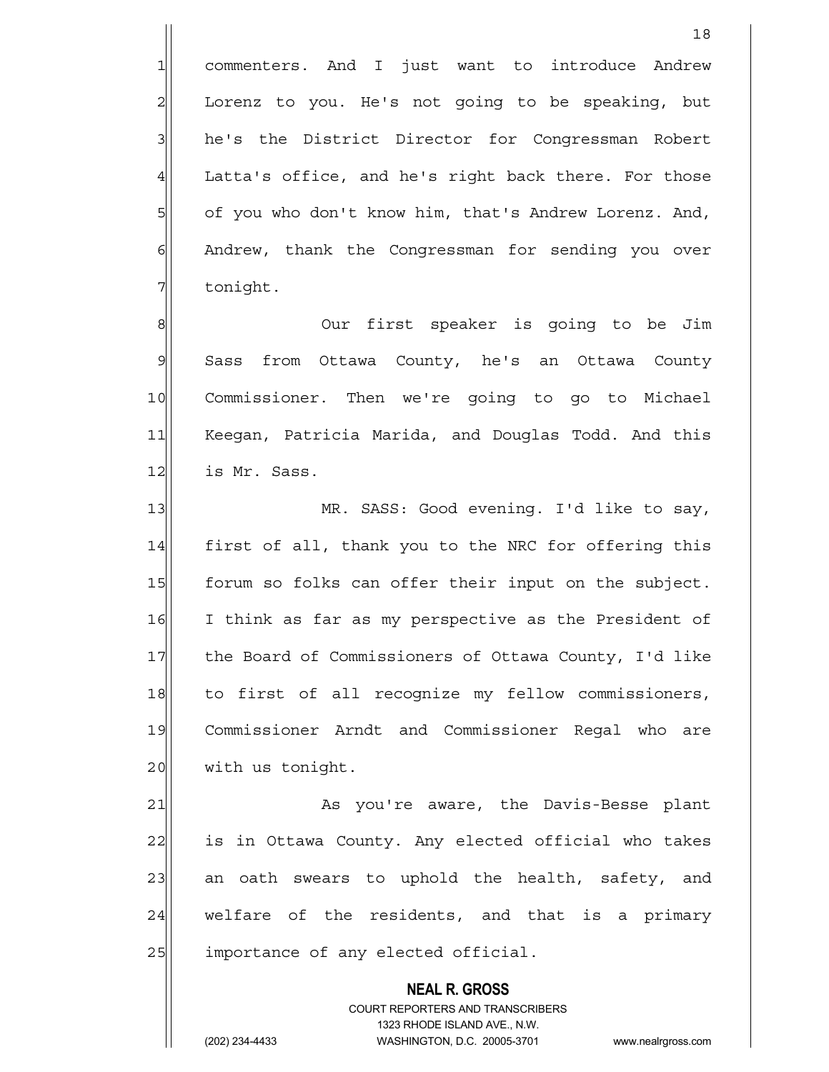commenters. And I just want to introduce Andrew Lorenz to you. He's not going to be speaking, but he's the District Director for Congressman Robert Latta's office, and he's right back there. For those of you who don't know him, that's Andrew Lorenz. And, Andrew, thank the Congressman for sending you over tonight.

Our first speaker is going to be Jim Sass from Ottawa County, he's an Ottawa County Commissioner. Then we're going to go to Michael Keegan, Patricia Marida, and Douglas Todd. And this is Mr. Sass.

MR. SASS: Good evening. I'd like to say, first of all, thank you to the NRC for offering this forum so folks can offer their input on the subject. I think as far as my perspective as the President of the Board of Commissioners of Ottawa County, I'd like to first of all recognize my fellow commissioners, Commissioner Arndt and Commissioner Regal who are with us tonight.

As you're aware, the Davis-Besse plant is in Ottawa County. Any elected official who takes an oath swears to uphold the health, safety, and welfare of the residents, and that is a primary importance of any elected official.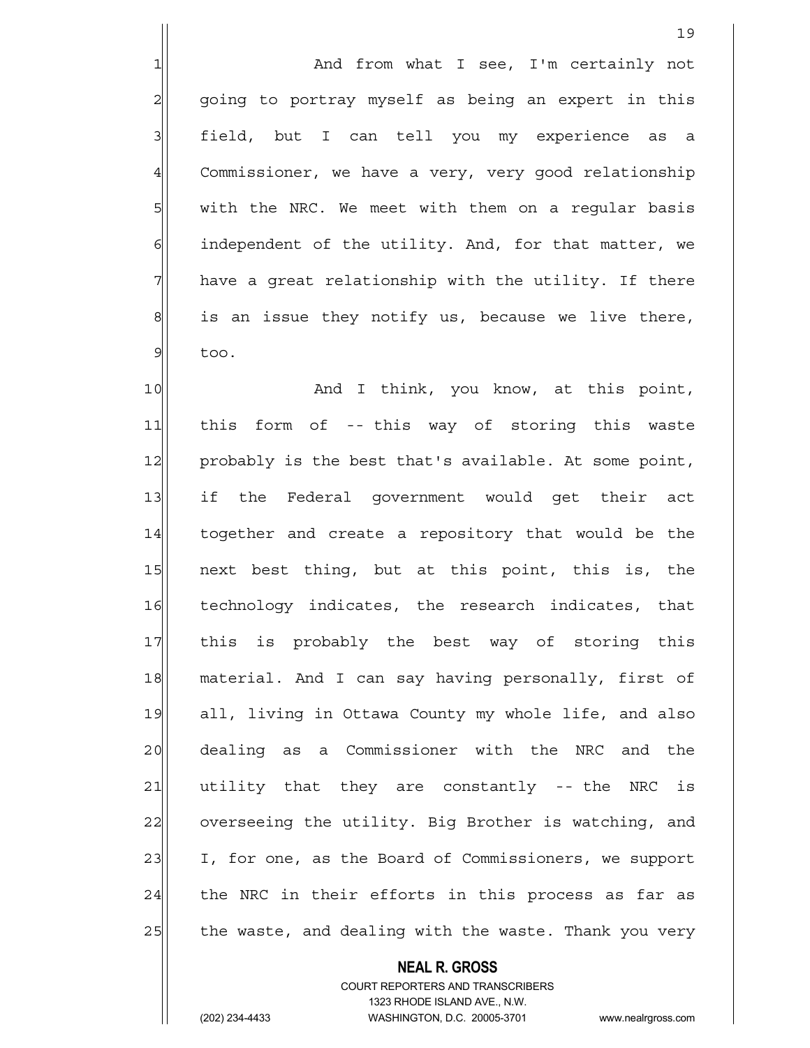And from what I see, I'm certainly not going to portray myself as being an expert in this field, but I can tell you my experience as a Commissioner, we have a very, very good relationship with the NRC. We meet with them on a regular basis independent of the utility. And, for that matter, we have a great relationship with the utility. If there is an issue they notify us, because we live there, too.

And I think, you know, at this point, this form of -- this way of storing this waste probably is the best that's available. At some point, if the Federal government would get their act together and create a repository that would be the next best thing, but at this point, this is, the technology indicates, the research indicates, that this is probably the best way of storing this material. And I can say having personally, first of all, living in Ottawa County my whole life, and also dealing as a Commissioner with the NRC and the utility that they are constantly -- the NRC is overseeing the utility. Big Brother is watching, and I, for one, as the Board of Commissioners, we support the NRC in their efforts in this process as far as the waste, and dealing with the waste. Thank you very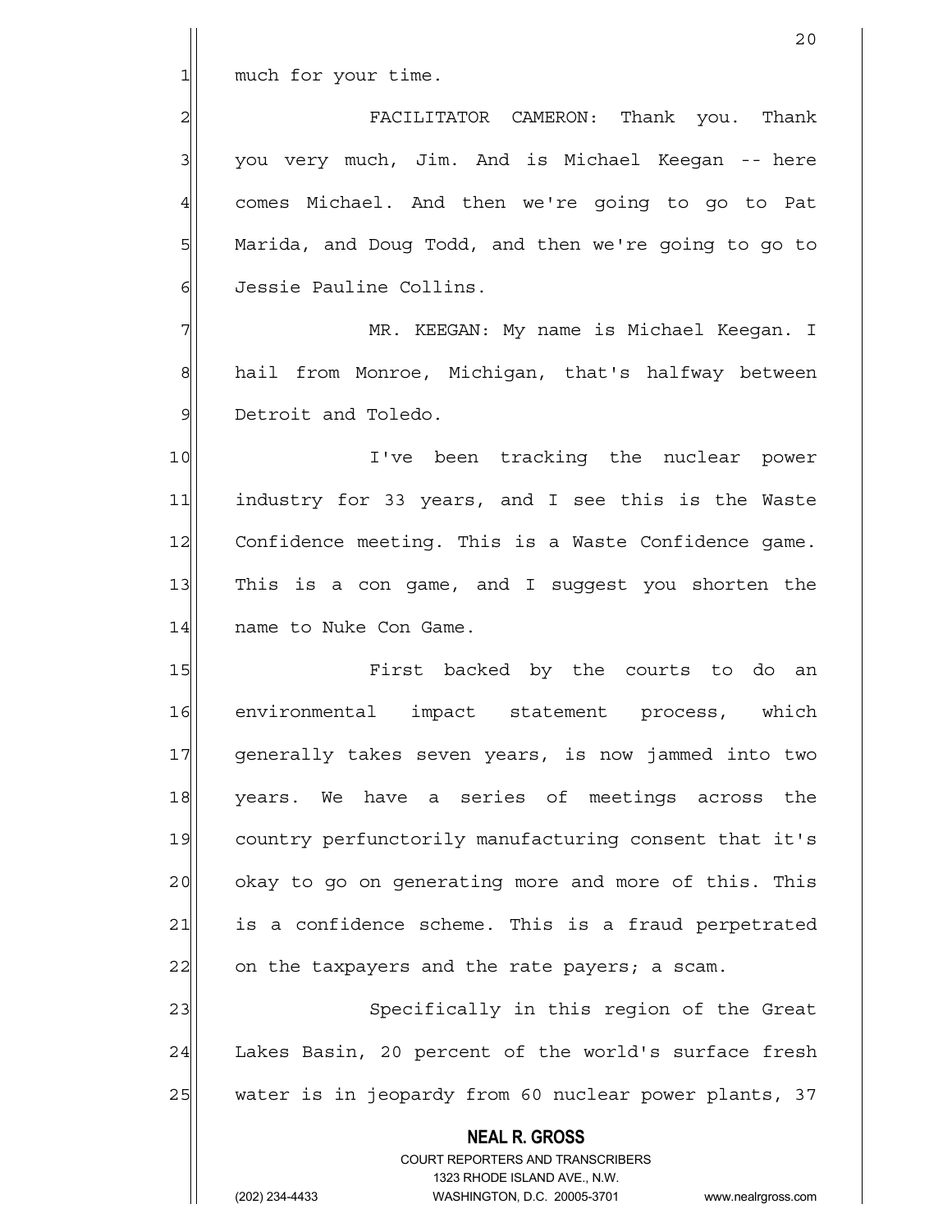much for your time.

FACILITATOR CAMERON: Thank you. Thank you very much, Jim. And is Michael Keegan -- here comes Michael. And then we're going to go to Pat Marida, and Doug Todd, and then we're going to go to Jessie Pauline Collins.

MR. KEEGAN: My name is Michael Keegan. I hail from Monroe, Michigan, that's halfway between Detroit and Toledo.

I've been tracking the nuclear power industry for 33 years, and I see this is the Waste Confidence meeting. This is a Waste Confidence game. This is a con game, and I suggest you shorten the name to Nuke Con Game.

First backed by the courts to do an environmental impact statement process, which generally takes seven years, is now jammed into two years. We have a series of meetings across the country perfunctorily manufacturing consent that it's okay to go on generating more and more of this. This is a confidence scheme. This is a fraud perpetrated on the taxpayers and the rate payers; a scam.

Specifically in this region of the Great Lakes Basin, 20 percent of the world's surface fresh water is in jeopardy from 60 nuclear power plants, 37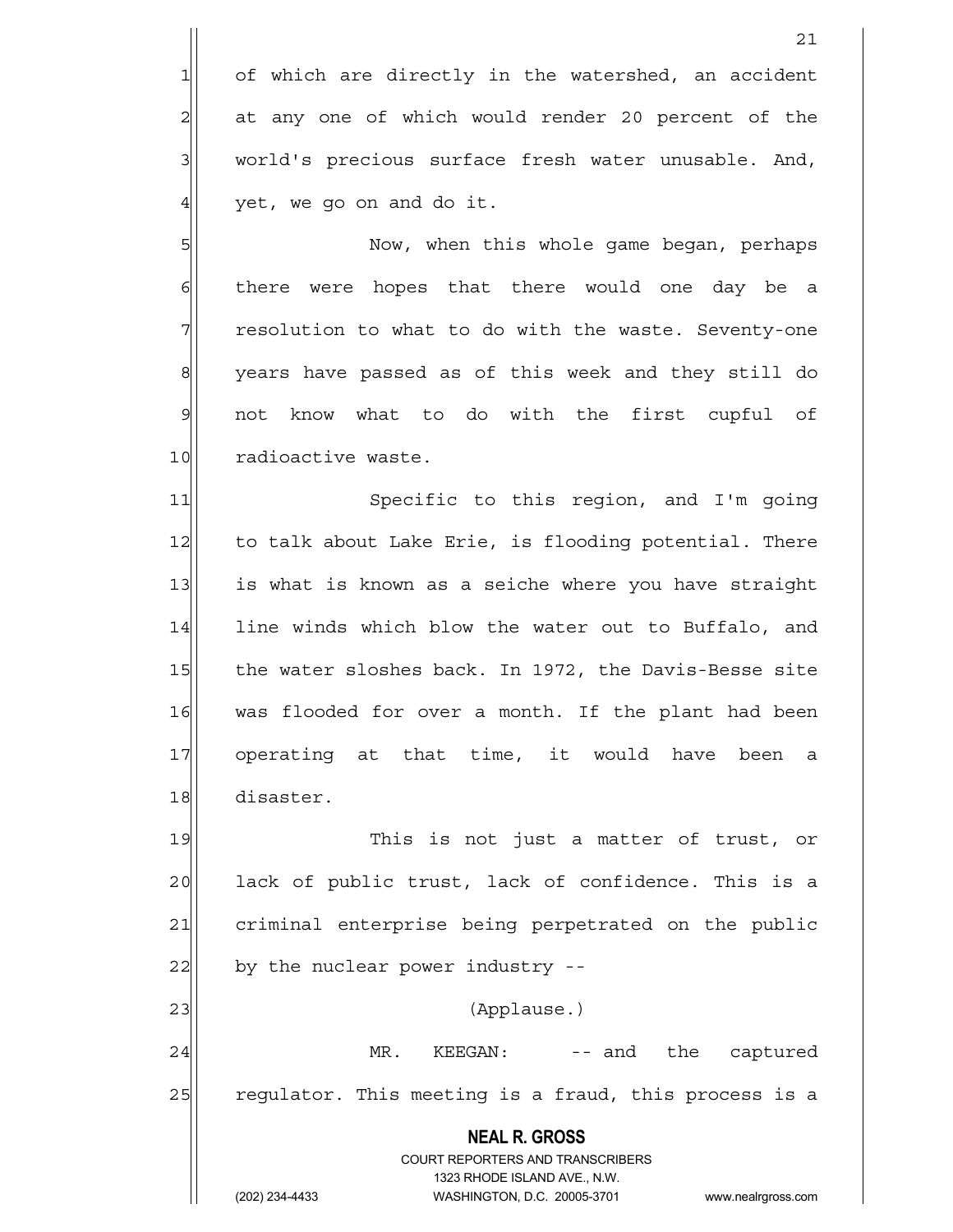of which are directly in the watershed, an accident at any one of which would render 20 percent of the world's precious surface fresh water unusable. And, yet, we go on and do it.

Now, when this whole game began, perhaps there were hopes that there would one day be a resolution to what to do with the waste. Seventy-one years have passed as of this week and they still do not know what to do with the first cupful of radioactive waste.

Specific to this region, and I'm going to talk about Lake Erie, is flooding potential. There is what is known as a seiche where you have straight line winds which blow the water out to Buffalo, and the water sloshes back. In 1972, the Davis-Besse site was flooded for over a month. If the plant had been operating at that time, it would have been a disaster.

This is not just a matter of trust, or lack of public trust, lack of confidence. This is a criminal enterprise being perpetrated on the public by the nuclear power industry --

(Applause.)

MR. KEEGAN: -- and the captured regulator. This meeting is a fraud, this process is a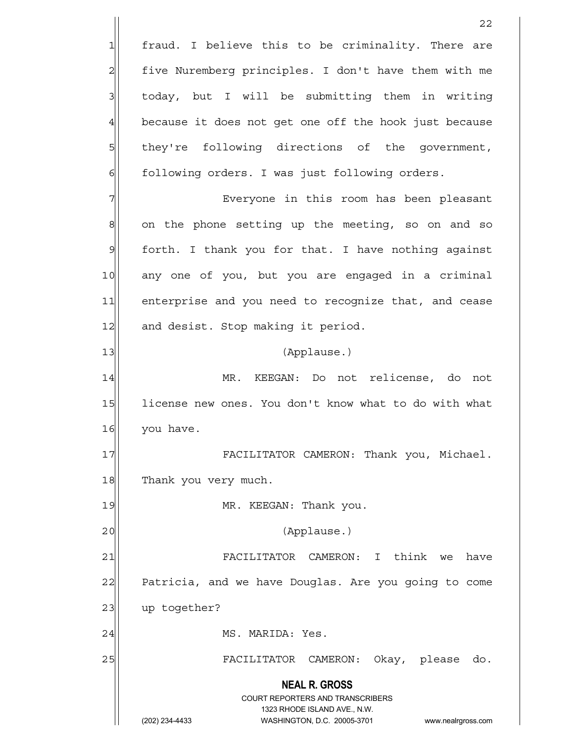fraud. I believe this to be criminality. There are five Nuremberg principles. I don't have them with me today, but I will be submitting them in writing because it does not get one off the hook just because they're following directions of the government, following orders. I was just following orders.

Everyone in this room has been pleasant on the phone setting up the meeting, so on and so forth. I thank you for that. I have nothing against any one of you, but you are engaged in a criminal enterprise and you need to recognize that, and cease and desist. Stop making it period.

(Applause.)

MR. KEEGAN: Do not relicense, do not license new ones. You don't know what to do with what you have.

FACILITATOR CAMERON: Thank you, Michael. Thank you very much.

MR. KEEGAN: Thank you.

(Applause.)

FACILITATOR CAMERON: I think we have Patricia, and we have Douglas. Are you going to come up together?

MS. MARIDA: Yes.

FACILITATOR CAMERON: Okay, please do.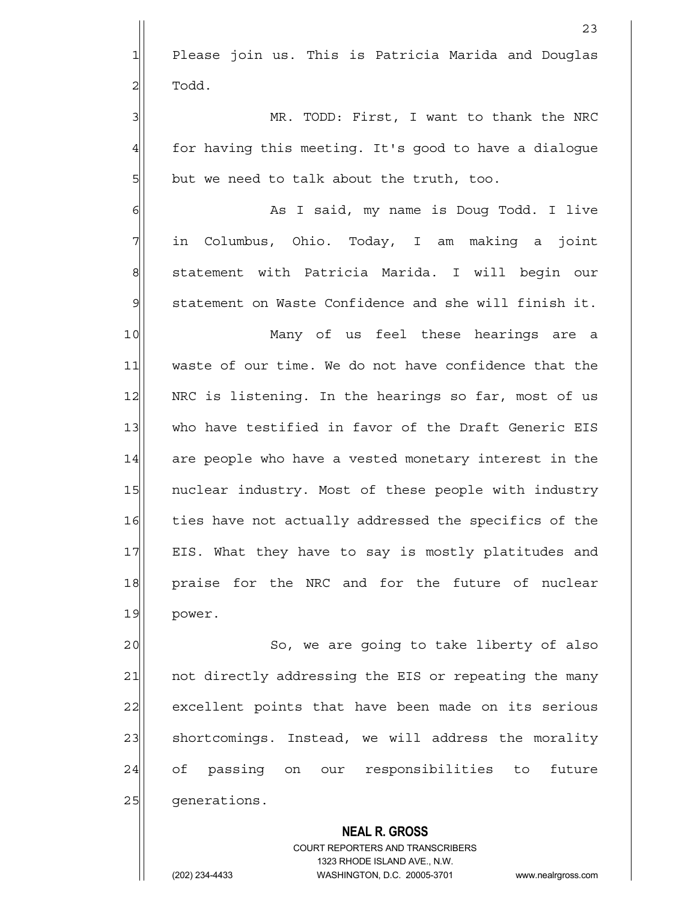Please join us. This is Patricia Marida and Douglas Todd.

MR. TODD: First, I want to thank the NRC for having this meeting. It's good to have a dialogue but we need to talk about the truth, too.

As I said, my name is Doug Todd. I live in Columbus, Ohio. Today, I am making a joint statement with Patricia Marida. I will begin our statement on Waste Confidence and she will finish it.

Many of us feel these hearings are a waste of our time. We do not have confidence that the NRC is listening. In the hearings so far, most of us who have testified in favor of the Draft Generic EIS are people who have a vested monetary interest in the nuclear industry. Most of these people with industry ties have not actually addressed the specifics of the EIS. What they have to say is mostly platitudes and praise for the NRC and for the future of nuclear power.

So, we are going to take liberty of also not directly addressing the EIS or repeating the many excellent points that have been made on its serious shortcomings. Instead, we will address the morality of passing on our responsibilities to future generations.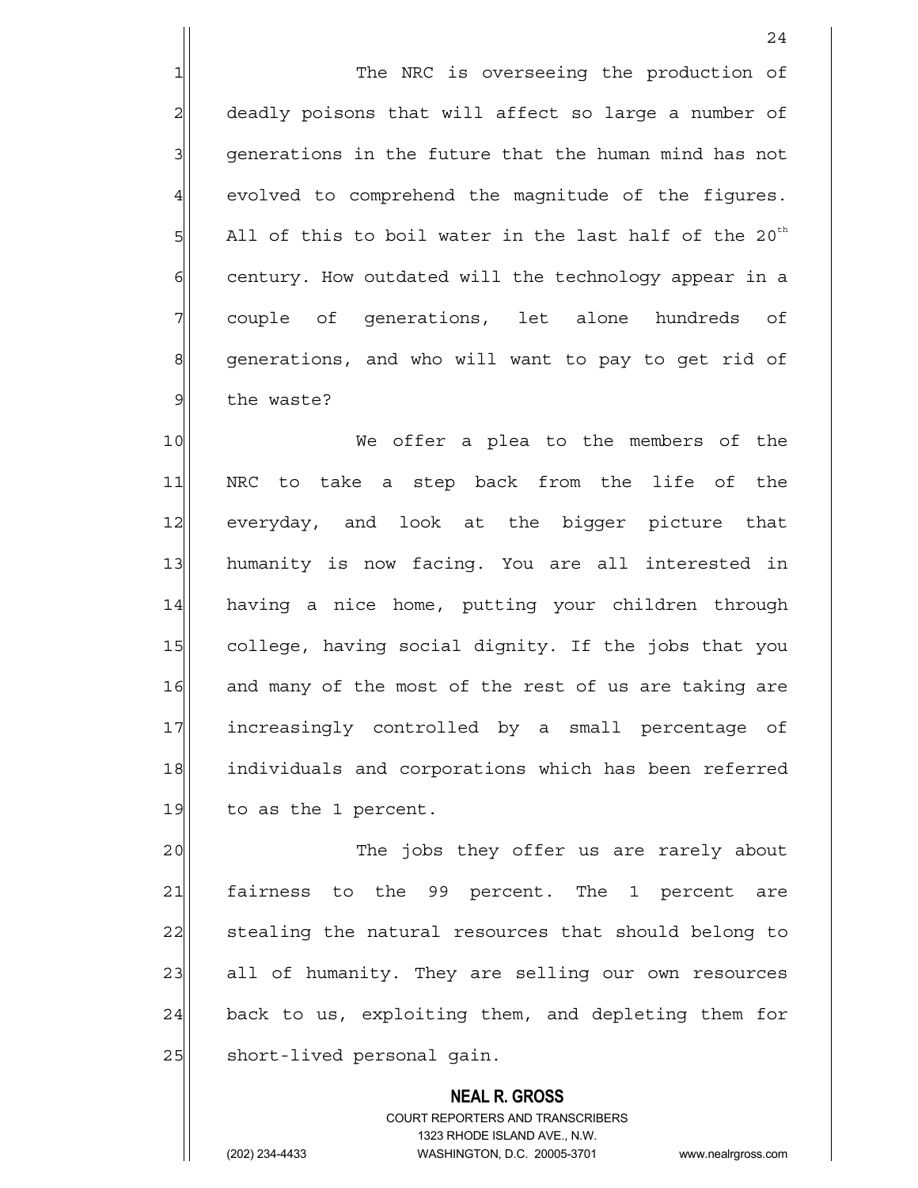The NRC is overseeing the production of deadly poisons that will affect so large a number of generations in the future that the human mind has not evolved to comprehend the magnitude of the figures. All of this to boil water in the last half of the 20th century. How outdated will the technology appear in a couple of generations, let alone hundreds of generations, and who will want to pay to get rid of the waste?

We offer a plea to the members of the NRC to take a step back from the life of the everyday, and look at the bigger picture that humanity is now facing. You are all interested in having a nice home, putting your children through college, having social dignity. If the jobs that you and many of the most of the rest of us are taking are increasingly controlled by a small percentage of individuals and corporations which has been referred to as the 1 percent.

The jobs they offer us are rarely about fairness to the 99 percent. The 1 percent are stealing the natural resources that should belong to all of humanity. They are selling our own resources back to us, exploiting them, and depleting them for short-lived personal gain.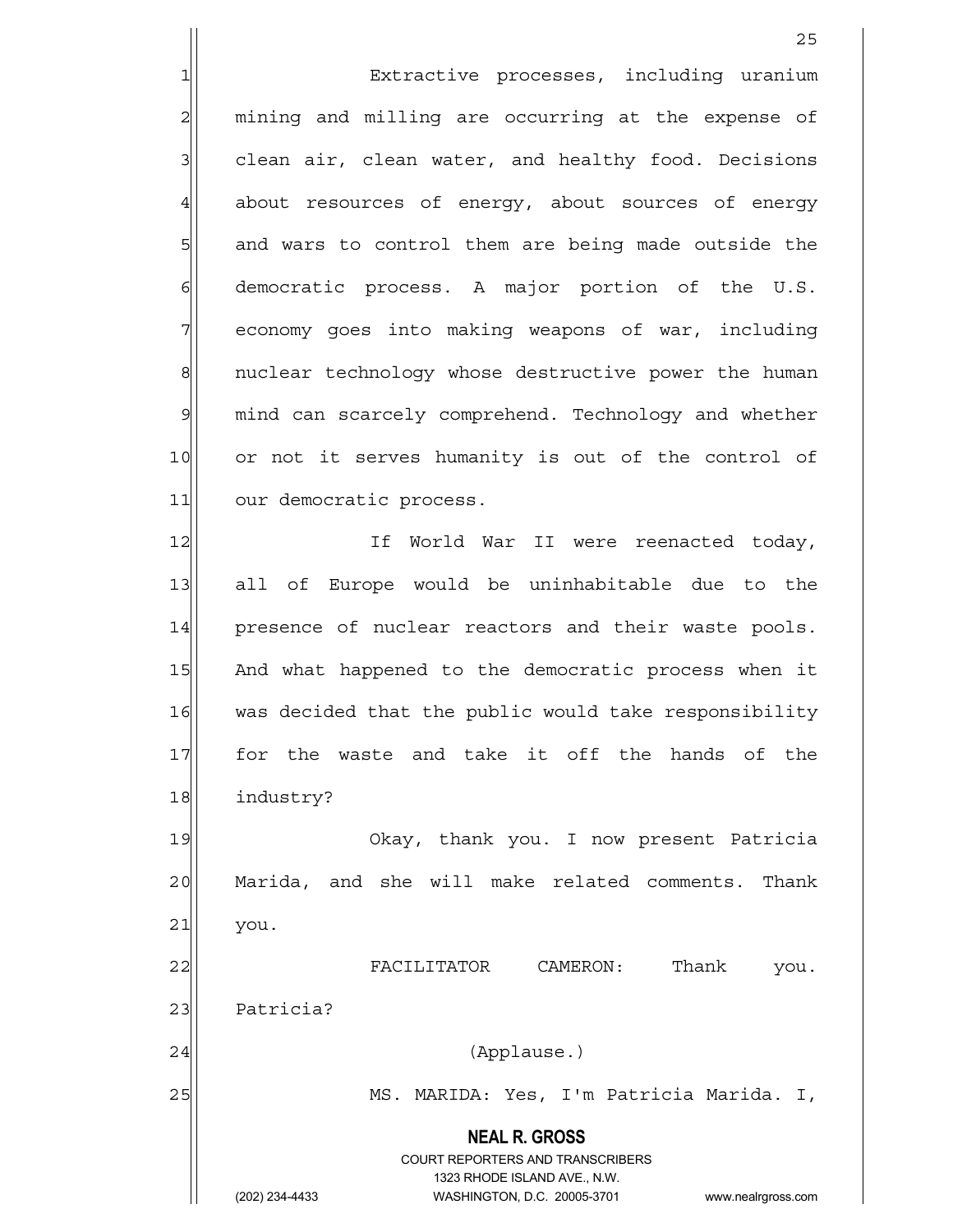Extractive processes, including uranium mining and milling are occurring at the expense of clean air, clean water, and healthy food. Decisions about resources of energy, about sources of energy and wars to control them are being made outside the democratic process. A major portion of the U.S. economy goes into making weapons of war, including nuclear technology whose destructive power the human mind can scarcely comprehend. Technology and whether or not it serves humanity is out of the control of our democratic process.

If World War II were reenacted today, all of Europe would be uninhabitable due to the presence of nuclear reactors and their waste pools. And what happened to the democratic process when it was decided that the public would take responsibility for the waste and take it off the hands of the industry?

Okay, thank you. I now present Patricia Marida, and she will make related comments. Thank you.

FACILITATOR CAMERON: Thank you. Patricia?

(Applause.)

MS. MARIDA: Yes, I'm Patricia Marida. I,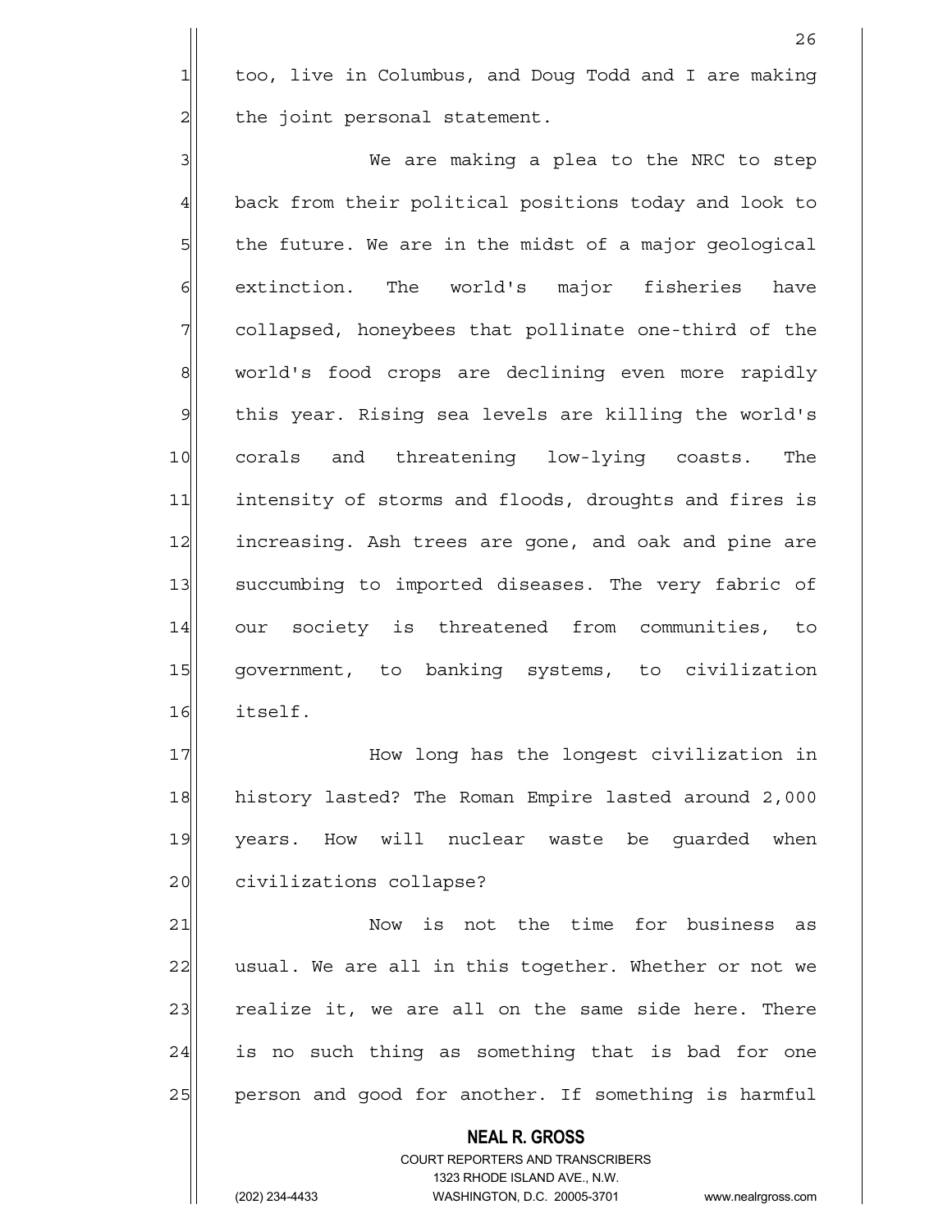too, live in Columbus, and Doug Todd and I are making the joint personal statement.

We are making a plea to the NRC to step back from their political positions today and look to the future. We are in the midst of a major geological extinction. The world's major fisheries have collapsed, honeybees that pollinate one-third of the world's food crops are declining even more rapidly this year. Rising sea levels are killing the world's corals and threatening low-lying coasts. The intensity of storms and floods, droughts and fires is increasing. Ash trees are gone, and oak and pine are succumbing to imported diseases. The very fabric of our society is threatened from communities, to government, to banking systems, to civilization itself.

How long has the longest civilization in history lasted? The Roman Empire lasted around 2,000 years. How will nuclear waste be guarded when civilizations collapse?

Now is not the time for business as usual. We are all in this together. Whether or not we realize it, we are all on the same side here. There is no such thing as something that is bad for one person and good for another. If something is harmful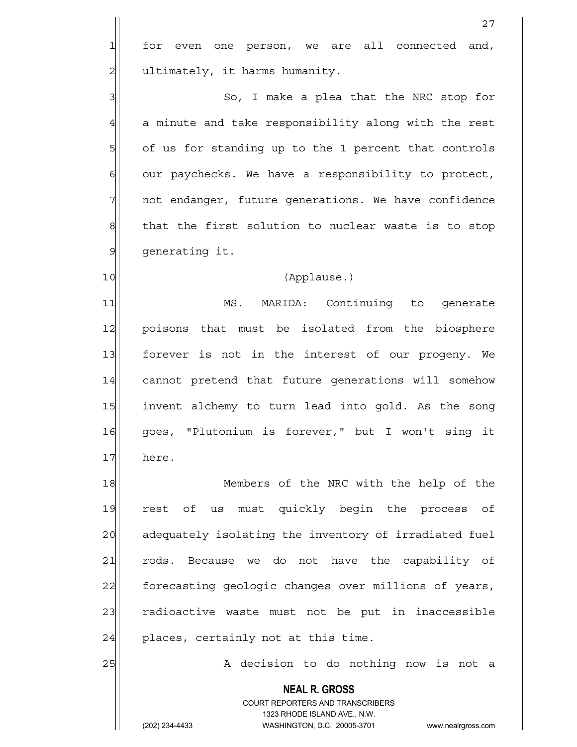for even one person, we are all connected and, ultimately, it harms humanity.

So, I make a plea that the NRC stop for a minute and take responsibility along with the rest of us for standing up to the 1 percent that controls our paychecks. We have a responsibility to protect, not endanger, future generations. We have confidence that the first solution to nuclear waste is to stop generating it.

(Applause.)

MS. MARIDA: Continuing to generate poisons that must be isolated from the biosphere forever is not in the interest of our progeny. We cannot pretend that future generations will somehow invent alchemy to turn lead into gold. As the song goes, "Plutonium is forever," but I won't sing it here.

Members of the NRC with the help of the rest of us must quickly begin the process of adequately isolating the inventory of irradiated fuel rods. Because we do not have the capability of forecasting geologic changes over millions of years, radioactive waste must not be put in inaccessible places, certainly not at this time.

A decision to do nothing now is not a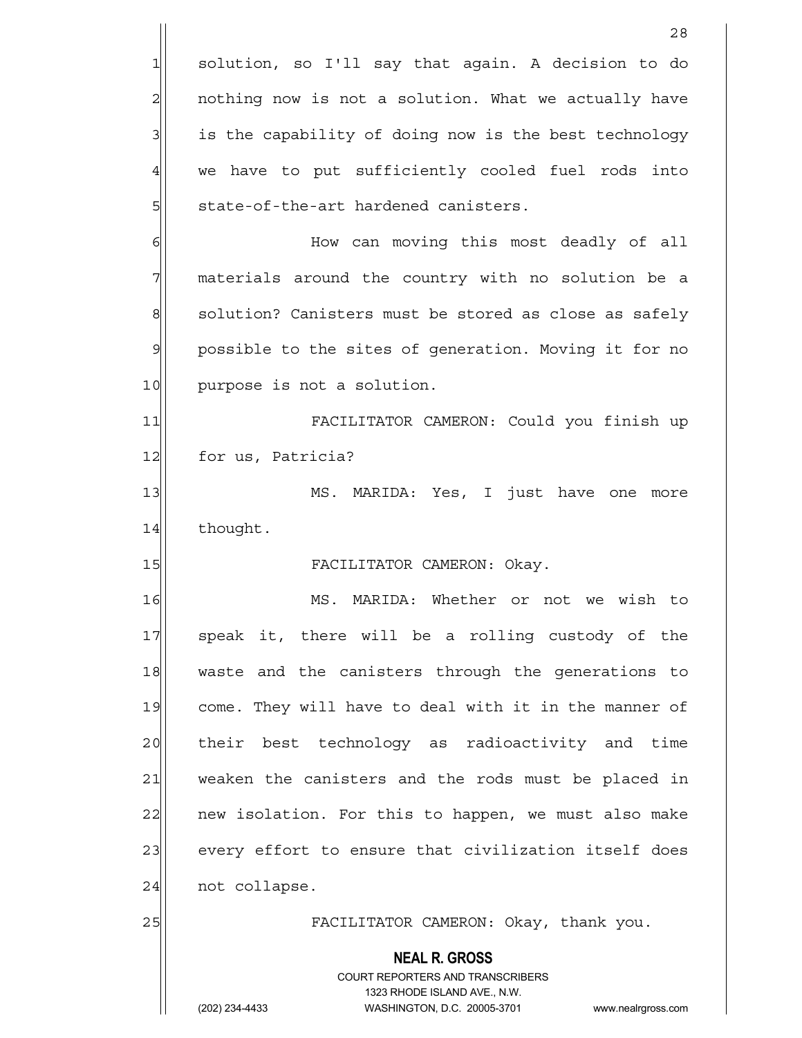solution, so I'll say that again. A decision to do nothing now is not a solution. What we actually have is the capability of doing now is the best technology we have to put sufficiently cooled fuel rods into state-of-the-art hardened canisters.

How can moving this most deadly of all materials around the country with no solution be a solution? Canisters must be stored as close as safely possible to the sites of generation. Moving it for no purpose is not a solution.

FACILITATOR CAMERON: Could you finish up for us, Patricia?

MS. MARIDA: Yes, I just have one more thought.

FACILITATOR CAMERON: Okay.

MS. MARIDA: Whether or not we wish to speak it, there will be a rolling custody of the waste and the canisters through the generations to come. They will have to deal with it in the manner of their best technology as radioactivity and time weaken the canisters and the rods must be placed in new isolation. For this to happen, we must also make every effort to ensure that civilization itself does not collapse.

FACILITATOR CAMERON: Okay, thank you.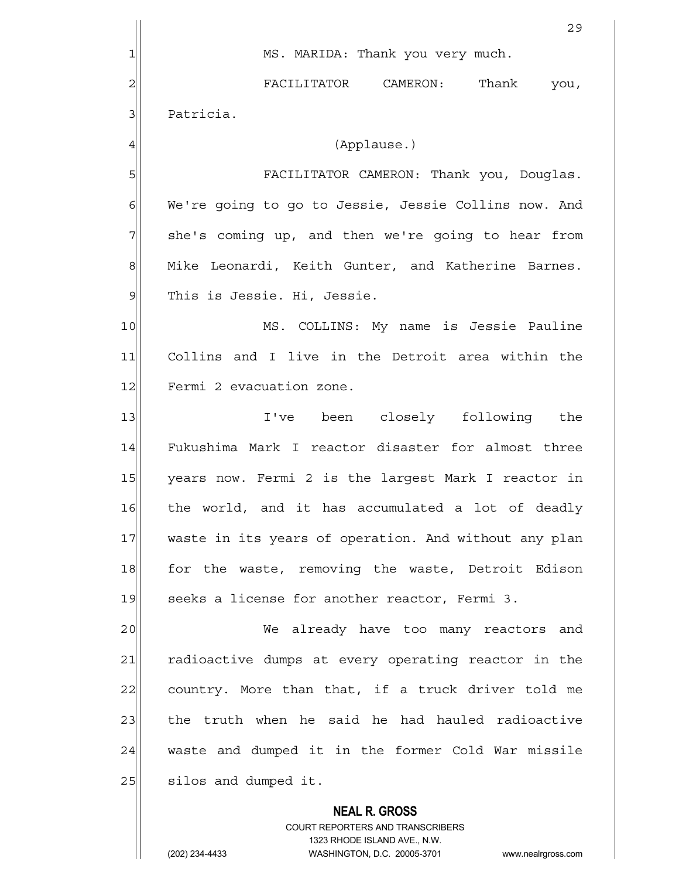MS. MARIDA: Thank you very much.

FACILITATOR CAMERON: Thank you, Patricia.

(Applause.)

FACILITATOR CAMERON: Thank you, Douglas. We're going to go to Jessie, Jessie Collins now. And she's coming up, and then we're going to hear from Mike Leonardi, Keith Gunter, and Katherine Barnes. This is Jessie. Hi, Jessie.

MS. COLLINS: My name is Jessie Pauline Collins and I live in the Detroit area within the Fermi 2 evacuation zone.

I've been closely following the Fukushima Mark I reactor disaster for almost three years now. Fermi 2 is the largest Mark I reactor in the world, and it has accumulated a lot of deadly waste in its years of operation. And without any plan for the waste, removing the waste, Detroit Edison seeks a license for another reactor, Fermi 3.

We already have too many reactors and radioactive dumps at every operating reactor in the country. More than that, if a truck driver told me the truth when he said he had hauled radioactive waste and dumped it in the former Cold War missile silos and dumped it.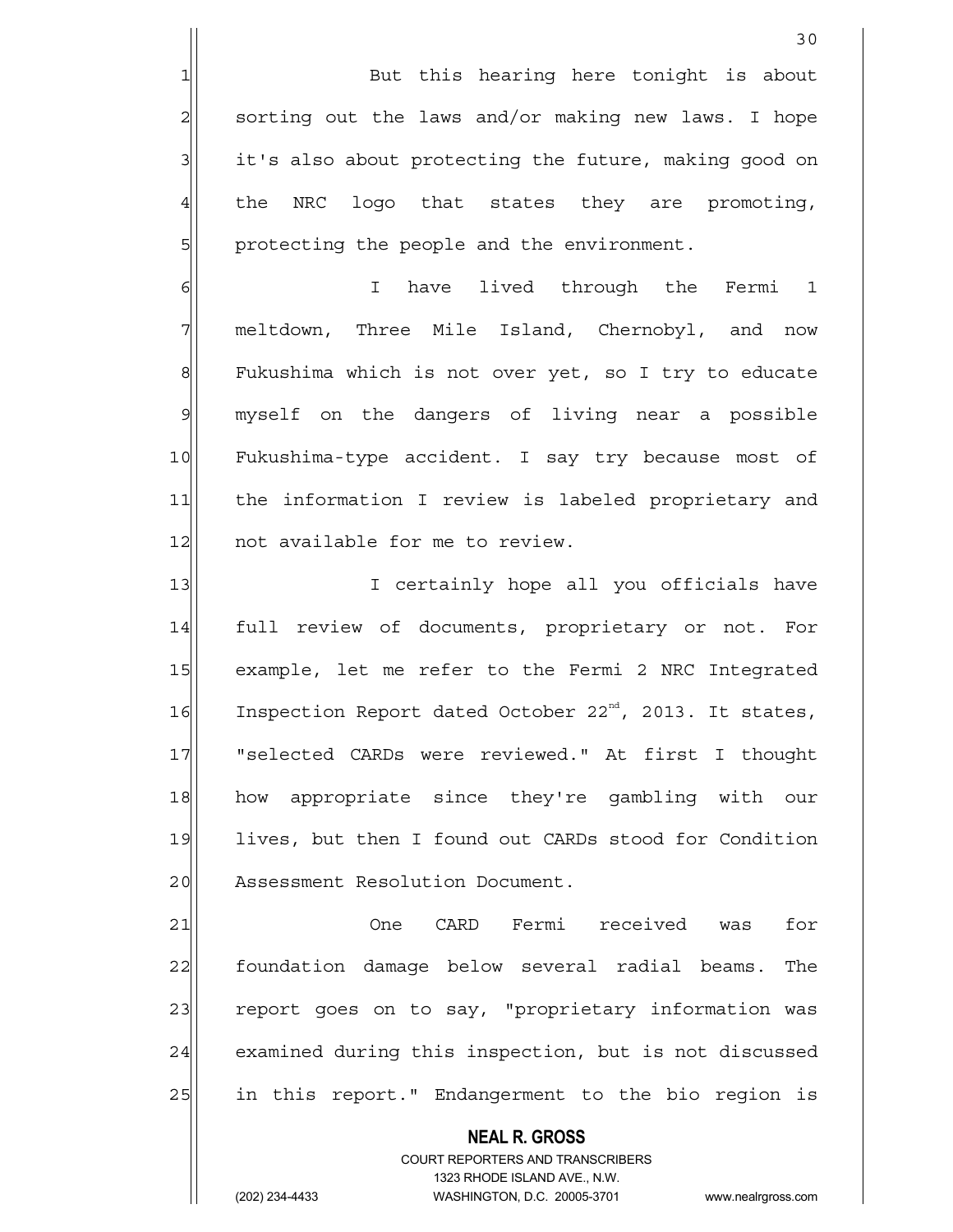But this hearing here tonight is about sorting out the laws and/or making new laws. I hope it's also about protecting the future, making good on the NRC logo that states they are promoting, protecting the people and the environment.

I have lived through the Fermi 1 meltdown, Three Mile Island, Chernobyl, and now Fukushima which is not over yet, so I try to educate myself on the dangers of living near a possible Fukushima-type accident. I say try because most of the information I review is labeled proprietary and not available for me to review.

I certainly hope all you officials have full review of documents, proprietary or not. For example, let me refer to the Fermi 2 NRC Integrated Inspection Report dated October 22nd, 2013. It states, "selected CARDs were reviewed." At first I thought how appropriate since they're gambling with our lives, but then I found out CARDs stood for Condition Assessment Resolution Document.

One CARD Fermi received was for foundation damage below several radial beams. The report goes on to say, "proprietary information was examined during this inspection, but is not discussed in this report." Endangerment to the bio region is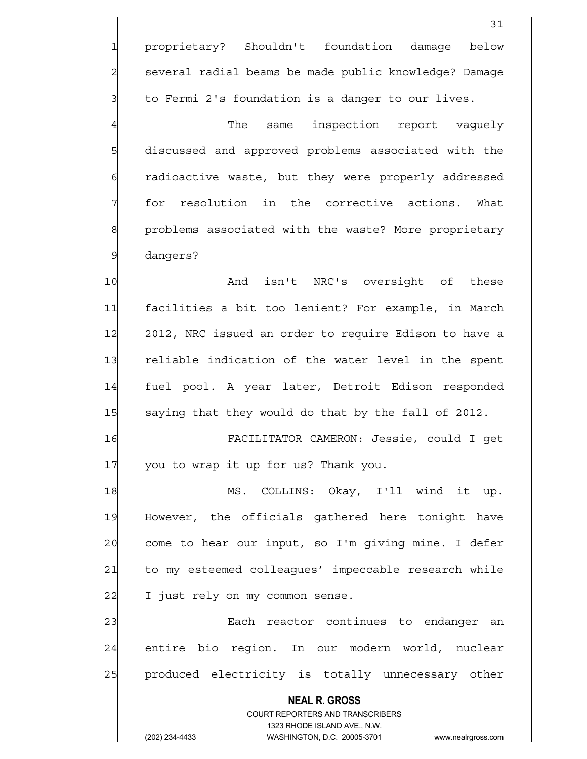proprietary? Shouldn't foundation damage below several radial beams be made public knowledge? Damage to Fermi 2's foundation is a danger to our lives.

The same inspection report vaguely discussed and approved problems associated with the radioactive waste, but they were properly addressed for resolution in the corrective actions. What problems associated with the waste? More proprietary dangers?

And isn't NRC's oversight of these facilities a bit too lenient? For example, in March 2012, NRC issued an order to require Edison to have a reliable indication of the water level in the spent fuel pool. A year later, Detroit Edison responded saying that they would do that by the fall of 2012.

FACILITATOR CAMERON: Jessie, could I get you to wrap it up for us? Thank you.

MS. COLLINS: Okay, I'll wind it up. However, the officials gathered here tonight have come to hear our input, so I'm giving mine. I defer to my esteemed colleagues' impeccable research while I just rely on my common sense.

Each reactor continues to endanger an entire bio region. In our modern world, nuclear produced electricity is totally unnecessary other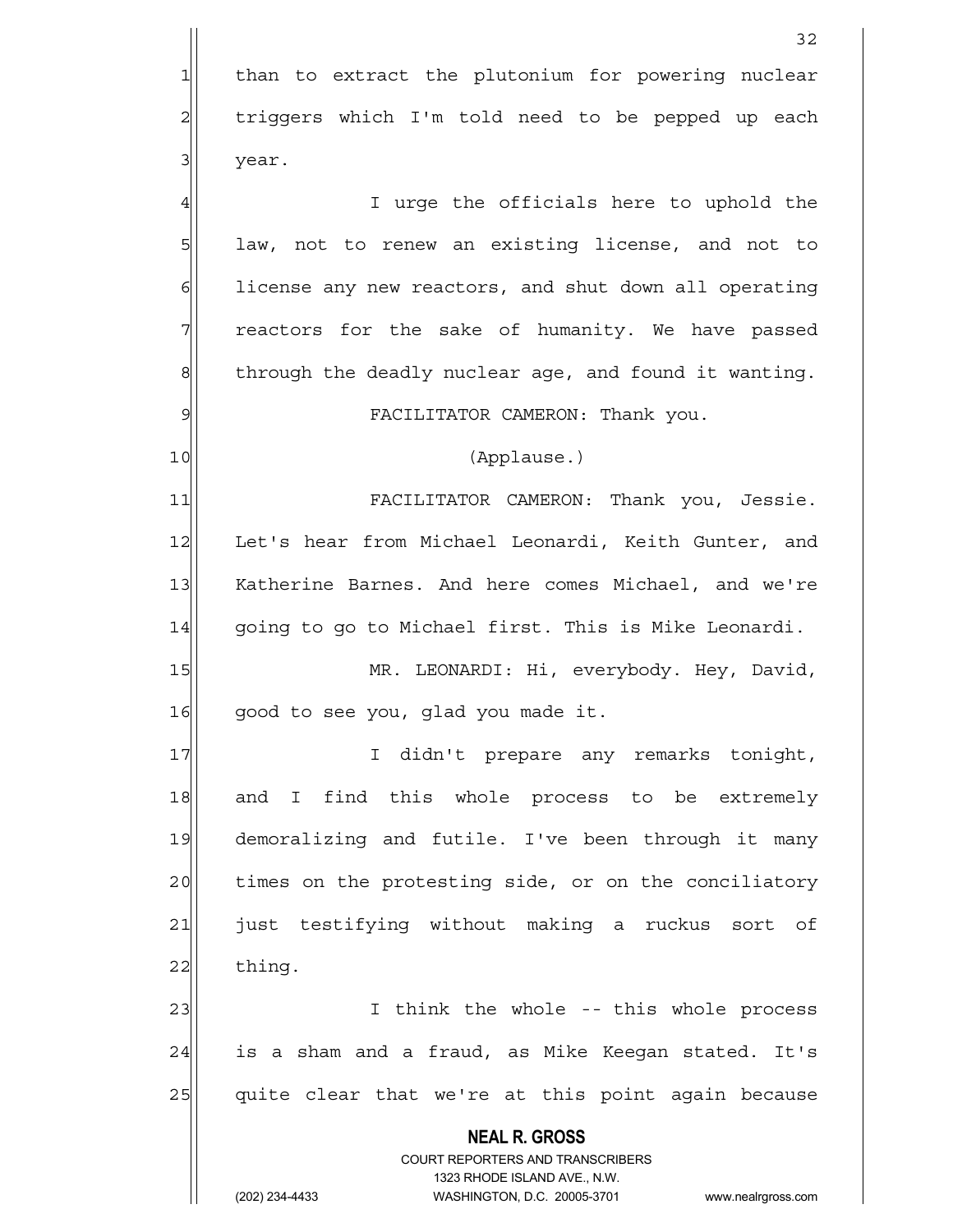than to extract the plutonium for powering nuclear triggers which I'm told need to be pepped up each year.

I urge the officials here to uphold the law, not to renew an existing license, and not to license any new reactors, and shut down all operating reactors for the sake of humanity. We have passed through the deadly nuclear age, and found it wanting.

FACILITATOR CAMERON: Thank you.

(Applause.)

FACILITATOR CAMERON: Thank you, Jessie. Let's hear from Michael Leonardi, Keith Gunter, and Katherine Barnes. And here comes Michael, and we're going to go to Michael first. This is Mike Leonardi.

MR. LEONARDI: Hi, everybody. Hey, David, good to see you, glad you made it.

I didn't prepare any remarks tonight, and I find this whole process to be extremely demoralizing and futile. I've been through it many times on the protesting side, or on the conciliatory just testifying without making a ruckus sort of thing.

I think the whole -- this whole process is a sham and a fraud, as Mike Keegan stated. It's quite clear that we're at this point again because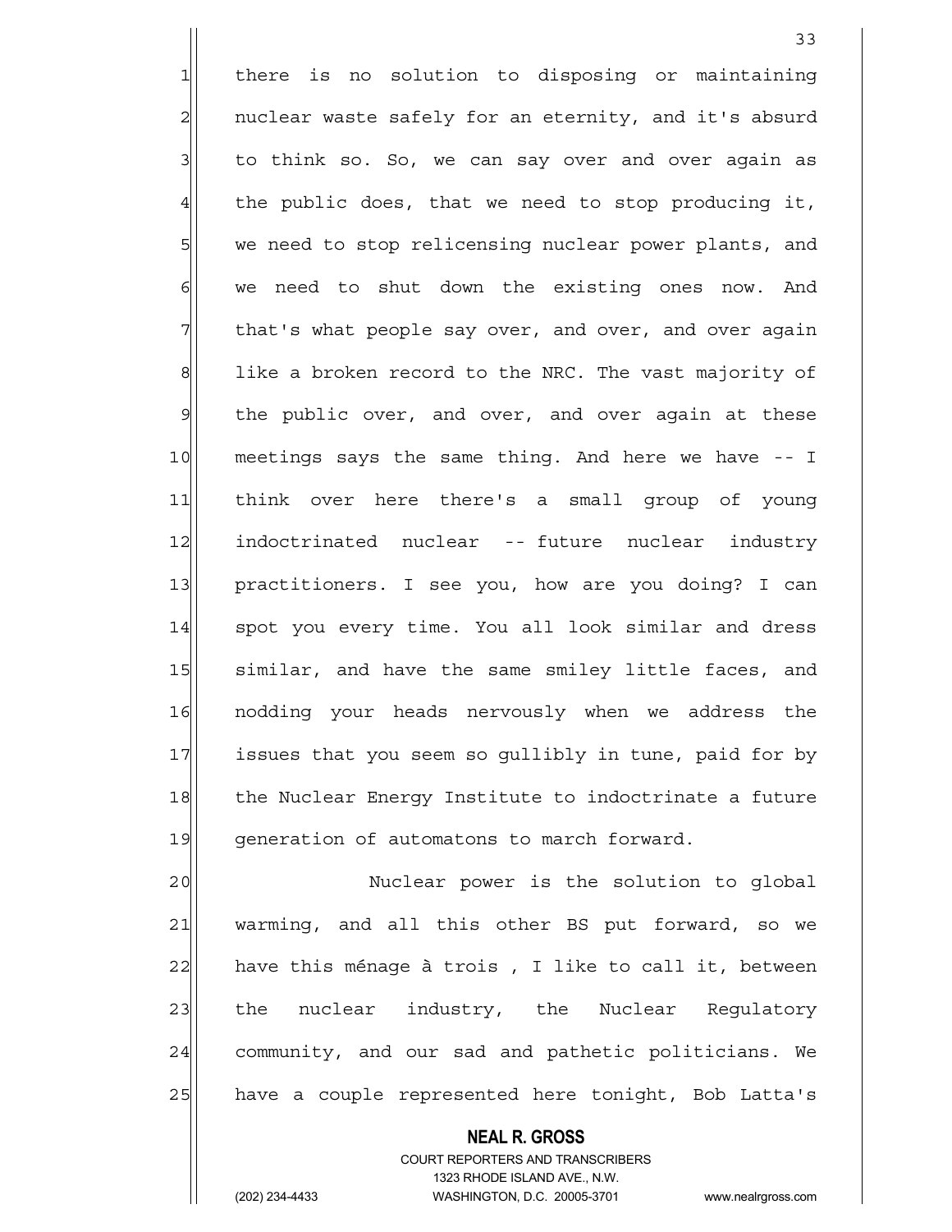there is no solution to disposing or maintaining nuclear waste safely for an eternity, and it's absurd to think so. So, we can say over and over again as the public does, that we need to stop producing it, we need to stop relicensing nuclear power plants, and we need to shut down the existing ones now. And that's what people say over, and over, and over again like a broken record to the NRC. The vast majority of the public over, and over, and over again at these meetings says the same thing. And here we have -- I think over here there's a small group of young indoctrinated nuclear -- future nuclear industry practitioners. I see you, how are you doing? I can spot you every time. You all look similar and dress similar, and have the same smiley little faces, and nodding your heads nervously when we address the issues that you seem so gullibly in tune, paid for by the Nuclear Energy Institute to indoctrinate a future generation of automatons to march forward.

Nuclear power is the solution to global warming, and all this other BS put forward, so we have this ménage à trois , I like to call it, between the nuclear industry, the Nuclear Regulatory community, and our sad and pathetic politicians. We have a couple represented here tonight, Bob Latta's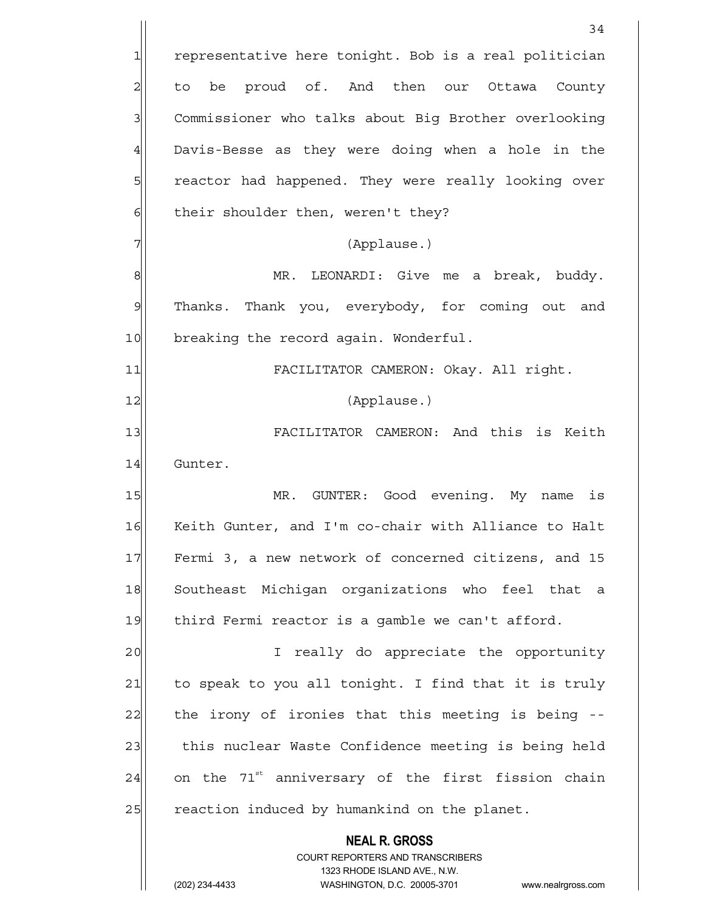representative here tonight. Bob is a real politician to be proud of. And then our Ottawa County Commissioner who talks about Big Brother overlooking Davis-Besse as they were doing when a hole in the reactor had happened. They were really looking over their shoulder then, weren't they?

(Applause.)

MR. LEONARDI: Give me a break, buddy. Thanks. Thank you, everybody, for coming out and breaking the record again. Wonderful.

FACILITATOR CAMERON: Okay. All right.

(Applause.)

FACILITATOR CAMERON: And this is Keith Gunter.

MR. GUNTER: Good evening. My name is Keith Gunter, and I'm co-chair with Alliance to Halt Fermi 3, a new network of concerned citizens, and 15 Southeast Michigan organizations who feel that a third Fermi reactor is a gamble we can't afford.

I really do appreciate the opportunity to speak to you all tonight. I find that it is truly the irony of ironies that this meeting is being -- this nuclear Waste Confidence meeting is being held on the 71st anniversary of the first fission chain reaction induced by humankind on the planet.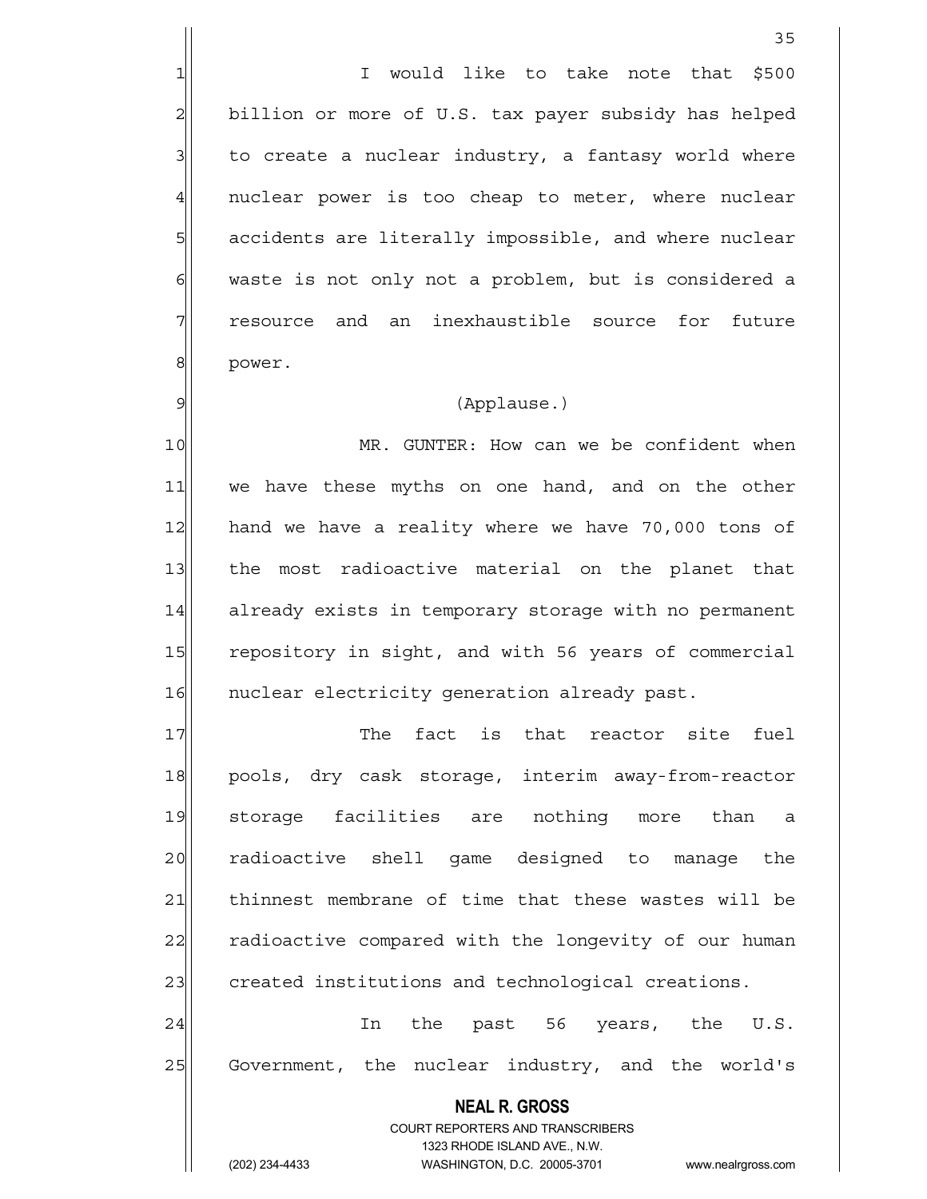I would like to take note that $500 billion or more of U.S. tax payer subsidy has helped to create a nuclear industry, a fantasy world where nuclear power is too cheap to meter, where nuclear accidents are literally impossible, and where nuclear waste is not only not a problem, but is considered a resource and an inexhaustible source for future power.

(Applause.)

MR. GUNTER: How can we be confident when we have these myths on one hand, and on the other hand we have a reality where we have 70,000 tons of the most radioactive material on the planet that already exists in temporary storage with no permanent repository in sight, and with 56 years of commercial nuclear electricity generation already past.

The fact is that reactor site fuel pools, dry cask storage, interim away-from-reactor storage facilities are nothing more than a radioactive shell game designed to manage the thinnest membrane of time that these wastes will be radioactive compared with the longevity of our human created institutions and technological creations.

In the past 56 years, the U.S. Government, the nuclear industry, and the world's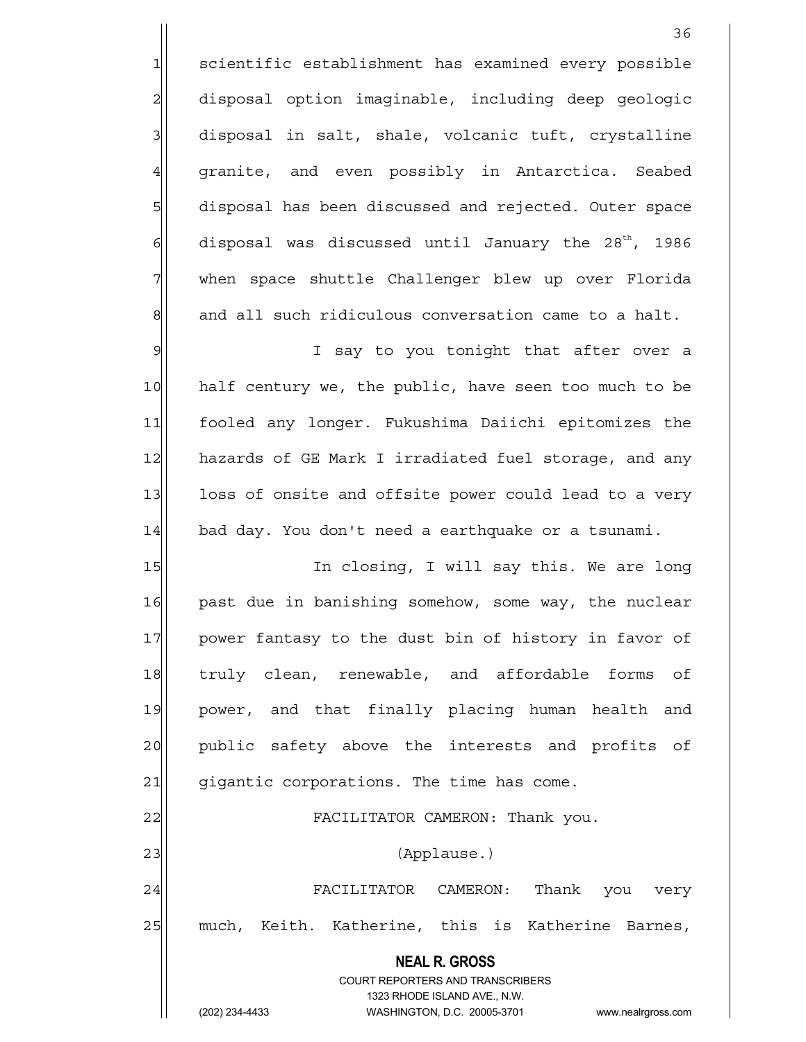scientific establishment has examined every possible disposal option imaginable, including deep geologic disposal in salt, shale, volcanic tuft, crystalline granite, and even possibly in Antarctica. Seabed disposal has been discussed and rejected. Outer space disposal was discussed until January the 28th, 1986 when space shuttle Challenger blew up over Florida and all such ridiculous conversation came to a halt.

I say to you tonight that after over a half century we, the public, have seen too much to be fooled any longer. Fukushima Daiichi epitomizes the hazards of GE Mark I irradiated fuel storage, and any loss of onsite and offsite power could lead to a very bad day. You don't need a earthquake or a tsunami.

In closing, I will say this. We are long past due in banishing somehow, some way, the nuclear power fantasy to the dust bin of history in favor of truly clean, renewable, and affordable forms of power, and that finally placing human health and public safety above the interests and profits of gigantic corporations. The time has come.

FACILITATOR CAMERON: Thank you.

(Applause.)

FACILITATOR CAMERON: Thank you very much, Keith. Katherine, this is Katherine Barnes,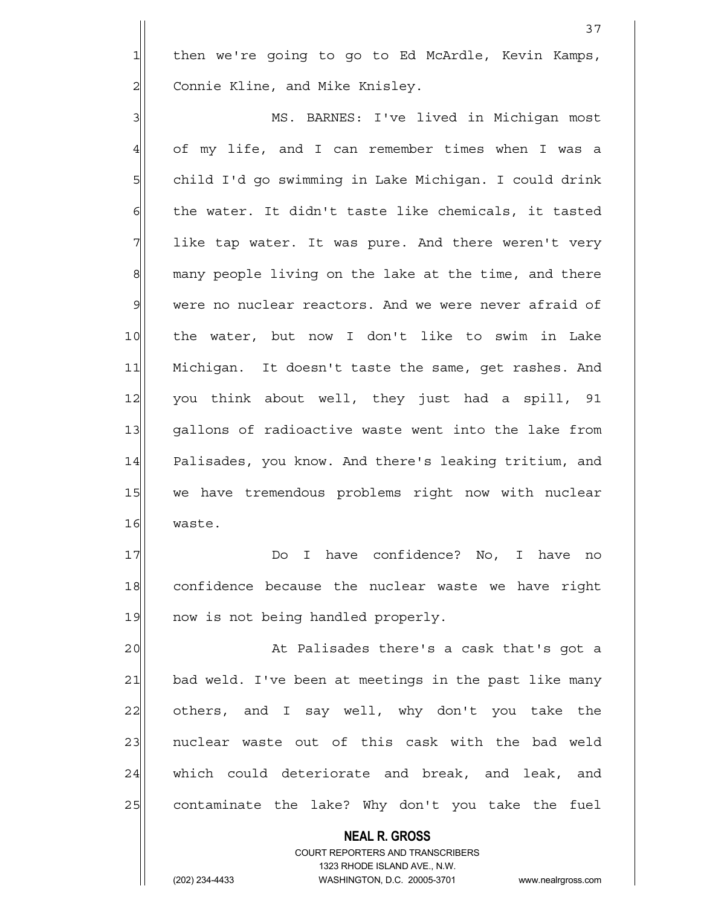then we're going to go to Ed McArdle, Kevin Kamps, Connie Kline, and Mike Knisley.

MS. BARNES: I've lived in Michigan most of my life, and I can remember times when I was a child I'd go swimming in Lake Michigan. I could drink the water. It didn't taste like chemicals, it tasted like tap water. It was pure. And there weren't very many people living on the lake at the time, and there were no nuclear reactors. And we were never afraid of the water, but now I don't like to swim in Lake Michigan. It doesn't taste the same, get rashes. And you think about well, they just had a spill, 91 gallons of radioactive waste went into the lake from Palisades, you know. And there's leaking tritium, and we have tremendous problems right now with nuclear waste.

Do I have confidence? No, I have no confidence because the nuclear waste we have right now is not being handled properly.

At Palisades there's a cask that's got a bad weld. I've been at meetings in the past like many others, and I say well, why don't you take the nuclear waste out of this cask with the bad weld which could deteriorate and break, and leak, and contaminate the lake? Why don't you take the fuel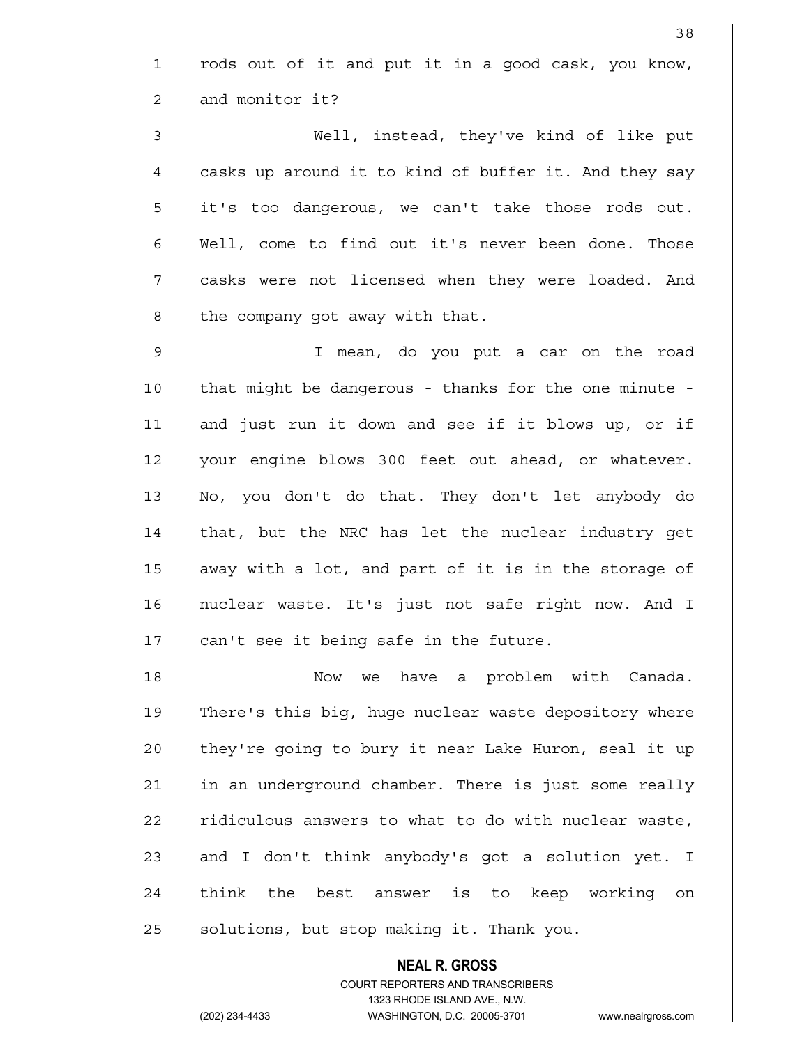rods out of it and put it in a good cask, you know, and monitor it?

Well, instead, they've kind of like put casks up around it to kind of buffer it. And they say it's too dangerous, we can't take those rods out. Well, come to find out it's never been done. Those casks were not licensed when they were loaded. And the company got away with that.

I mean, do you put a car on the road that might be dangerous - thanks for the one minute - and just run it down and see if it blows up, or if your engine blows 300 feet out ahead, or whatever. No, you don't do that. They don't let anybody do that, but the NRC has let the nuclear industry get away with a lot, and part of it is in the storage of nuclear waste. It's just not safe right now. And I can't see it being safe in the future.

Now we have a problem with Canada. There's this big, huge nuclear waste depository where they're going to bury it near Lake Huron, seal it up in an underground chamber. There is just some really ridiculous answers to what to do with nuclear waste, and I don't think anybody's got a solution yet. I think the best answer is to keep working on solutions, but stop making it. Thank you.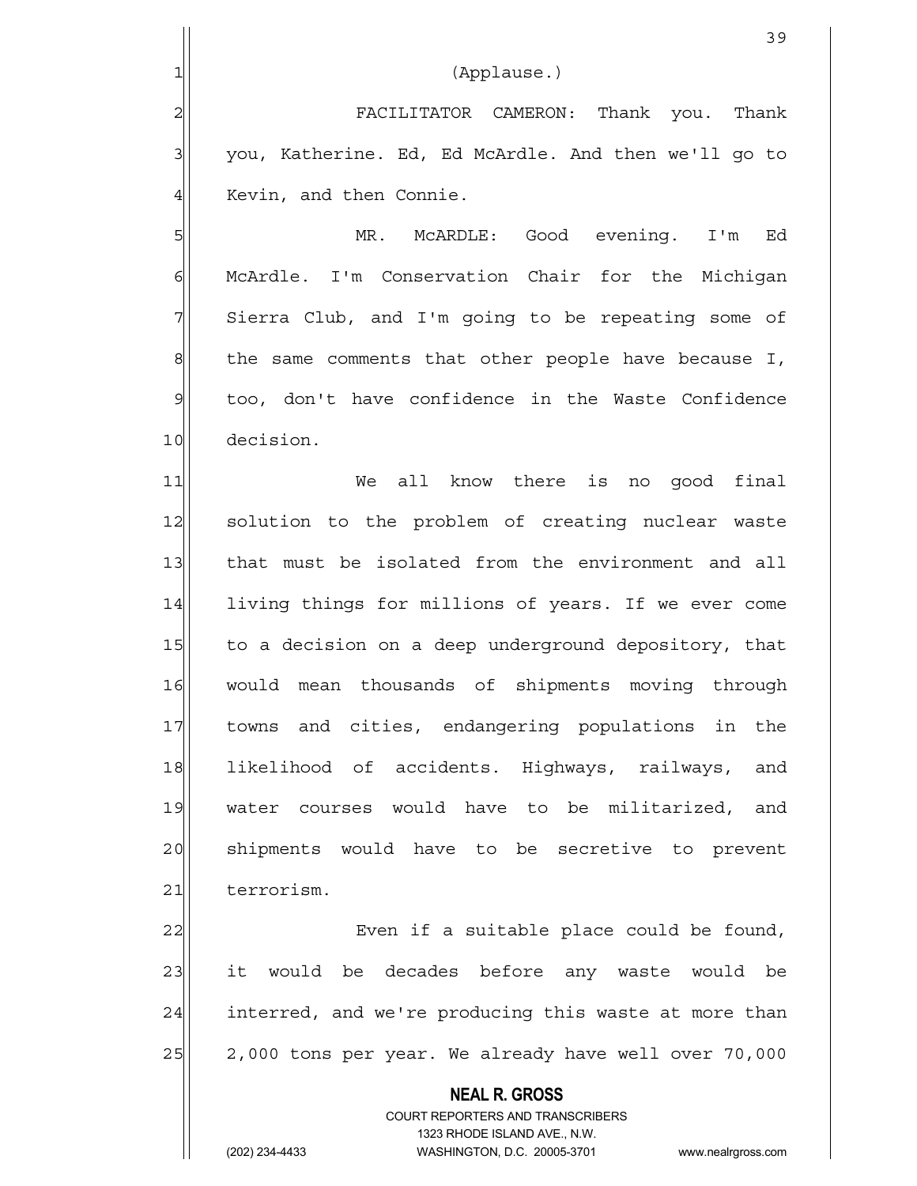(Applause.)

FACILITATOR CAMERON: Thank you. Thank you, Katherine. Ed, Ed McArdle. And then we'll go to Kevin, and then Connie.

MR. McARDLE: Good evening. I'm Ed McArdle. I'm Conservation Chair for the Michigan Sierra Club, and I'm going to be repeating some of the same comments that other people have because I, too, don't have confidence in the Waste Confidence decision.

We all know there is no good final solution to the problem of creating nuclear waste that must be isolated from the environment and all living things for millions of years. If we ever come to a decision on a deep underground depository, that would mean thousands of shipments moving through towns and cities, endangering populations in the likelihood of accidents. Highways, railways, and water courses would have to be militarized, and shipments would have to be secretive to prevent terrorism.

Even if a suitable place could be found, it would be decades before any waste would be interred, and we're producing this waste at more than 2,000 tons per year. We already have well over 70,000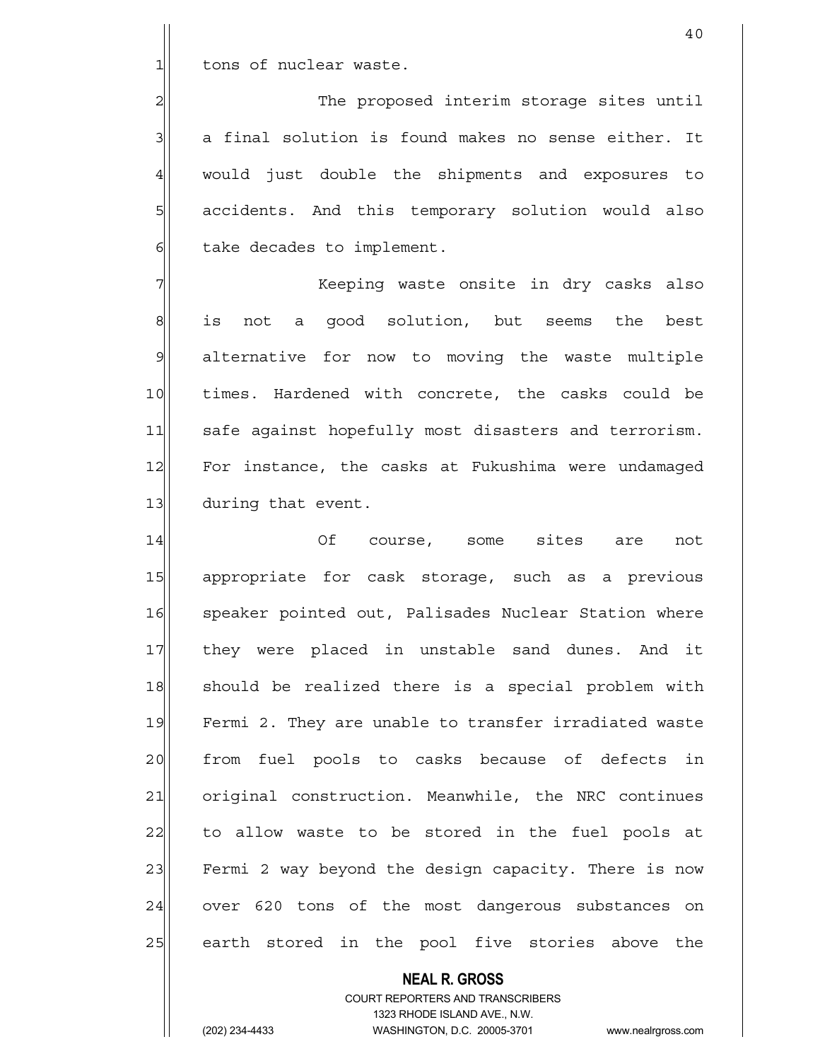tons of nuclear waste.

The proposed interim storage sites until a final solution is found makes no sense either. It would just double the shipments and exposures to accidents. And this temporary solution would also take decades to implement.

Keeping waste onsite in dry casks also is not a good solution, but seems the best alternative for now to moving the waste multiple times. Hardened with concrete, the casks could be safe against hopefully most disasters and terrorism. For instance, the casks at Fukushima were undamaged during that event.

Of course, some sites are not appropriate for cask storage, such as a previous speaker pointed out, Palisades Nuclear Station where they were placed in unstable sand dunes. And it should be realized there is a special problem with Fermi 2. They are unable to transfer irradiated waste from fuel pools to casks because of defects in original construction. Meanwhile, the NRC continues to allow waste to be stored in the fuel pools at Fermi 2 way beyond the design capacity. There is now over 620 tons of the most dangerous substances on earth stored in the pool five stories above the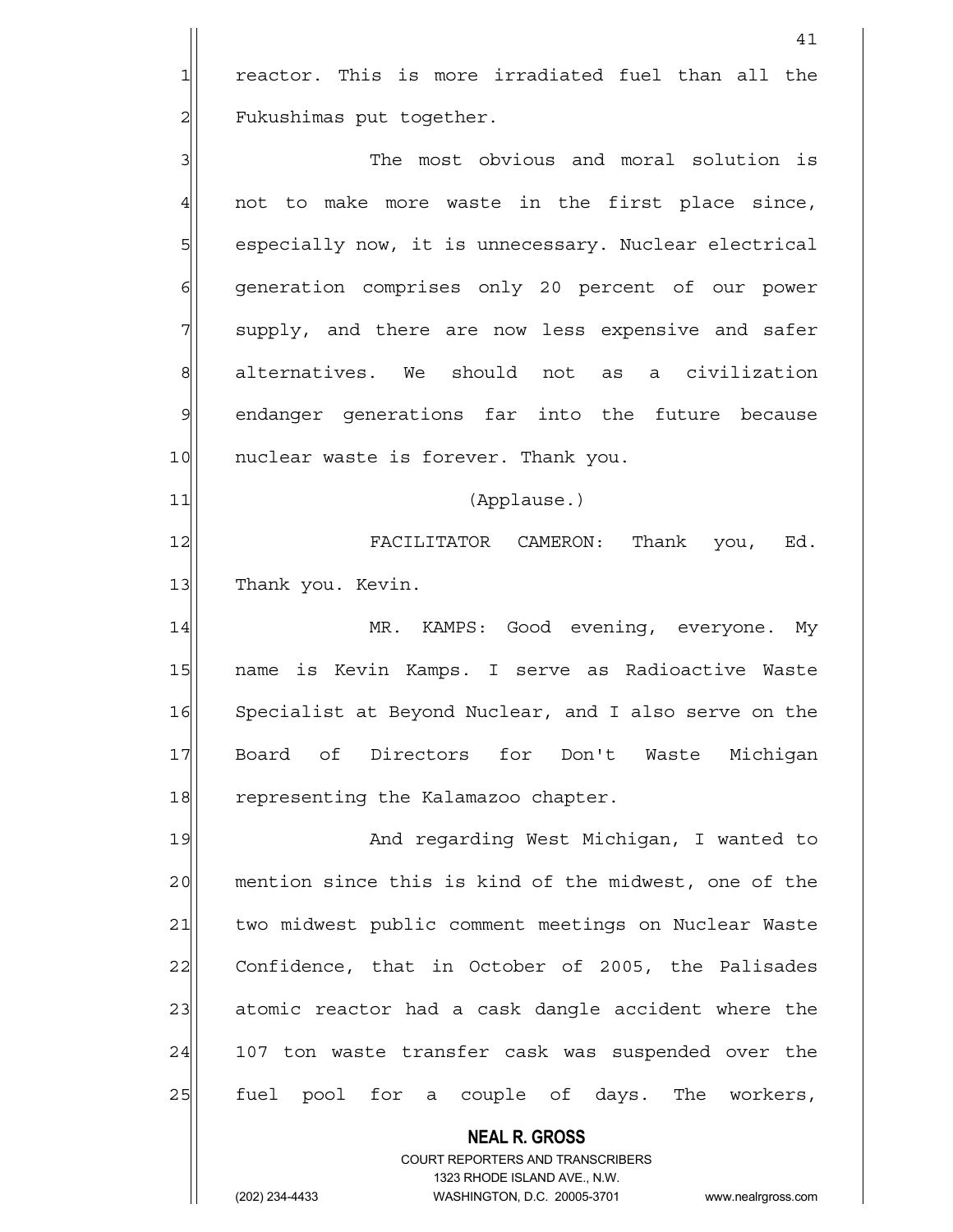reactor. This is more irradiated fuel than all the Fukushimas put together.

The most obvious and moral solution is not to make more waste in the first place since, especially now, it is unnecessary. Nuclear electrical generation comprises only 20 percent of our power supply, and there are now less expensive and safer alternatives. We should not as a civilization endanger generations far into the future because nuclear waste is forever. Thank you.

(Applause.)

FACILITATOR CAMERON: Thank you, Ed. Thank you. Kevin.

MR. KAMPS: Good evening, everyone. My name is Kevin Kamps. I serve as Radioactive Waste Specialist at Beyond Nuclear, and I also serve on the Board of Directors for Don't Waste Michigan representing the Kalamazoo chapter.

And regarding West Michigan, I wanted to mention since this is kind of the midwest, one of the two midwest public comment meetings on Nuclear Waste Confidence, that in October of 2005, the Palisades atomic reactor had a cask dangle accident where the 107 ton waste transfer cask was suspended over the fuel pool for a couple of days. The workers,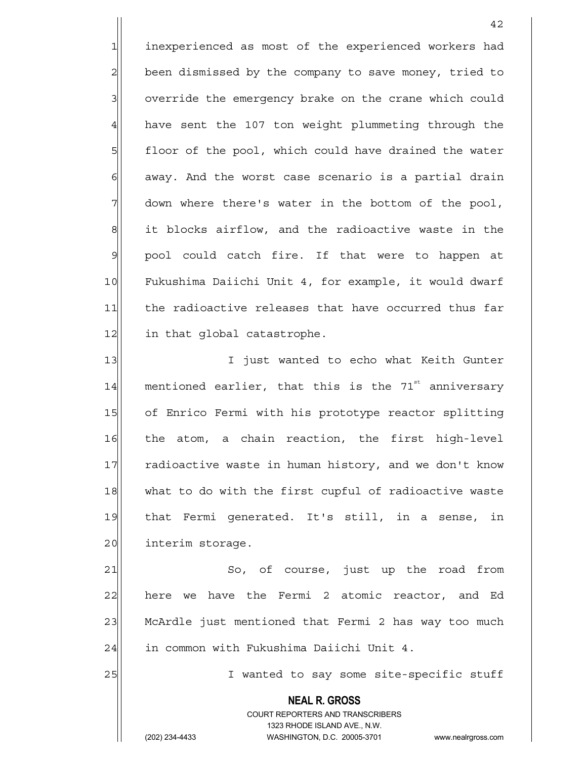inexperienced as most of the experienced workers had been dismissed by the company to save money, tried to override the emergency brake on the crane which could have sent the 107 ton weight plummeting through the floor of the pool, which could have drained the water away. And the worst case scenario is a partial drain down where there's water in the bottom of the pool, it blocks airflow, and the radioactive waste in the pool could catch fire. If that were to happen at Fukushima Daiichi Unit 4, for example, it would dwarf the radioactive releases that have occurred thus far in that global catastrophe.

I just wanted to echo what Keith Gunter mentioned earlier, that this is the 71st anniversary of Enrico Fermi with his prototype reactor splitting the atom, a chain reaction, the first high-level radioactive waste in human history, and we don't know what to do with the first cupful of radioactive waste that Fermi generated. It's still, in a sense, in interim storage.

So, of course, just up the road from here we have the Fermi 2 atomic reactor, and Ed McArdle just mentioned that Fermi 2 has way too much in common with Fukushima Daiichi Unit 4.

I wanted to say some site-specific stuff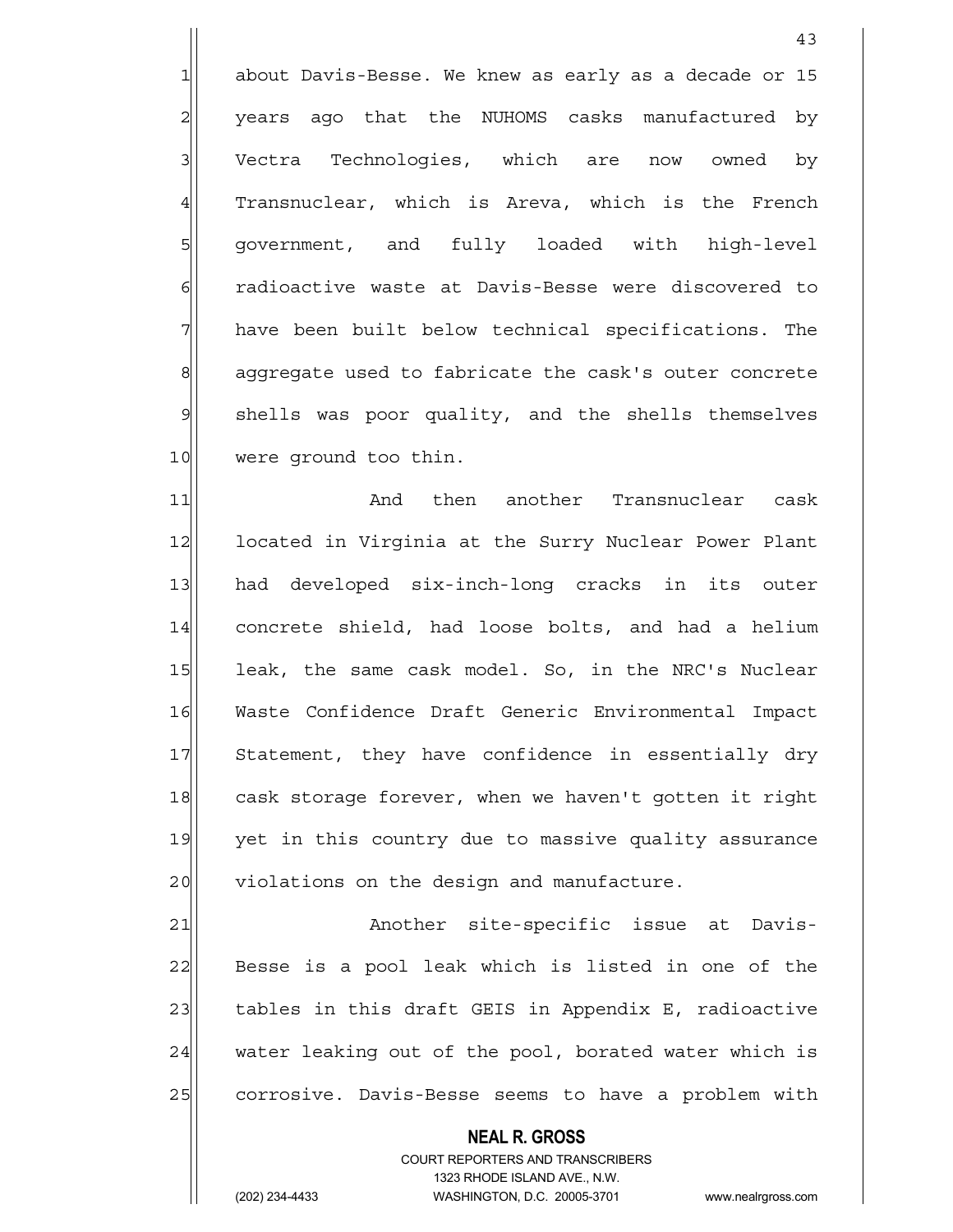about Davis-Besse. We knew as early as a decade or 15 years ago that the NUHOMS casks manufactured by Vectra Technologies, which are now owned by Transnuclear, which is Areva, which is the French government, and fully loaded with high-level radioactive waste at Davis-Besse were discovered to have been built below technical specifications. The aggregate used to fabricate the cask's outer concrete shells was poor quality, and the shells themselves were ground too thin.

And then another Transnuclear cask located in Virginia at the Surry Nuclear Power Plant had developed six-inch-long cracks in its outer concrete shield, had loose bolts, and had a helium leak, the same cask model. So, in the NRC's Nuclear Waste Confidence Draft Generic Environmental Impact Statement, they have confidence in essentially dry cask storage forever, when we haven't gotten it right yet in this country due to massive quality assurance violations on the design and manufacture.

Another site-specific issue at Davis-Besse is a pool leak which is listed in one of the tables in this draft GEIS in Appendix E, radioactive water leaking out of the pool, borated water which is corrosive. Davis-Besse seems to have a problem with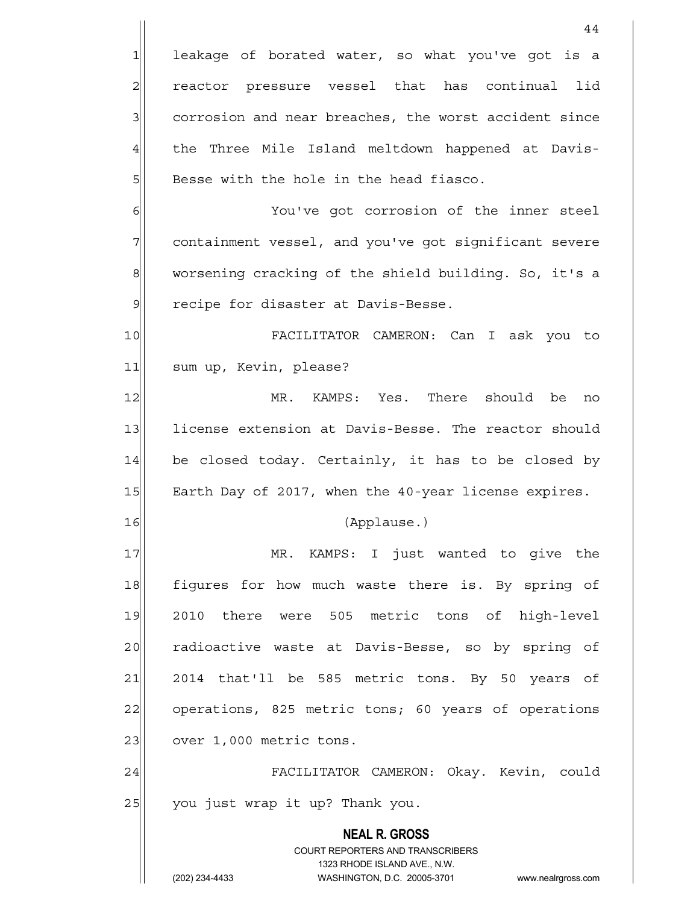leakage of borated water, so what you've got is a reactor pressure vessel that has continual lid corrosion and near breaches, the worst accident since the Three Mile Island meltdown happened at Davis-Besse with the hole in the head fiasco.

You've got corrosion of the inner steel containment vessel, and you've got significant severe worsening cracking of the shield building. So, it's a recipe for disaster at Davis-Besse.

FACILITATOR CAMERON: Can I ask you to sum up, Kevin, please?

MR. KAMPS: Yes. There should be no license extension at Davis-Besse. The reactor should be closed today. Certainly, it has to be closed by Earth Day of 2017, when the 40-year license expires.

(Applause.)

MR. KAMPS: I just wanted to give the figures for how much waste there is. By spring of 2010 there were 505 metric tons of high-level radioactive waste at Davis-Besse, so by spring of 2014 that'll be 585 metric tons. By 50 years of operations, 825 metric tons; 60 years of operations over 1,000 metric tons.

FACILITATOR CAMERON: Okay. Kevin, could you just wrap it up? Thank you.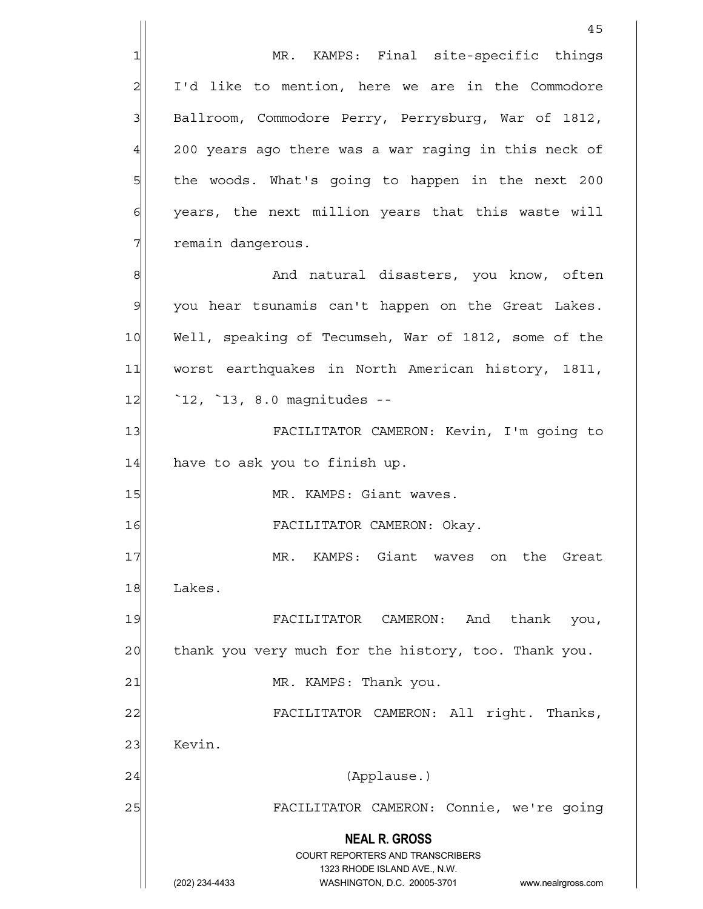MR. KAMPS: Final site-specific things I'd like to mention, here we are in the Commodore Ballroom, Commodore Perry, Perrysburg, War of 1812, 200 years ago there was a war raging in this neck of the woods. What's going to happen in the next 200 years, the next million years that this waste will remain dangerous.

And natural disasters, you know, often you hear tsunamis can't happen on the Great Lakes. Well, speaking of Tecumseh, War of 1812, some of the worst earthquakes in North American history, 1811, `12, `13, 8.0 magnitudes --

FACILITATOR CAMERON: Kevin, I'm going to have to ask you to finish up.

MR. KAMPS: Giant waves.

FACILITATOR CAMERON: Okay.

MR. KAMPS: Giant waves on the Great Lakes.

FACILITATOR CAMERON: And thank you, thank you very much for the history, too. Thank you.

MR. KAMPS: Thank you.

FACILITATOR CAMERON: All right. Thanks, Kevin.

(Applause.)

FACILITATOR CAMERON: Connie, we're going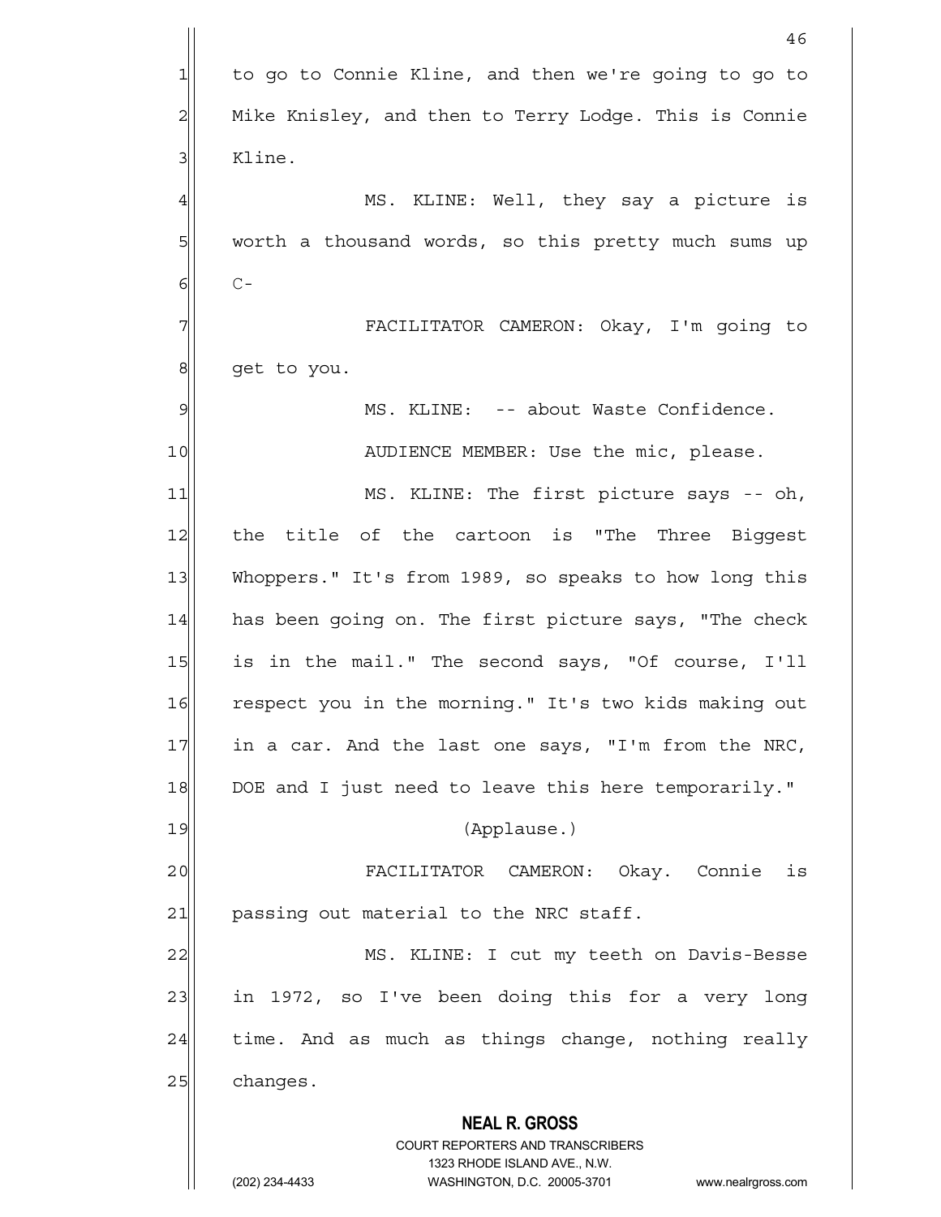to go to Connie Kline, and then we're going to go to Mike Knisley, and then to Terry Lodge. This is Connie Kline.

MS. KLINE: Well, they say a picture is worth a thousand words, so this pretty much sums up C-

FACILITATOR CAMERON: Okay, I'm going to get to you.

MS. KLINE: -- about Waste Confidence.

AUDIENCE MEMBER: Use the mic, please.

MS. KLINE: The first picture says -- oh, the title of the cartoon is "The Three Biggest Whoppers." It's from 1989, so speaks to how long this has been going on. The first picture says, "The check is in the mail." The second says, "Of course, I'll respect you in the morning." It's two kids making out in a car. And the last one says, "I'm from the NRC, DOE and I just need to leave this here temporarily."

(Applause.)

FACILITATOR CAMERON: Okay. Connie is passing out material to the NRC staff.

MS. KLINE: I cut my teeth on Davis-Besse in 1972, so I've been doing this for a very long time. And as much as things change, nothing really changes.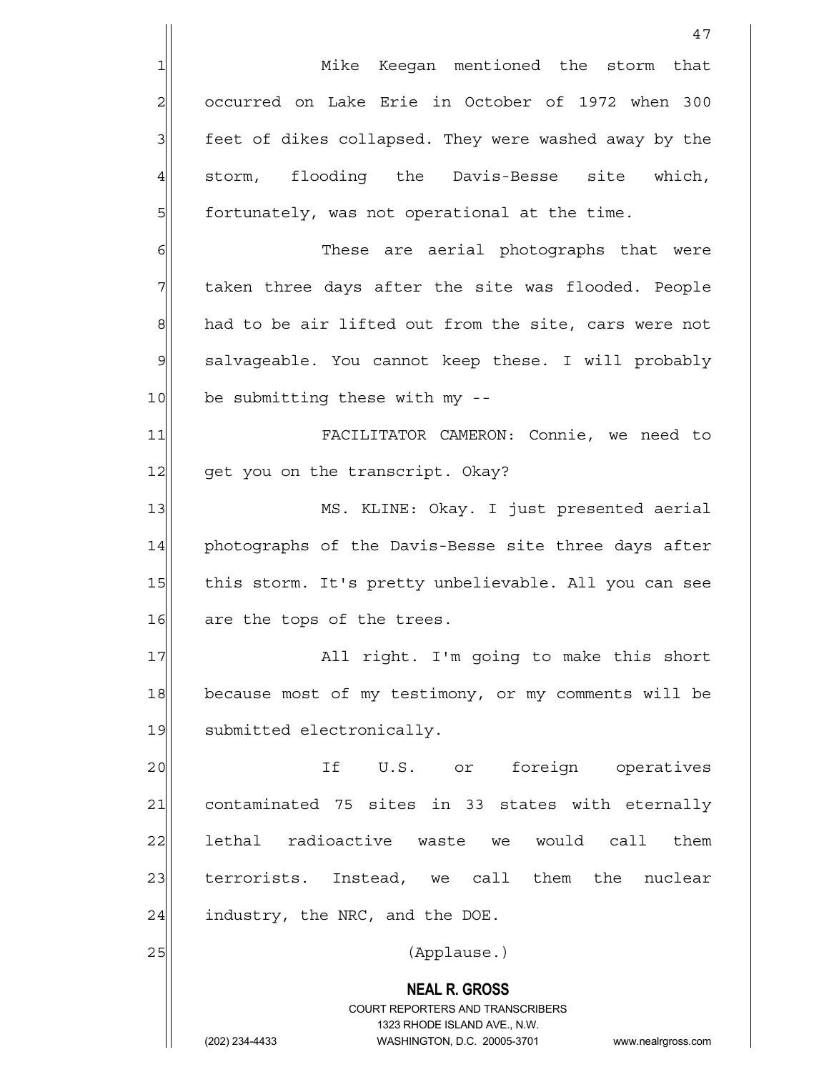Mike Keegan mentioned the storm that occurred on Lake Erie in October of 1972 when 300 feet of dikes collapsed. They were washed away by the storm, flooding the Davis-Besse site which, fortunately, was not operational at the time.

These are aerial photographs that were taken three days after the site was flooded. People had to be air lifted out from the site, cars were not salvageable. You cannot keep these. I will probably be submitting these with my --

FACILITATOR CAMERON: Connie, we need to get you on the transcript. Okay?

MS. KLINE: Okay. I just presented aerial photographs of the Davis-Besse site three days after this storm. It's pretty unbelievable. All you can see are the tops of the trees.

All right. I'm going to make this short because most of my testimony, or my comments will be submitted electronically.

If U.S. or foreign operatives contaminated 75 sites in 33 states with eternally lethal radioactive waste we would call them terrorists. Instead, we call them the nuclear industry, the NRC, and the DOE.

(Applause.)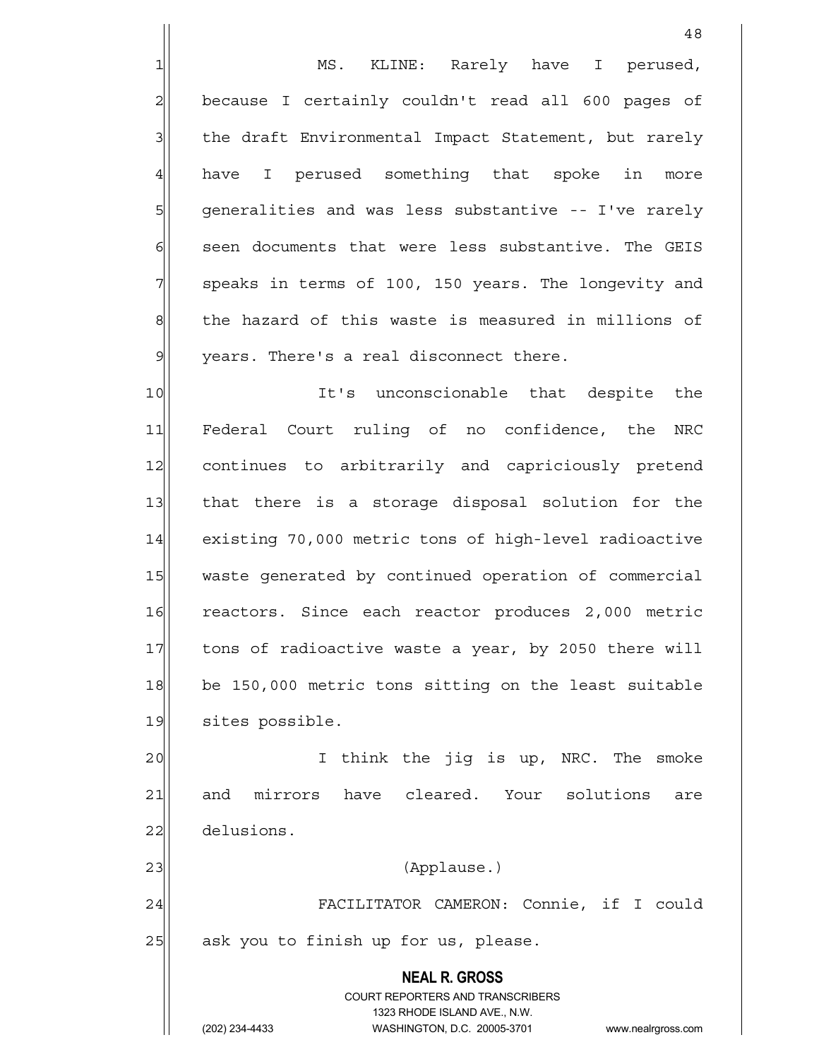MS. KLINE: Rarely have I perused, because I certainly couldn't read all 600 pages of the draft Environmental Impact Statement, but rarely have I perused something that spoke in more generalities and was less substantive -- I've rarely seen documents that were less substantive. The GEIS speaks in terms of 100, 150 years. The longevity and the hazard of this waste is measured in millions of years. There's a real disconnect there.

It's unconscionable that despite the Federal Court ruling of no confidence, the NRC continues to arbitrarily and capriciously pretend that there is a storage disposal solution for the existing 70,000 metric tons of high-level radioactive waste generated by continued operation of commercial reactors. Since each reactor produces 2,000 metric tons of radioactive waste a year, by 2050 there will be 150,000 metric tons sitting on the least suitable sites possible.

I think the jig is up, NRC. The smoke and mirrors have cleared. Your solutions are delusions.

(Applause.)

FACILITATOR CAMERON: Connie, if I could ask you to finish up for us, please.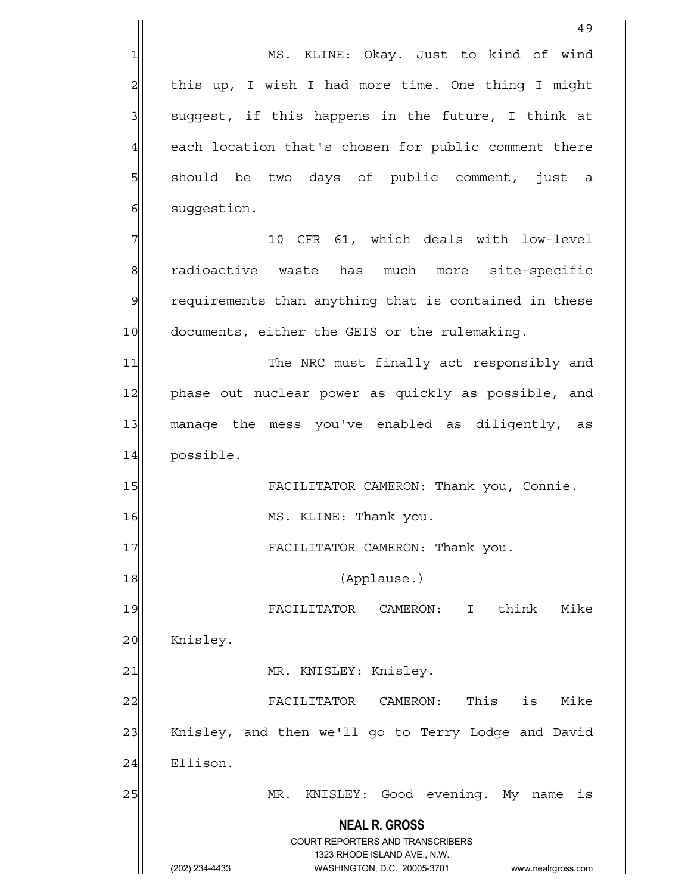MS. KLINE: Okay. Just to kind of wind this up, I wish I had more time. One thing I might suggest, if this happens in the future, I think at each location that's chosen for public comment there should be two days of public comment, just a suggestion.

10 CFR 61, which deals with low-level radioactive waste has much more site-specific requirements than anything that is contained in these documents, either the GEIS or the rulemaking.

The NRC must finally act responsibly and phase out nuclear power as quickly as possible, and manage the mess you've enabled as diligently, as possible.

FACILITATOR CAMERON: Thank you, Connie.

MS. KLINE: Thank you.

FACILITATOR CAMERON: Thank you.

(Applause.)

FACILITATOR CAMERON: I think Mike Knisley.

MR. KNISLEY: Knisley.

FACILITATOR CAMERON: This is Mike Knisley, and then we'll go to Terry Lodge and David Ellison.

MR. KNISLEY: Good evening. My name is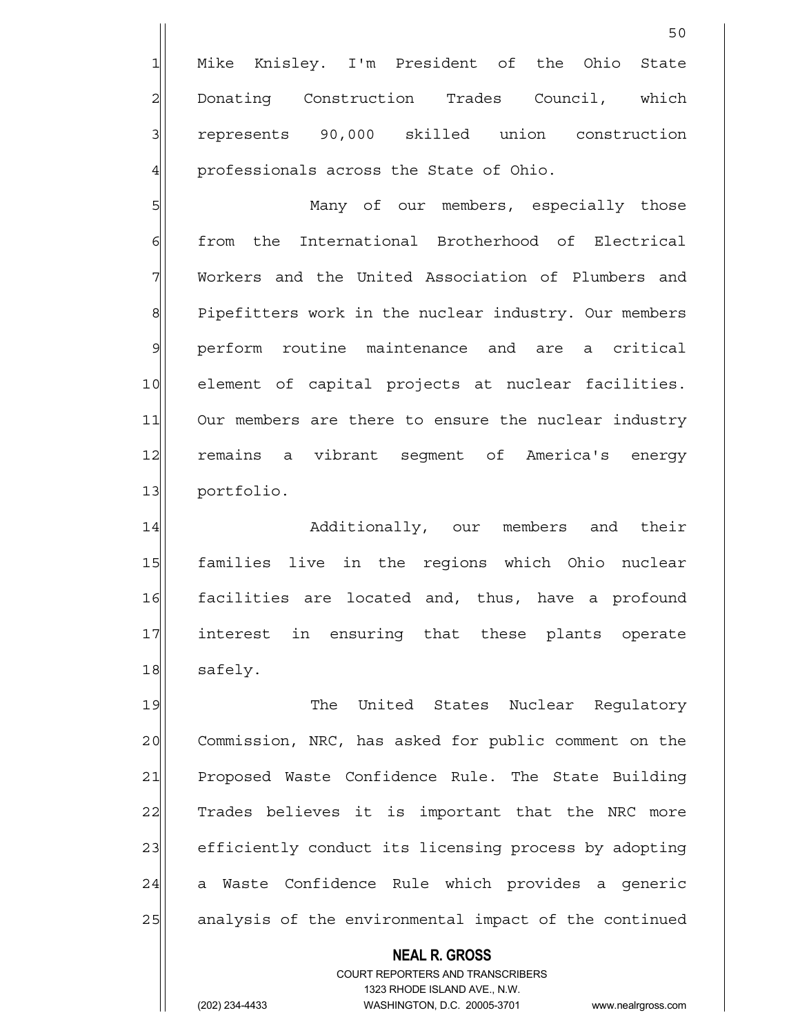Mike Knisley. I'm President of the Ohio State Donating Construction Trades Council, which represents 90,000 skilled union construction professionals across the State of Ohio.

Many of our members, especially those from the International Brotherhood of Electrical Workers and the United Association of Plumbers and Pipefitters work in the nuclear industry. Our members perform routine maintenance and are a critical element of capital projects at nuclear facilities. Our members are there to ensure the nuclear industry remains a vibrant segment of America's energy portfolio.

Additionally, our members and their families live in the regions which Ohio nuclear facilities are located and, thus, have a profound interest in ensuring that these plants operate safely.

The United States Nuclear Regulatory Commission, NRC, has asked for public comment on the Proposed Waste Confidence Rule. The State Building Trades believes it is important that the NRC more efficiently conduct its licensing process by adopting a Waste Confidence Rule which provides a generic analysis of the environmental impact of the continued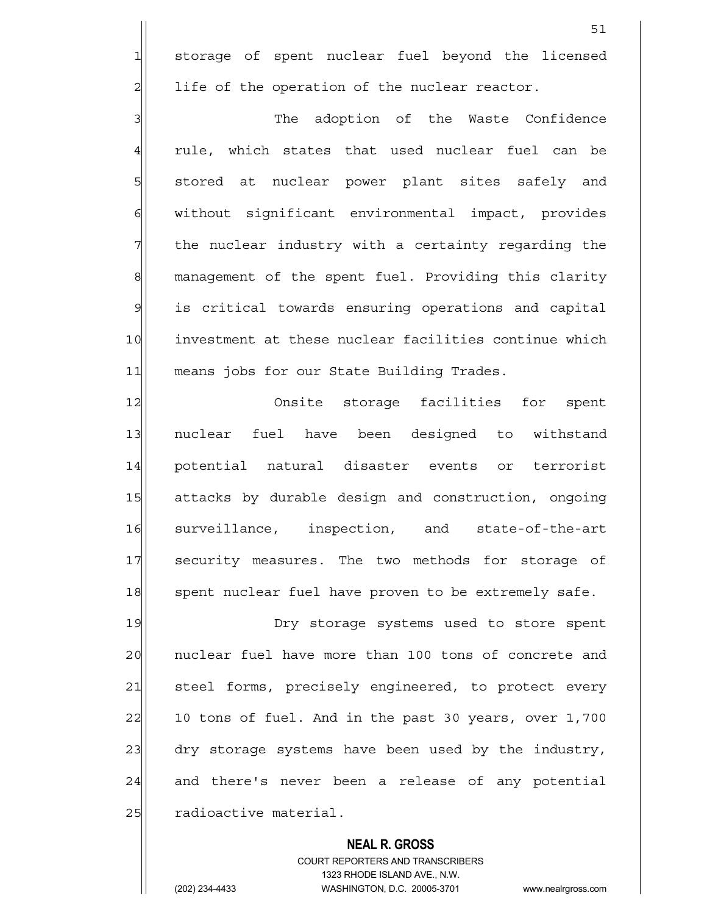storage of spent nuclear fuel beyond the licensed life of the operation of the nuclear reactor.

The adoption of the Waste Confidence rule, which states that used nuclear fuel can be stored at nuclear power plant sites safely and without significant environmental impact, provides the nuclear industry with a certainty regarding the management of the spent fuel. Providing this clarity is critical towards ensuring operations and capital investment at these nuclear facilities continue which means jobs for our State Building Trades.

Onsite storage facilities for spent nuclear fuel have been designed to withstand potential natural disaster events or terrorist attacks by durable design and construction, ongoing surveillance, inspection, and state-of-the-art security measures. The two methods for storage of spent nuclear fuel have proven to be extremely safe.

Dry storage systems used to store spent nuclear fuel have more than 100 tons of concrete and steel forms, precisely engineered, to protect every 10 tons of fuel. And in the past 30 years, over 1,700 dry storage systems have been used by the industry, and there's never been a release of any potential radioactive material.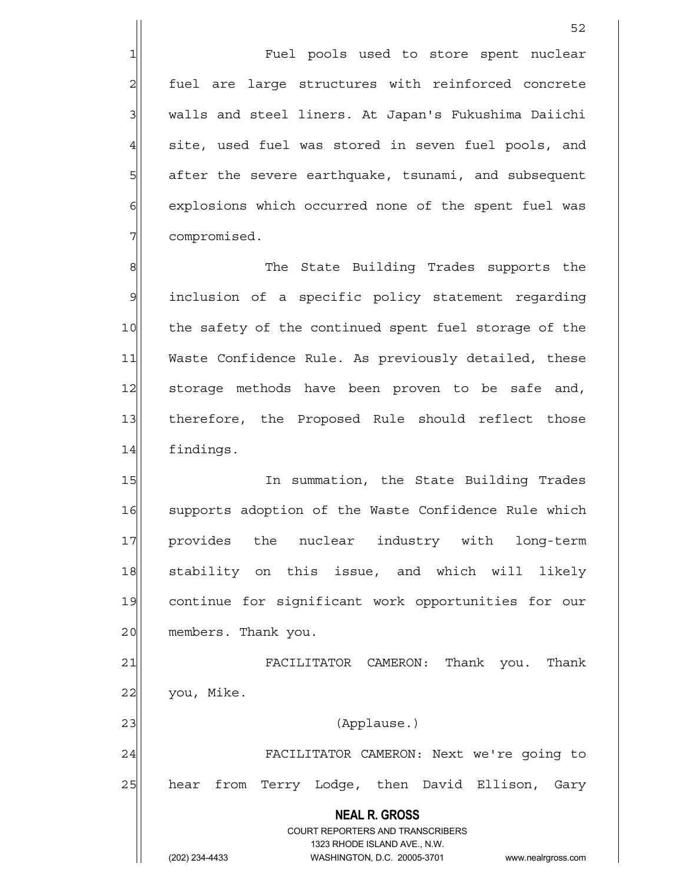Fuel pools used to store spent nuclear fuel are large structures with reinforced concrete walls and steel liners. At Japan's Fukushima Daiichi site, used fuel was stored in seven fuel pools, and after the severe earthquake, tsunami, and subsequent explosions which occurred none of the spent fuel was compromised.

The State Building Trades supports the inclusion of a specific policy statement regarding the safety of the continued spent fuel storage of the Waste Confidence Rule. As previously detailed, these storage methods have been proven to be safe and, therefore, the Proposed Rule should reflect those findings.

In summation, the State Building Trades supports adoption of the Waste Confidence Rule which provides the nuclear industry with long-term stability on this issue, and which will likely continue for significant work opportunities for our members. Thank you.

FACILITATOR CAMERON: Thank you. Thank you, Mike.

(Applause.)

FACILITATOR CAMERON: Next we're going to hear from Terry Lodge, then David Ellison, Gary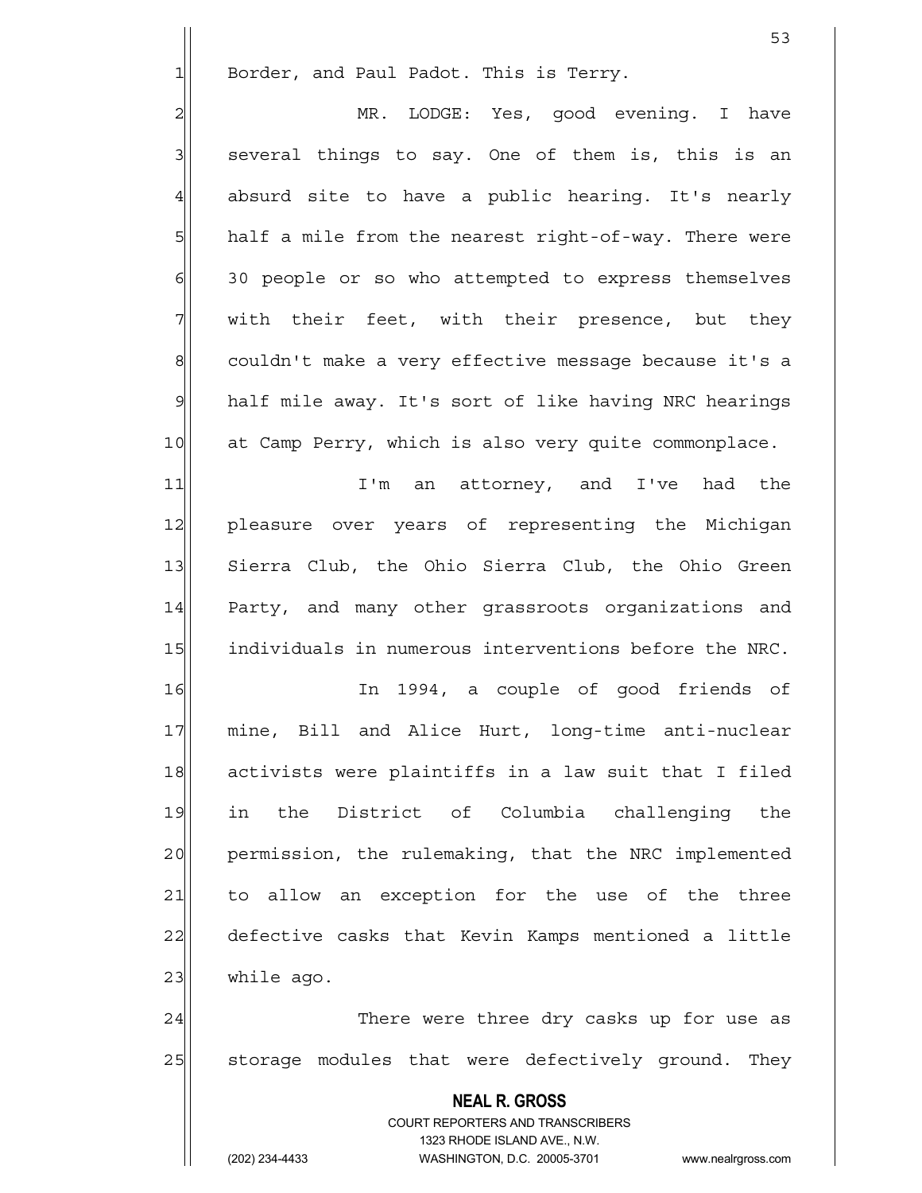Border, and Paul Padot. This is Terry.

MR. LODGE: Yes, good evening. I have several things to say. One of them is, this is an absurd site to have a public hearing. It's nearly half a mile from the nearest right-of-way. There were 30 people or so who attempted to express themselves with their feet, with their presence, but they couldn't make a very effective message because it's a half mile away. It's sort of like having NRC hearings at Camp Perry, which is also very quite commonplace.

I'm an attorney, and I've had the pleasure over years of representing the Michigan Sierra Club, the Ohio Sierra Club, the Ohio Green Party, and many other grassroots organizations and individuals in numerous interventions before the NRC.

In 1994, a couple of good friends of mine, Bill and Alice Hurt, long-time anti-nuclear activists were plaintiffs in a law suit that I filed in the District of Columbia challenging the permission, the rulemaking, that the NRC implemented to allow an exception for the use of the three defective casks that Kevin Kamps mentioned a little while ago.

There were three dry casks up for use as storage modules that were defectively ground. They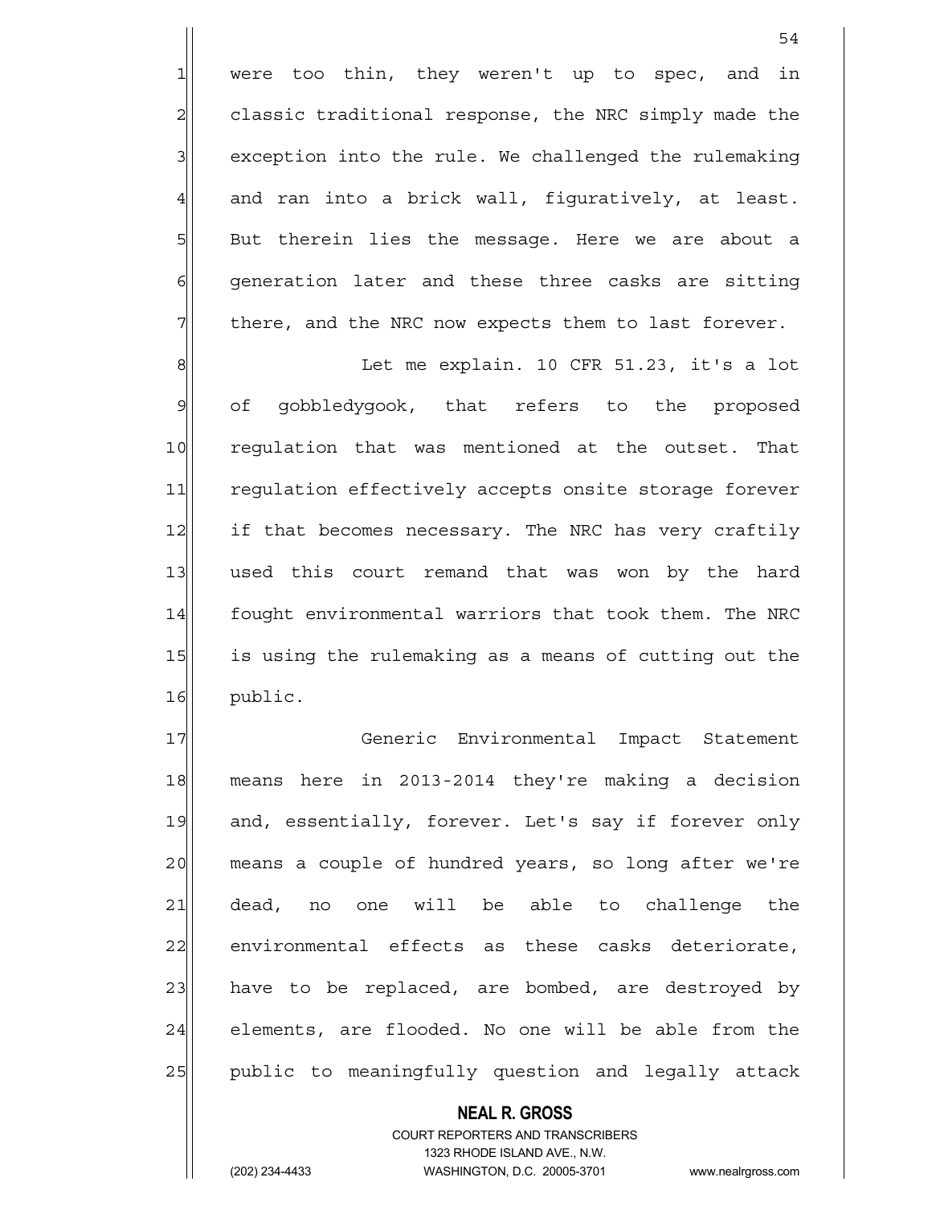were too thin, they weren't up to spec, and in classic traditional response, the NRC simply made the exception into the rule. We challenged the rulemaking and ran into a brick wall, figuratively, at least. But therein lies the message. Here we are about a generation later and these three casks are sitting there, and the NRC now expects them to last forever.

Let me explain. 10 CFR 51.23, it's a lot of gobbledygook, that refers to the proposed regulation that was mentioned at the outset. That regulation effectively accepts onsite storage forever if that becomes necessary. The NRC has very craftily used this court remand that was won by the hard fought environmental warriors that took them. The NRC is using the rulemaking as a means of cutting out the public.

Generic Environmental Impact Statement means here in 2013-2014 they're making a decision and, essentially, forever. Let's say if forever only means a couple of hundred years, so long after we're dead, no one will be able to challenge the environmental effects as these casks deteriorate, have to be replaced, are bombed, are destroyed by elements, are flooded. No one will be able from the public to meaningfully question and legally attack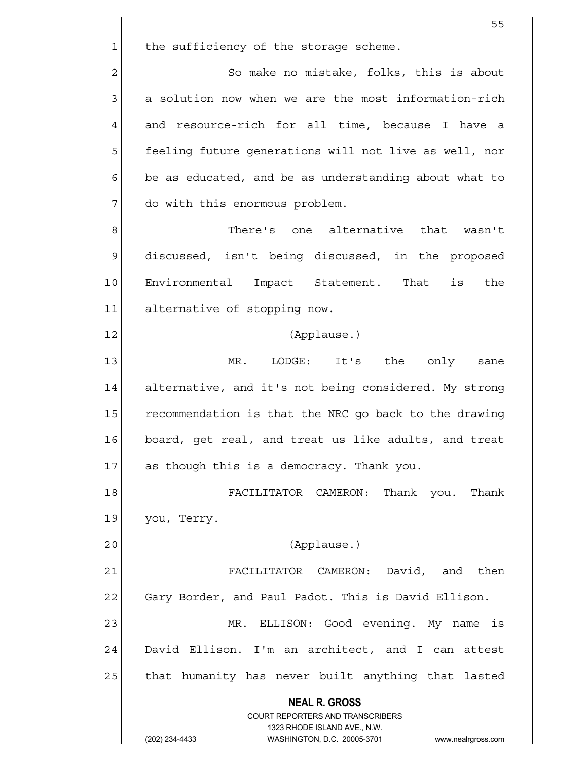the sufficiency of the storage scheme.

So make no mistake, folks, this is about a solution now when we are the most information-rich and resource-rich for all time, because I have a feeling future generations will not live as well, nor be as educated, and be as understanding about what to do with this enormous problem.

There's one alternative that wasn't discussed, isn't being discussed, in the proposed Environmental Impact Statement. That is the alternative of stopping now.

(Applause.)

MR. LODGE: It's the only sane alternative, and it's not being considered. My strong recommendation is that the NRC go back to the drawing board, get real, and treat us like adults, and treat as though this is a democracy. Thank you.

FACILITATOR CAMERON: Thank you. Thank you, Terry.

(Applause.)

FACILITATOR CAMERON: David, and then Gary Border, and Paul Padot. This is David Ellison.

MR. ELLISON: Good evening. My name is David Ellison. I'm an architect, and I can attest that humanity has never built anything that lasted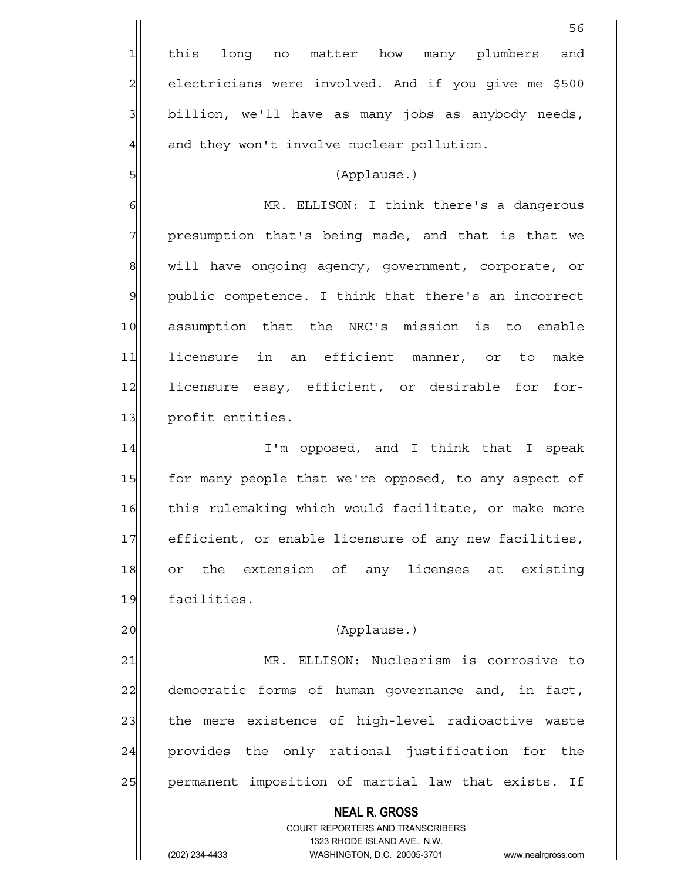this long no matter how many plumbers and electricians were involved. And if you give me $500 billion, we'll have as many jobs as anybody needs, and they won't involve nuclear pollution.

(Applause.)

MR. ELLISON: I think there's a dangerous presumption that's being made, and that is that we will have ongoing agency, government, corporate, or public competence. I think that there's an incorrect assumption that the NRC's mission is to enable licensure in an efficient manner, or to make licensure easy, efficient, or desirable for for-profit entities.

I'm opposed, and I think that I speak for many people that we're opposed, to any aspect of this rulemaking which would facilitate, or make more efficient, or enable licensure of any new facilities, or the extension of any licenses at existing facilities.

(Applause.)

MR. ELLISON: Nuclearism is corrosive to democratic forms of human governance and, in fact, the mere existence of high-level radioactive waste provides the only rational justification for the permanent imposition of martial law that exists. If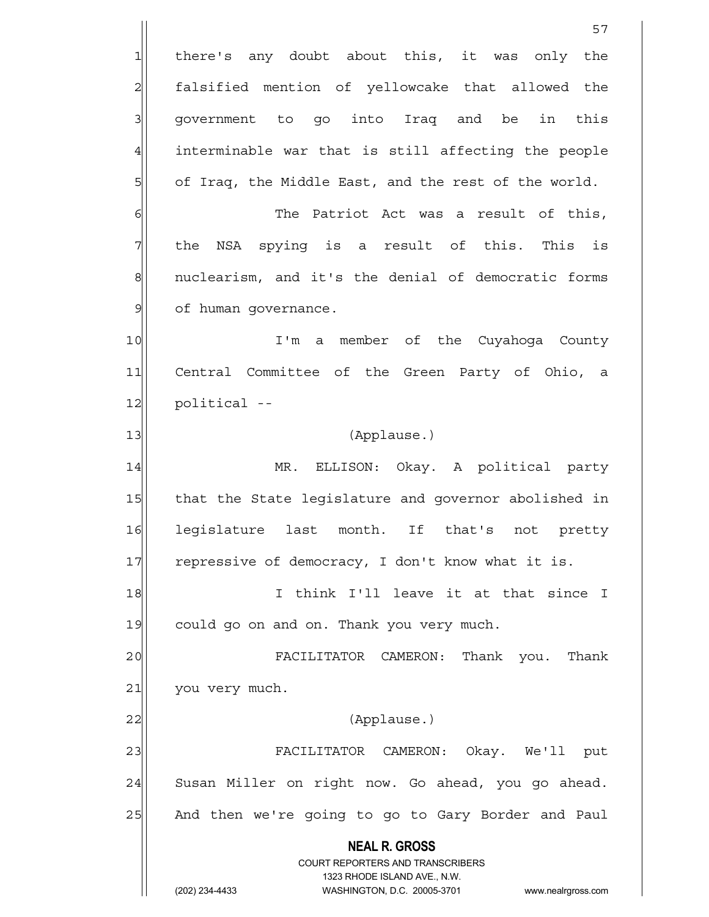there's any doubt about this, it was only the falsified mention of yellowcake that allowed the government to go into Iraq and be in this interminable war that is still affecting the people of Iraq, the Middle East, and the rest of the world.

The Patriot Act was a result of this, the NSA spying is a result of this. This is nuclearism, and it's the denial of democratic forms of human governance.

I'm a member of the Cuyahoga County Central Committee of the Green Party of Ohio, a political --

(Applause.)

MR. ELLISON: Okay. A political party that the State legislature and governor abolished in legislature last month. If that's not pretty repressive of democracy, I don't know what it is.

I think I'll leave it at that since I could go on and on. Thank you very much.

FACILITATOR CAMERON: Thank you. Thank you very much.

(Applause.)

FACILITATOR CAMERON: Okay. We'll put Susan Miller on right now. Go ahead, you go ahead. And then we're going to go to Gary Border and Paul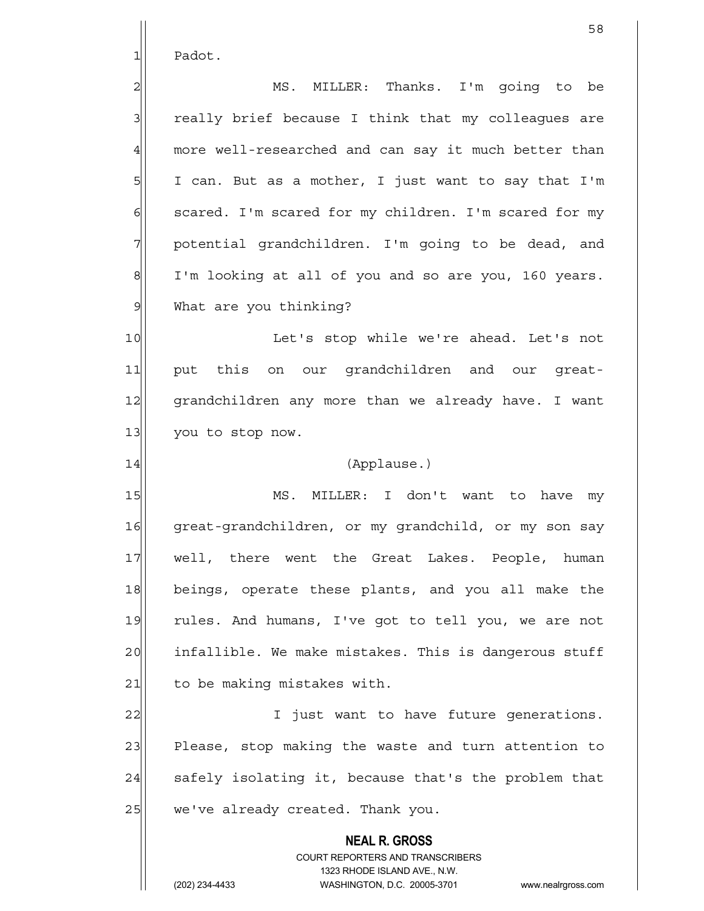Padot.

MS. MILLER: Thanks. I'm going to be really brief because I think that my colleagues are more well-researched and can say it much better than I can. But as a mother, I just want to say that I'm scared. I'm scared for my children. I'm scared for my potential grandchildren. I'm going to be dead, and I'm looking at all of you and so are you, 160 years. What are you thinking?

Let's stop while we're ahead. Let's not put this on our grandchildren and our great-grandchildren any more than we already have. I want you to stop now.

(Applause.)

MS. MILLER: I don't want to have my great-grandchildren, or my grandchild, or my son say well, there went the Great Lakes. People, human beings, operate these plants, and you all make the rules. And humans, I've got to tell you, we are not infallible. We make mistakes. This is dangerous stuff to be making mistakes with.

I just want to have future generations. Please, stop making the waste and turn attention to safely isolating it, because that's the problem that we've already created. Thank you.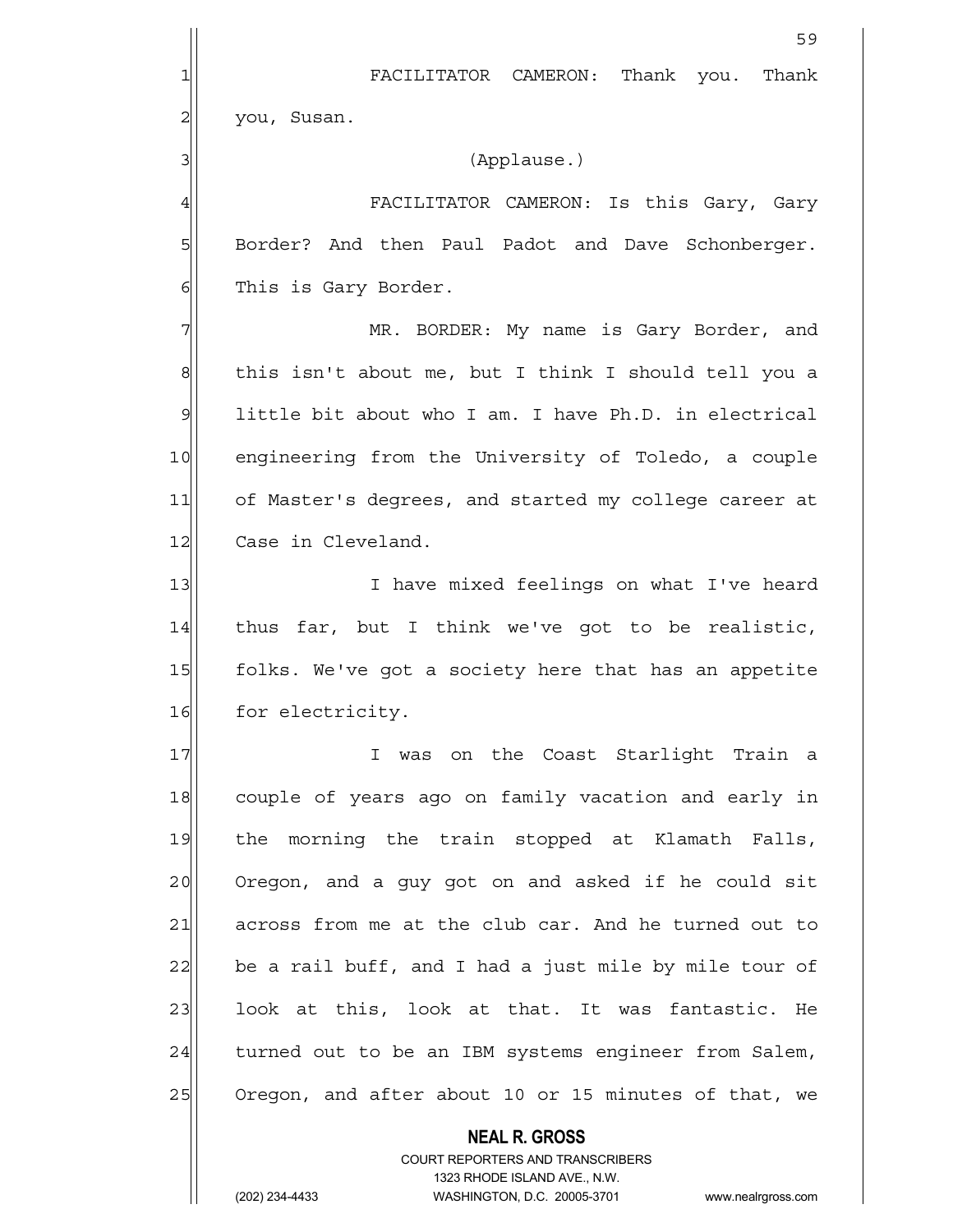FACILITATOR CAMERON: Thank you. Thank you, Susan.

(Applause.)

FACILITATOR CAMERON: Is this Gary, Gary Border? And then Paul Padot and Dave Schonberger. This is Gary Border.

MR. BORDER: My name is Gary Border, and this isn't about me, but I think I should tell you a little bit about who I am. I have Ph.D. in electrical engineering from the University of Toledo, a couple of Master's degrees, and started my college career at Case in Cleveland.

I have mixed feelings on what I've heard thus far, but I think we've got to be realistic, folks. We've got a society here that has an appetite for electricity.

I was on the Coast Starlight Train a couple of years ago on family vacation and early in the morning the train stopped at Klamath Falls, Oregon, and a guy got on and asked if he could sit across from me at the club car. And he turned out to be a rail buff, and I had a just mile by mile tour of look at this, look at that. It was fantastic. He turned out to be an IBM systems engineer from Salem, Oregon, and after about 10 or 15 minutes of that, we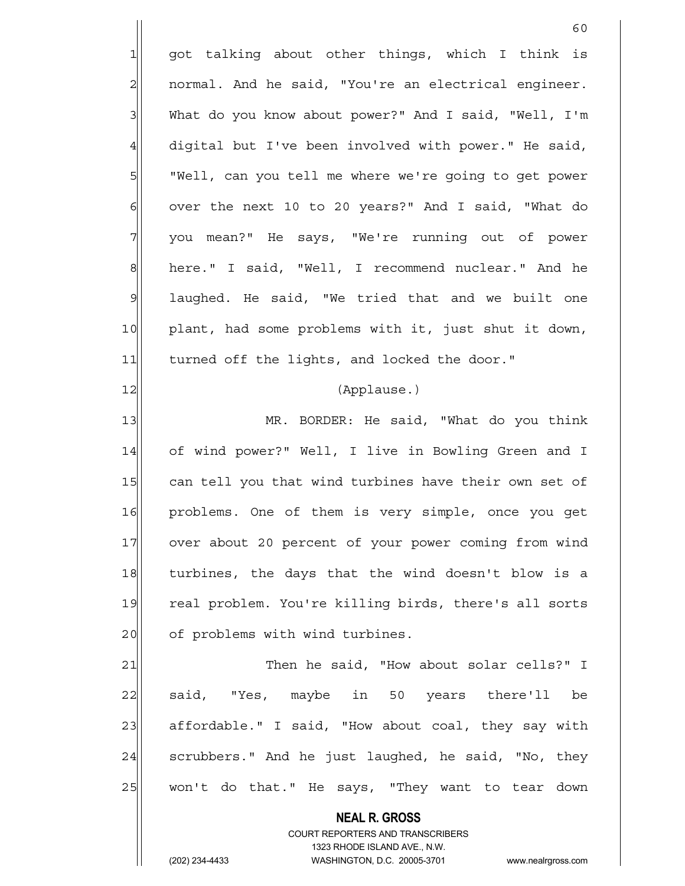got talking about other things, which I think is normal. And he said, "You're an electrical engineer. What do you know about power?" And I said, "Well, I'm digital but I've been involved with power." He said, "Well, can you tell me where we're going to get power over the next 10 to 20 years?" And I said, "What do you mean?" He says, "We're running out of power here." I said, "Well, I recommend nuclear." And he laughed. He said, "We tried that and we built one plant, had some problems with it, just shut it down, turned off the lights, and locked the door."

(Applause.)

MR. BORDER: He said, "What do you think of wind power?" Well, I live in Bowling Green and I can tell you that wind turbines have their own set of problems. One of them is very simple, once you get over about 20 percent of your power coming from wind turbines, the days that the wind doesn't blow is a real problem. You're killing birds, there's all sorts of problems with wind turbines.

Then he said, "How about solar cells?" I said, "Yes, maybe in 50 years there'll be affordable." I said, "How about coal, they say with scrubbers." And he just laughed, he said, "No, they won't do that." He says, "They want to tear down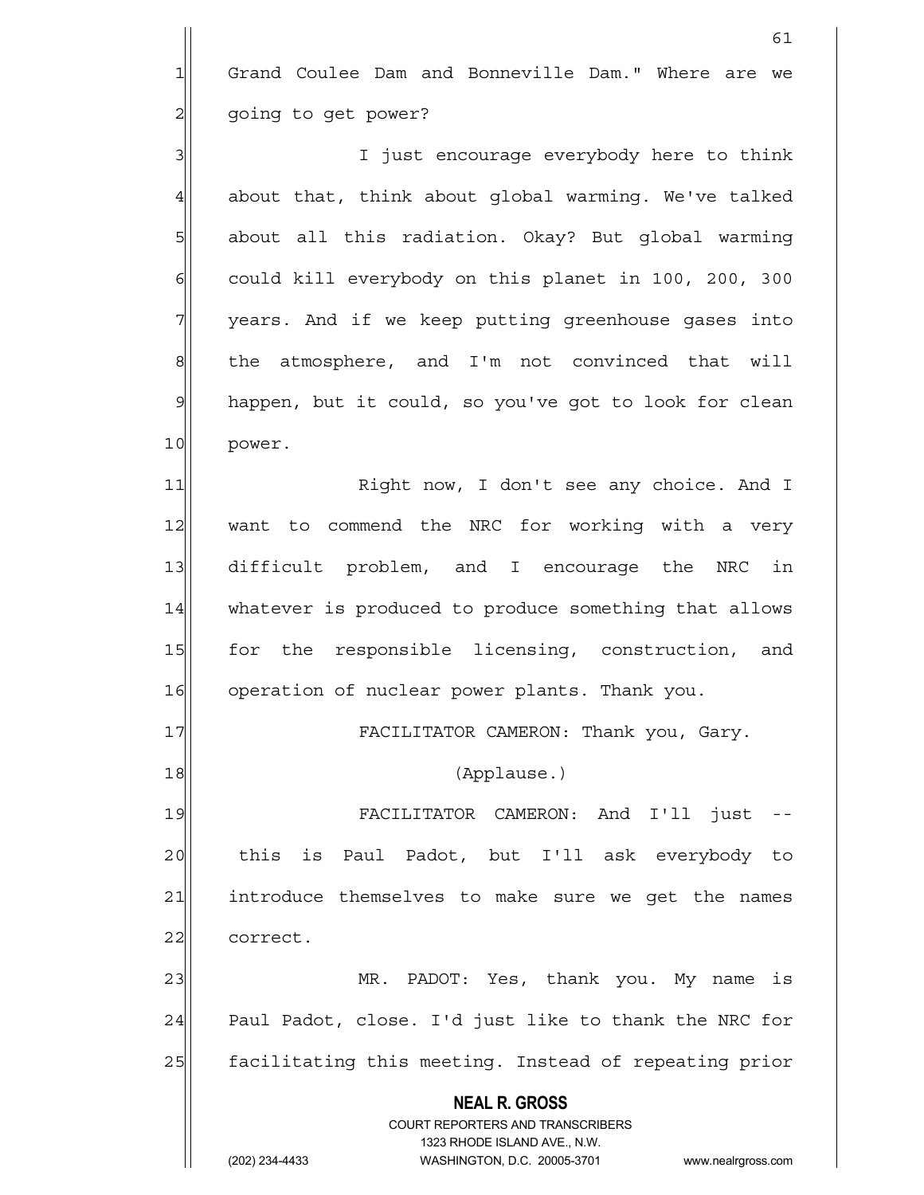Grand Coulee Dam and Bonneville Dam." Where are we going to get power?

I just encourage everybody here to think about that, think about global warming. We've talked about all this radiation. Okay? But global warming could kill everybody on this planet in 100, 200, 300 years. And if we keep putting greenhouse gases into the atmosphere, and I'm not convinced that will happen, but it could, so you've got to look for clean power.

Right now, I don't see any choice. And I want to commend the NRC for working with a very difficult problem, and I encourage the NRC in whatever is produced to produce something that allows for the responsible licensing, construction, and operation of nuclear power plants. Thank you.

FACILITATOR CAMERON: Thank you, Gary.

(Applause.)

FACILITATOR CAMERON: And I'll just -- this is Paul Padot, but I'll ask everybody to introduce themselves to make sure we get the names correct.

MR. PADOT: Yes, thank you. My name is Paul Padot, close. I'd just like to thank the NRC for facilitating this meeting. Instead of repeating prior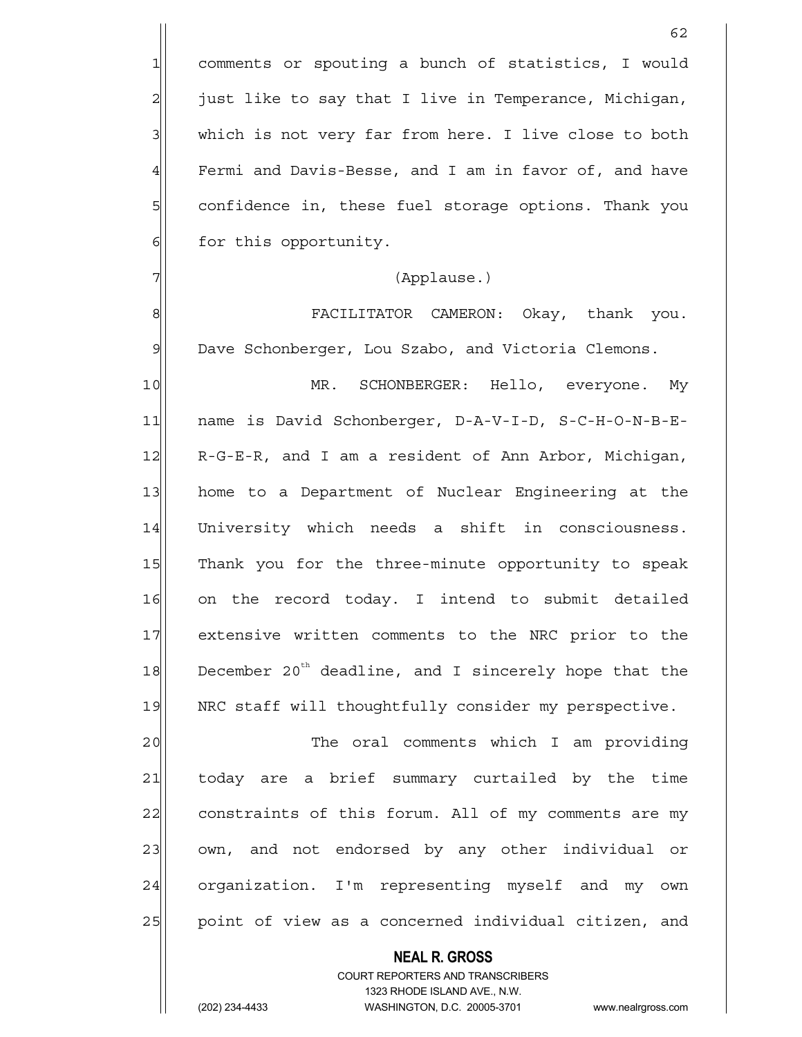comments or spouting a bunch of statistics, I would just like to say that I live in Temperance, Michigan, which is not very far from here. I live close to both Fermi and Davis-Besse, and I am in favor of, and have confidence in, these fuel storage options. Thank you for this opportunity.

(Applause.)

FACILITATOR CAMERON: Okay, thank you. Dave Schonberger, Lou Szabo, and Victoria Clemons.

MR. SCHONBERGER: Hello, everyone. My name is David Schonberger, D-A-V-I-D, S-C-H-O-N-B-E-R-G-E-R, and I am a resident of Ann Arbor, Michigan, home to a Department of Nuclear Engineering at the University which needs a shift in consciousness. Thank you for the three-minute opportunity to speak on the record today. I intend to submit detailed extensive written comments to the NRC prior to the December 20th deadline, and I sincerely hope that the NRC staff will thoughtfully consider my perspective.

The oral comments which I am providing today are a brief summary curtailed by the time constraints of this forum. All of my comments are my own, and not endorsed by any other individual or organization. I'm representing myself and my own point of view as a concerned individual citizen, and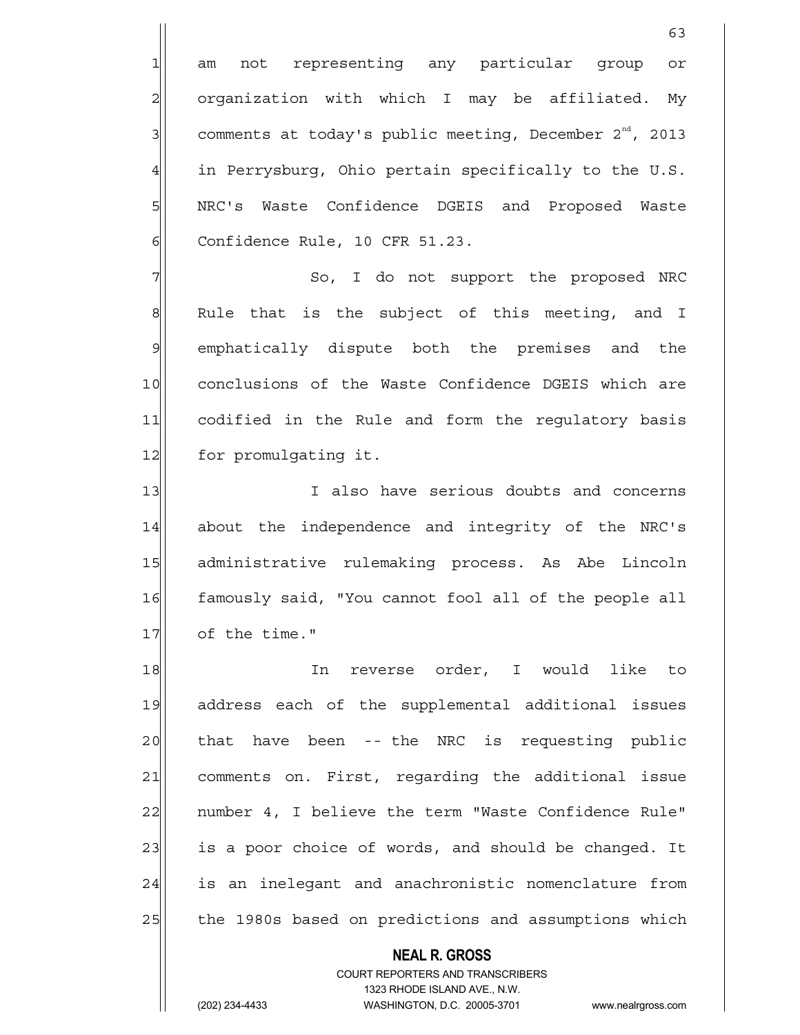am not representing any particular group or organization with which I may be affiliated. My comments at today's public meeting, December 2[nd], 2013 in Perrysburg, Ohio pertain specifically to the U.S. NRC's Waste Confidence DGEIS and Proposed Waste Confidence Rule, 10 CFR 51.23.

So, I do not support the proposed NRC Rule that is the subject of this meeting, and I emphatically dispute both the premises and the conclusions of the Waste Confidence DGEIS which are codified in the Rule and form the regulatory basis for promulgating it.

I also have serious doubts and concerns about the independence and integrity of the NRC's administrative rulemaking process. As Abe Lincoln famously said, "You cannot fool all of the people all of the time."

In reverse order, I would like to address each of the supplemental additional issues that have been -- the NRC is requesting public comments on. First, regarding the additional issue number 4, I believe the term "Waste Confidence Rule" is a poor choice of words, and should be changed. It is an inelegant and anachronistic nomenclature from the 1980s based on predictions and assumptions which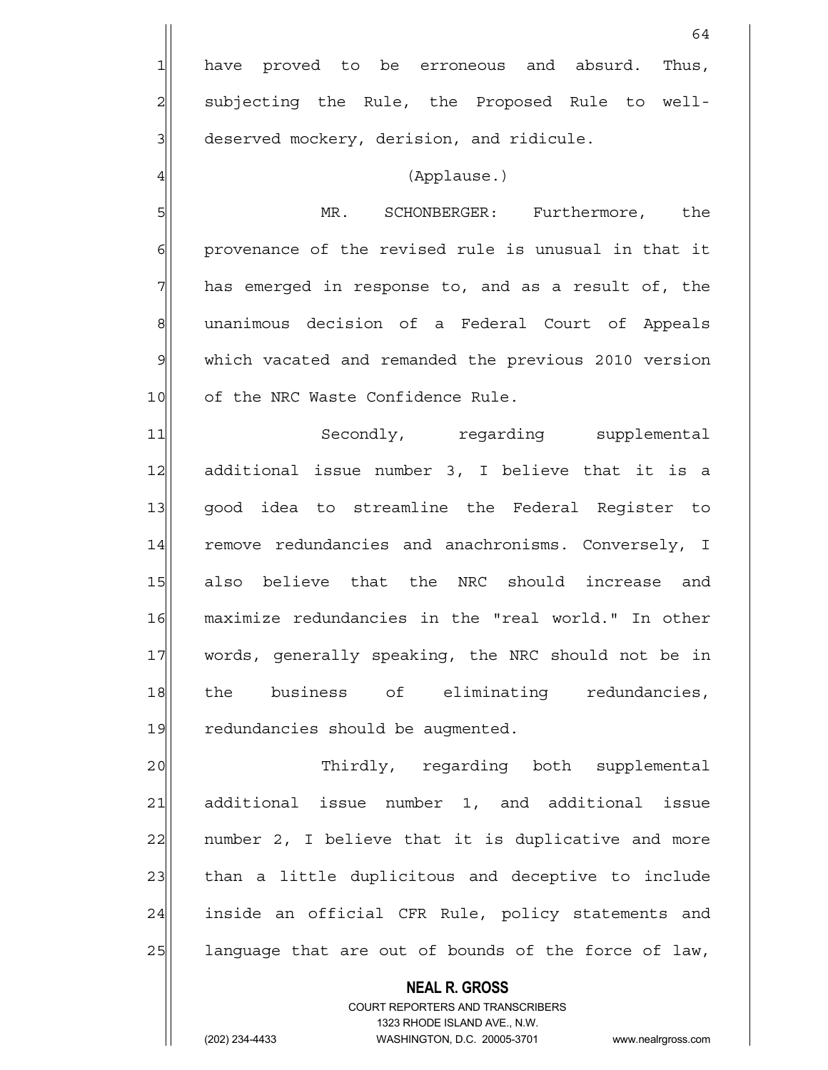have proved to be erroneous and absurd. Thus, subjecting the Rule, the Proposed Rule to well-deserved mockery, derision, and ridicule.

(Applause.)

MR. SCHONBERGER: Furthermore, the provenance of the revised rule is unusual in that it has emerged in response to, and as a result of, the unanimous decision of a Federal Court of Appeals which vacated and remanded the previous 2010 version of the NRC Waste Confidence Rule.

Secondly, regarding supplemental additional issue number 3, I believe that it is a good idea to streamline the Federal Register to remove redundancies and anachronisms. Conversely, I also believe that the NRC should increase and maximize redundancies in the "real world." In other words, generally speaking, the NRC should not be in the business of eliminating redundancies, redundancies should be augmented.

Thirdly, regarding both supplemental additional issue number 1, and additional issue number 2, I believe that it is duplicative and more than a little duplicitous and deceptive to include inside an official CFR Rule, policy statements and language that are out of bounds of the force of law,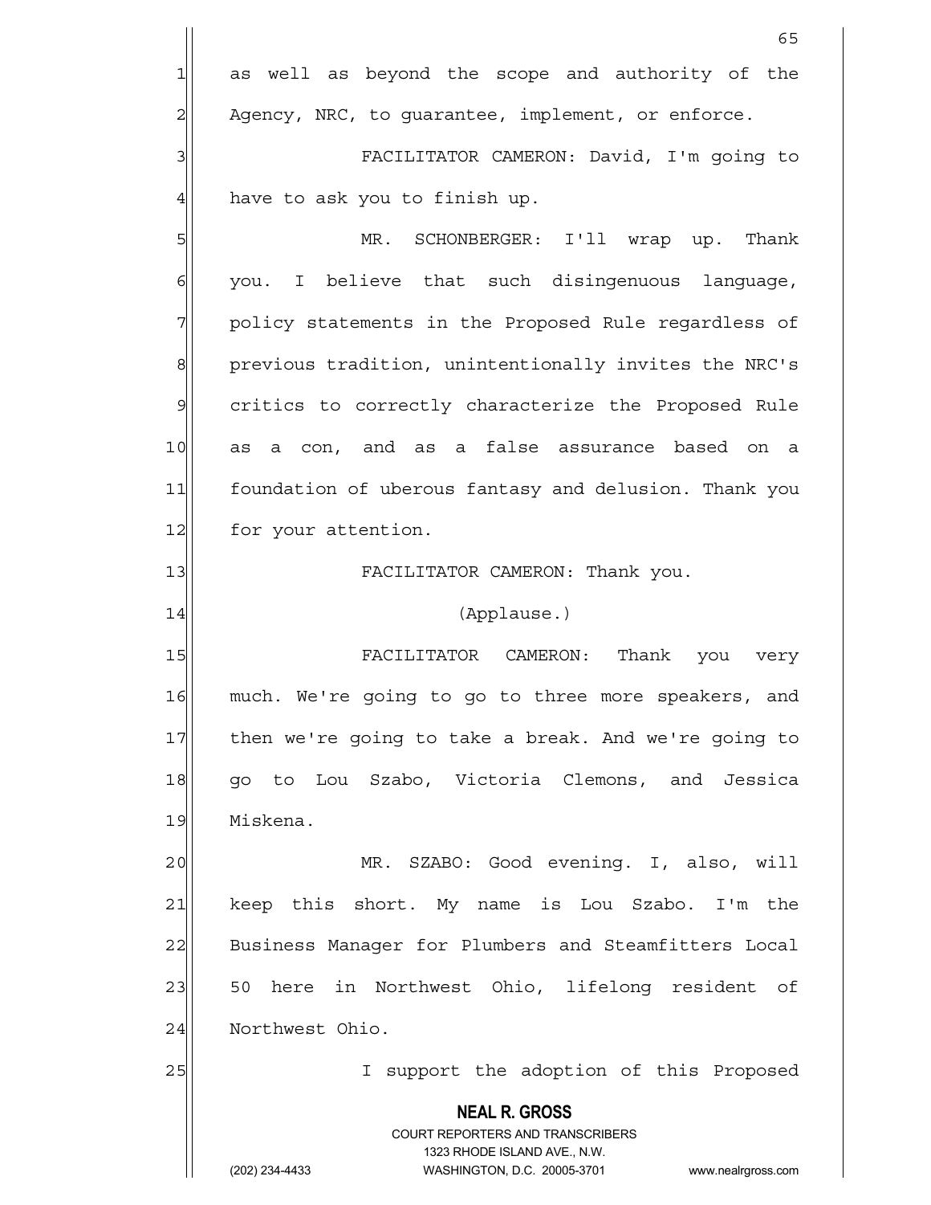as well as beyond the scope and authority of the Agency, NRC, to guarantee, implement, or enforce.

FACILITATOR CAMERON: David, I'm going to have to ask you to finish up.

MR. SCHONBERGER: I'll wrap up. Thank you. I believe that such disingenuous language, policy statements in the Proposed Rule regardless of previous tradition, unintentionally invites the NRC's critics to correctly characterize the Proposed Rule as a con, and as a false assurance based on a foundation of uberous fantasy and delusion. Thank you for your attention.

FACILITATOR CAMERON: Thank you.

(Applause.)

FACILITATOR CAMERON: Thank you very much. We're going to go to three more speakers, and then we're going to take a break. And we're going to go to Lou Szabo, Victoria Clemons, and Jessica Miskena.

MR. SZABO: Good evening. I, also, will keep this short. My name is Lou Szabo. I'm the Business Manager for Plumbers and Steamfitters Local 50 here in Northwest Ohio, lifelong resident of Northwest Ohio.

I support the adoption of this Proposed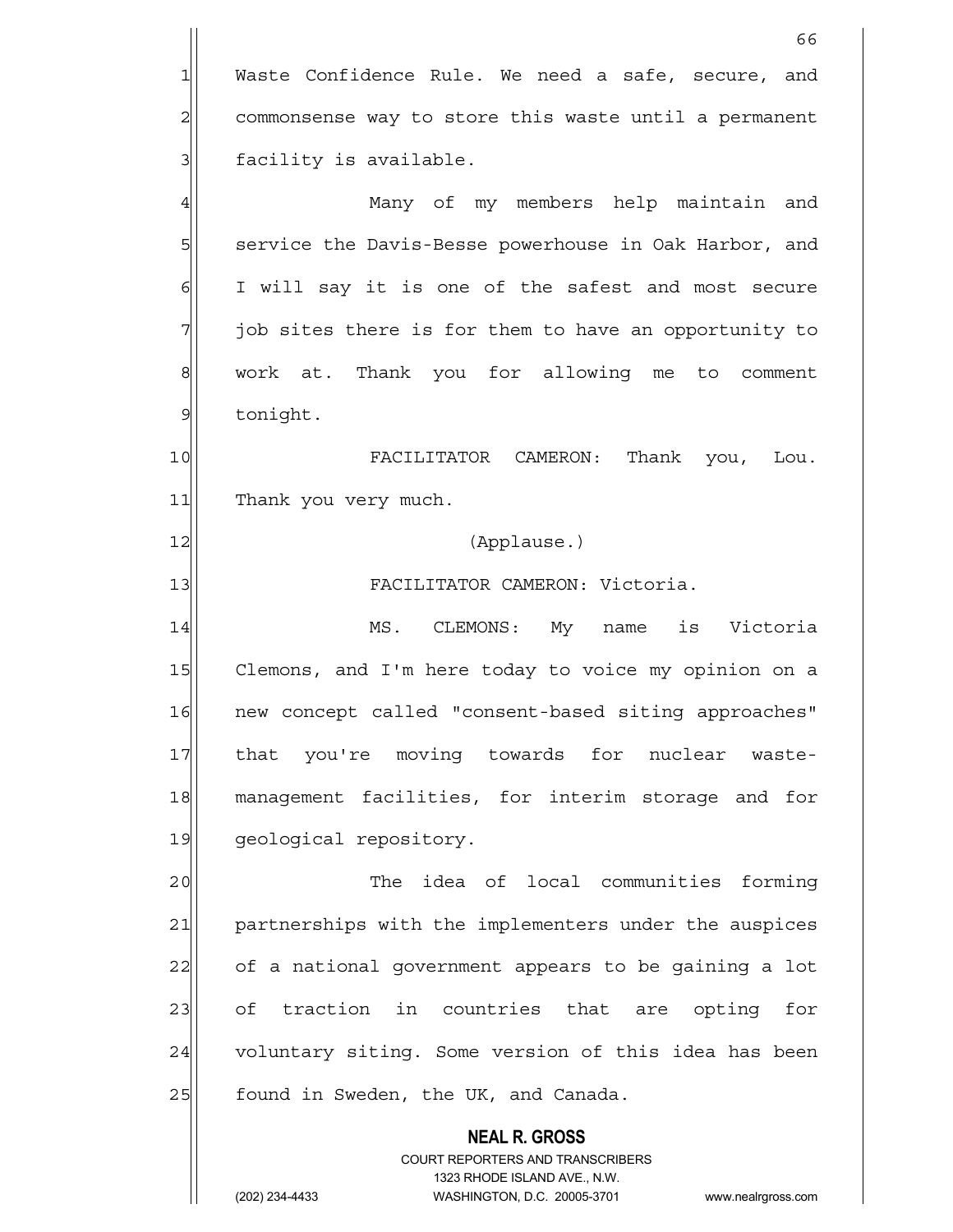Waste Confidence Rule. We need a safe, secure, and commonsense way to store this waste until a permanent facility is available.

Many of my members help maintain and service the Davis-Besse powerhouse in Oak Harbor, and I will say it is one of the safest and most secure job sites there is for them to have an opportunity to work at. Thank you for allowing me to comment tonight.

FACILITATOR CAMERON: Thank you, Lou. Thank you very much.

(Applause.)

FACILITATOR CAMERON: Victoria.

MS. CLEMONS: My name is Victoria Clemons, and I'm here today to voice my opinion on a new concept called "consent-based siting approaches" that you're moving towards for nuclear waste-management facilities, for interim storage and for geological repository.

The idea of local communities forming partnerships with the implementers under the auspices of a national government appears to be gaining a lot of traction in countries that are opting for voluntary siting. Some version of this idea has been found in Sweden, the UK, and Canada.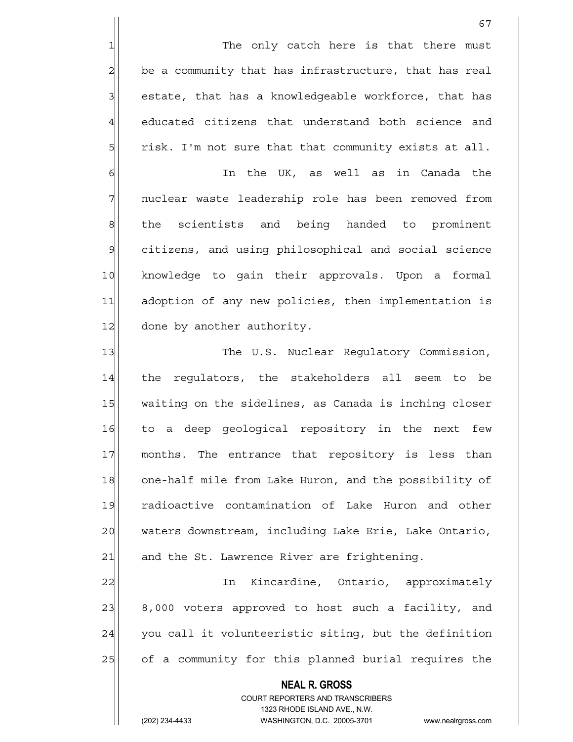The only catch here is that there must be a community that has infrastructure, that has real estate, that has a knowledgeable workforce, that has educated citizens that understand both science and risk. I'm not sure that that community exists at all.

In the UK, as well as in Canada the nuclear waste leadership role has been removed from the scientists and being handed to prominent citizens, and using philosophical and social science knowledge to gain their approvals. Upon a formal adoption of any new policies, then implementation is done by another authority.

The U.S. Nuclear Regulatory Commission, the regulators, the stakeholders all seem to be waiting on the sidelines, as Canada is inching closer to a deep geological repository in the next few months. The entrance that repository is less than one-half mile from Lake Huron, and the possibility of radioactive contamination of Lake Huron and other waters downstream, including Lake Erie, Lake Ontario, and the St. Lawrence River are frightening.

In Kincardine, Ontario, approximately 8,000 voters approved to host such a facility, and you call it volunteeristic siting, but the definition of a community for this planned burial requires the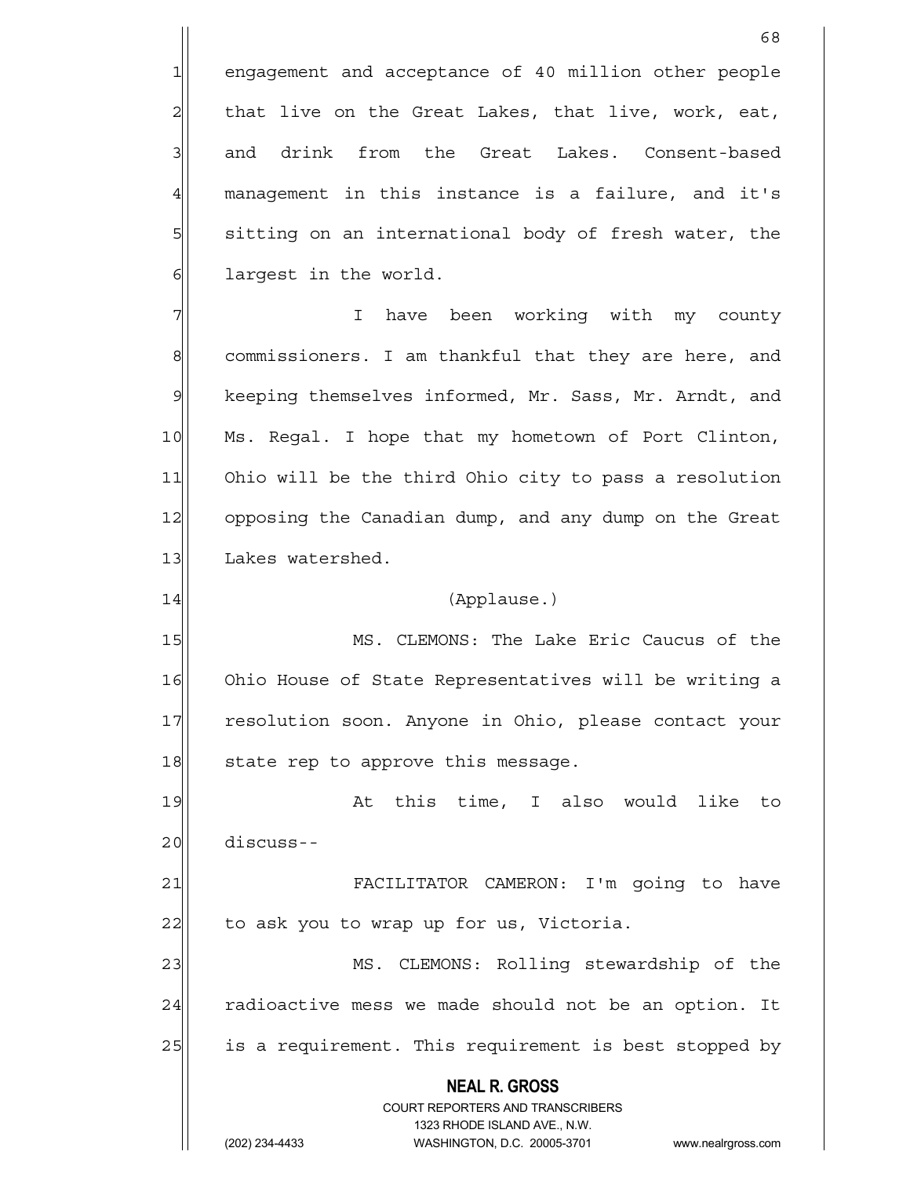engagement and acceptance of 40 million other people that live on the Great Lakes, that live, work, eat, and drink from the Great Lakes. Consent-based management in this instance is a failure, and it's sitting on an international body of fresh water, the largest in the world.

I have been working with my county commissioners. I am thankful that they are here, and keeping themselves informed, Mr. Sass, Mr. Arndt, and Ms. Regal. I hope that my hometown of Port Clinton, Ohio will be the third Ohio city to pass a resolution opposing the Canadian dump, and any dump on the Great Lakes watershed.

(Applause.)

MS. CLEMONS: The Lake Eric Caucus of the Ohio House of State Representatives will be writing a resolution soon. Anyone in Ohio, please contact your state rep to approve this message.

At this time, I also would like to discuss--

FACILITATOR CAMERON: I'm going to have to ask you to wrap up for us, Victoria.

MS. CLEMONS: Rolling stewardship of the radioactive mess we made should not be an option. It is a requirement. This requirement is best stopped by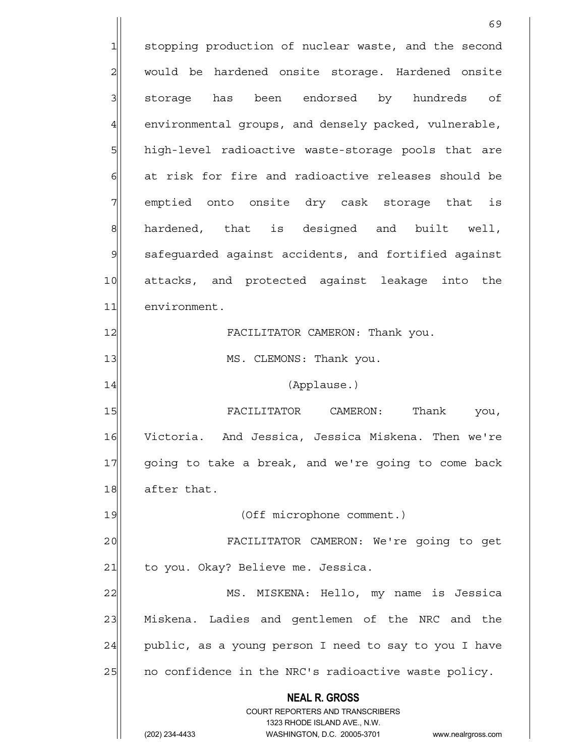stopping production of nuclear waste, and the second would be hardened onsite storage. Hardened onsite storage has been endorsed by hundreds of environmental groups, and densely packed, vulnerable, high-level radioactive waste-storage pools that are at risk for fire and radioactive releases should be emptied onto onsite dry cask storage that is hardened, that is designed and built well, safeguarded against accidents, and fortified against attacks, and protected against leakage into the environment.

FACILITATOR CAMERON: Thank you.

MS. CLEMONS: Thank you.

(Applause.)

FACILITATOR CAMERON: Thank you, Victoria. And Jessica, Jessica Miskena. Then we're going to take a break, and we're going to come back after that.

(Off microphone comment.)

FACILITATOR CAMERON: We're going to get to you. Okay? Believe me. Jessica.

MS. MISKENA: Hello, my name is Jessica Miskena. Ladies and gentlemen of the NRC and the public, as a young person I need to say to you I have no confidence in the NRC's radioactive waste policy.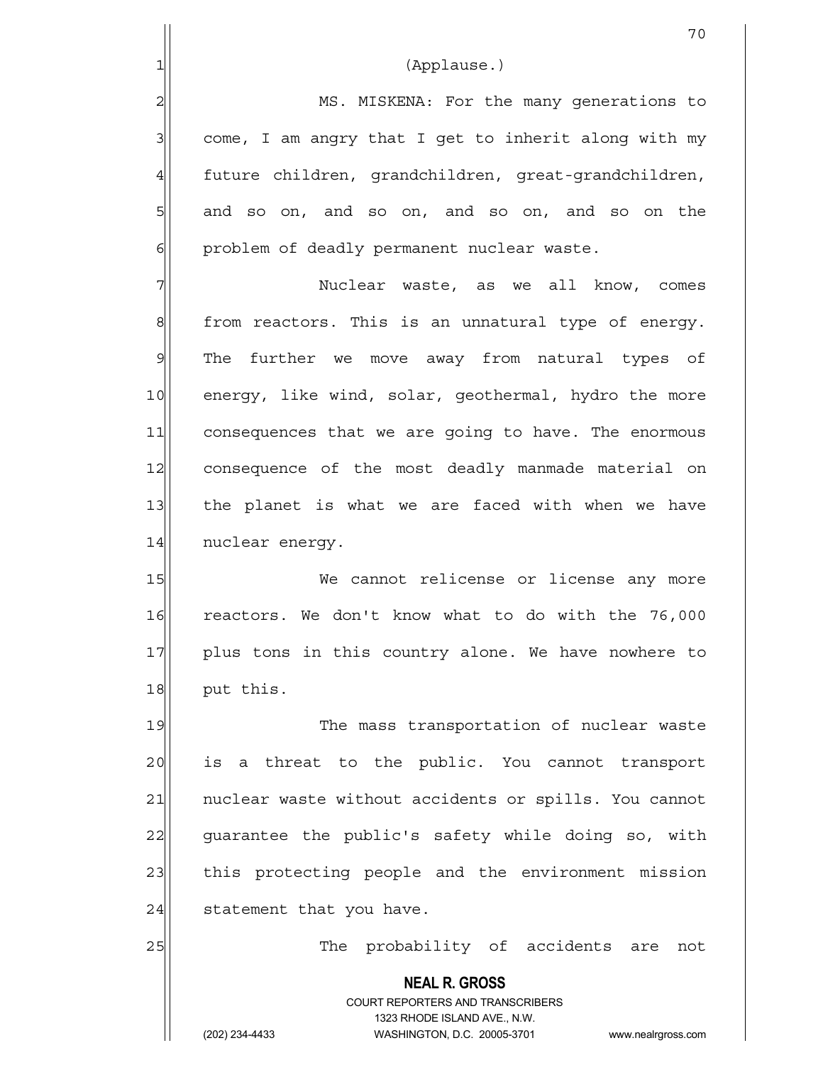(Applause.)

MS. MISKENA: For the many generations to come, I am angry that I get to inherit along with my future children, grandchildren, great-grandchildren, and so on, and so on, and so on, and so on the problem of deadly permanent nuclear waste.

Nuclear waste, as we all know, comes from reactors. This is an unnatural type of energy. The further we move away from natural types of energy, like wind, solar, geothermal, hydro the more consequences that we are going to have. The enormous consequence of the most deadly manmade material on the planet is what we are faced with when we have nuclear energy.

We cannot relicense or license any more reactors. We don't know what to do with the 76,000 plus tons in this country alone. We have nowhere to put this.

The mass transportation of nuclear waste is a threat to the public. You cannot transport nuclear waste without accidents or spills. You cannot guarantee the public's safety while doing so, with this protecting people and the environment mission statement that you have.

The probability of accidents are not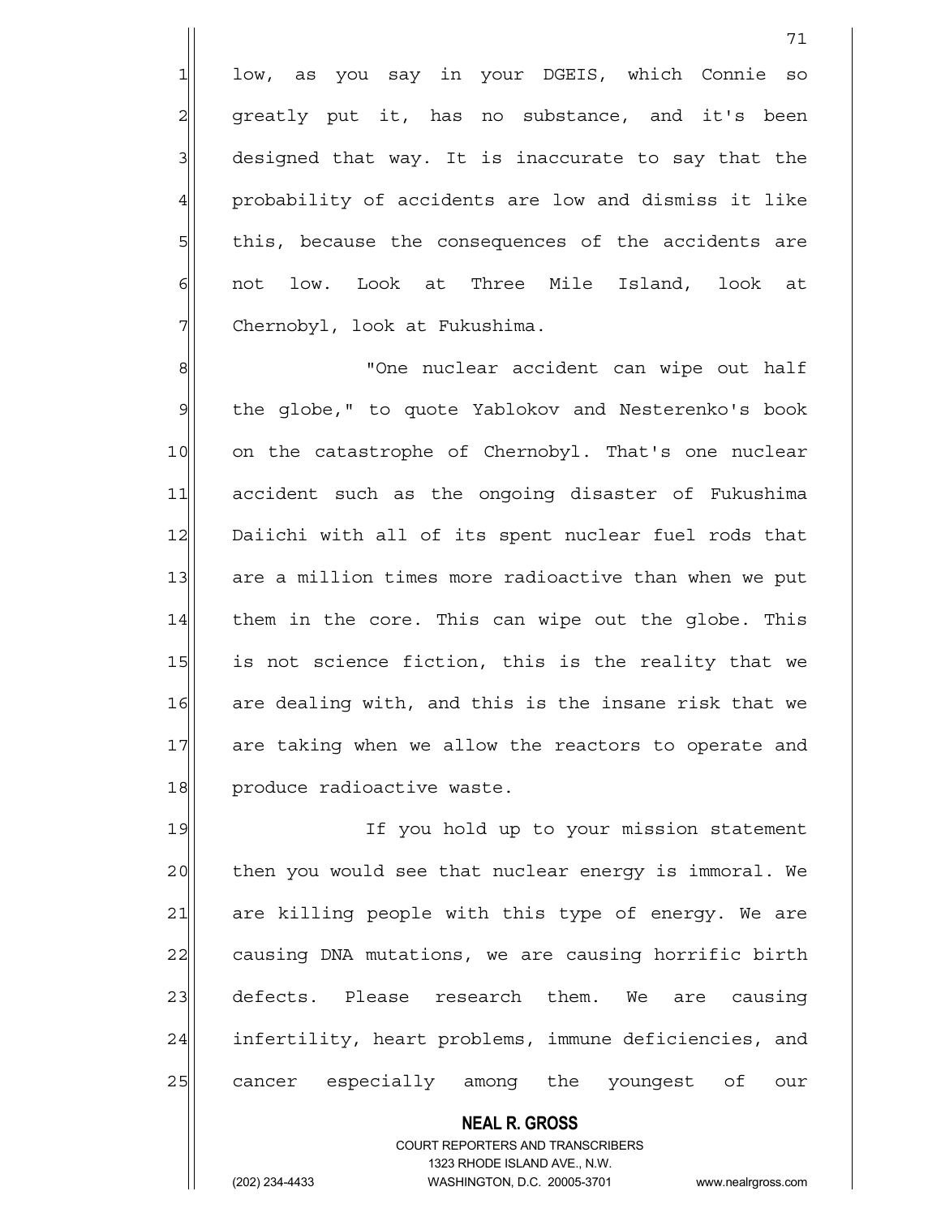low, as you say in your DGEIS, which Connie so greatly put it, has no substance, and it's been designed that way. It is inaccurate to say that the probability of accidents are low and dismiss it like this, because the consequences of the accidents are not low. Look at Three Mile Island, look at Chernobyl, look at Fukushima.

"One nuclear accident can wipe out half the globe," to quote Yablokov and Nesterenko's book on the catastrophe of Chernobyl. That's one nuclear accident such as the ongoing disaster of Fukushima Daiichi with all of its spent nuclear fuel rods that are a million times more radioactive than when we put them in the core. This can wipe out the globe. This is not science fiction, this is the reality that we are dealing with, and this is the insane risk that we are taking when we allow the reactors to operate and produce radioactive waste.

If you hold up to your mission statement then you would see that nuclear energy is immoral. We are killing people with this type of energy. We are causing DNA mutations, we are causing horrific birth defects. Please research them. We are causing infertility, heart problems, immune deficiencies, and cancer especially among the youngest of our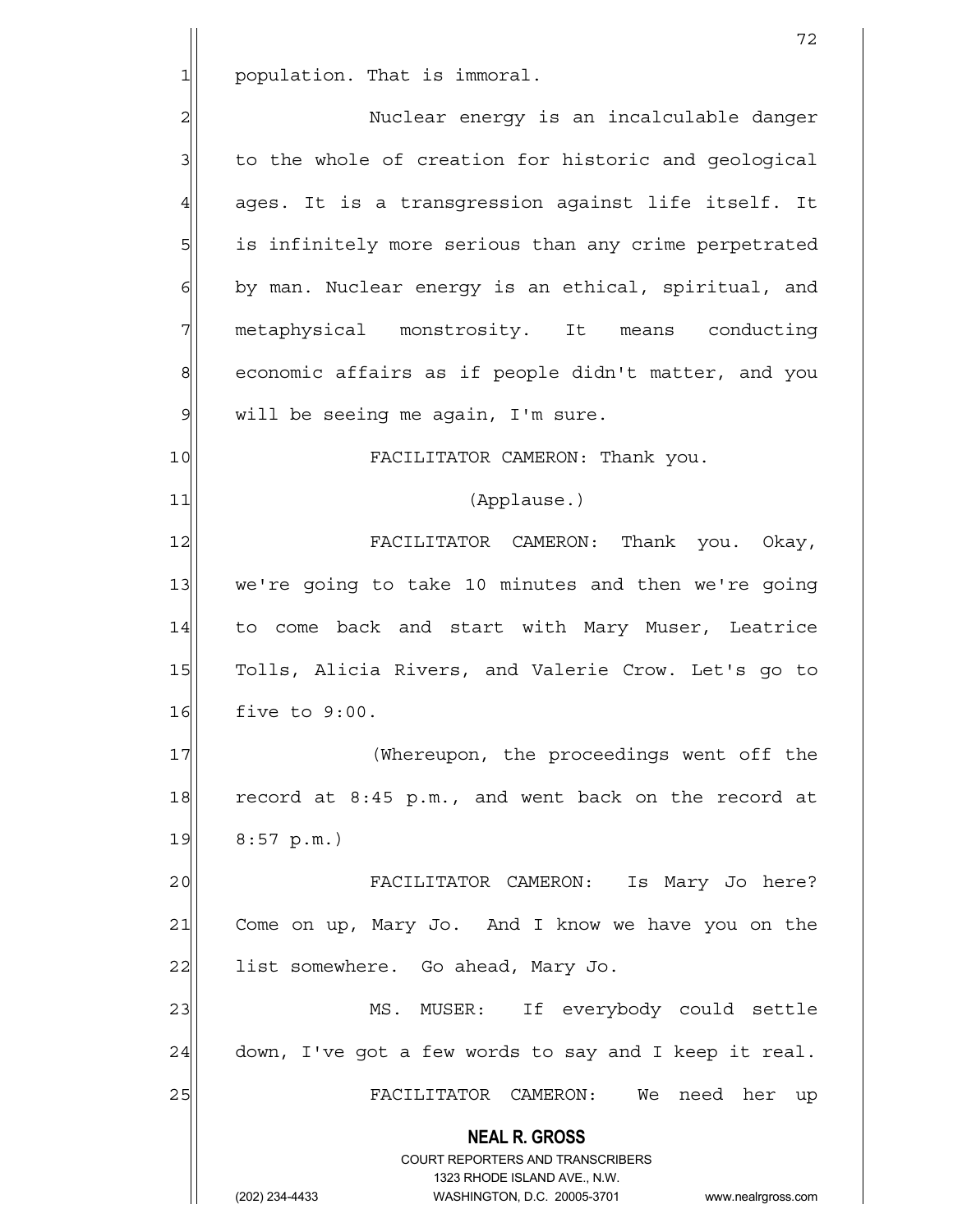population. That is immoral.

Nuclear energy is an incalculable danger to the whole of creation for historic and geological ages. It is a transgression against life itself. It is infinitely more serious than any crime perpetrated by man. Nuclear energy is an ethical, spiritual, and metaphysical monstrosity. It means conducting economic affairs as if people didn't matter, and you will be seeing me again, I'm sure.

FACILITATOR CAMERON: Thank you.

(Applause.)

FACILITATOR CAMERON: Thank you. Okay, we're going to take 10 minutes and then we're going to come back and start with Mary Muser, Leatrice Tolls, Alicia Rivers, and Valerie Crow. Let's go to five to 9:00.

(Whereupon, the proceedings went off the record at 8:45 p.m., and went back on the record at 8:57 p.m.)

FACILITATOR CAMERON: Is Mary Jo here? Come on up, Mary Jo. And I know we have you on the list somewhere. Go ahead, Mary Jo.

MS. MUSER: If everybody could settle down, I've got a few words to say and I keep it real.

FACILITATOR CAMERON: We need her up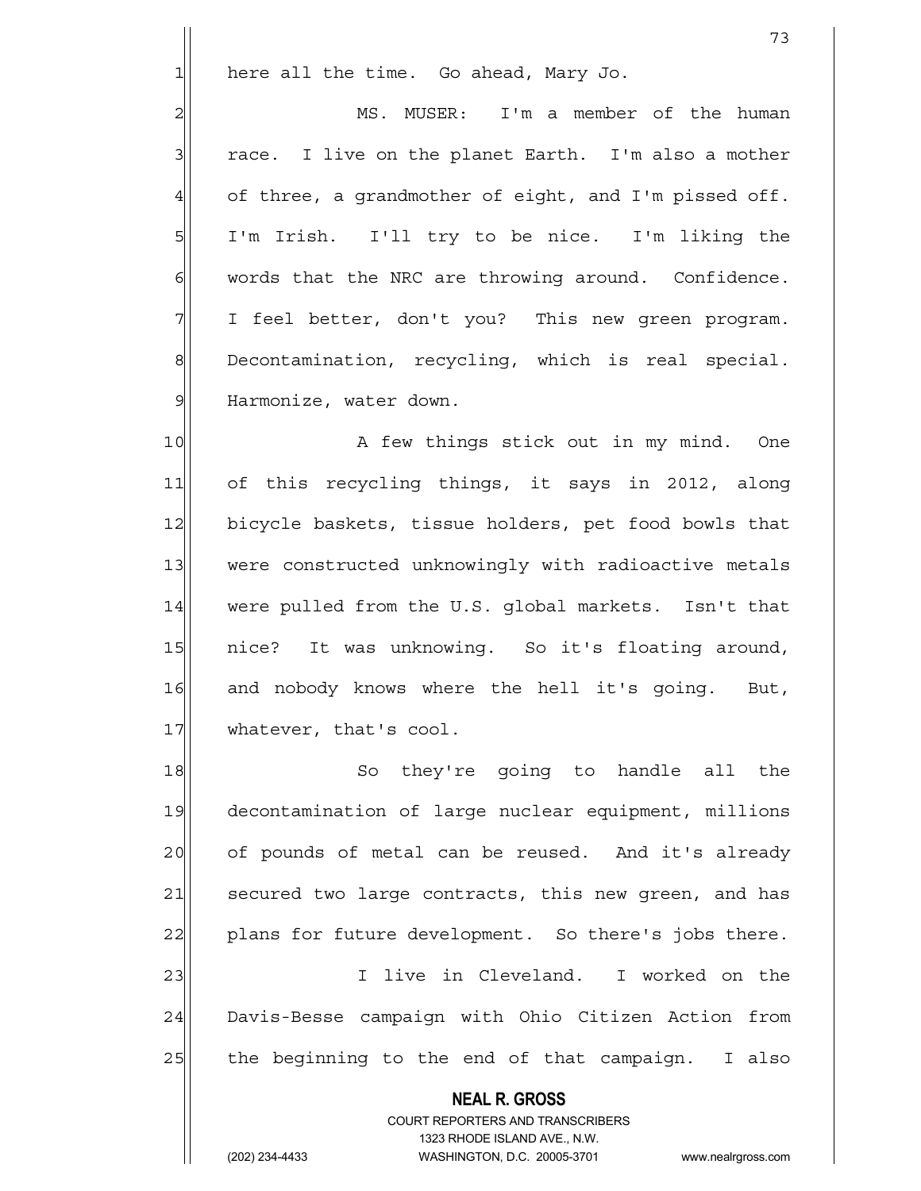here all the time. Go ahead, Mary Jo.

MS. MUSER: I'm a member of the human race. I live on the planet Earth. I'm also a mother of three, a grandmother of eight, and I'm pissed off. I'm Irish. I'll try to be nice. I'm liking the words that the NRC are throwing around. Confidence. I feel better, don't you? This new green program. Decontamination, recycling, which is real special. Harmonize, water down.

A few things stick out in my mind. One of this recycling things, it says in 2012, along bicycle baskets, tissue holders, pet food bowls that were constructed unknowingly with radioactive metals were pulled from the U.S. global markets. Isn't that nice? It was unknowing. So it's floating around, and nobody knows where the hell it's going. But, whatever, that's cool.

So they're going to handle all the decontamination of large nuclear equipment, millions of pounds of metal can be reused. And it's already secured two large contracts, this new green, and has plans for future development. So there's jobs there.

I live in Cleveland. I worked on the Davis-Besse campaign with Ohio Citizen Action from the beginning to the end of that campaign. I also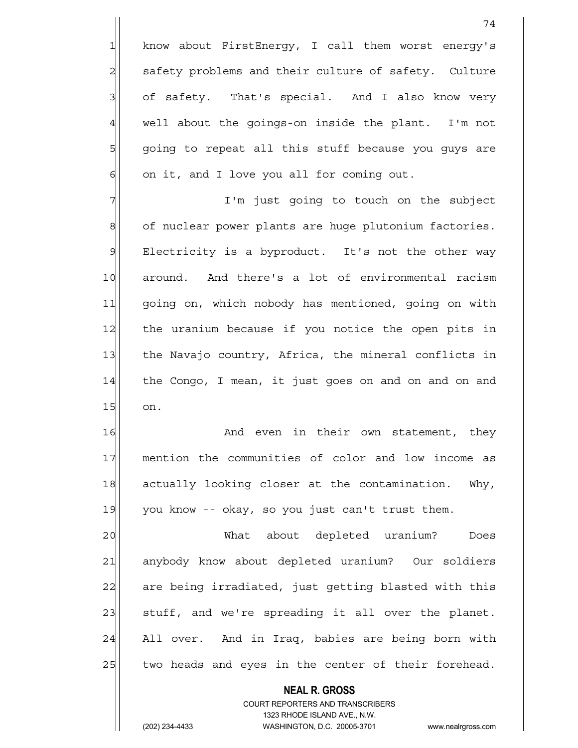know about FirstEnergy, I call them worst energy's safety problems and their culture of safety. Culture of safety. That's special. And I also know very well about the goings-on inside the plant. I'm not going to repeat all this stuff because you guys are on it, and I love you all for coming out.

I'm just going to touch on the subject of nuclear power plants are huge plutonium factories. Electricity is a byproduct. It's not the other way around. And there's a lot of environmental racism going on, which nobody has mentioned, going on with the uranium because if you notice the open pits in the Navajo country, Africa, the mineral conflicts in the Congo, I mean, it just goes on and on and on and on.

And even in their own statement, they mention the communities of color and low income as actually looking closer at the contamination. Why, you know -- okay, so you just can't trust them.

What about depleted uranium? Does anybody know about depleted uranium? Our soldiers are being irradiated, just getting blasted with this stuff, and we're spreading it all over the planet. All over. And in Iraq, babies are being born with two heads and eyes in the center of their forehead.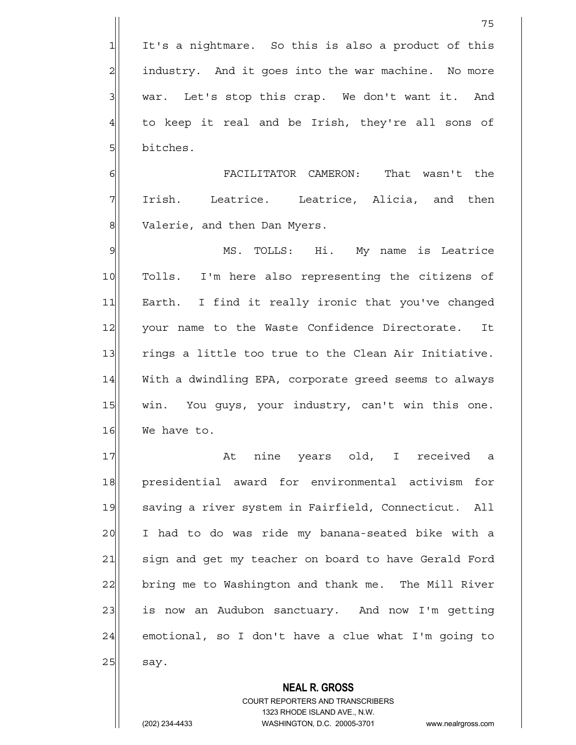It's a nightmare. So this is also a product of this industry. And it goes into the war machine. No more war. Let's stop this crap. We don't want it. And to keep it real and be Irish, they're all sons of bitches.

FACILITATOR CAMERON: That wasn't the Irish. Leatrice. Leatrice, Alicia, and then Valerie, and then Dan Myers.

MS. TOLLS: Hi. My name is Leatrice Tolls. I'm here also representing the citizens of Earth. I find it really ironic that you've changed your name to the Waste Confidence Directorate. It rings a little too true to the Clean Air Initiative. With a dwindling EPA, corporate greed seems to always win. You guys, your industry, can't win this one. We have to.

At nine years old, I received a presidential award for environmental activism for saving a river system in Fairfield, Connecticut. All I had to do was ride my banana-seated bike with a sign and get my teacher on board to have Gerald Ford bring me to Washington and thank me. The Mill River is now an Audubon sanctuary. And now I'm getting emotional, so I don't have a clue what I'm going to say.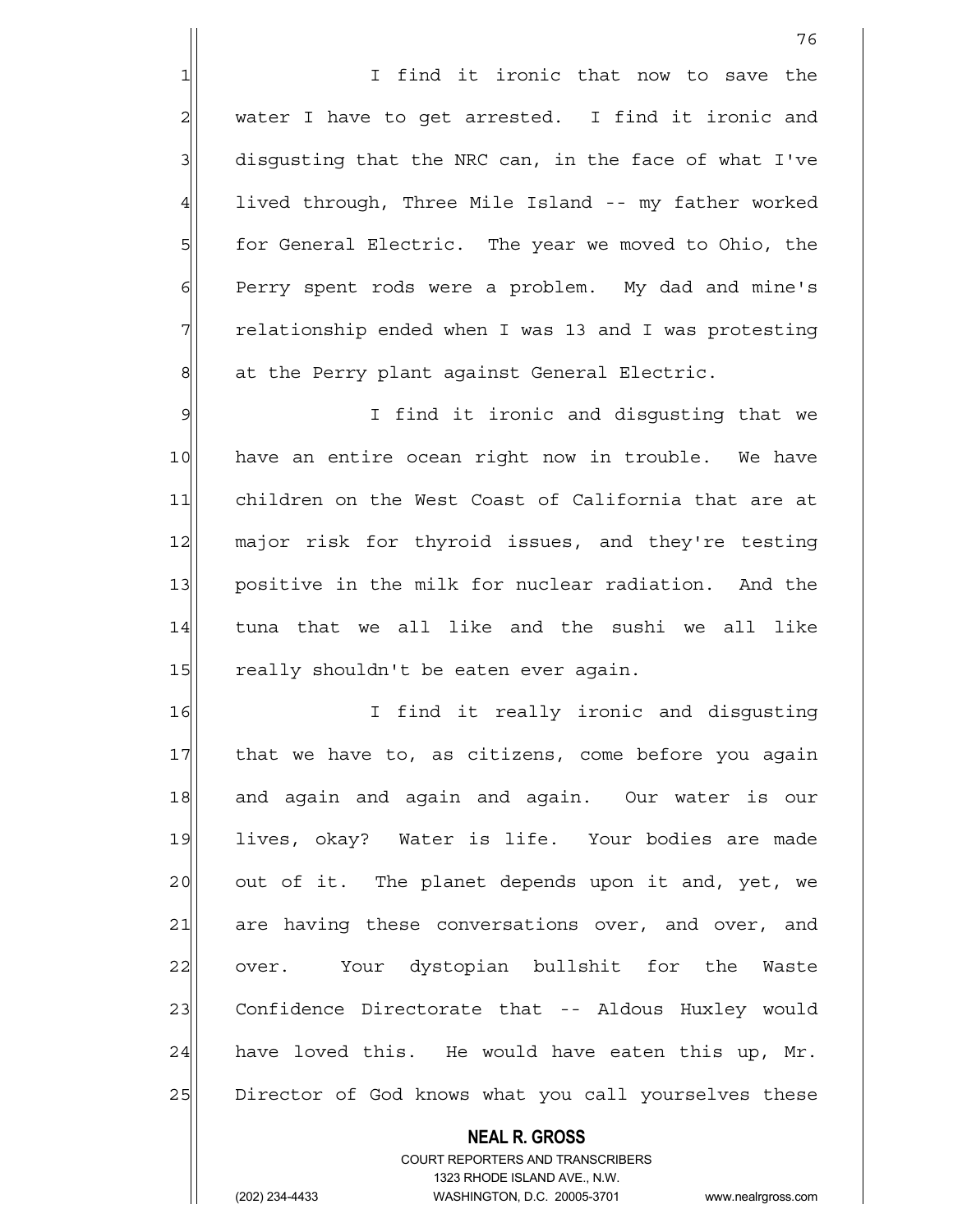I find it ironic that now to save the water I have to get arrested. I find it ironic and disgusting that the NRC can, in the face of what I've lived through, Three Mile Island -- my father worked for General Electric. The year we moved to Ohio, the Perry spent rods were a problem. My dad and mine's relationship ended when I was 13 and I was protesting at the Perry plant against General Electric.

I find it ironic and disgusting that we have an entire ocean right now in trouble. We have children on the West Coast of California that are at major risk for thyroid issues, and they're testing positive in the milk for nuclear radiation. And the tuna that we all like and the sushi we all like really shouldn't be eaten ever again.

I find it really ironic and disgusting that we have to, as citizens, come before you again and again and again and again. Our water is our lives, okay? Water is life. Your bodies are made out of it. The planet depends upon it and, yet, we are having these conversations over, and over, and over. Your dystopian bullshit for the Waste Confidence Directorate that -- Aldous Huxley would have loved this. He would have eaten this up, Mr. Director of God knows what you call yourselves these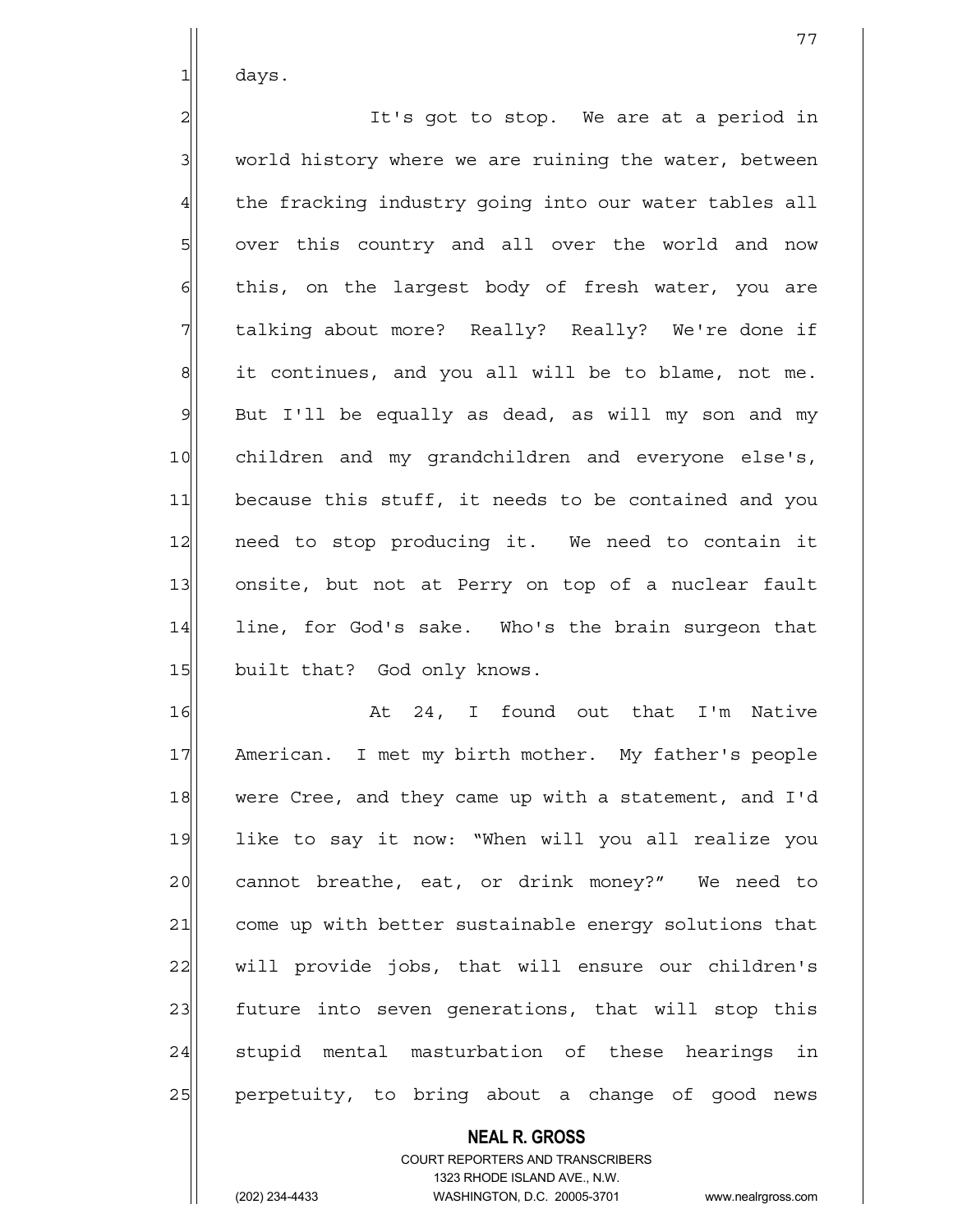days.

It's got to stop. We are at a period in world history where we are ruining the water, between the fracking industry going into our water tables all over this country and all over the world and now this, on the largest body of fresh water, you are talking about more? Really? Really? We're done if it continues, and you all will be to blame, not me. But I'll be equally as dead, as will my son and my children and my grandchildren and everyone else's, because this stuff, it needs to be contained and you need to stop producing it. We need to contain it onsite, but not at Perry on top of a nuclear fault line, for God's sake. Who's the brain surgeon that built that? God only knows.

At 24, I found out that I'm Native American. I met my birth mother. My father's people were Cree, and they came up with a statement, and I'd like to say it now: "When will you all realize you cannot breathe, eat, or drink money?" We need to come up with better sustainable energy solutions that will provide jobs, that will ensure our children's future into seven generations, that will stop this stupid mental masturbation of these hearings in perpetuity, to bring about a change of good news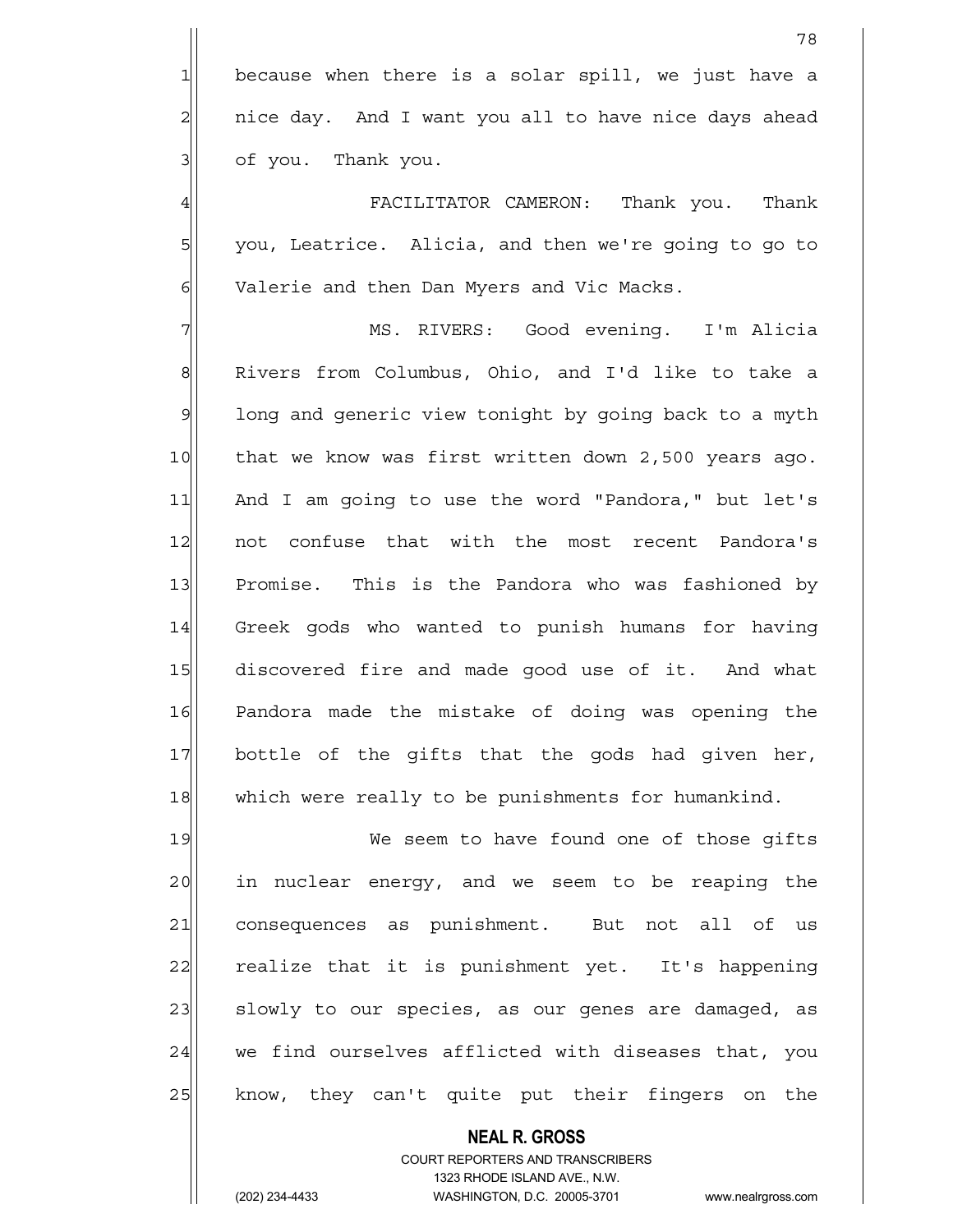because when there is a solar spill, we just have a nice day. And I want you all to have nice days ahead of you. Thank you.

FACILITATOR CAMERON: Thank you. Thank you, Leatrice. Alicia, and then we're going to go to Valerie and then Dan Myers and Vic Macks.

MS. RIVERS: Good evening. I'm Alicia Rivers from Columbus, Ohio, and I'd like to take a long and generic view tonight by going back to a myth that we know was first written down 2,500 years ago. And I am going to use the word "Pandora," but let's not confuse that with the most recent Pandora's Promise. This is the Pandora who was fashioned by Greek gods who wanted to punish humans for having discovered fire and made good use of it. And what Pandora made the mistake of doing was opening the bottle of the gifts that the gods had given her, which were really to be punishments for humankind.

We seem to have found one of those gifts in nuclear energy, and we seem to be reaping the consequences as punishment. But not all of us realize that it is punishment yet. It's happening slowly to our species, as our genes are damaged, as we find ourselves afflicted with diseases that, you know, they can't quite put their fingers on the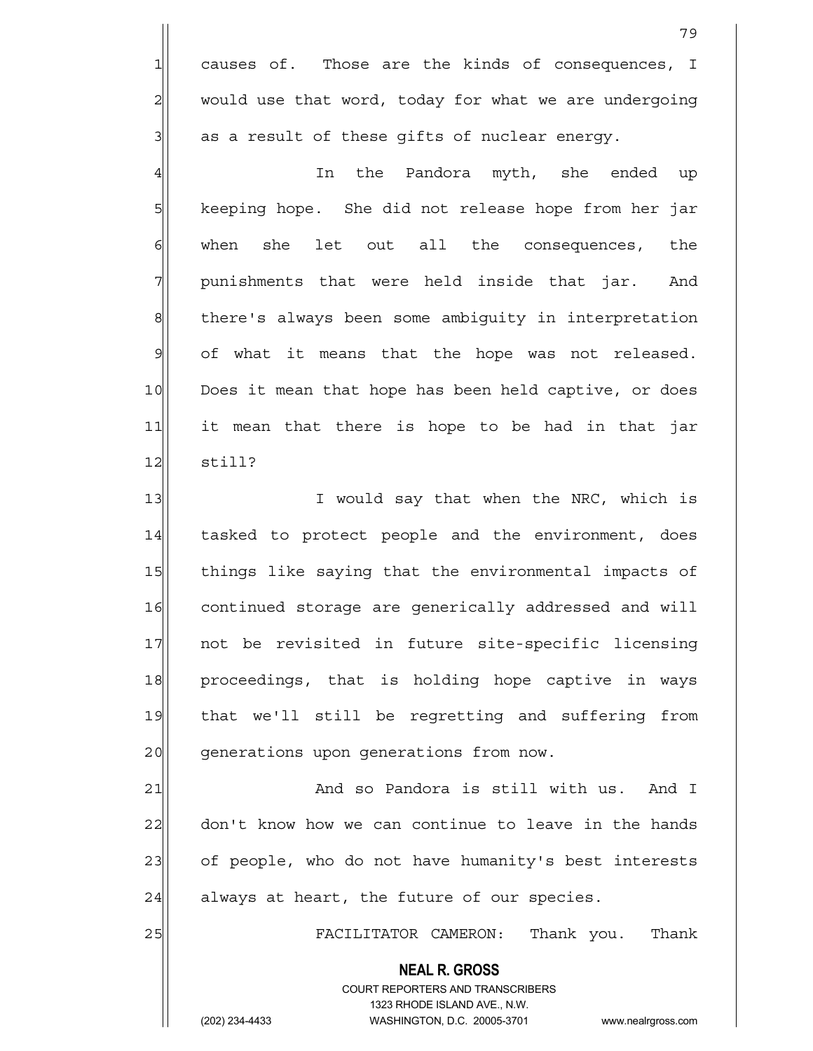causes of. Those are the kinds of consequences, I would use that word, today for what we are undergoing as a result of these gifts of nuclear energy.

In the Pandora myth, she ended up keeping hope. She did not release hope from her jar when she let out all the consequences, the punishments that were held inside that jar. And there's always been some ambiguity in interpretation of what it means that the hope was not released. Does it mean that hope has been held captive, or does it mean that there is hope to be had in that jar still?

I would say that when the NRC, which is tasked to protect people and the environment, does things like saying that the environmental impacts of continued storage are generically addressed and will not be revisited in future site-specific licensing proceedings, that is holding hope captive in ways that we'll still be regretting and suffering from generations upon generations from now.

And so Pandora is still with us. And I don't know how we can continue to leave in the hands of people, who do not have humanity's best interests always at heart, the future of our species.

FACILITATOR CAMERON: Thank you. Thank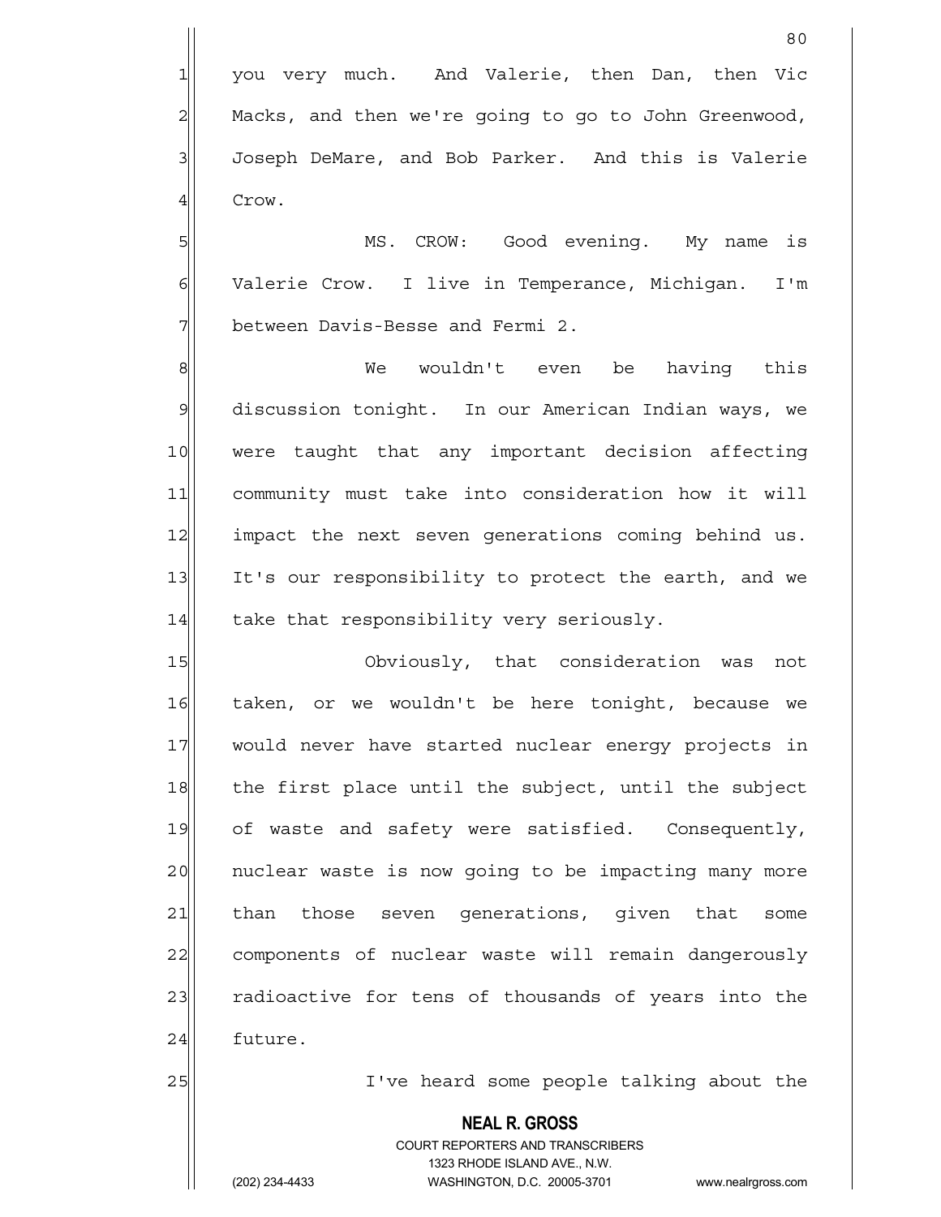you very much. And Valerie, then Dan, then Vic Macks, and then we're going to go to John Greenwood, Joseph DeMare, and Bob Parker. And this is Valerie Crow.

MS. CROW: Good evening. My name is Valerie Crow. I live in Temperance, Michigan. I'm between Davis-Besse and Fermi 2.

We wouldn't even be having this discussion tonight. In our American Indian ways, we were taught that any important decision affecting community must take into consideration how it will impact the next seven generations coming behind us. It's our responsibility to protect the earth, and we take that responsibility very seriously.

Obviously, that consideration was not taken, or we wouldn't be here tonight, because we would never have started nuclear energy projects in the first place until the subject, until the subject of waste and safety were satisfied. Consequently, nuclear waste is now going to be impacting many more than those seven generations, given that some components of nuclear waste will remain dangerously radioactive for tens of thousands of years into the future.

I've heard some people talking about the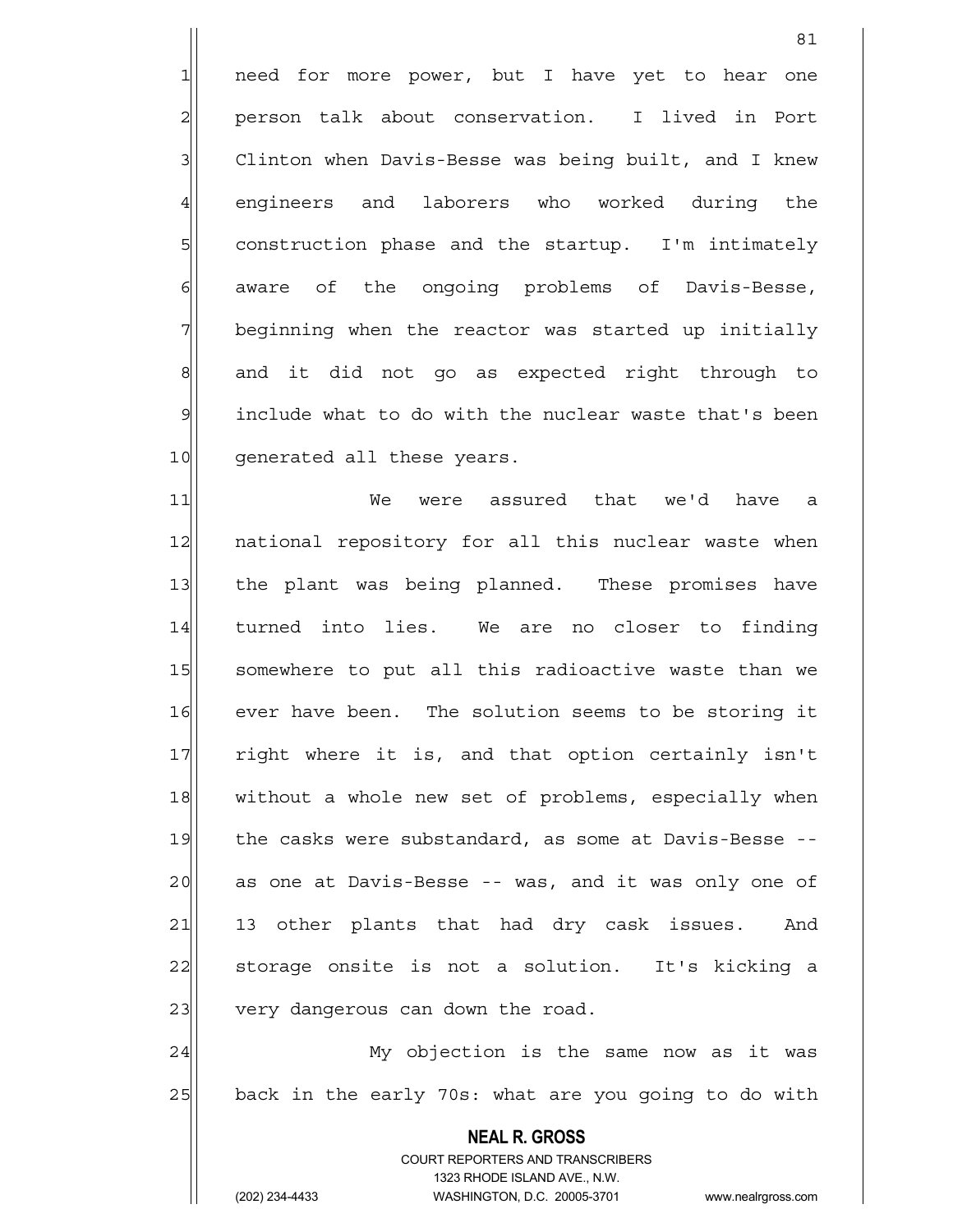need for more power, but I have yet to hear one person talk about conservation. I lived in Port Clinton when Davis-Besse was being built, and I knew engineers and laborers who worked during the construction phase and the startup. I'm intimately aware of the ongoing problems of Davis-Besse, beginning when the reactor was started up initially and it did not go as expected right through to include what to do with the nuclear waste that's been generated all these years.

We were assured that we'd have a national repository for all this nuclear waste when the plant was being planned. These promises have turned into lies. We are no closer to finding somewhere to put all this radioactive waste than we ever have been. The solution seems to be storing it right where it is, and that option certainly isn't without a whole new set of problems, especially when the casks were substandard, as some at Davis-Besse -- as one at Davis-Besse -- was, and it was only one of 13 other plants that had dry cask issues. And storage onsite is not a solution. It's kicking a very dangerous can down the road.

My objection is the same now as it was back in the early 70s: what are you going to do with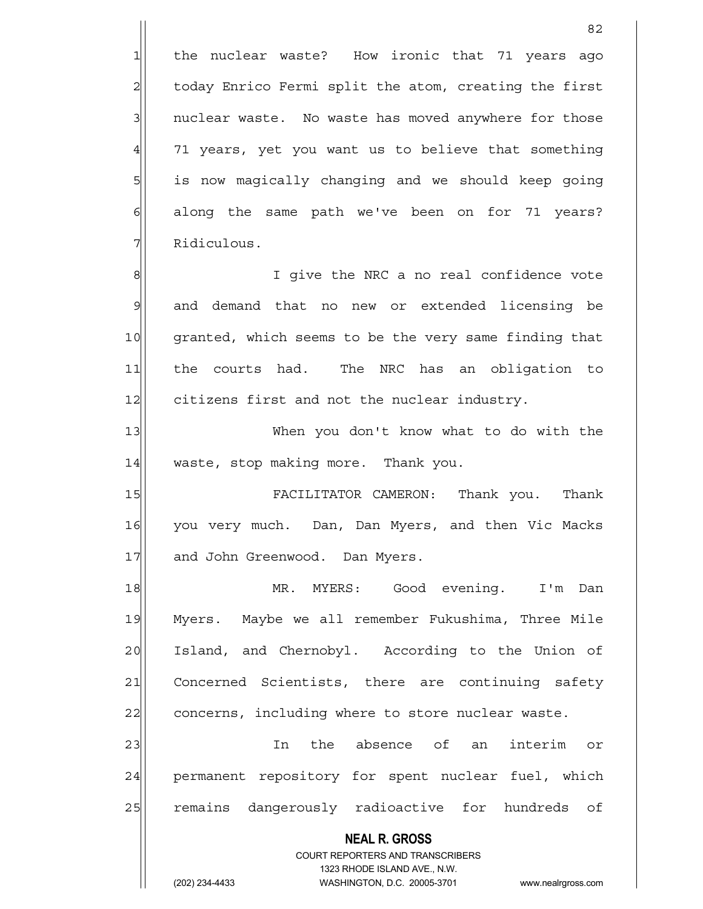the nuclear waste? How ironic that 71 years ago today Enrico Fermi split the atom, creating the first nuclear waste. No waste has moved anywhere for those 71 years, yet you want us to believe that something is now magically changing and we should keep going along the same path we've been on for 71 years? Ridiculous.

I give the NRC a no real confidence vote and demand that no new or extended licensing be granted, which seems to be the very same finding that the courts had. The NRC has an obligation to citizens first and not the nuclear industry.

When you don't know what to do with the waste, stop making more. Thank you.

FACILITATOR CAMERON: Thank you. Thank you very much. Dan, Dan Myers, and then Vic Macks and John Greenwood. Dan Myers.

MR. MYERS: Good evening. I'm Dan Myers. Maybe we all remember Fukushima, Three Mile Island, and Chernobyl. According to the Union of Concerned Scientists, there are continuing safety concerns, including where to store nuclear waste.

In the absence of an interim or permanent repository for spent nuclear fuel, which remains dangerously radioactive for hundreds of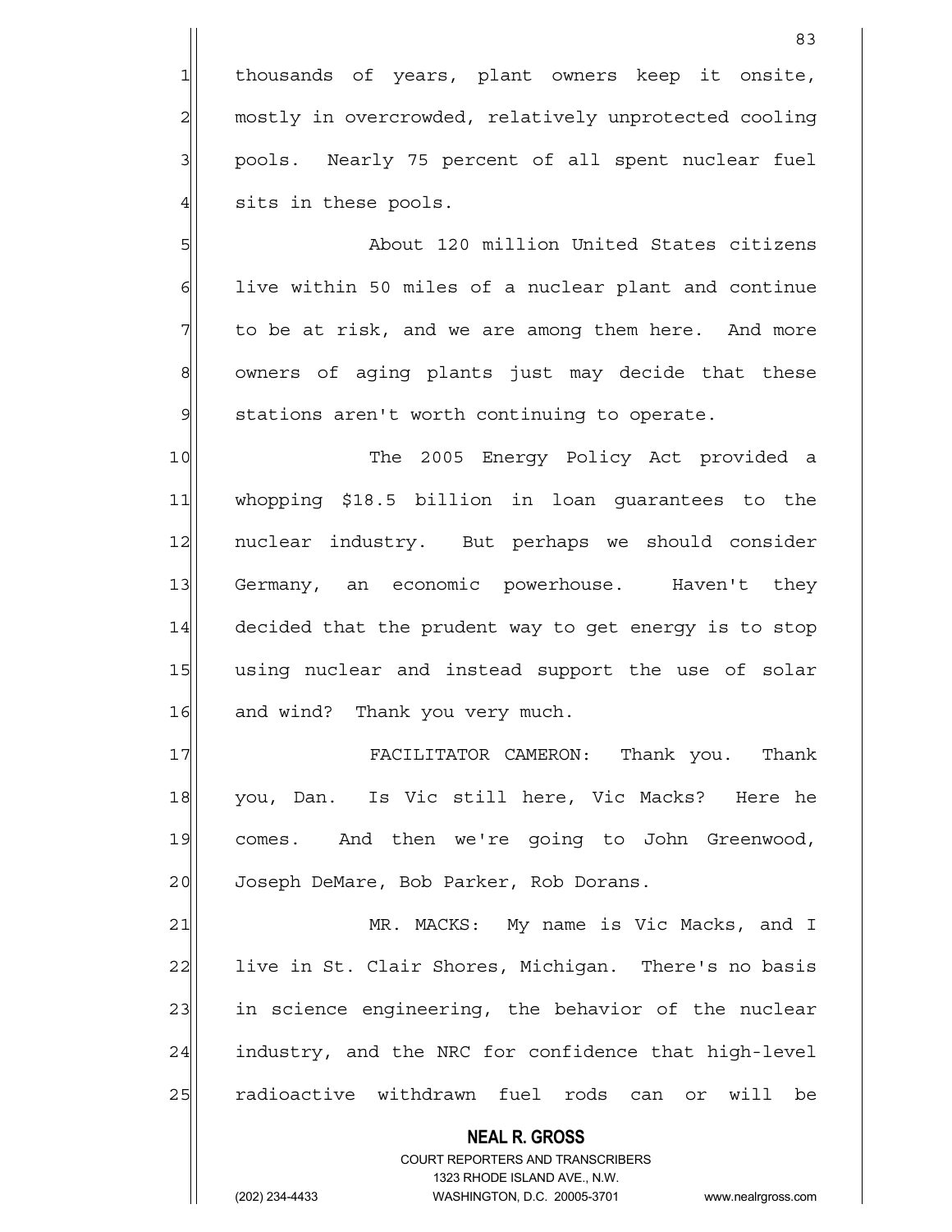thousands of years, plant owners keep it onsite, mostly in overcrowded, relatively unprotected cooling pools. Nearly 75 percent of all spent nuclear fuel sits in these pools.

About 120 million United States citizens live within 50 miles of a nuclear plant and continue to be at risk, and we are among them here. And more owners of aging plants just may decide that these stations aren't worth continuing to operate.

The 2005 Energy Policy Act provided a whopping $18.5 billion in loan guarantees to the nuclear industry. But perhaps we should consider Germany, an economic powerhouse. Haven't they decided that the prudent way to get energy is to stop using nuclear and instead support the use of solar and wind? Thank you very much.

FACILITATOR CAMERON: Thank you. Thank you, Dan. Is Vic still here, Vic Macks? Here he comes. And then we're going to John Greenwood, Joseph DeMare, Bob Parker, Rob Dorans.

MR. MACKS: My name is Vic Macks, and I live in St. Clair Shores, Michigan. There's no basis in science engineering, the behavior of the nuclear industry, and the NRC for confidence that high-level radioactive withdrawn fuel rods can or will be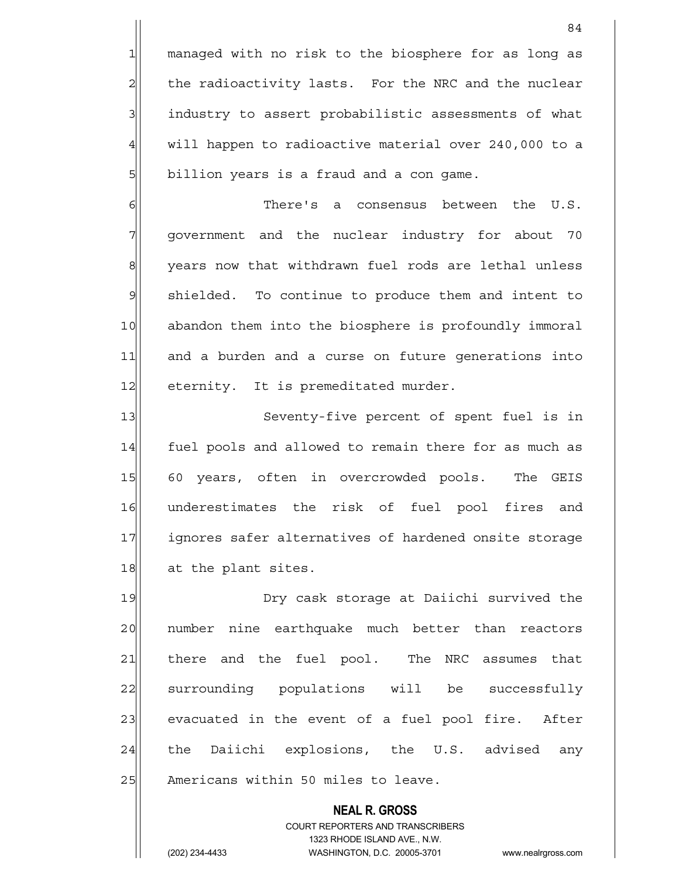managed with no risk to the biosphere for as long as the radioactivity lasts. For the NRC and the nuclear industry to assert probabilistic assessments of what will happen to radioactive material over 240,000 to a billion years is a fraud and a con game.

There's a consensus between the U.S. government and the nuclear industry for about 70 years now that withdrawn fuel rods are lethal unless shielded. To continue to produce them and intent to abandon them into the biosphere is profoundly immoral and a burden and a curse on future generations into eternity. It is premeditated murder.

Seventy-five percent of spent fuel is in fuel pools and allowed to remain there for as much as 60 years, often in overcrowded pools. The GEIS underestimates the risk of fuel pool fires and ignores safer alternatives of hardened onsite storage at the plant sites.

Dry cask storage at Daiichi survived the number nine earthquake much better than reactors there and the fuel pool. The NRC assumes that surrounding populations will be successfully evacuated in the event of a fuel pool fire. After the Daiichi explosions, the U.S. advised any Americans within 50 miles to leave.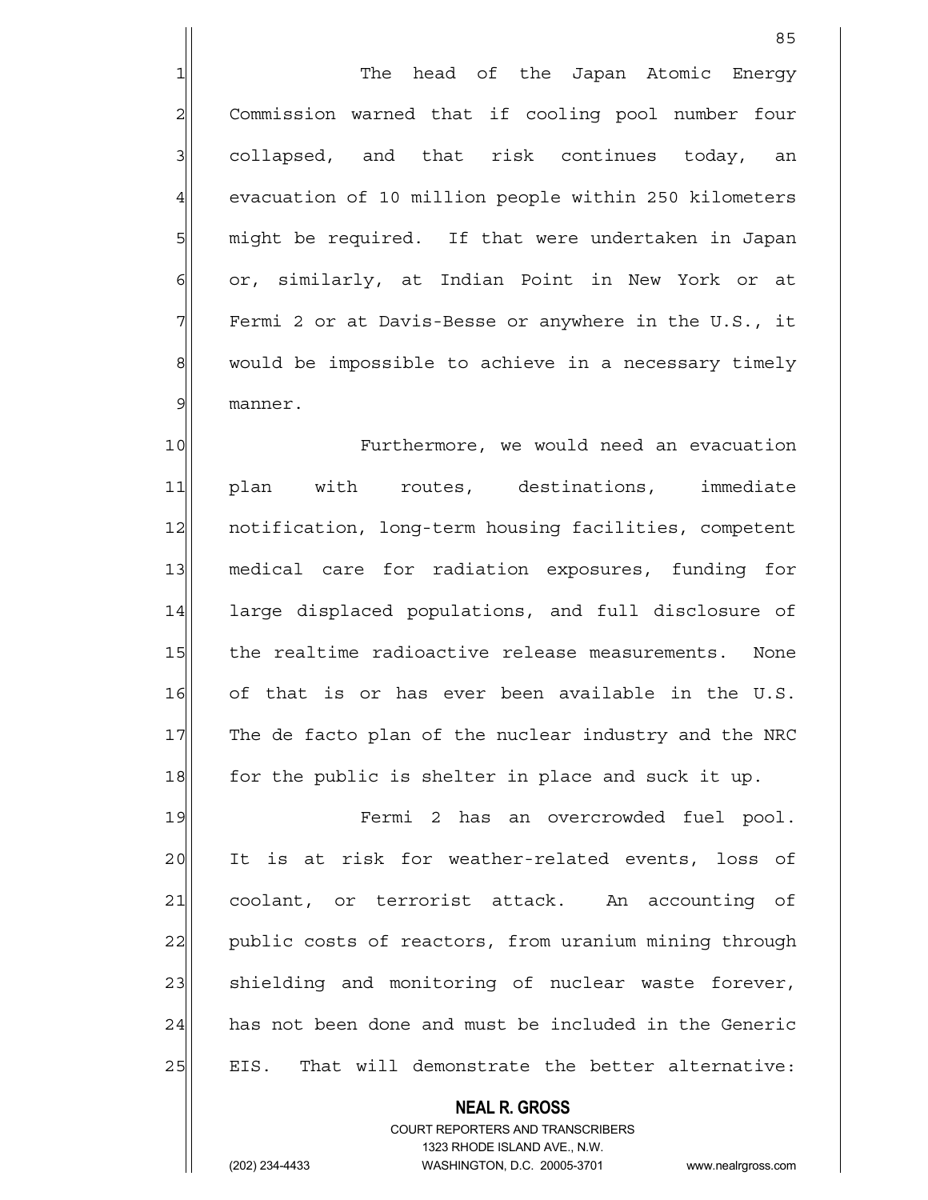The head of the Japan Atomic Energy Commission warned that if cooling pool number four collapsed, and that risk continues today, an evacuation of 10 million people within 250 kilometers might be required. If that were undertaken in Japan or, similarly, at Indian Point in New York or at Fermi 2 or at Davis-Besse or anywhere in the U.S., it would be impossible to achieve in a necessary timely manner.

Furthermore, we would need an evacuation plan with routes, destinations, immediate notification, long-term housing facilities, competent medical care for radiation exposures, funding for large displaced populations, and full disclosure of the realtime radioactive release measurements. None of that is or has ever been available in the U.S. The de facto plan of the nuclear industry and the NRC for the public is shelter in place and suck it up.

Fermi 2 has an overcrowded fuel pool. It is at risk for weather-related events, loss of coolant, or terrorist attack. An accounting of public costs of reactors, from uranium mining through shielding and monitoring of nuclear waste forever, has not been done and must be included in the Generic EIS. That will demonstrate the better alternative: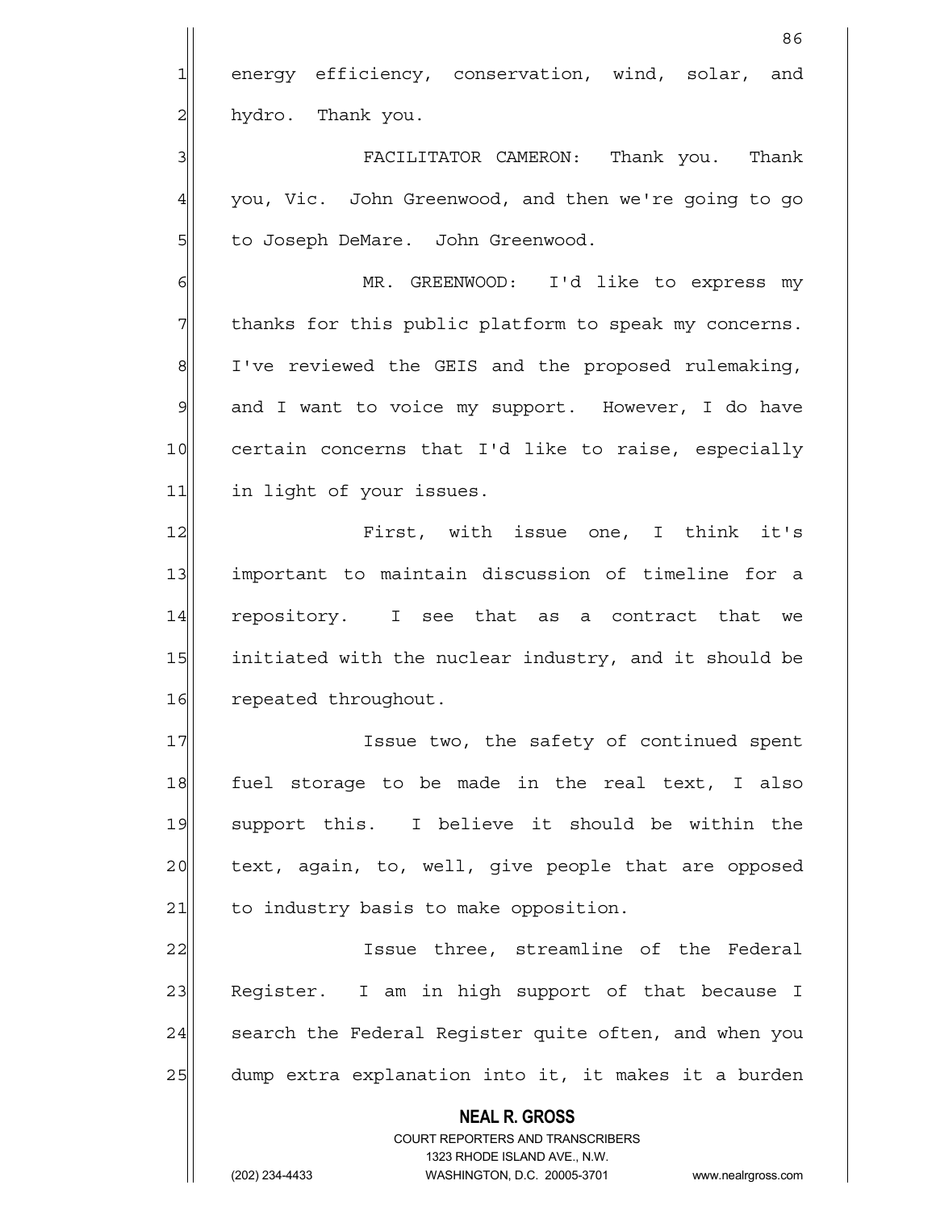energy efficiency, conservation, wind, solar, and hydro. Thank you.

FACILITATOR CAMERON: Thank you. Thank you, Vic. John Greenwood, and then we're going to go to Joseph DeMare. John Greenwood.

MR. GREENWOOD: I'd like to express my thanks for this public platform to speak my concerns. I've reviewed the GEIS and the proposed rulemaking, and I want to voice my support. However, I do have certain concerns that I'd like to raise, especially in light of your issues.

First, with issue one, I think it's important to maintain discussion of timeline for a repository. I see that as a contract that we initiated with the nuclear industry, and it should be repeated throughout.

Issue two, the safety of continued spent fuel storage to be made in the real text, I also support this. I believe it should be within the text, again, to, well, give people that are opposed to industry basis to make opposition.

Issue three, streamline of the Federal Register. I am in high support of that because I search the Federal Register quite often, and when you dump extra explanation into it, it makes it a burden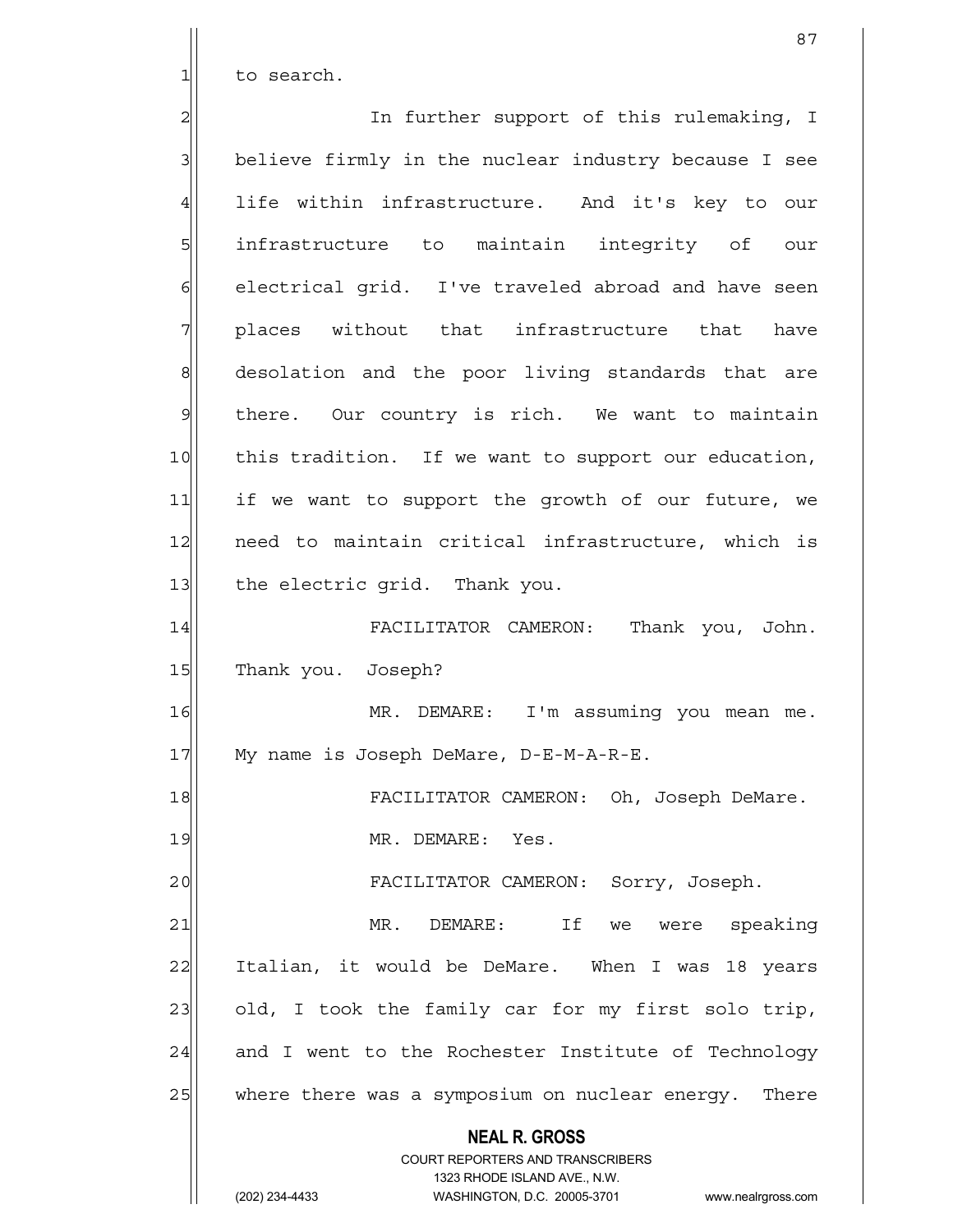to search.

In further support of this rulemaking, I believe firmly in the nuclear industry because I see life within infrastructure. And it's key to our infrastructure to maintain integrity of our electrical grid. I've traveled abroad and have seen places without that infrastructure that have desolation and the poor living standards that are there. Our country is rich. We want to maintain this tradition. If we want to support our education, if we want to support the growth of our future, we need to maintain critical infrastructure, which is the electric grid. Thank you.

FACILITATOR CAMERON: Thank you, John. Thank you. Joseph?

MR. DEMARE: I'm assuming you mean me. My name is Joseph DeMare, D-E-M-A-R-E.

FACILITATOR CAMERON: Oh, Joseph DeMare.

MR. DEMARE: Yes.

FACILITATOR CAMERON: Sorry, Joseph.

MR. DEMARE: If we were speaking Italian, it would be DeMare. When I was 18 years old, I took the family car for my first solo trip, and I went to the Rochester Institute of Technology where there was a symposium on nuclear energy. There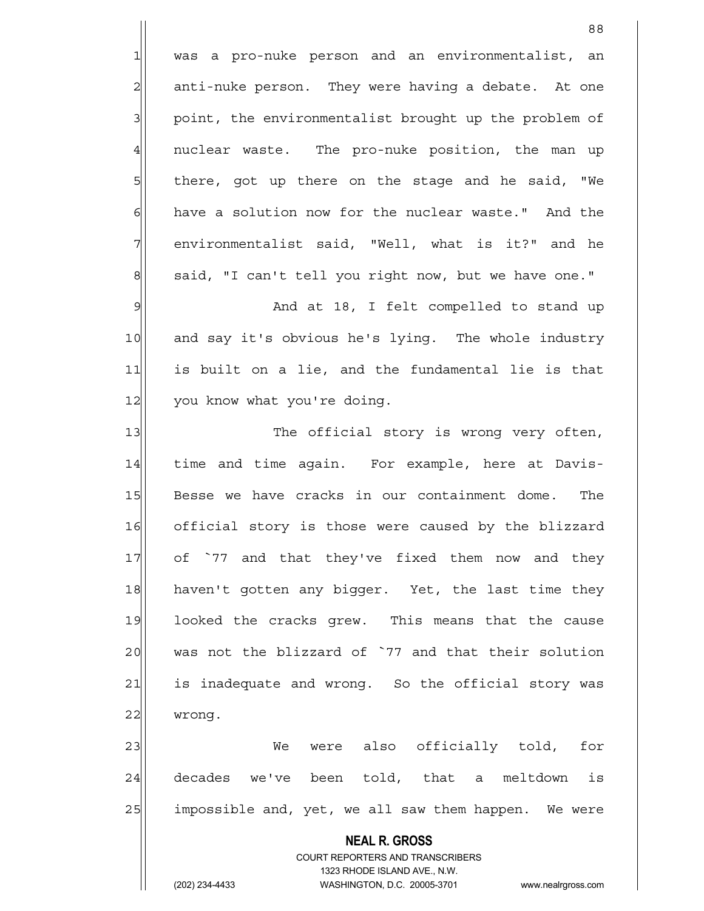was a pro-nuke person and an environmentalist, an anti-nuke person. They were having a debate. At one point, the environmentalist brought up the problem of nuclear waste. The pro-nuke position, the man up there, got up there on the stage and he said, "We have a solution now for the nuclear waste." And the environmentalist said, "Well, what is it?" and he said, "I can't tell you right now, but we have one."

And at 18, I felt compelled to stand up and say it's obvious he's lying. The whole industry is built on a lie, and the fundamental lie is that you know what you're doing.

The official story is wrong very often, time and time again. For example, here at Davis-Besse we have cracks in our containment dome. The official story is those were caused by the blizzard of `77 and that they've fixed them now and they haven't gotten any bigger. Yet, the last time they looked the cracks grew. This means that the cause was not the blizzard of `77 and that their solution is inadequate and wrong. So the official story was wrong.

We were also officially told, for decades we've been told, that a meltdown is impossible and, yet, we all saw them happen. We were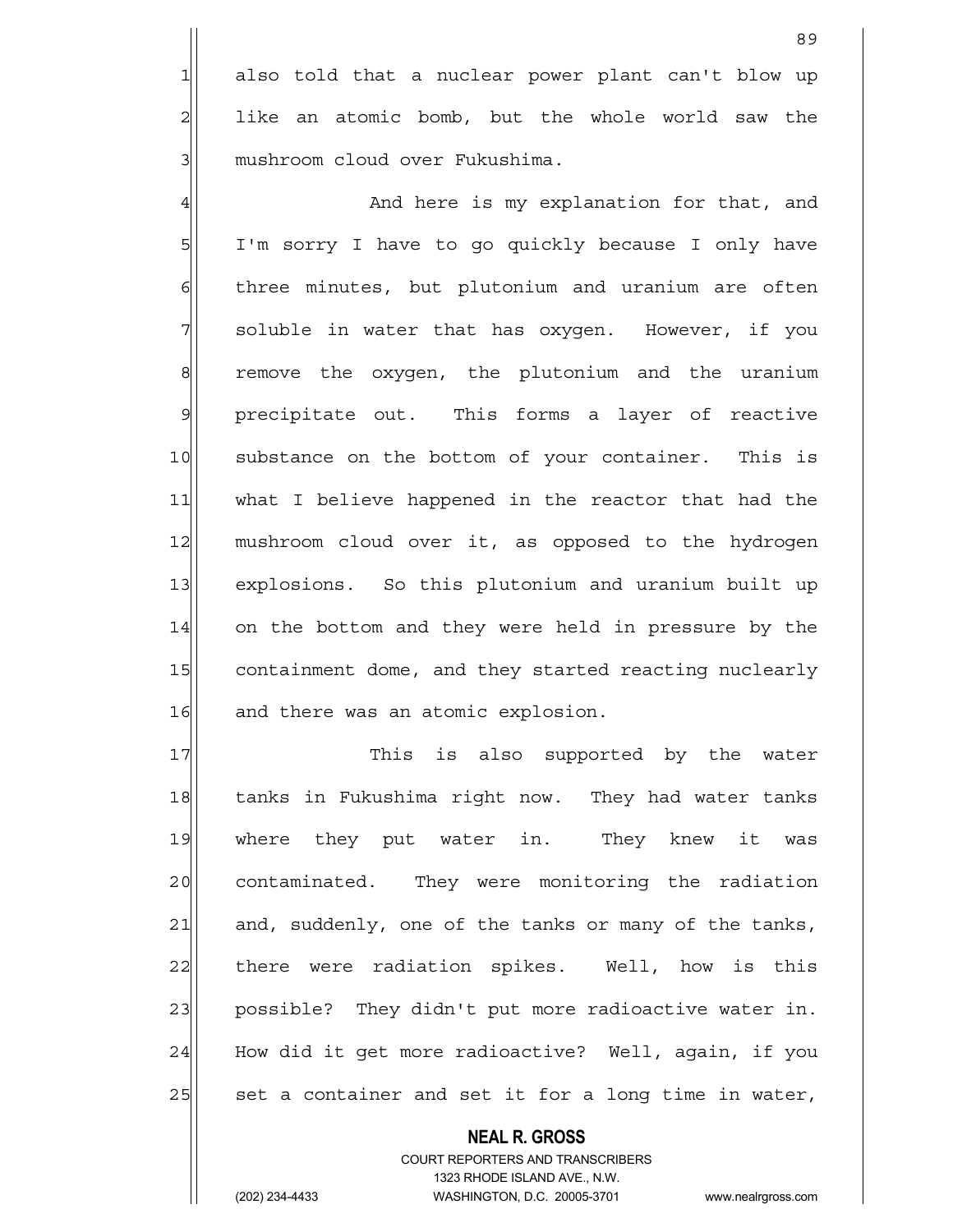also told that a nuclear power plant can't blow up like an atomic bomb, but the whole world saw the mushroom cloud over Fukushima.

And here is my explanation for that, and I'm sorry I have to go quickly because I only have three minutes, but plutonium and uranium are often soluble in water that has oxygen. However, if you remove the oxygen, the plutonium and the uranium precipitate out. This forms a layer of reactive substance on the bottom of your container. This is what I believe happened in the reactor that had the mushroom cloud over it, as opposed to the hydrogen explosions. So this plutonium and uranium built up on the bottom and they were held in pressure by the containment dome, and they started reacting nuclearly and there was an atomic explosion.

This is also supported by the water tanks in Fukushima right now. They had water tanks where they put water in. They knew it was contaminated. They were monitoring the radiation and, suddenly, one of the tanks or many of the tanks, there were radiation spikes. Well, how is this possible? They didn't put more radioactive water in. How did it get more radioactive? Well, again, if you set a container and set it for a long time in water,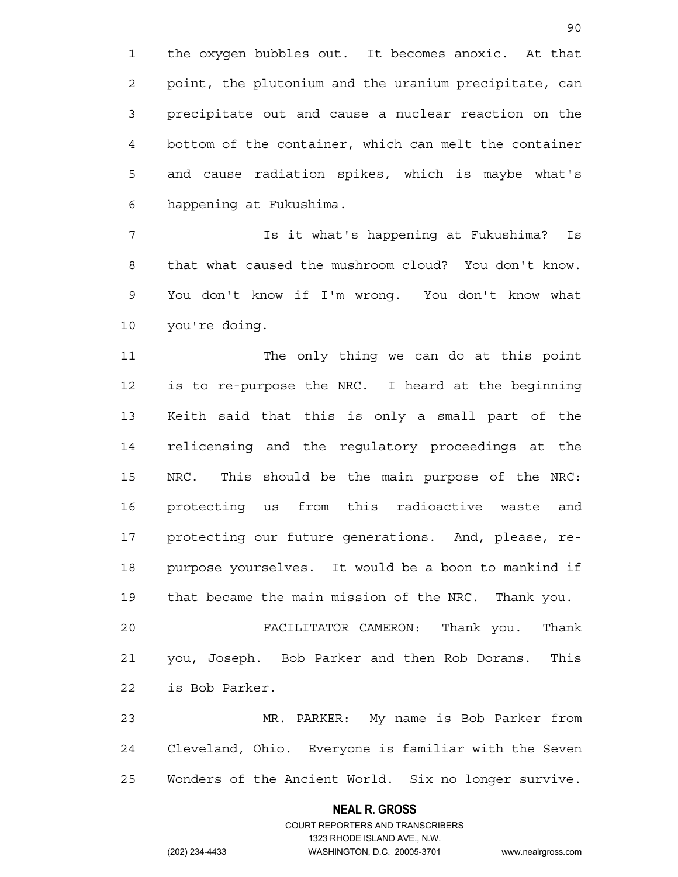the oxygen bubbles out. It becomes anoxic. At that point, the plutonium and the uranium precipitate, can precipitate out and cause a nuclear reaction on the bottom of the container, which can melt the container and cause radiation spikes, which is maybe what's happening at Fukushima.

Is it what's happening at Fukushima? Is that what caused the mushroom cloud? You don't know. You don't know if I'm wrong. You don't know what you're doing.

The only thing we can do at this point is to re-purpose the NRC. I heard at the beginning Keith said that this is only a small part of the relicensing and the regulatory proceedings at the NRC. This should be the main purpose of the NRC: protecting us from this radioactive waste and protecting our future generations. And, please, re-purpose yourselves. It would be a boon to mankind if that became the main mission of the NRC. Thank you.

FACILITATOR CAMERON: Thank you. Thank you, Joseph. Bob Parker and then Rob Dorans. This is Bob Parker.

MR. PARKER: My name is Bob Parker from Cleveland, Ohio. Everyone is familiar with the Seven Wonders of the Ancient World. Six no longer survive.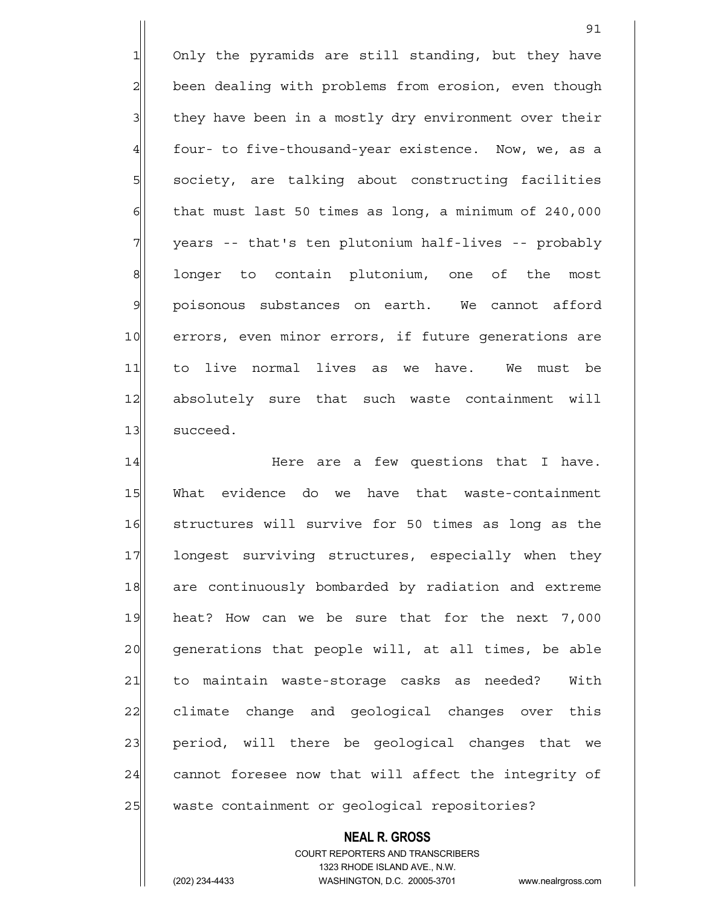Only the pyramids are still standing, but they have been dealing with problems from erosion, even though they have been in a mostly dry environment over their four- to five-thousand-year existence. Now, we, as a society, are talking about constructing facilities that must last 50 times as long, a minimum of 240,000 years -- that's ten plutonium half-lives -- probably longer to contain plutonium, one of the most poisonous substances on earth. We cannot afford errors, even minor errors, if future generations are to live normal lives as we have. We must be absolutely sure that such waste containment will succeed.

Here are a few questions that I have. What evidence do we have that waste-containment structures will survive for 50 times as long as the longest surviving structures, especially when they are continuously bombarded by radiation and extreme heat? How can we be sure that for the next 7,000 generations that people will, at all times, be able to maintain waste-storage casks as needed? With climate change and geological changes over this period, will there be geological changes that we cannot foresee now that will affect the integrity of waste containment or geological repositories?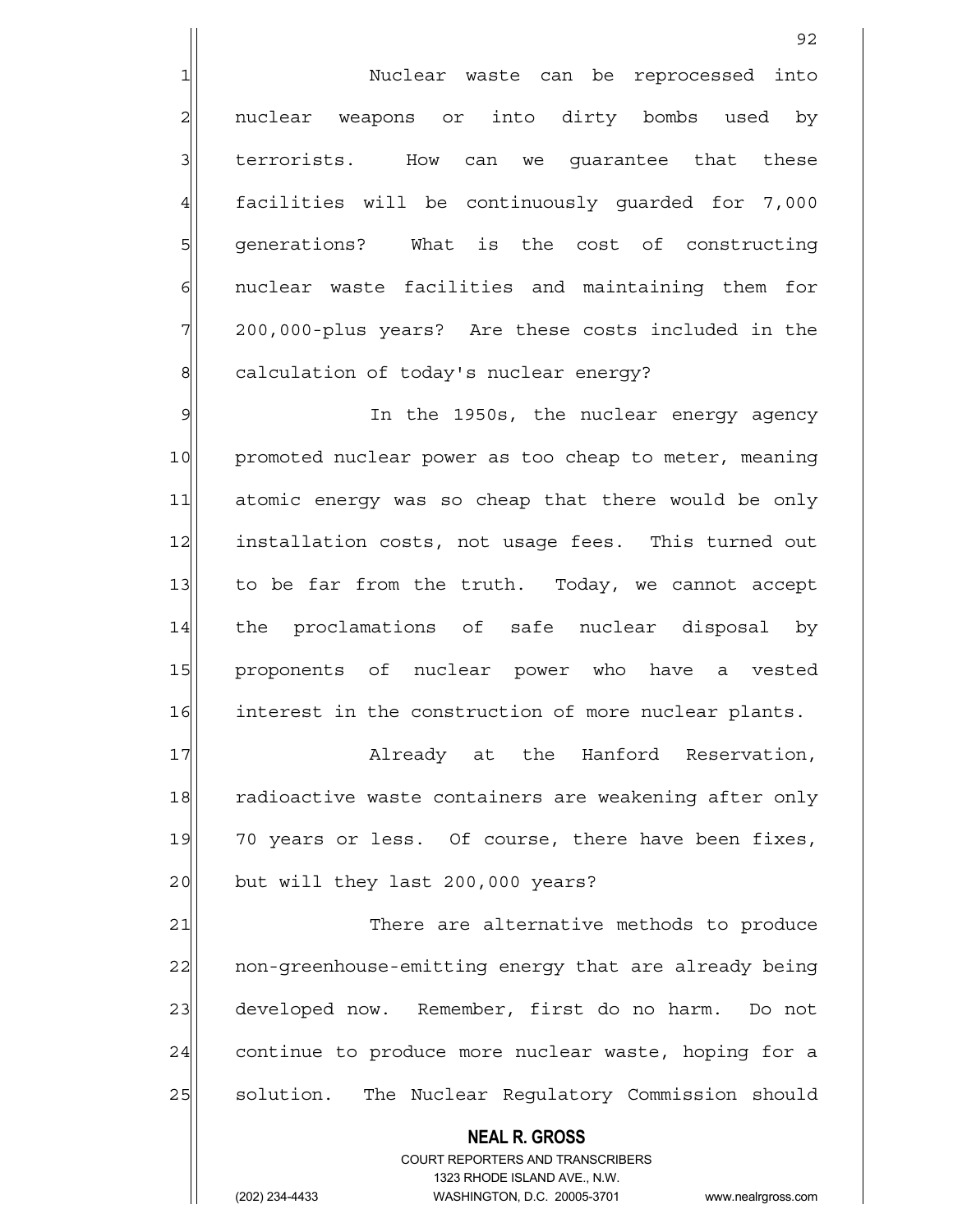Nuclear waste can be reprocessed into nuclear weapons or into dirty bombs used by terrorists. How can we guarantee that these facilities will be continuously guarded for 7,000 generations? What is the cost of constructing nuclear waste facilities and maintaining them for 200,000-plus years? Are these costs included in the calculation of today's nuclear energy?

In the 1950s, the nuclear energy agency promoted nuclear power as too cheap to meter, meaning atomic energy was so cheap that there would be only installation costs, not usage fees. This turned out to be far from the truth. Today, we cannot accept the proclamations of safe nuclear disposal by proponents of nuclear power who have a vested interest in the construction of more nuclear plants.

Already at the Hanford Reservation, radioactive waste containers are weakening after only 70 years or less. Of course, there have been fixes, but will they last 200,000 years?

There are alternative methods to produce non-greenhouse-emitting energy that are already being developed now. Remember, first do no harm. Do not continue to produce more nuclear waste, hoping for a solution. The Nuclear Regulatory Commission should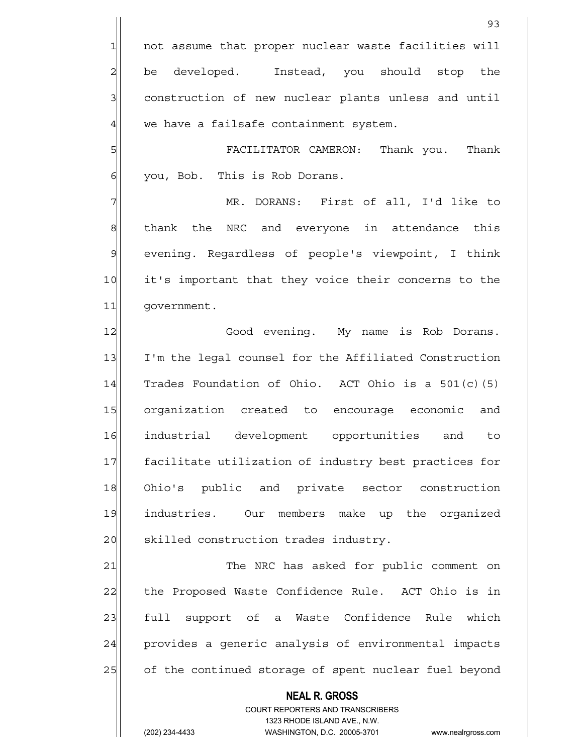not assume that proper nuclear waste facilities will be developed. Instead, you should stop the construction of new nuclear plants unless and until we have a failsafe containment system.

FACILITATOR CAMERON: Thank you. Thank you, Bob. This is Rob Dorans.

MR. DORANS: First of all, I'd like to thank the NRC and everyone in attendance this evening. Regardless of people's viewpoint, I think it's important that they voice their concerns to the government.

Good evening. My name is Rob Dorans. I'm the legal counsel for the Affiliated Construction Trades Foundation of Ohio. ACT Ohio is a 501(c)(5) organization created to encourage economic and industrial development opportunities and to facilitate utilization of industry best practices for Ohio's public and private sector construction industries. Our members make up the organized skilled construction trades industry.

The NRC has asked for public comment on the Proposed Waste Confidence Rule. ACT Ohio is in full support of a Waste Confidence Rule which provides a generic analysis of environmental impacts of the continued storage of spent nuclear fuel beyond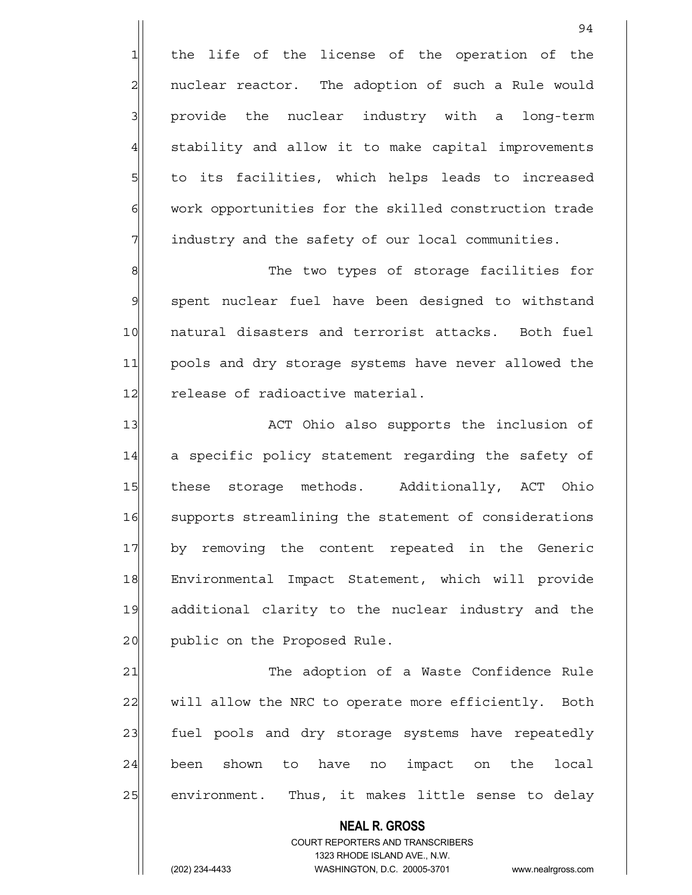the life of the license of the operation of the nuclear reactor. The adoption of such a Rule would provide the nuclear industry with a long-term stability and allow it to make capital improvements to its facilities, which helps leads to increased work opportunities for the skilled construction trade industry and the safety of our local communities.

The two types of storage facilities for spent nuclear fuel have been designed to withstand natural disasters and terrorist attacks. Both fuel pools and dry storage systems have never allowed the release of radioactive material.

ACT Ohio also supports the inclusion of a specific policy statement regarding the safety of these storage methods. Additionally, ACT Ohio supports streamlining the statement of considerations by removing the content repeated in the Generic Environmental Impact Statement, which will provide additional clarity to the nuclear industry and the public on the Proposed Rule.

The adoption of a Waste Confidence Rule will allow the NRC to operate more efficiently. Both fuel pools and dry storage systems have repeatedly been shown to have no impact on the local environment. Thus, it makes little sense to delay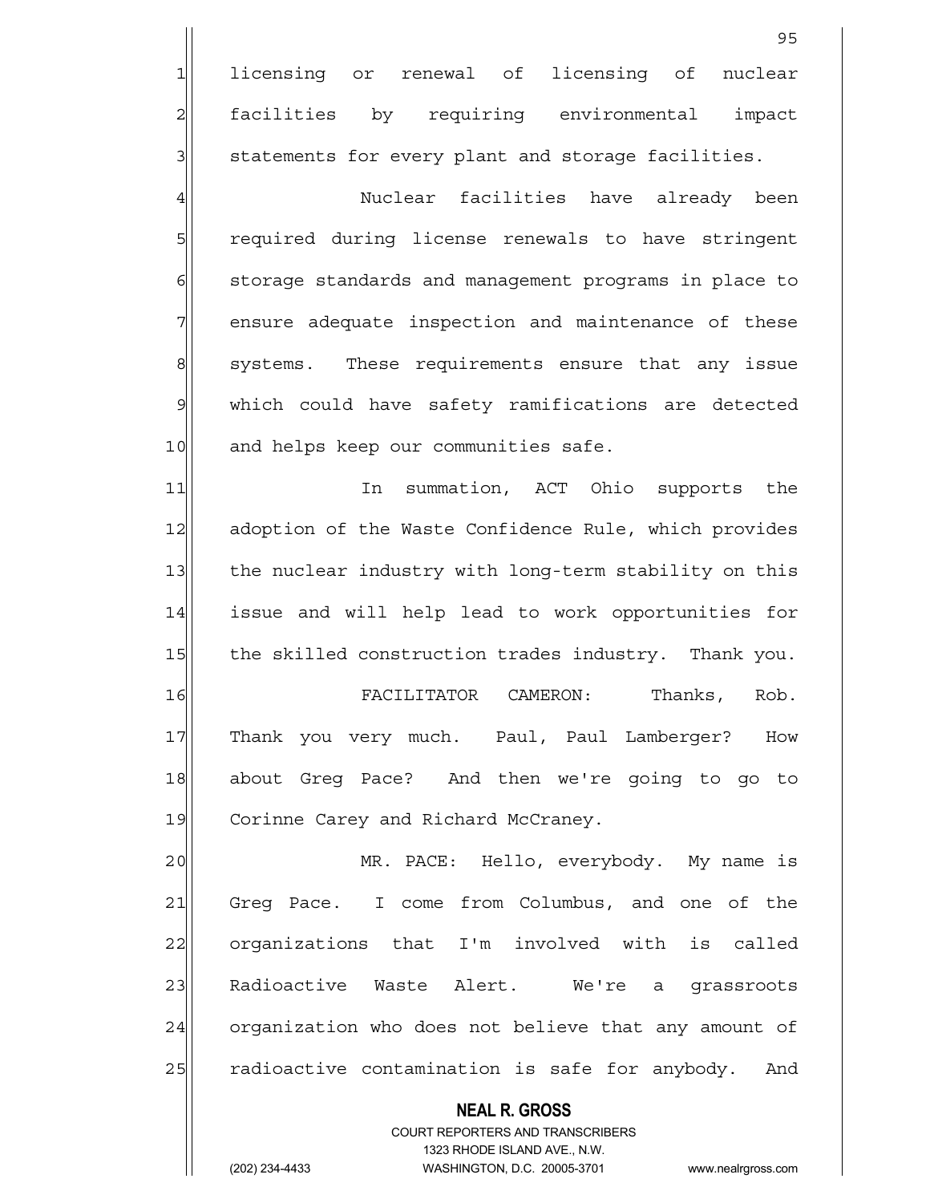licensing or renewal of licensing of nuclear facilities by requiring environmental impact statements for every plant and storage facilities.

Nuclear facilities have already been required during license renewals to have stringent storage standards and management programs in place to ensure adequate inspection and maintenance of these systems. These requirements ensure that any issue which could have safety ramifications are detected and helps keep our communities safe.

In summation, ACT Ohio supports the adoption of the Waste Confidence Rule, which provides the nuclear industry with long-term stability on this issue and will help lead to work opportunities for the skilled construction trades industry. Thank you.

FACILITATOR CAMERON: Thanks, Rob. Thank you very much. Paul, Paul Lamberger? How about Greg Pace? And then we're going to go to Corinne Carey and Richard McCraney.

MR. PACE: Hello, everybody. My name is Greg Pace. I come from Columbus, and one of the organizations that I'm involved with is called Radioactive Waste Alert. We're a grassroots organization who does not believe that any amount of radioactive contamination is safe for anybody. And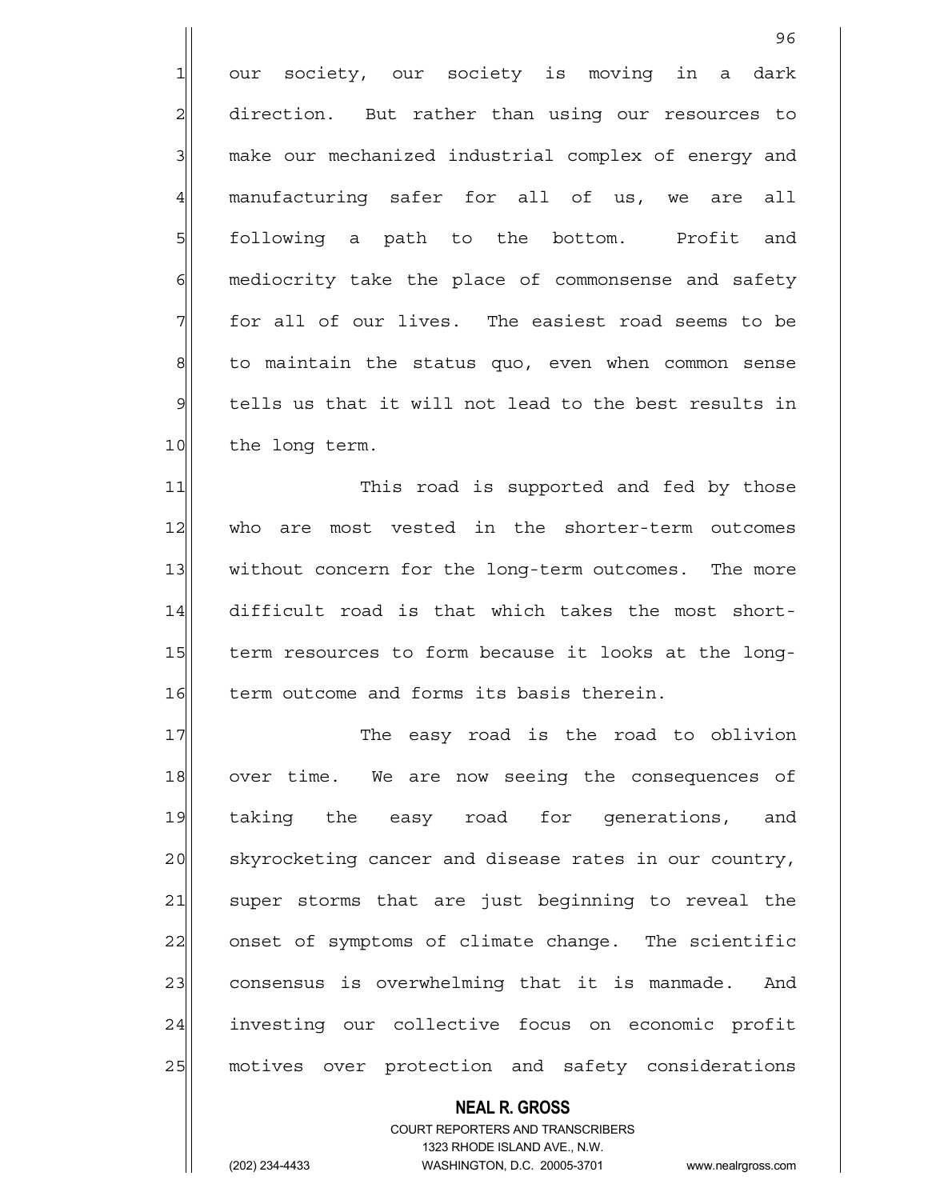our society, our society is moving in a dark direction. But rather than using our resources to make our mechanized industrial complex of energy and manufacturing safer for all of us, we are all following a path to the bottom. Profit and mediocrity take the place of commonsense and safety for all of our lives. The easiest road seems to be to maintain the status quo, even when common sense tells us that it will not lead to the best results in the long term.

This road is supported and fed by those who are most vested in the shorter-term outcomes without concern for the long-term outcomes. The more difficult road is that which takes the most short-term resources to form because it looks at the long-term outcome and forms its basis therein.

The easy road is the road to oblivion over time. We are now seeing the consequences of taking the easy road for generations, and skyrocketing cancer and disease rates in our country, super storms that are just beginning to reveal the onset of symptoms of climate change. The scientific consensus is overwhelming that it is manmade. And investing our collective focus on economic profit motives over protection and safety considerations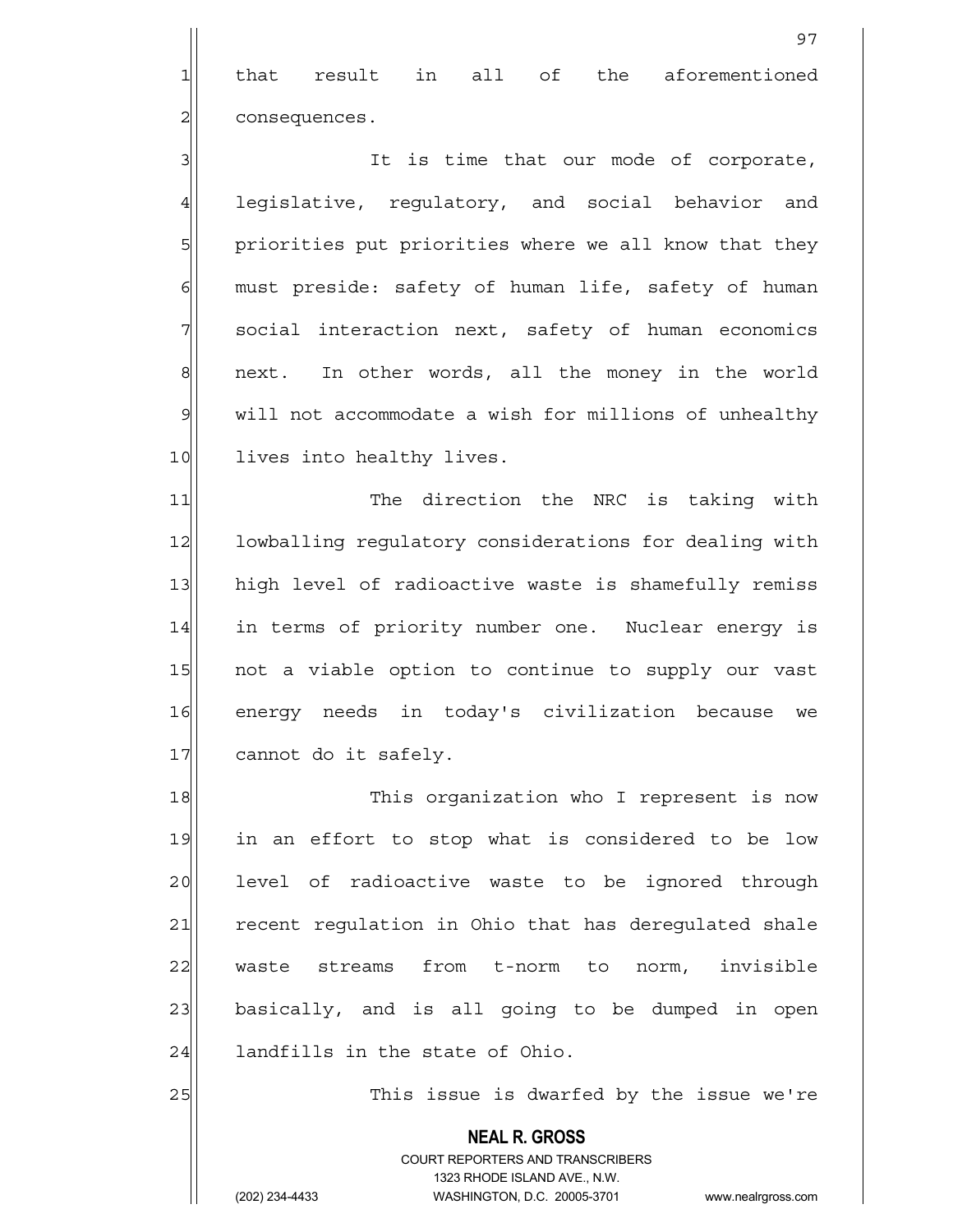that result in all of the aforementioned consequences.

It is time that our mode of corporate, legislative, regulatory, and social behavior and priorities put priorities where we all know that they must preside: safety of human life, safety of human social interaction next, safety of human economics next. In other words, all the money in the world will not accommodate a wish for millions of unhealthy lives into healthy lives.

The direction the NRC is taking with lowballing regulatory considerations for dealing with high level of radioactive waste is shamefully remiss in terms of priority number one. Nuclear energy is not a viable option to continue to supply our vast energy needs in today's civilization because we cannot do it safely.

This organization who I represent is now in an effort to stop what is considered to be low level of radioactive waste to be ignored through recent regulation in Ohio that has deregulated shale waste streams from t-norm to norm, invisible basically, and is all going to be dumped in open landfills in the state of Ohio.

This issue is dwarfed by the issue we're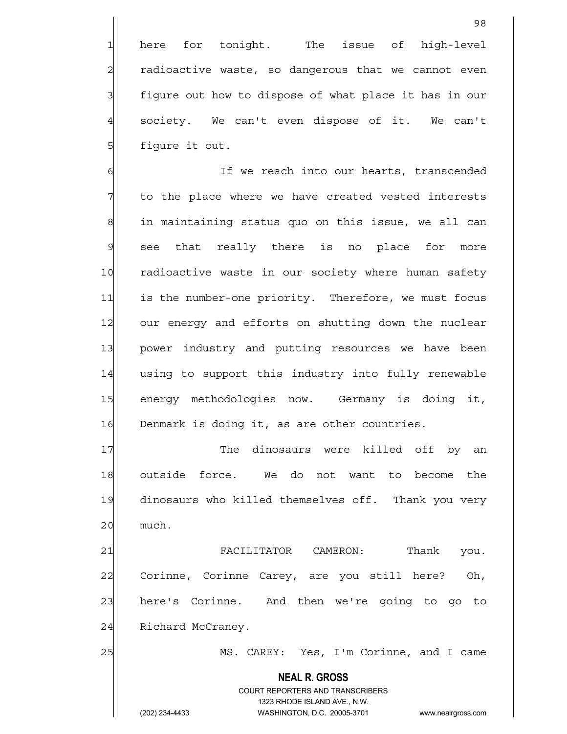here for tonight. The issue of high-level radioactive waste, so dangerous that we cannot even figure out how to dispose of what place it has in our society. We can't even dispose of it. We can't figure it out.

If we reach into our hearts, transcended to the place where we have created vested interests in maintaining status quo on this issue, we all can see that really there is no place for more radioactive waste in our society where human safety is the number-one priority. Therefore, we must focus our energy and efforts on shutting down the nuclear power industry and putting resources we have been using to support this industry into fully renewable energy methodologies now. Germany is doing it, Denmark is doing it, as are other countries.

The dinosaurs were killed off by an outside force. We do not want to become the dinosaurs who killed themselves off. Thank you very much.

FACILITATOR CAMERON: Thank you. Corinne, Corinne Carey, are you still here? Oh, here's Corinne. And then we're going to go to Richard McCraney.

MS. CAREY: Yes, I'm Corinne, and I came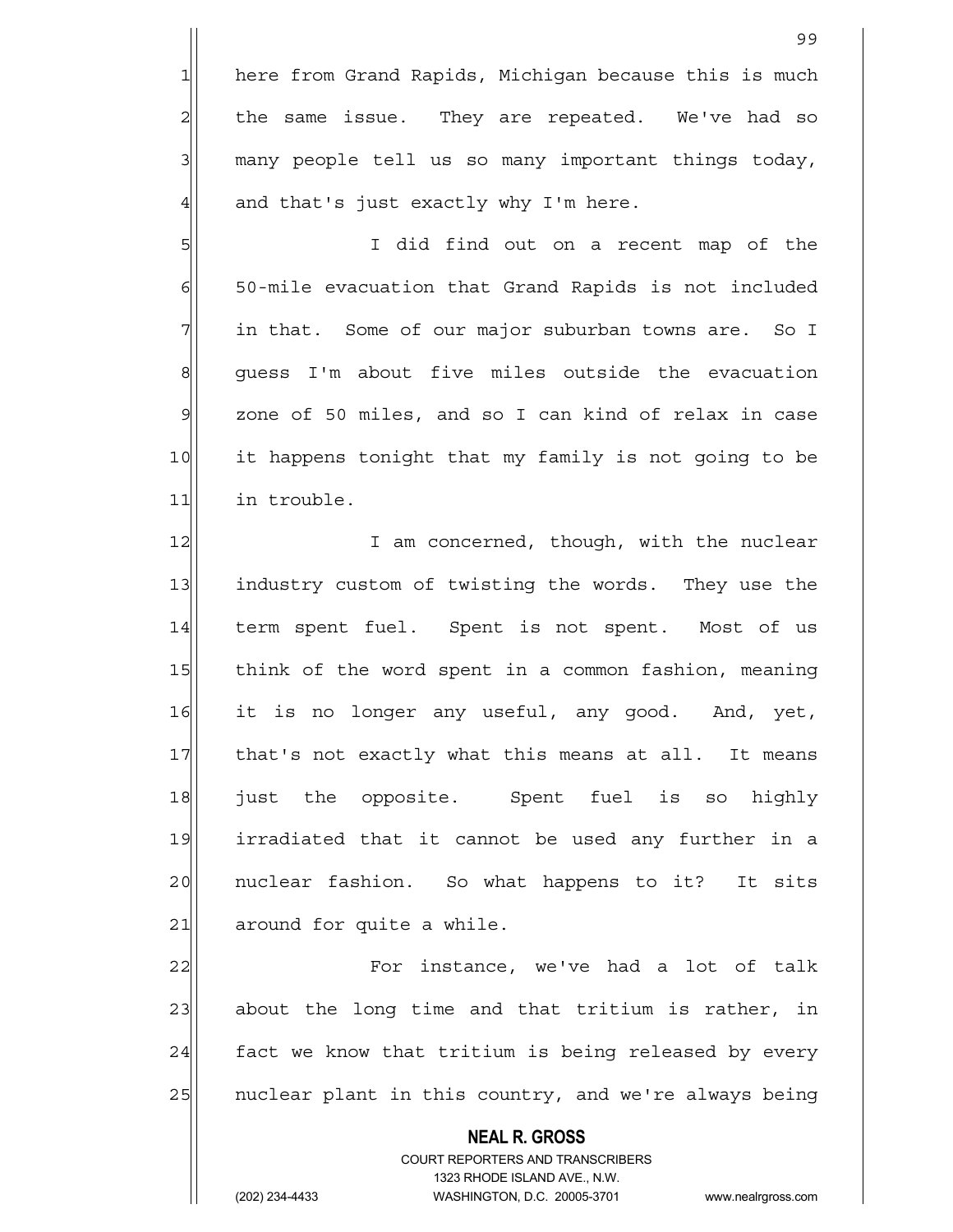here from Grand Rapids, Michigan because this is much the same issue. They are repeated. We've had so many people tell us so many important things today, and that's just exactly why I'm here.

I did find out on a recent map of the 50-mile evacuation that Grand Rapids is not included in that. Some of our major suburban towns are. So I guess I'm about five miles outside the evacuation zone of 50 miles, and so I can kind of relax in case it happens tonight that my family is not going to be in trouble.

I am concerned, though, with the nuclear industry custom of twisting the words. They use the term spent fuel. Spent is not spent. Most of us think of the word spent in a common fashion, meaning it is no longer any useful, any good. And, yet, that's not exactly what this means at all. It means just the opposite. Spent fuel is so highly irradiated that it cannot be used any further in a nuclear fashion. So what happens to it? It sits around for quite a while.

For instance, we've had a lot of talk about the long time and that tritium is rather, in fact we know that tritium is being released by every nuclear plant in this country, and we're always being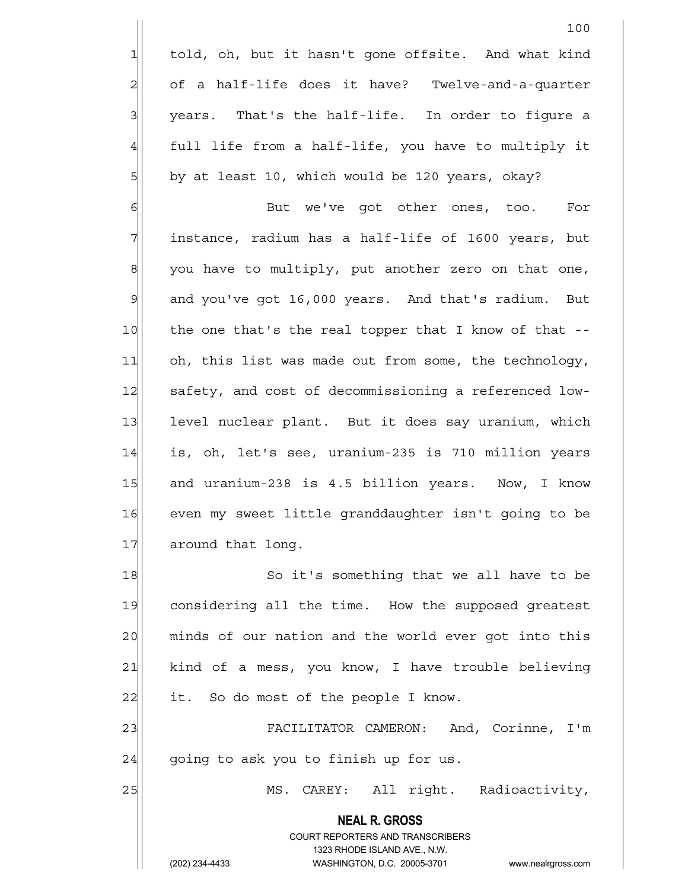told, oh, but it hasn't gone offsite. And what kind of a half-life does it have? Twelve-and-a-quarter years. That's the half-life. In order to figure a full life from a half-life, you have to multiply it by at least 10, which would be 120 years, okay?

But we've got other ones, too. For instance, radium has a half-life of 1600 years, but you have to multiply, put another zero on that one, and you've got 16,000 years. And that's radium. But the one that's the real topper that I know of that -- oh, this list was made out from some, the technology, safety, and cost of decommissioning a referenced low-level nuclear plant. But it does say uranium, which is, oh, let's see, uranium-235 is 710 million years and uranium-238 is 4.5 billion years. Now, I know even my sweet little granddaughter isn't going to be around that long.

So it's something that we all have to be considering all the time. How the supposed greatest minds of our nation and the world ever got into this kind of a mess, you know, I have trouble believing it. So do most of the people I know.

FACILITATOR CAMERON: And, Corinne, I'm going to ask you to finish up for us.

MS. CAREY: All right. Radioactivity,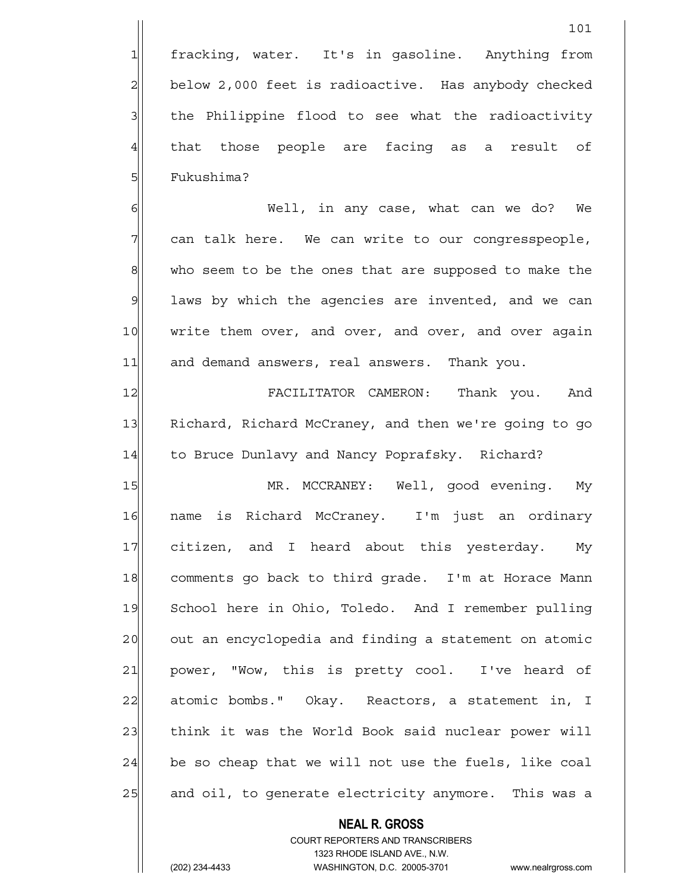fracking, water. It's in gasoline. Anything from below 2,000 feet is radioactive. Has anybody checked the Philippine flood to see what the radioactivity that those people are facing as a result of Fukushima?

Well, in any case, what can we do? We can talk here. We can write to our congresspeople, who seem to be the ones that are supposed to make the laws by which the agencies are invented, and we can write them over, and over, and over, and over again and demand answers, real answers. Thank you.

FACILITATOR CAMERON: Thank you. And Richard, Richard McCraney, and then we're going to go to Bruce Dunlavy and Nancy Poprafsky. Richard?

MR. MCCRANEY: Well, good evening. My name is Richard McCraney. I'm just an ordinary citizen, and I heard about this yesterday. My comments go back to third grade. I'm at Horace Mann School here in Ohio, Toledo. And I remember pulling out an encyclopedia and finding a statement on atomic power, "Wow, this is pretty cool. I've heard of atomic bombs." Okay. Reactors, a statement in, I think it was the World Book said nuclear power will be so cheap that we will not use the fuels, like coal and oil, to generate electricity anymore. This was a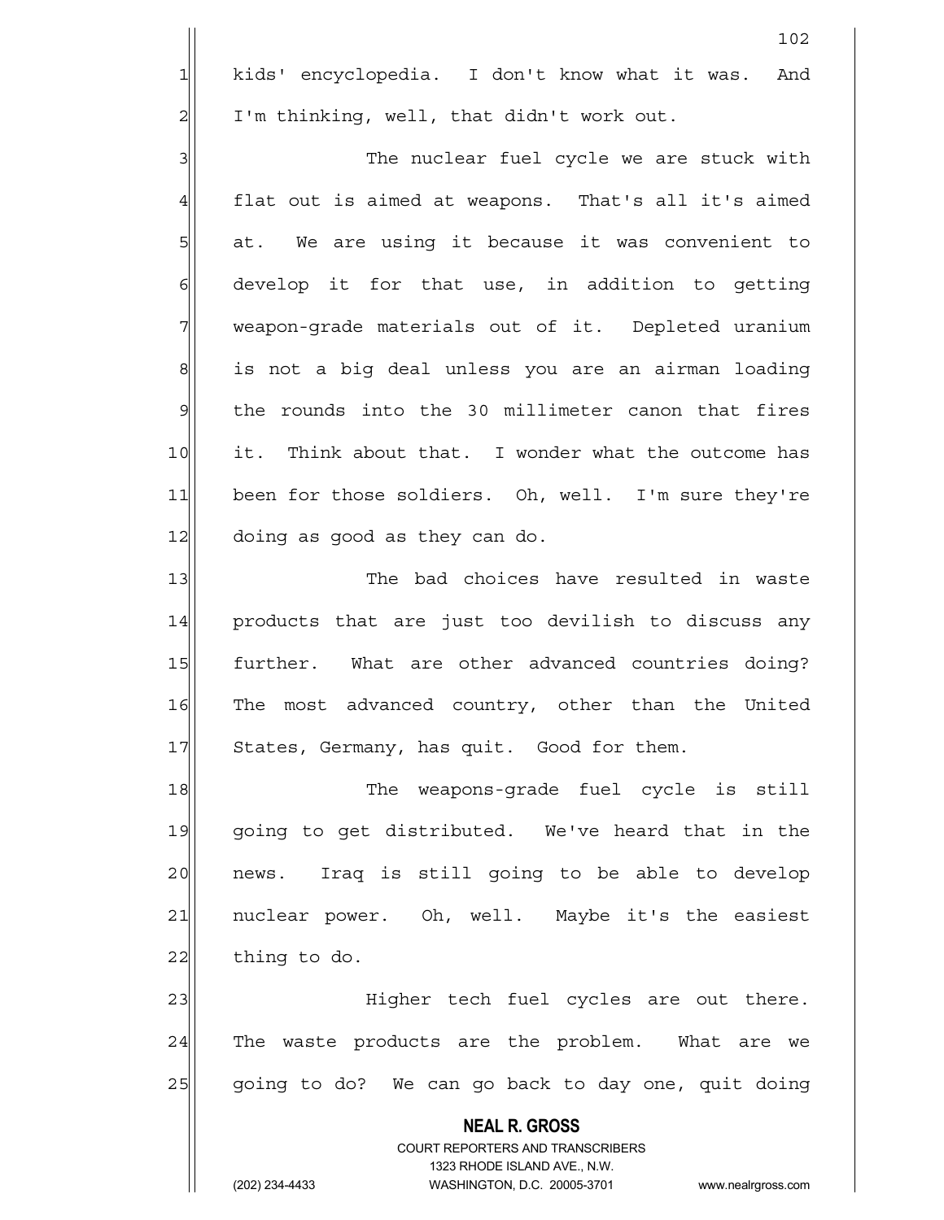kids' encyclopedia. I don't know what it was. And I'm thinking, well, that didn't work out.

The nuclear fuel cycle we are stuck with flat out is aimed at weapons. That's all it's aimed at. We are using it because it was convenient to develop it for that use, in addition to getting weapon-grade materials out of it. Depleted uranium is not a big deal unless you are an airman loading the rounds into the 30 millimeter canon that fires it. Think about that. I wonder what the outcome has been for those soldiers. Oh, well. I'm sure they're doing as good as they can do.

The bad choices have resulted in waste products that are just too devilish to discuss any further. What are other advanced countries doing? The most advanced country, other than the United States, Germany, has quit. Good for them.

The weapons-grade fuel cycle is still going to get distributed. We've heard that in the news. Iraq is still going to be able to develop nuclear power. Oh, well. Maybe it's the easiest thing to do.

Higher tech fuel cycles are out there. The waste products are the problem. What are we going to do? We can go back to day one, quit doing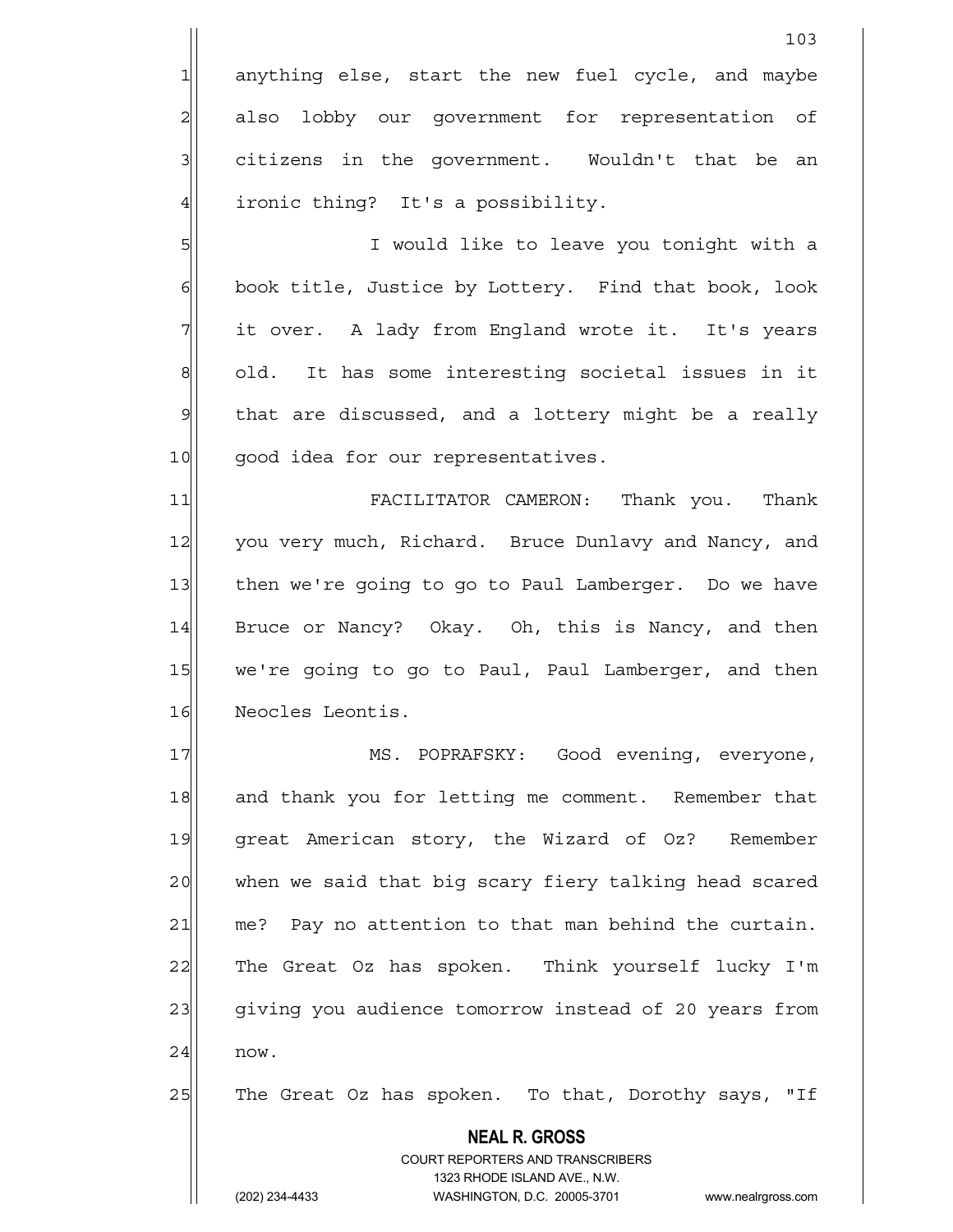anything else, start the new fuel cycle, and maybe also lobby our government for representation of citizens in the government. Wouldn't that be an ironic thing? It's a possibility.

I would like to leave you tonight with a book title, Justice by Lottery. Find that book, look it over. A lady from England wrote it. It's years old. It has some interesting societal issues in it that are discussed, and a lottery might be a really good idea for our representatives.

FACILITATOR CAMERON: Thank you. Thank you very much, Richard. Bruce Dunlavy and Nancy, and then we're going to go to Paul Lamberger. Do we have Bruce or Nancy? Okay. Oh, this is Nancy, and then we're going to go to Paul, Paul Lamberger, and then Neocles Leontis.

MS. POPRAFSKY: Good evening, everyone, and thank you for letting me comment. Remember that great American story, the Wizard of Oz? Remember when we said that big scary fiery talking head scared me? Pay no attention to that man behind the curtain. The Great Oz has spoken. Think yourself lucky I'm giving you audience tomorrow instead of 20 years from now.

The Great Oz has spoken. To that, Dorothy says, "If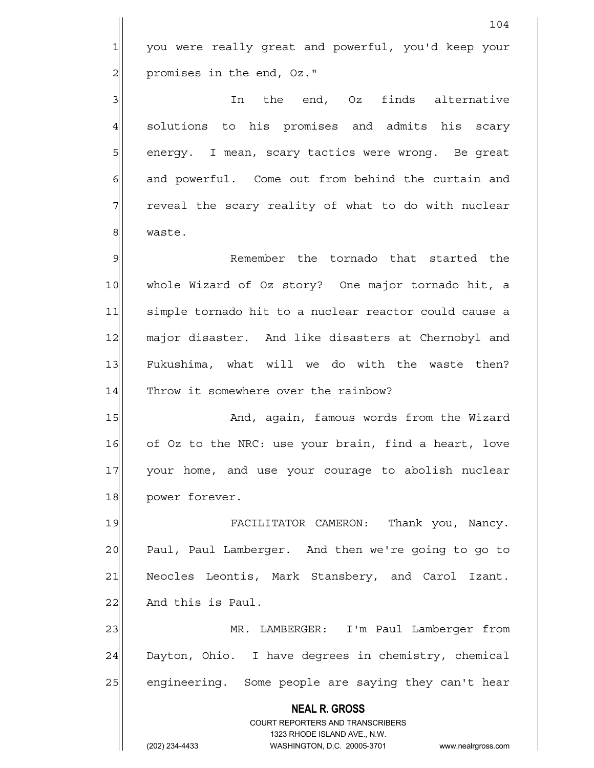you were really great and powerful, you'd keep your promises in the end, Oz."

In the end, Oz finds alternative solutions to his promises and admits his scary energy. I mean, scary tactics were wrong. Be great and powerful. Come out from behind the curtain and reveal the scary reality of what to do with nuclear waste.

Remember the tornado that started the whole Wizard of Oz story? One major tornado hit, a simple tornado hit to a nuclear reactor could cause a major disaster. And like disasters at Chernobyl and Fukushima, what will we do with the waste then? Throw it somewhere over the rainbow?

And, again, famous words from the Wizard of Oz to the NRC: use your brain, find a heart, love your home, and use your courage to abolish nuclear power forever.

FACILITATOR CAMERON: Thank you, Nancy. Paul, Paul Lamberger. And then we're going to go to Neocles Leontis, Mark Stansbery, and Carol Izant. And this is Paul.

MR. LAMBERGER: I'm Paul Lamberger from Dayton, Ohio. I have degrees in chemistry, chemical engineering. Some people are saying they can't hear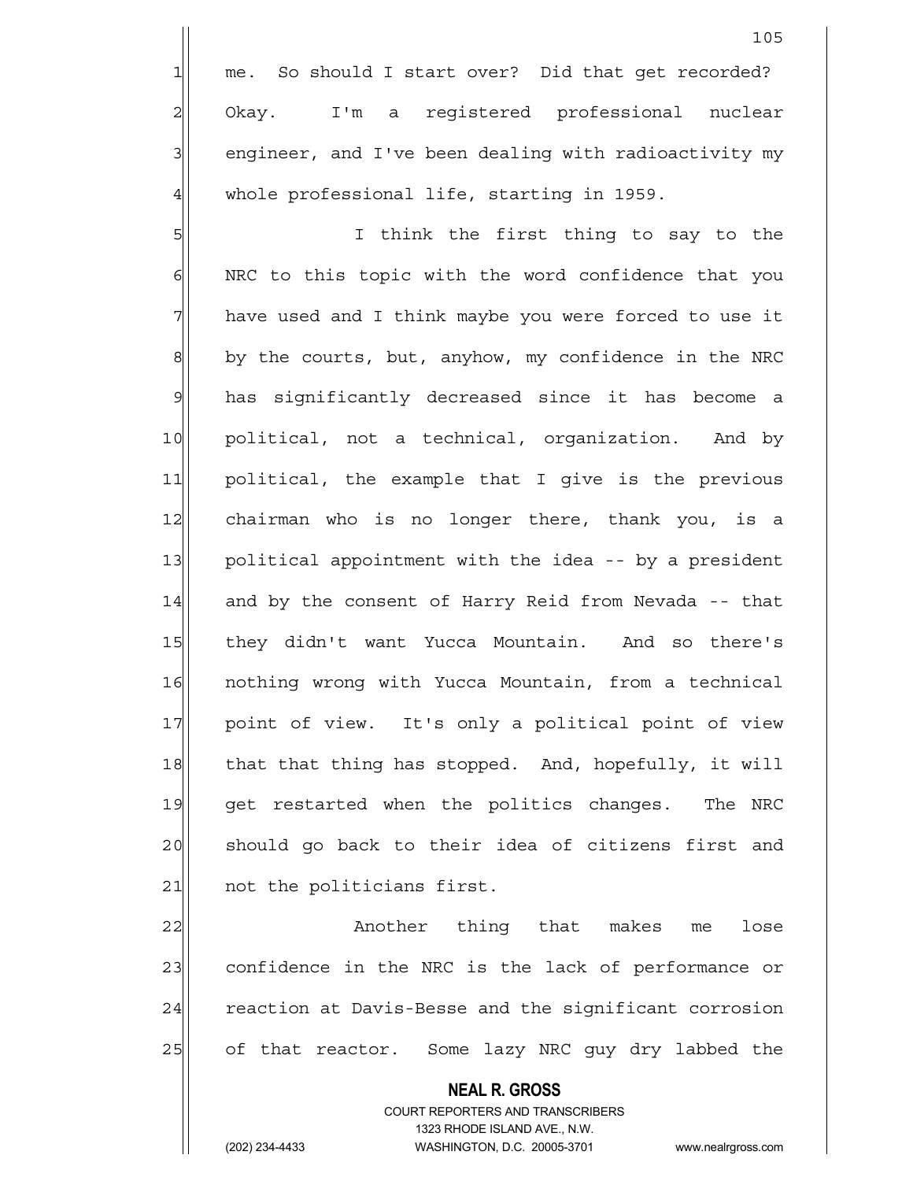me. So should I start over? Did that get recorded? Okay. I'm a registered professional nuclear engineer, and I've been dealing with radioactivity my whole professional life, starting in 1959.

I think the first thing to say to the NRC to this topic with the word confidence that you have used and I think maybe you were forced to use it by the courts, but, anyhow, my confidence in the NRC has significantly decreased since it has become a political, not a technical, organization. And by political, the example that I give is the previous chairman who is no longer there, thank you, is a political appointment with the idea -- by a president and by the consent of Harry Reid from Nevada -- that they didn't want Yucca Mountain. And so there's nothing wrong with Yucca Mountain, from a technical point of view. It's only a political point of view that that thing has stopped. And, hopefully, it will get restarted when the politics changes. The NRC should go back to their idea of citizens first and not the politicians first.

Another thing that makes me lose confidence in the NRC is the lack of performance or reaction at Davis-Besse and the significant corrosion of that reactor. Some lazy NRC guy dry labbed the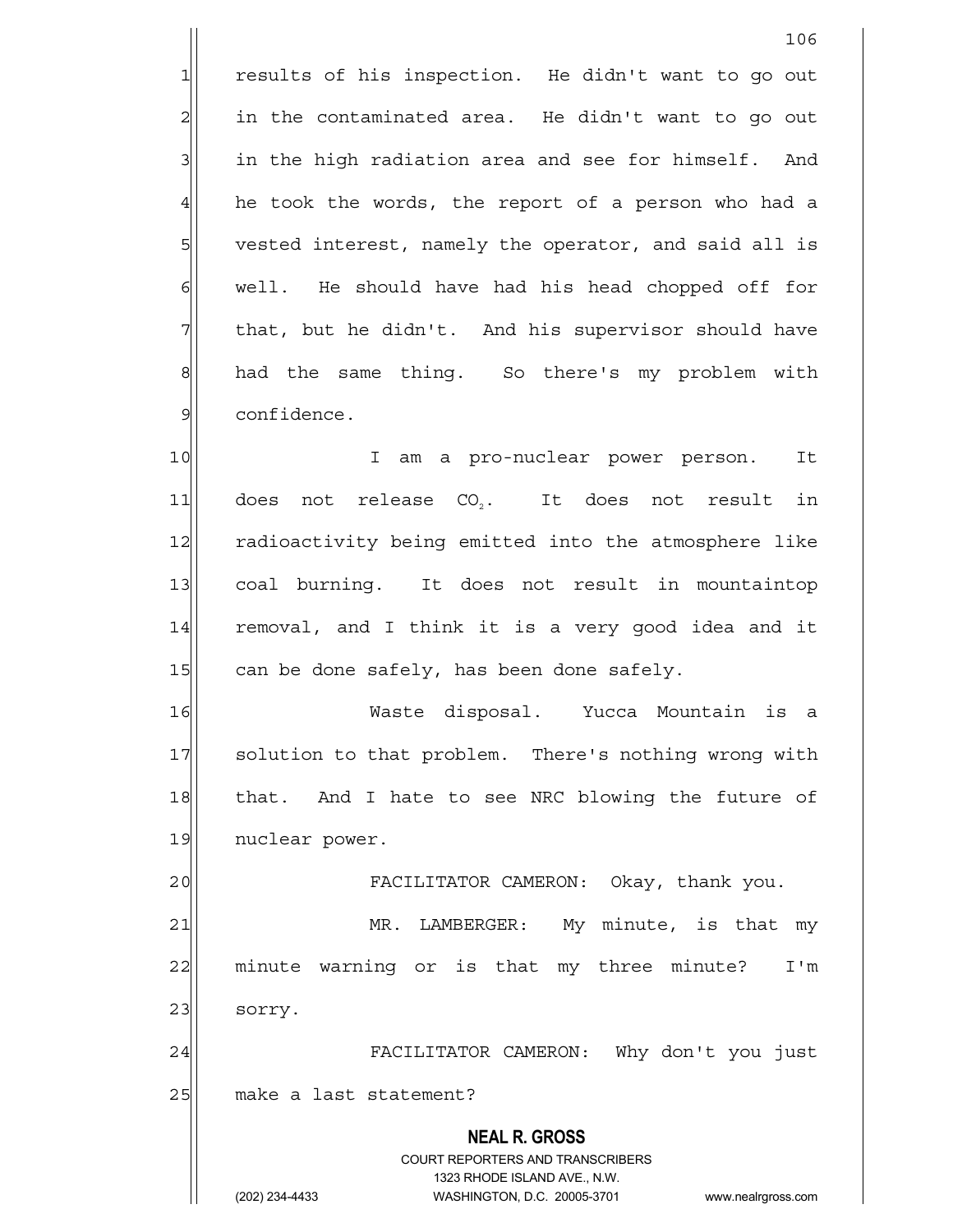results of his inspection. He didn't want to go out in the contaminated area. He didn't want to go out in the high radiation area and see for himself. And he took the words, the report of a person who had a vested interest, namely the operator, and said all is well. He should have had his head chopped off for that, but he didn't. And his supervisor should have had the same thing. So there's my problem with confidence.

I am a pro-nuclear power person. It does not release $CO_2$. It does not result in radioactivity being emitted into the atmosphere like coal burning. It does not result in mountaintop removal, and I think it is a very good idea and it can be done safely, has been done safely.

Waste disposal. Yucca Mountain is a solution to that problem. There's nothing wrong with that. And I hate to see NRC blowing the future of nuclear power.

FACILITATOR CAMERON: Okay, thank you.

MR. LAMBERGER: My minute, is that my minute warning or is that my three minute? I'm sorry.

FACILITATOR CAMERON: Why don't you just make a last statement?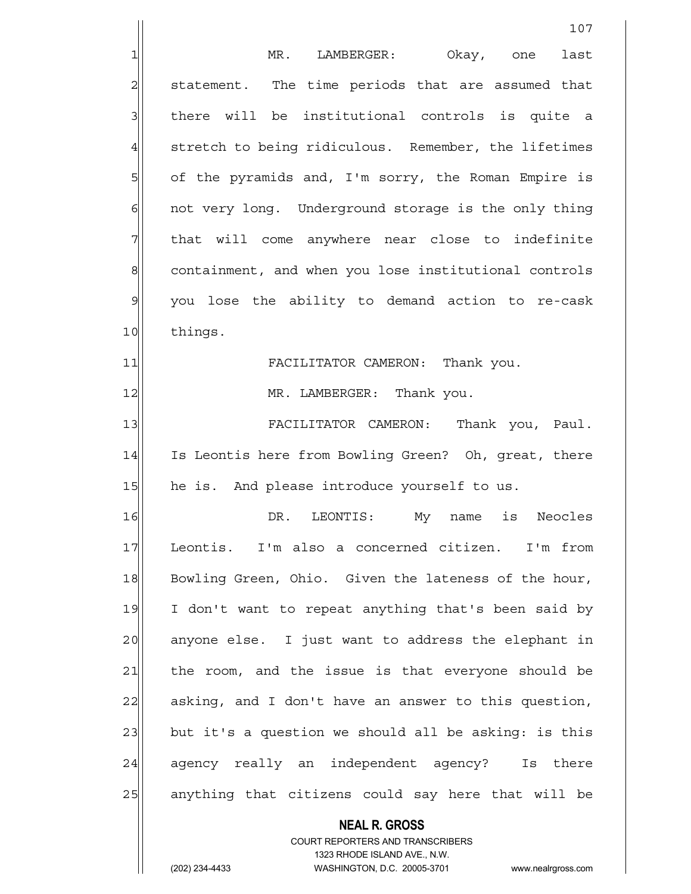MR. LAMBERGER: Okay, one last statement. The time periods that are assumed that there will be institutional controls is quite a stretch to being ridiculous. Remember, the lifetimes of the pyramids and, I'm sorry, the Roman Empire is not very long. Underground storage is the only thing that will come anywhere near close to indefinite containment, and when you lose institutional controls you lose the ability to demand action to re-cask things.

FACILITATOR CAMERON: Thank you.

MR. LAMBERGER: Thank you.

FACILITATOR CAMERON: Thank you, Paul. Is Leontis here from Bowling Green? Oh, great, there he is. And please introduce yourself to us.

DR. LEONTIS: My name is Neocles Leontis. I'm also a concerned citizen. I'm from Bowling Green, Ohio. Given the lateness of the hour, I don't want to repeat anything that's been said by anyone else. I just want to address the elephant in the room, and the issue is that everyone should be asking, and I don't have an answer to this question, but it's a question we should all be asking: is this agency really an independent agency? Is there anything that citizens could say here that will be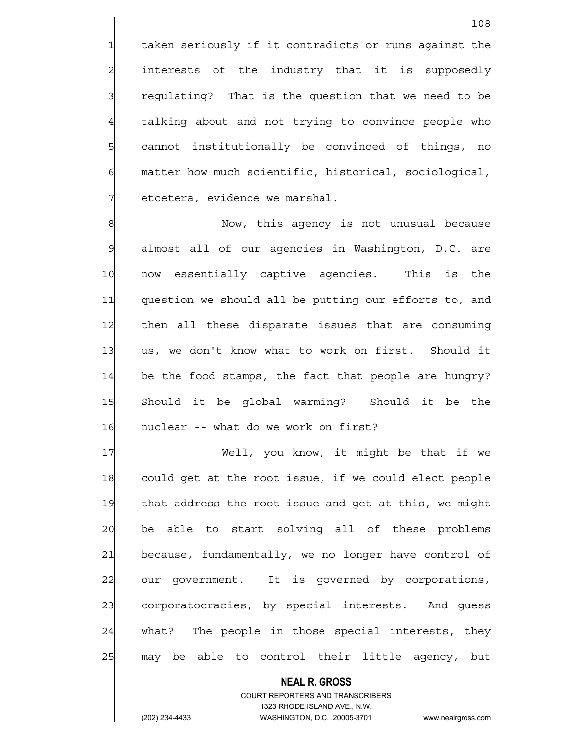taken seriously if it contradicts or runs against the interests of the industry that it is supposedly regulating? That is the question that we need to be talking about and not trying to convince people who cannot institutionally be convinced of things, no matter how much scientific, historical, sociological, etcetera, evidence we marshal.

Now, this agency is not unusual because almost all of our agencies in Washington, D.C. are now essentially captive agencies. This is the question we should all be putting our efforts to, and then all these disparate issues that are consuming us, we don't know what to work on first. Should it be the food stamps, the fact that people are hungry? Should it be global warming? Should it be the nuclear -- what do we work on first?

Well, you know, it might be that if we could get at the root issue, if we could elect people that address the root issue and get at this, we might be able to start solving all of these problems because, fundamentally, we no longer have control of our government. It is governed by corporations, corporatocracies, by special interests. And guess what? The people in those special interests, they may be able to control their little agency, but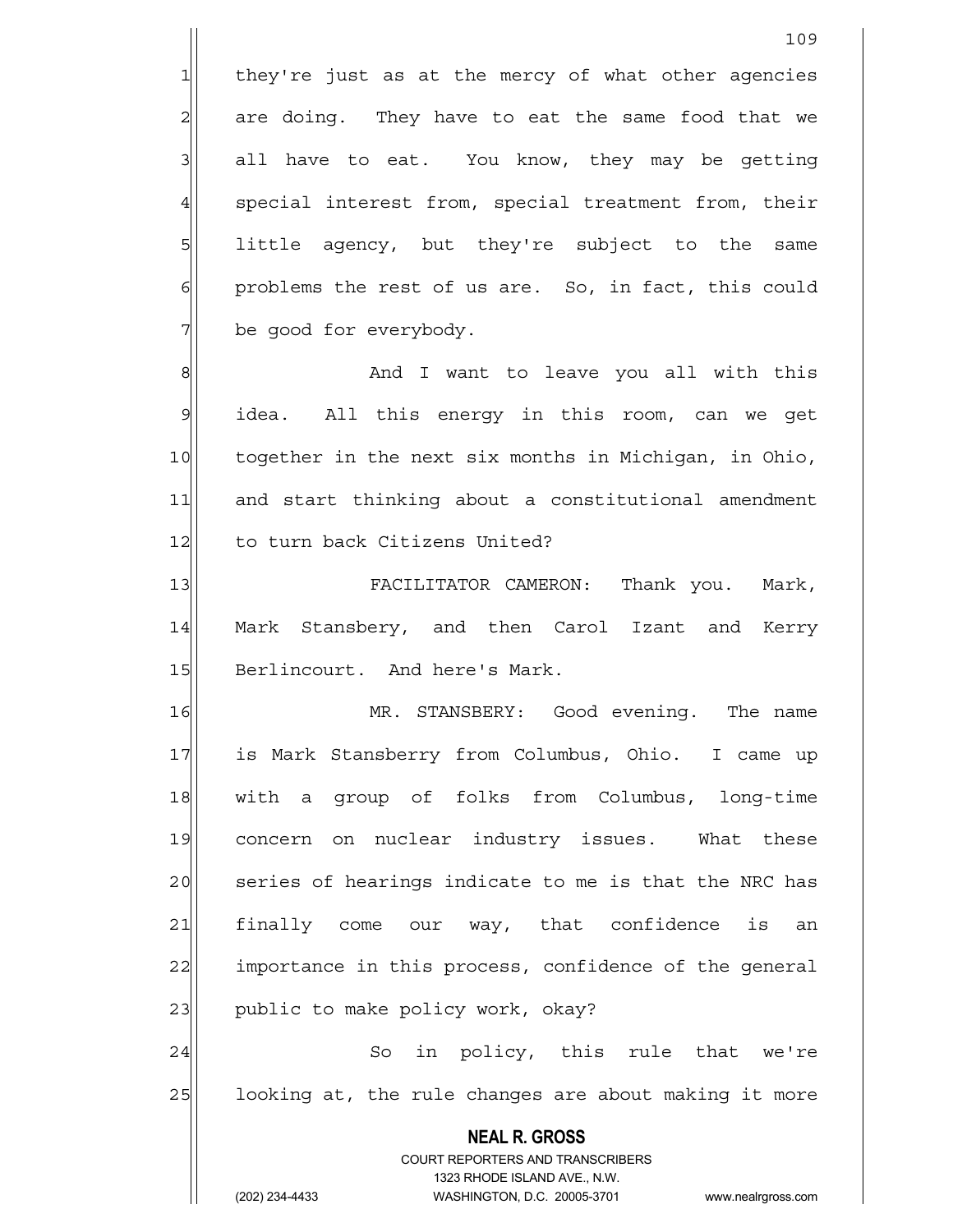they're just as at the mercy of what other agencies are doing. They have to eat the same food that we all have to eat. You know, they may be getting special interest from, special treatment from, their little agency, but they're subject to the same problems the rest of us are. So, in fact, this could be good for everybody.

And I want to leave you all with this idea. All this energy in this room, can we get together in the next six months in Michigan, in Ohio, and start thinking about a constitutional amendment to turn back Citizens United?

FACILITATOR CAMERON: Thank you. Mark, Mark Stansbery, and then Carol Izant and Kerry Berlincourt. And here's Mark.

MR. STANSBERY: Good evening. The name is Mark Stansberry from Columbus, Ohio. I came up with a group of folks from Columbus, long-time concern on nuclear industry issues. What these series of hearings indicate to me is that the NRC has finally come our way, that confidence is an importance in this process, confidence of the general public to make policy work, okay?

So in policy, this rule that we're looking at, the rule changes are about making it more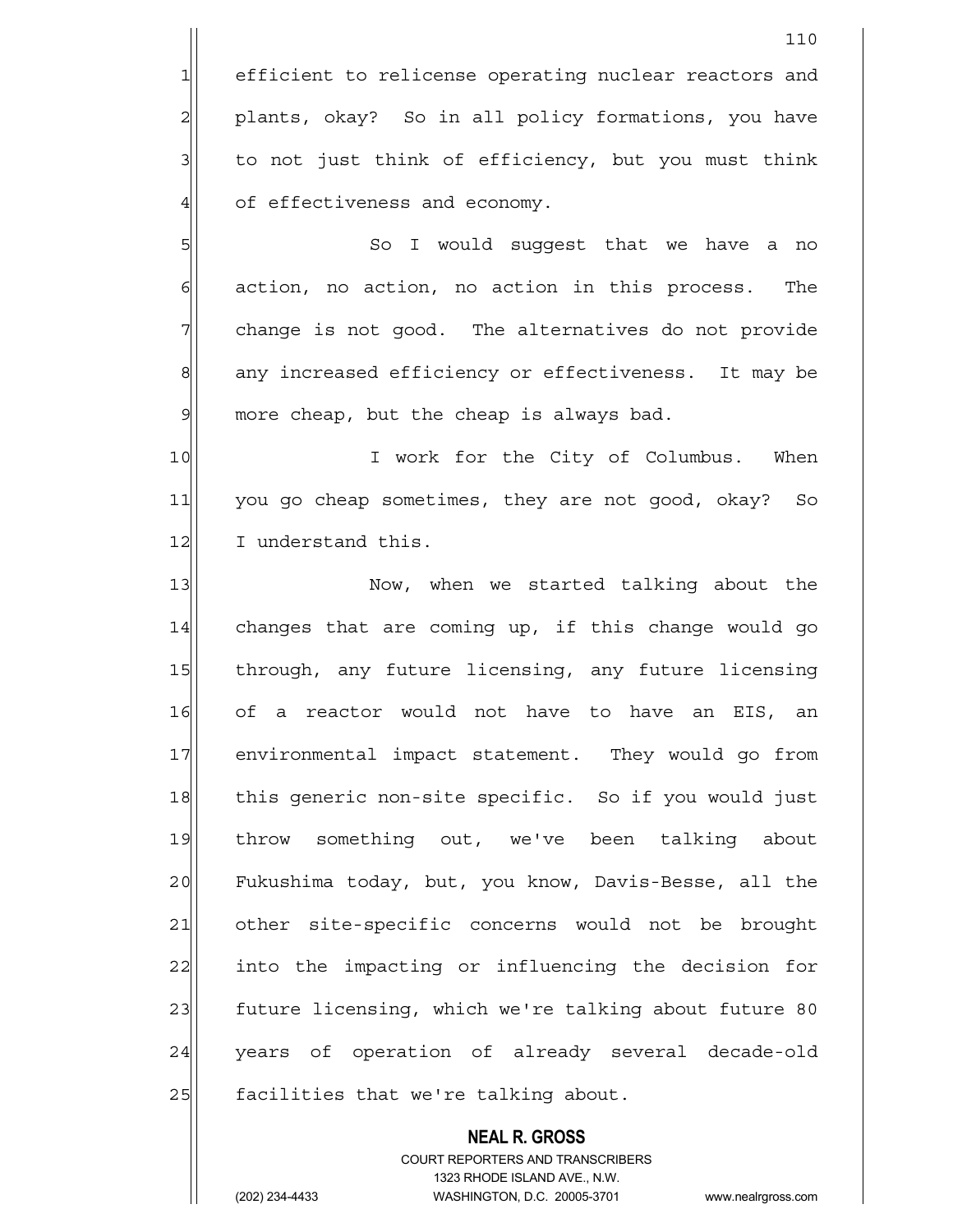efficient to relicense operating nuclear reactors and plants, okay? So in all policy formations, you have to not just think of efficiency, but you must think of effectiveness and economy.

So I would suggest that we have a no action, no action, no action in this process. The change is not good. The alternatives do not provide any increased efficiency or effectiveness. It may be more cheap, but the cheap is always bad.

I work for the City of Columbus. When you go cheap sometimes, they are not good, okay? So I understand this.

Now, when we started talking about the changes that are coming up, if this change would go through, any future licensing, any future licensing of a reactor would not have to have an EIS, an environmental impact statement. They would go from this generic non-site specific. So if you would just throw something out, we've been talking about Fukushima today, but, you know, Davis-Besse, all the other site-specific concerns would not be brought into the impacting or influencing the decision for future licensing, which we're talking about future 80 years of operation of already several decade-old facilities that we're talking about.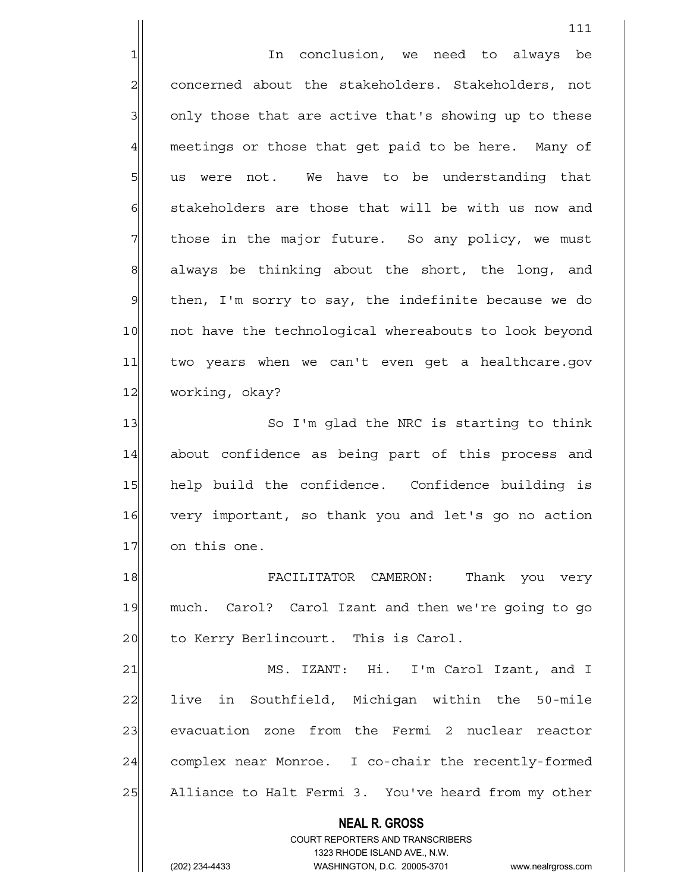In conclusion, we need to always be concerned about the stakeholders. Stakeholders, not only those that are active that's showing up to these meetings or those that get paid to be here. Many of us were not. We have to be understanding that stakeholders are those that will be with us now and those in the major future. So any policy, we must always be thinking about the short, the long, and then, I'm sorry to say, the indefinite because we do not have the technological whereabouts to look beyond two years when we can't even get a healthcare.gov working, okay?

So I'm glad the NRC is starting to think about confidence as being part of this process and help build the confidence. Confidence building is very important, so thank you and let's go no action on this one.

FACILITATOR CAMERON: Thank you very much. Carol? Carol Izant and then we're going to go to Kerry Berlincourt. This is Carol.

MS. IZANT: Hi. I'm Carol Izant, and I live in Southfield, Michigan within the 50-mile evacuation zone from the Fermi 2 nuclear reactor complex near Monroe. I co-chair the recently-formed Alliance to Halt Fermi 3. You've heard from my other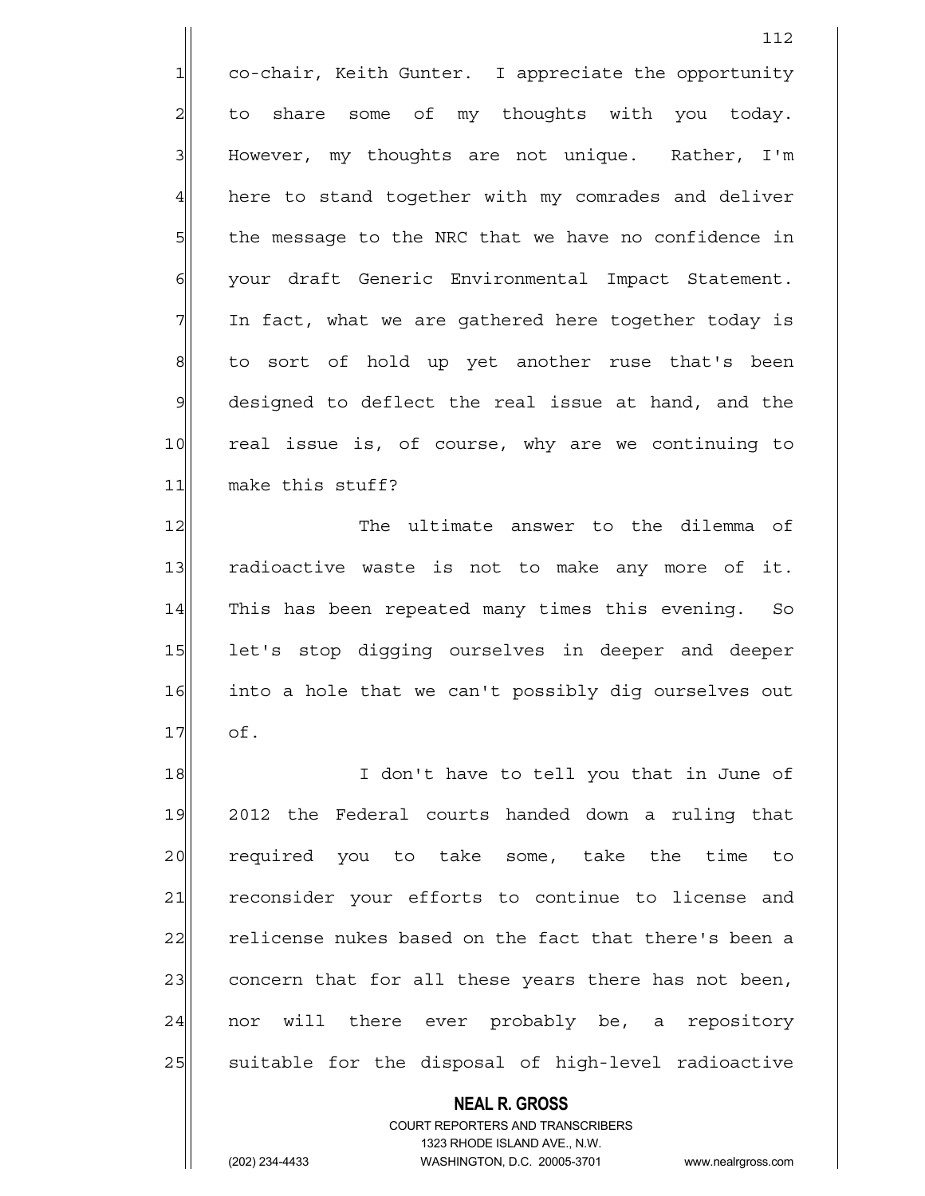co-chair, Keith Gunter. I appreciate the opportunity to share some of my thoughts with you today. However, my thoughts are not unique. Rather, I'm here to stand together with my comrades and deliver the message to the NRC that we have no confidence in your draft Generic Environmental Impact Statement. In fact, what we are gathered here together today is to sort of hold up yet another ruse that's been designed to deflect the real issue at hand, and the real issue is, of course, why are we continuing to make this stuff?

The ultimate answer to the dilemma of radioactive waste is not to make any more of it. This has been repeated many times this evening. So let's stop digging ourselves in deeper and deeper into a hole that we can't possibly dig ourselves out of.

I don't have to tell you that in June of 2012 the Federal courts handed down a ruling that required you to take some, take the time to reconsider your efforts to continue to license and relicense nukes based on the fact that there's been a concern that for all these years there has not been, nor will there ever probably be, a repository suitable for the disposal of high-level radioactive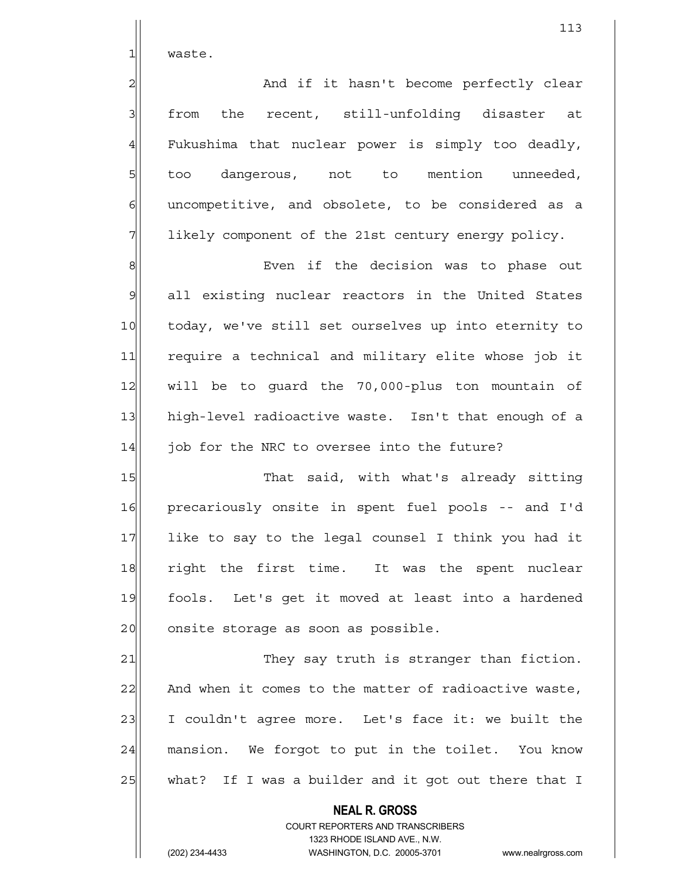waste.

And if it hasn't become perfectly clear from the recent, still-unfolding disaster at Fukushima that nuclear power is simply too deadly, too dangerous, not to mention unneeded, uncompetitive, and obsolete, to be considered as a likely component of the 21st century energy policy.

Even if the decision was to phase out all existing nuclear reactors in the United States today, we've still set ourselves up into eternity to require a technical and military elite whose job it will be to guard the 70,000-plus ton mountain of high-level radioactive waste. Isn't that enough of a job for the NRC to oversee into the future?

That said, with what's already sitting precariously onsite in spent fuel pools -- and I'd like to say to the legal counsel I think you had it right the first time. It was the spent nuclear fools. Let's get it moved at least into a hardened onsite storage as soon as possible.

They say truth is stranger than fiction. And when it comes to the matter of radioactive waste, I couldn't agree more. Let's face it: we built the mansion. We forgot to put in the toilet. You know what? If I was a builder and it got out there that I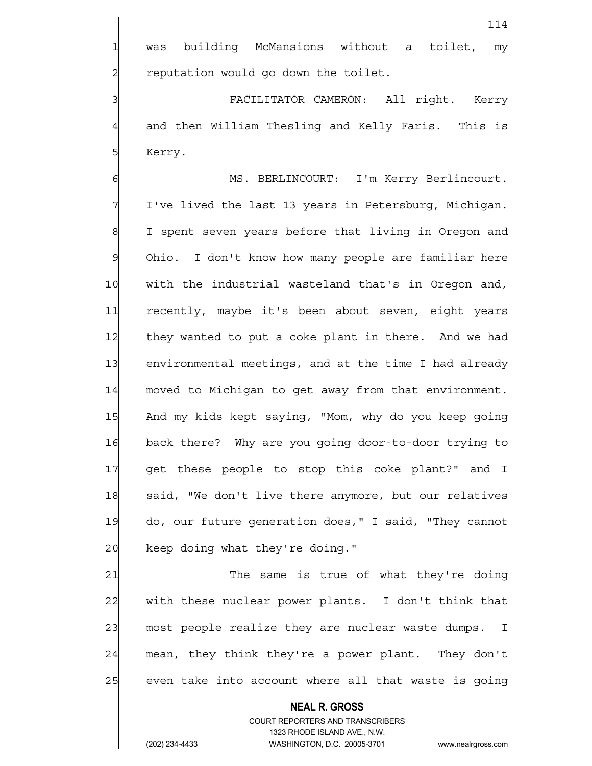was building McMansions without a toilet, my reputation would go down the toilet.

FACILITATOR CAMERON: All right. Kerry and then William Thesling and Kelly Faris. This is Kerry.

MS. BERLINCOURT: I'm Kerry Berlincourt. I've lived the last 13 years in Petersburg, Michigan. I spent seven years before that living in Oregon and Ohio. I don't know how many people are familiar here with the industrial wasteland that's in Oregon and, recently, maybe it's been about seven, eight years they wanted to put a coke plant in there. And we had environmental meetings, and at the time I had already moved to Michigan to get away from that environment. And my kids kept saying, "Mom, why do you keep going back there? Why are you going door-to-door trying to get these people to stop this coke plant?" and I said, "We don't live there anymore, but our relatives do, our future generation does," I said, "They cannot keep doing what they're doing."

The same is true of what they're doing with these nuclear power plants. I don't think that most people realize they are nuclear waste dumps. I mean, they think they're a power plant. They don't even take into account where all that waste is going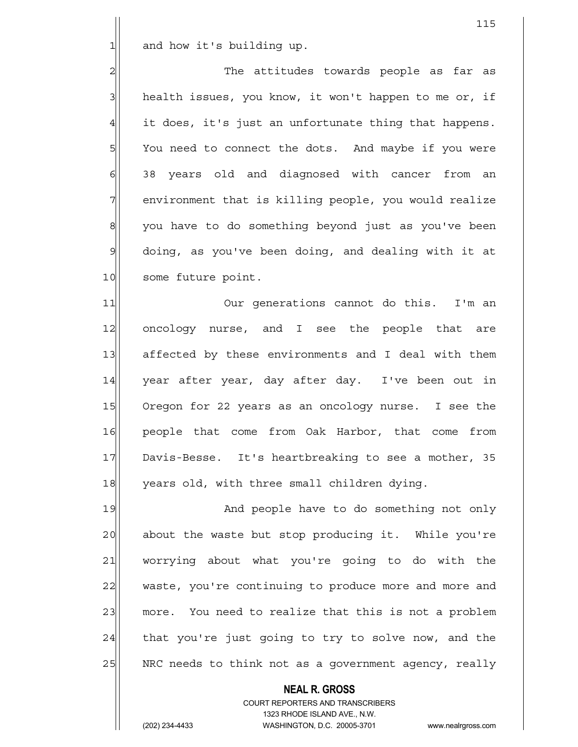and how it's building up.

The attitudes towards people as far as health issues, you know, it won't happen to me or, if it does, it's just an unfortunate thing that happens. You need to connect the dots. And maybe if you were 38 years old and diagnosed with cancer from an environment that is killing people, you would realize you have to do something beyond just as you've been doing, as you've been doing, and dealing with it at some future point.

Our generations cannot do this. I'm an oncology nurse, and I see the people that are affected by these environments and I deal with them year after year, day after day. I've been out in Oregon for 22 years as an oncology nurse. I see the people that come from Oak Harbor, that come from Davis-Besse. It's heartbreaking to see a mother, 35 years old, with three small children dying.

And people have to do something not only about the waste but stop producing it. While you're worrying about what you're going to do with the waste, you're continuing to produce more and more and more. You need to realize that this is not a problem that you're just going to try to solve now, and the NRC needs to think not as a government agency, really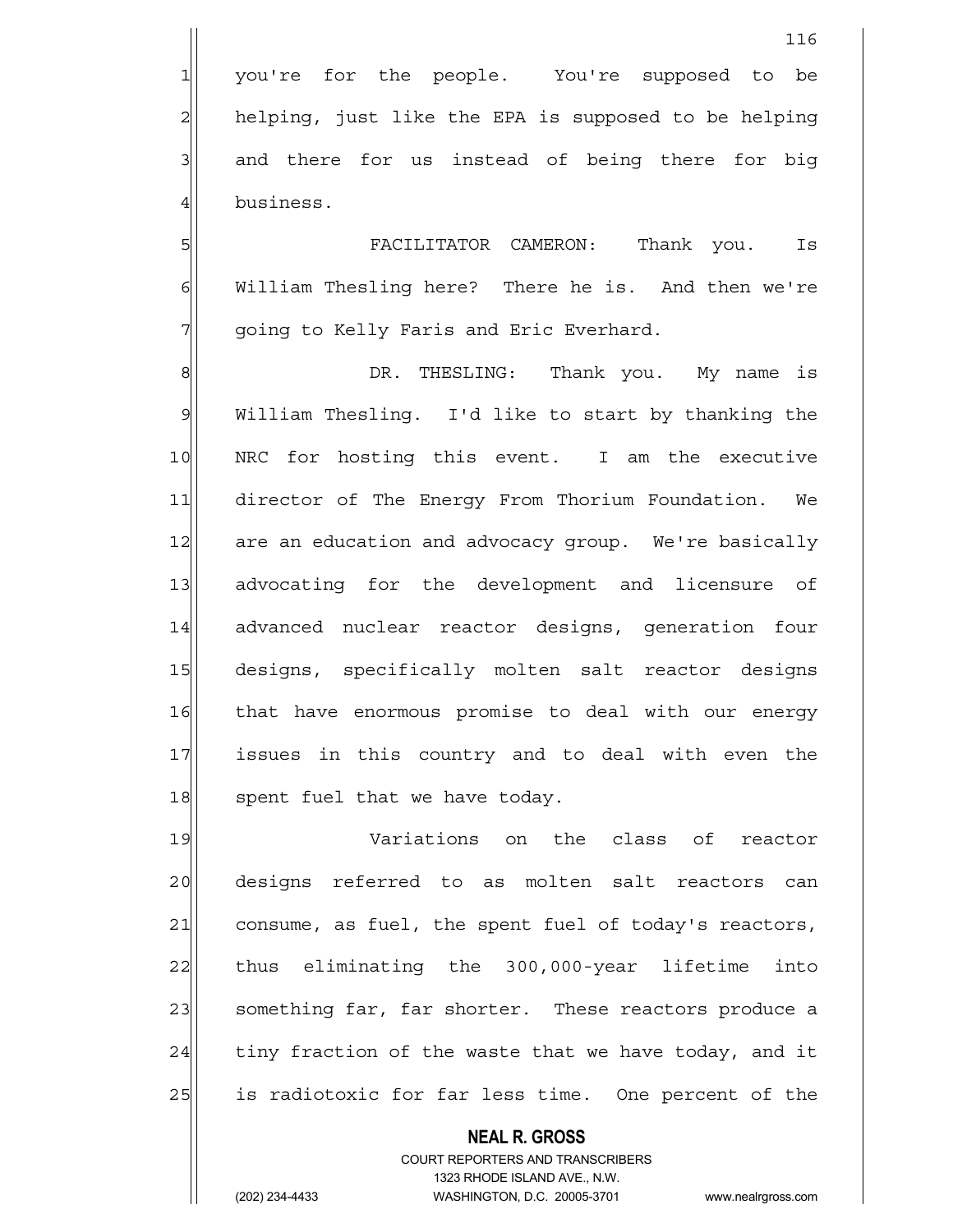you're for the people. You're supposed to be helping, just like the EPA is supposed to be helping and there for us instead of being there for big business.

FACILITATOR CAMERON: Thank you. Is William Thesling here? There he is. And then we're going to Kelly Faris and Eric Everhard.

DR. THESLING: Thank you. My name is William Thesling. I'd like to start by thanking the NRC for hosting this event. I am the executive director of The Energy From Thorium Foundation. We are an education and advocacy group. We're basically advocating for the development and licensure of advanced nuclear reactor designs, generation four designs, specifically molten salt reactor designs that have enormous promise to deal with our energy issues in this country and to deal with even the spent fuel that we have today.

Variations on the class of reactor designs referred to as molten salt reactors can consume, as fuel, the spent fuel of today's reactors, thus eliminating the 300,000-year lifetime into something far, far shorter. These reactors produce a tiny fraction of the waste that we have today, and it is radiotoxic for far less time. One percent of the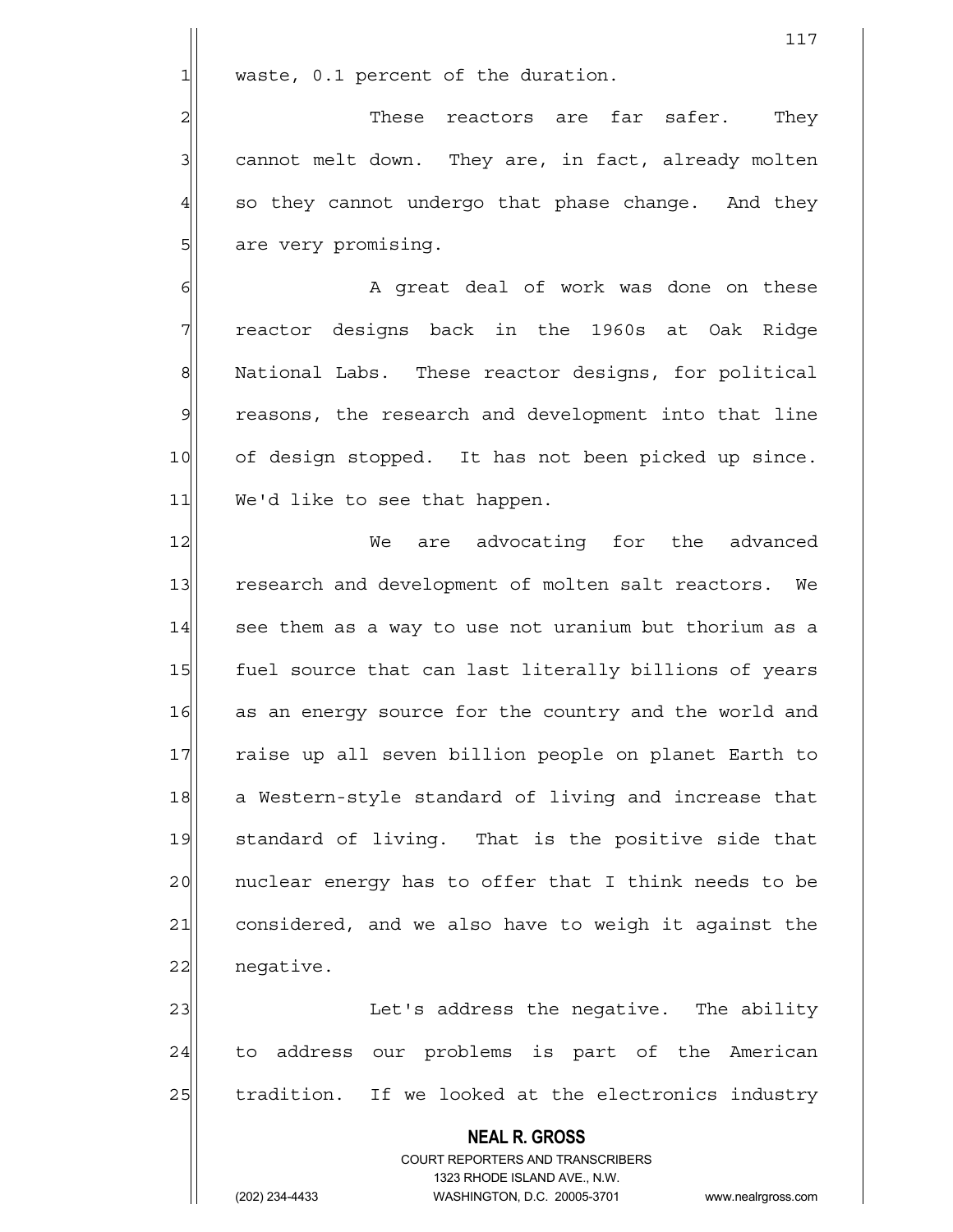waste, 0.1 percent of the duration.

These reactors are far safer. They cannot melt down. They are, in fact, already molten so they cannot undergo that phase change. And they are very promising.

A great deal of work was done on these reactor designs back in the 1960s at Oak Ridge National Labs. These reactor designs, for political reasons, the research and development into that line of design stopped. It has not been picked up since. We'd like to see that happen.

We are advocating for the advanced research and development of molten salt reactors. We see them as a way to use not uranium but thorium as a fuel source that can last literally billions of years as an energy source for the country and the world and raise up all seven billion people on planet Earth to a Western-style standard of living and increase that standard of living. That is the positive side that nuclear energy has to offer that I think needs to be considered, and we also have to weigh it against the negative.

Let's address the negative. The ability to address our problems is part of the American tradition. If we looked at the electronics industry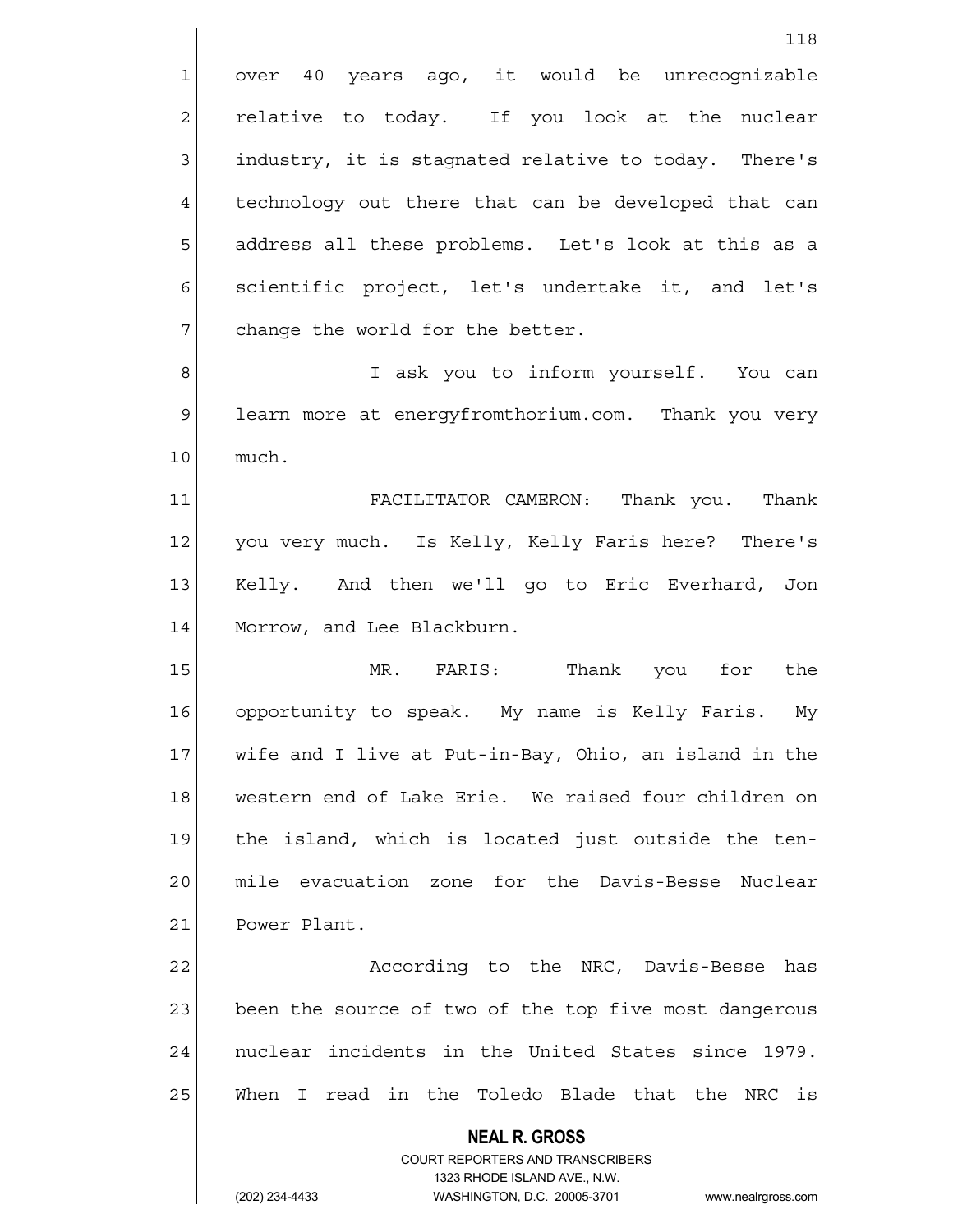over 40 years ago, it would be unrecognizable relative to today. If you look at the nuclear industry, it is stagnated relative to today. There's technology out there that can be developed that can address all these problems. Let's look at this as a scientific project, let's undertake it, and let's change the world for the better.

I ask you to inform yourself. You can learn more at energyfromthorium.com. Thank you very much.

FACILITATOR CAMERON: Thank you. Thank you very much. Is Kelly, Kelly Faris here? There's Kelly. And then we'll go to Eric Everhard, Jon Morrow, and Lee Blackburn.

MR. FARIS: Thank you for the opportunity to speak. My name is Kelly Faris. My wife and I live at Put-in-Bay, Ohio, an island in the western end of Lake Erie. We raised four children on the island, which is located just outside the ten-mile evacuation zone for the Davis-Besse Nuclear Power Plant.

According to the NRC, Davis-Besse has been the source of two of the top five most dangerous nuclear incidents in the United States since 1979. When I read in the Toledo Blade that the NRC is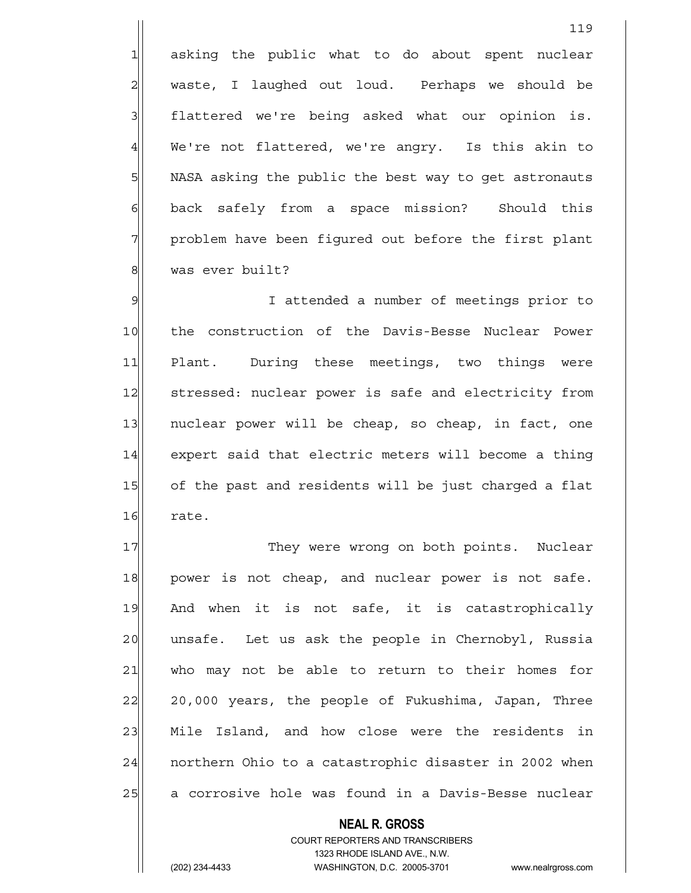asking the public what to do about spent nuclear waste, I laughed out loud. Perhaps we should be flattered we're being asked what our opinion is. We're not flattered, we're angry. Is this akin to NASA asking the public the best way to get astronauts back safely from a space mission? Should this problem have been figured out before the first plant was ever built?

I attended a number of meetings prior to the construction of the Davis-Besse Nuclear Power Plant. During these meetings, two things were stressed: nuclear power is safe and electricity from nuclear power will be cheap, so cheap, in fact, one expert said that electric meters will become a thing of the past and residents will be just charged a flat rate.

They were wrong on both points. Nuclear power is not cheap, and nuclear power is not safe. And when it is not safe, it is catastrophically unsafe. Let us ask the people in Chernobyl, Russia who may not be able to return to their homes for 20,000 years, the people of Fukushima, Japan, Three Mile Island, and how close were the residents in northern Ohio to a catastrophic disaster in 2002 when a corrosive hole was found in a Davis-Besse nuclear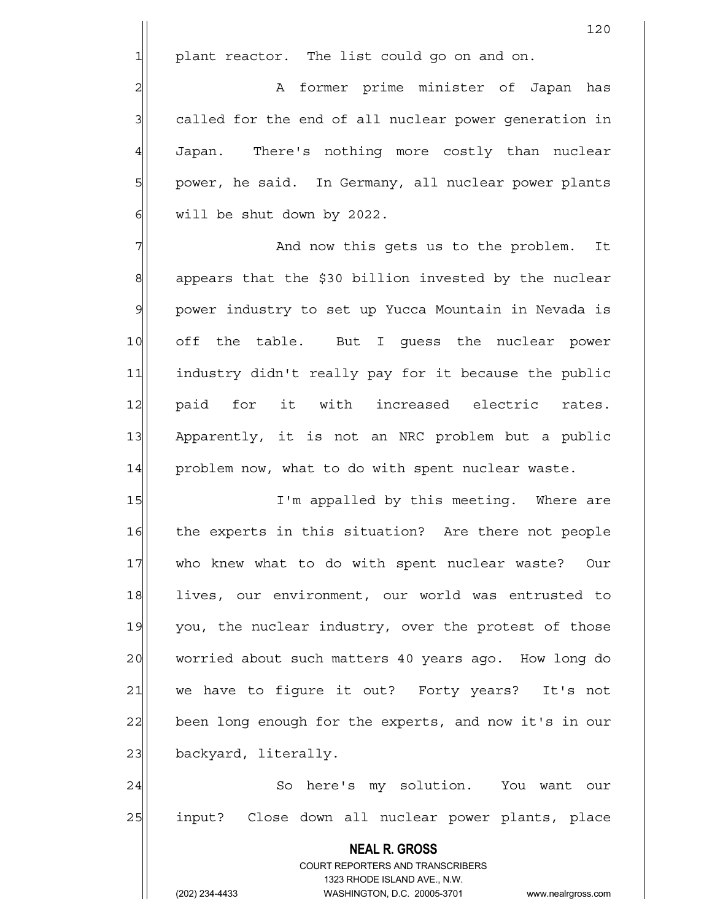plant reactor. The list could go on and on.

A former prime minister of Japan has called for the end of all nuclear power generation in Japan. There's nothing more costly than nuclear power, he said. In Germany, all nuclear power plants will be shut down by 2022.

And now this gets us to the problem. It appears that the $30 billion invested by the nuclear power industry to set up Yucca Mountain in Nevada is off the table. But I guess the nuclear power industry didn't really pay for it because the public paid for it with increased electric rates. Apparently, it is not an NRC problem but a public problem now, what to do with spent nuclear waste.

I'm appalled by this meeting. Where are the experts in this situation? Are there not people who knew what to do with spent nuclear waste? Our lives, our environment, our world was entrusted to you, the nuclear industry, over the protest of those worried about such matters 40 years ago. How long do we have to figure it out? Forty years? It's not been long enough for the experts, and now it's in our backyard, literally.

So here's my solution. You want our input? Close down all nuclear power plants, place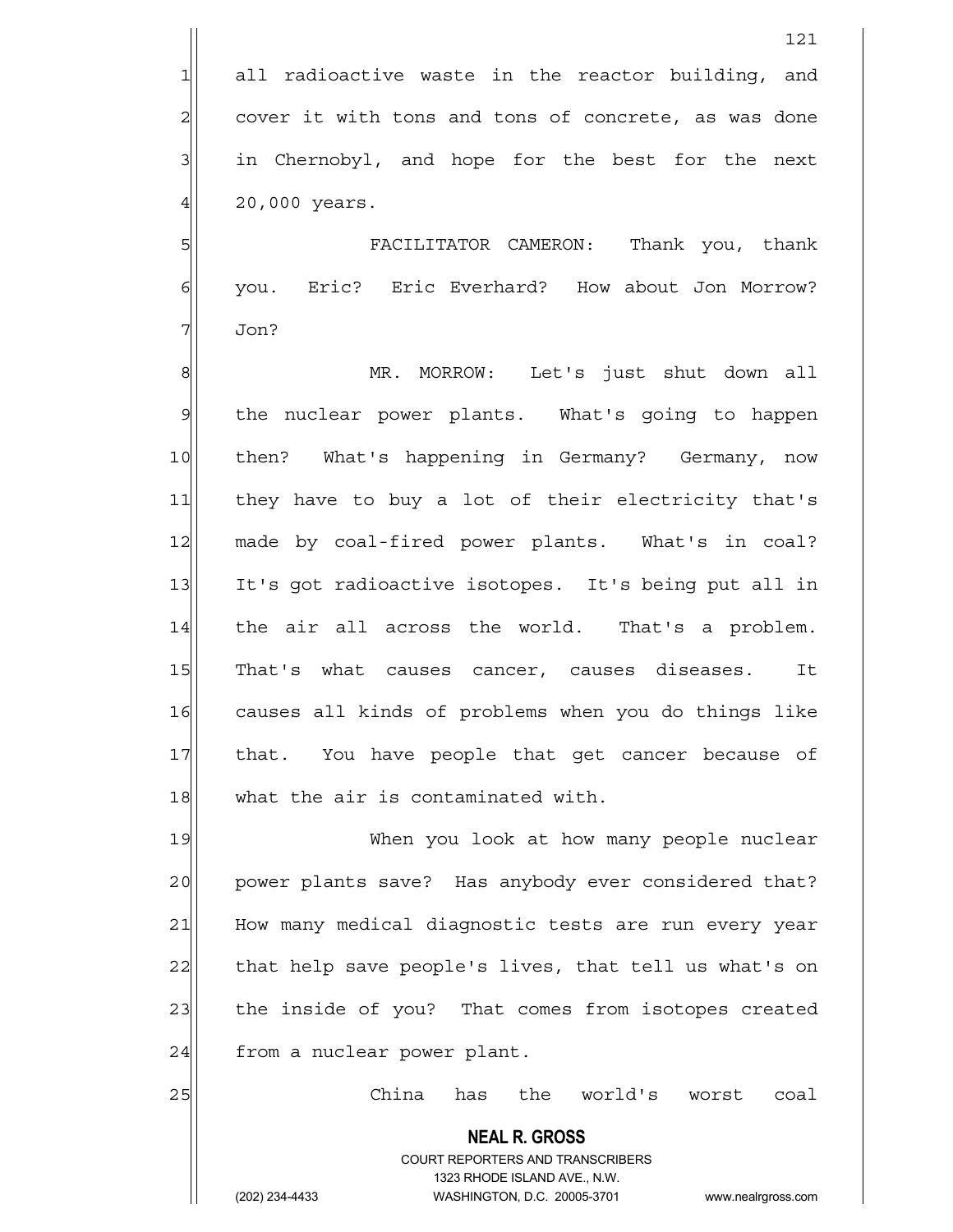all radioactive waste in the reactor building, and cover it with tons and tons of concrete, as was done in Chernobyl, and hope for the best for the next 20,000 years.

FACILITATOR CAMERON: Thank you, thank you. Eric? Eric Everhard? How about Jon Morrow? Jon?

MR. MORROW: Let's just shut down all the nuclear power plants. What's going to happen then? What's happening in Germany? Germany, now they have to buy a lot of their electricity that's made by coal-fired power plants. What's in coal? It's got radioactive isotopes. It's being put all in the air all across the world. That's a problem. That's what causes cancer, causes diseases. It causes all kinds of problems when you do things like that. You have people that get cancer because of what the air is contaminated with.

When you look at how many people nuclear power plants save? Has anybody ever considered that? How many medical diagnostic tests are run every year that help save people's lives, that tell us what's on the inside of you? That comes from isotopes created from a nuclear power plant.

China has the world's worst coal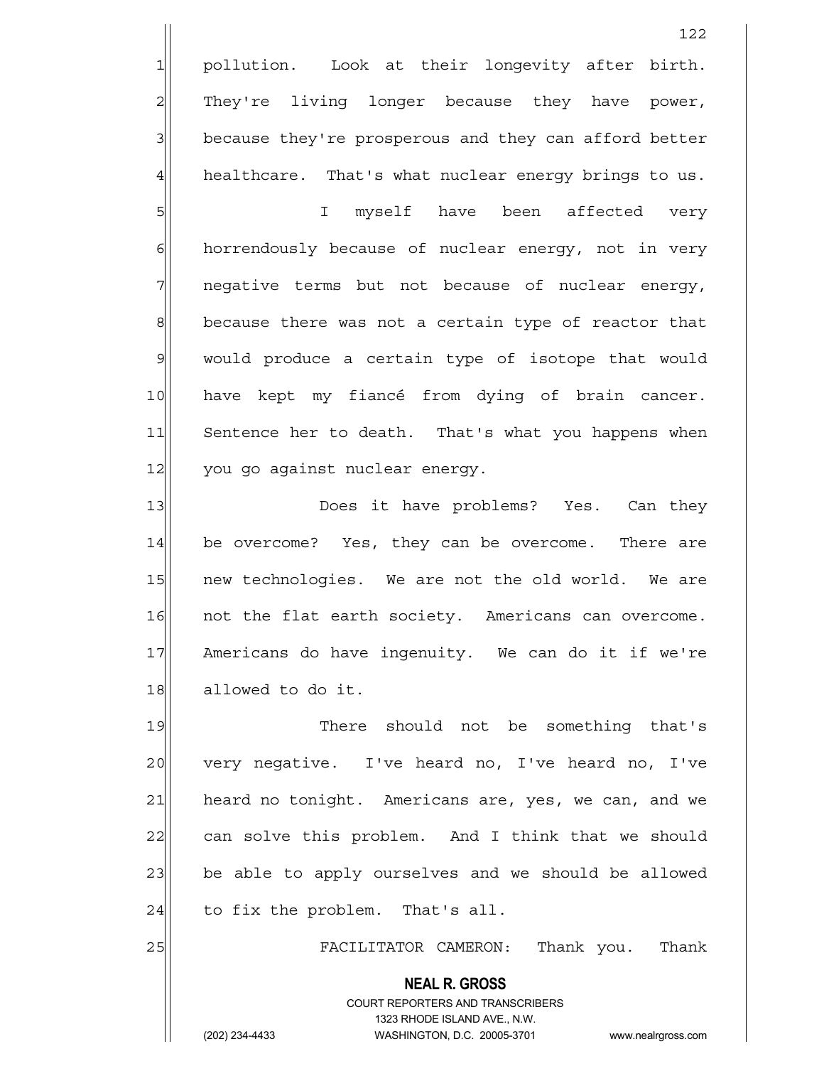pollution. Look at their longevity after birth. They're living longer because they have power, because they're prosperous and they can afford better healthcare. That's what nuclear energy brings to us.

I myself have been affected very horrendously because of nuclear energy, not in very negative terms but not because of nuclear energy, because there was not a certain type of reactor that would produce a certain type of isotope that would have kept my fiancé from dying of brain cancer. Sentence her to death. That's what you happens when you go against nuclear energy.

Does it have problems? Yes. Can they be overcome? Yes, they can be overcome. There are new technologies. We are not the old world. We are not the flat earth society. Americans can overcome. Americans do have ingenuity. We can do it if we're allowed to do it.

There should not be something that's very negative. I've heard no, I've heard no, I've heard no tonight. Americans are, yes, we can, and we can solve this problem. And I think that we should be able to apply ourselves and we should be allowed to fix the problem. That's all.

FACILITATOR CAMERON: Thank you. Thank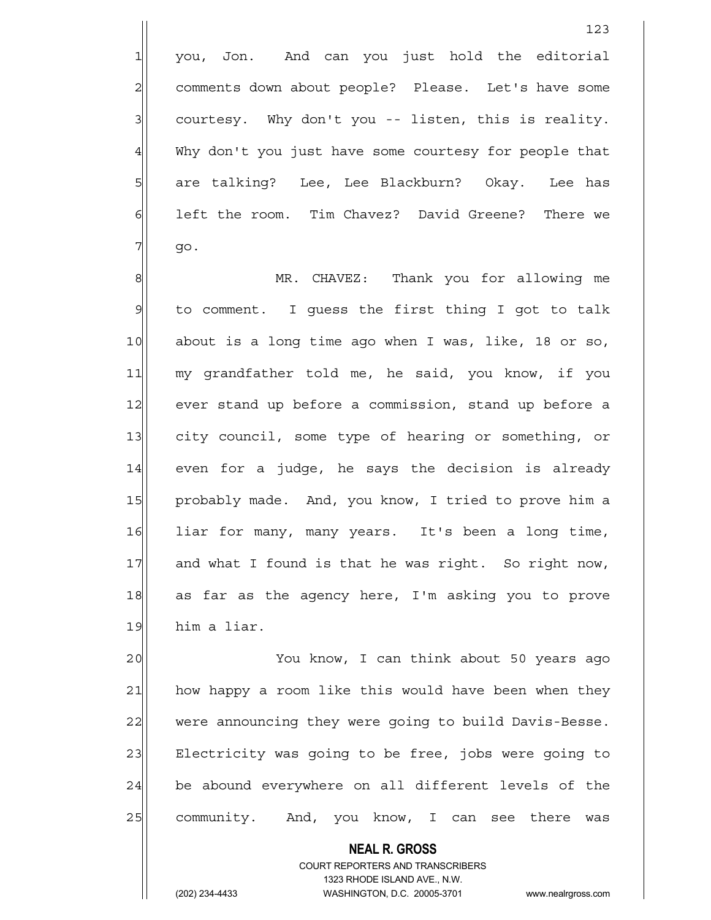you, Jon. And can you just hold the editorial comments down about people? Please. Let's have some courtesy. Why don't you -- listen, this is reality. Why don't you just have some courtesy for people that are talking? Lee, Lee Blackburn? Okay. Lee has left the room. Tim Chavez? David Greene? There we go.

MR. CHAVEZ: Thank you for allowing me to comment. I guess the first thing I got to talk about is a long time ago when I was, like, 18 or so, my grandfather told me, he said, you know, if you ever stand up before a commission, stand up before a city council, some type of hearing or something, or even for a judge, he says the decision is already probably made. And, you know, I tried to prove him a liar for many, many years. It's been a long time, and what I found is that he was right. So right now, as far as the agency here, I'm asking you to prove him a liar.

You know, I can think about 50 years ago how happy a room like this would have been when they were announcing they were going to build Davis-Besse. Electricity was going to be free, jobs were going to be abound everywhere on all different levels of the community. And, you know, I can see there was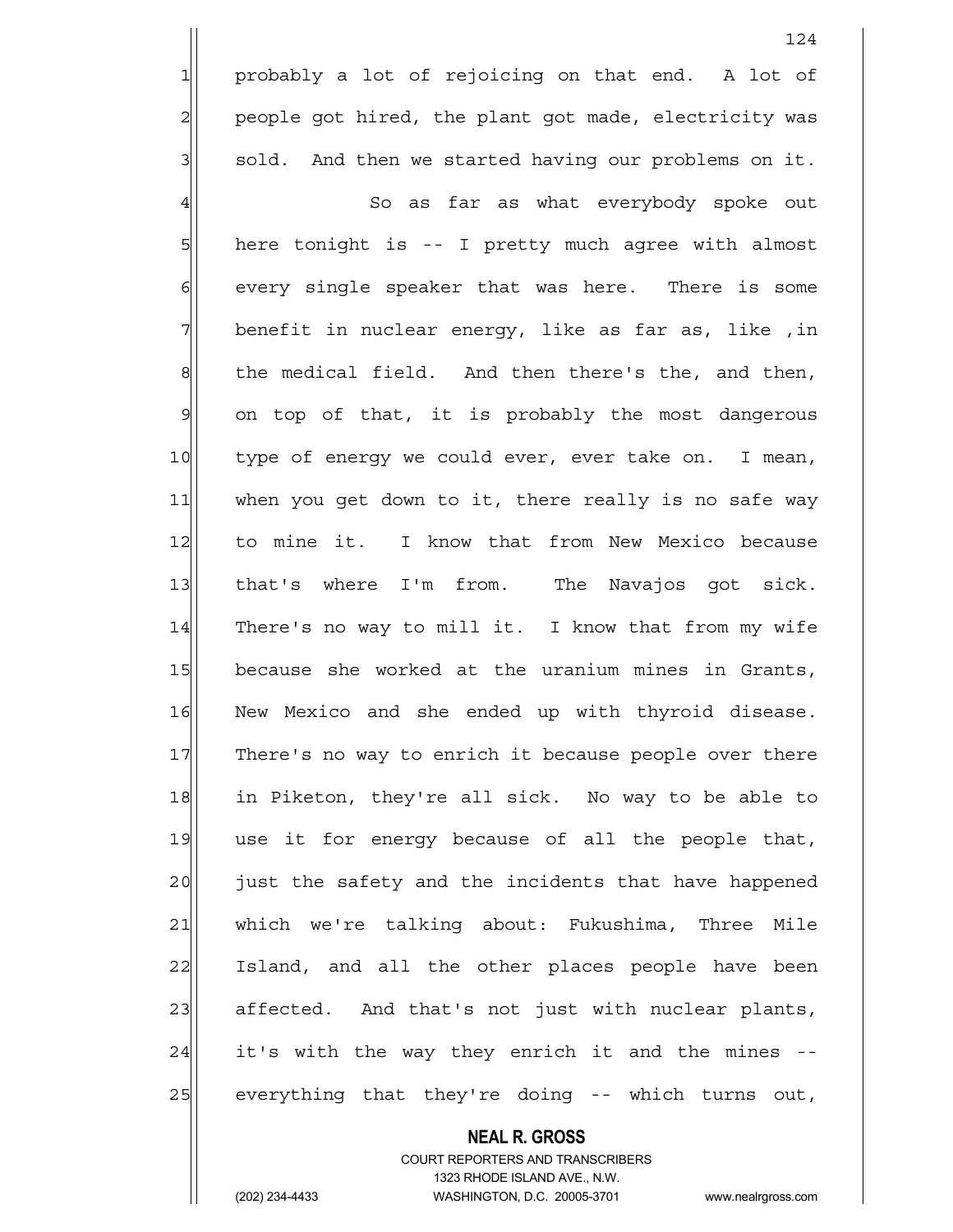probably a lot of rejoicing on that end. A lot of people got hired, the plant got made, electricity was sold. And then we started having our problems on it.

So as far as what everybody spoke out here tonight is -- I pretty much agree with almost every single speaker that was here. There is some benefit in nuclear energy, like as far as, like ,in the medical field. And then there's the, and then, on top of that, it is probably the most dangerous type of energy we could ever, ever take on. I mean, when you get down to it, there really is no safe way to mine it. I know that from New Mexico because that's where I'm from. The Navajos got sick. There's no way to mill it. I know that from my wife because she worked at the uranium mines in Grants, New Mexico and she ended up with thyroid disease. There's no way to enrich it because people over there in Piketon, they're all sick. No way to be able to use it for energy because of all the people that, just the safety and the incidents that have happened which we're talking about: Fukushima, Three Mile Island, and all the other places people have been affected. And that's not just with nuclear plants, it's with the way they enrich it and the mines -- everything that they're doing -- which turns out,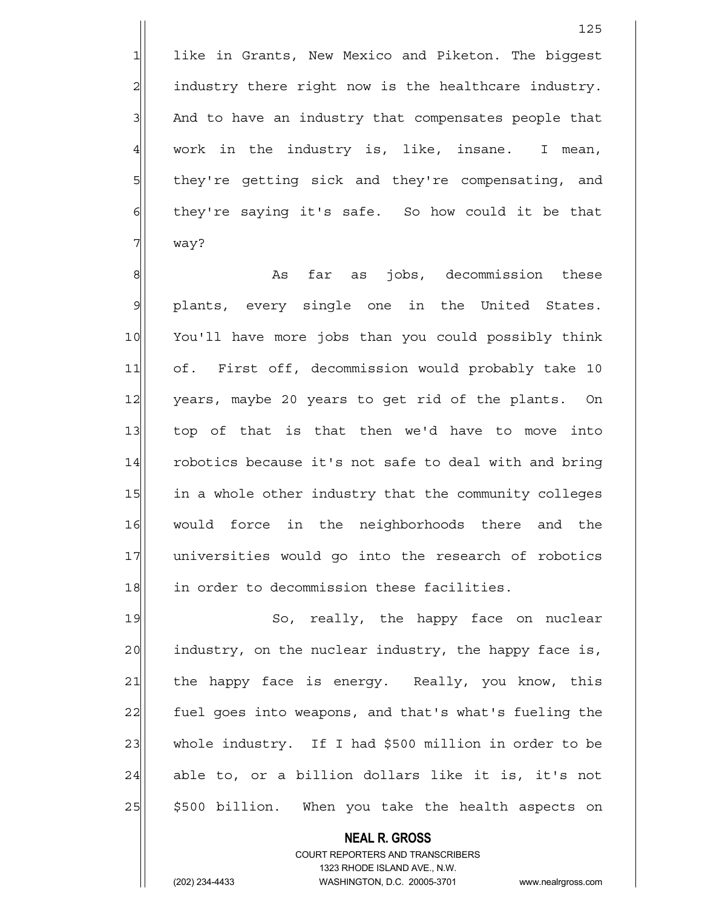like in Grants, New Mexico and Piketon. The biggest industry there right now is the healthcare industry. And to have an industry that compensates people that work in the industry is, like, insane. I mean, they're getting sick and they're compensating, and they're saying it's safe. So how could it be that way?

As far as jobs, decommission these plants, every single one in the United States. You'll have more jobs than you could possibly think of. First off, decommission would probably take 10 years, maybe 20 years to get rid of the plants. On top of that is that then we'd have to move into robotics because it's not safe to deal with and bring in a whole other industry that the community colleges would force in the neighborhoods there and the universities would go into the research of robotics in order to decommission these facilities.

So, really, the happy face on nuclear industry, on the nuclear industry, the happy face is, the happy face is energy. Really, you know, this fuel goes into weapons, and that's what's fueling the whole industry. If I had $500 million in order to be able to, or a billion dollars like it is, it's not $500 billion. When you take the health aspects on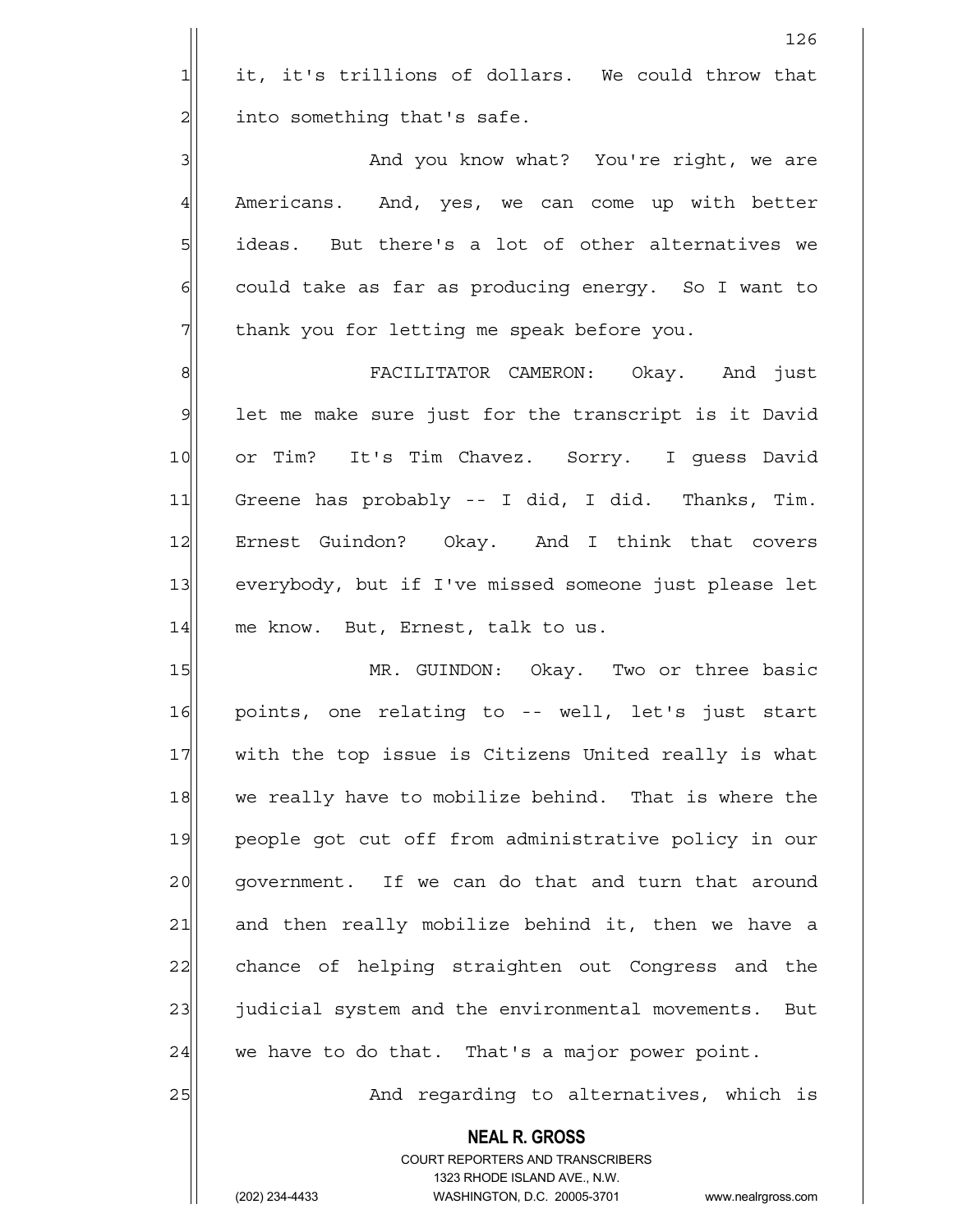it, it's trillions of dollars. We could throw that into something that's safe.

And you know what? You're right, we are Americans. And, yes, we can come up with better ideas. But there's a lot of other alternatives we could take as far as producing energy. So I want to thank you for letting me speak before you.

FACILITATOR CAMERON: Okay. And just let me make sure just for the transcript is it David or Tim? It's Tim Chavez. Sorry. I guess David Greene has probably -- I did, I did. Thanks, Tim. Ernest Guindon? Okay. And I think that covers everybody, but if I've missed someone just please let me know. But, Ernest, talk to us.

MR. GUINDON: Okay. Two or three basic points, one relating to -- well, let's just start with the top issue is Citizens United really is what we really have to mobilize behind. That is where the people got cut off from administrative policy in our government. If we can do that and turn that around and then really mobilize behind it, then we have a chance of helping straighten out Congress and the judicial system and the environmental movements. But we have to do that. That's a major power point.

And regarding to alternatives, which is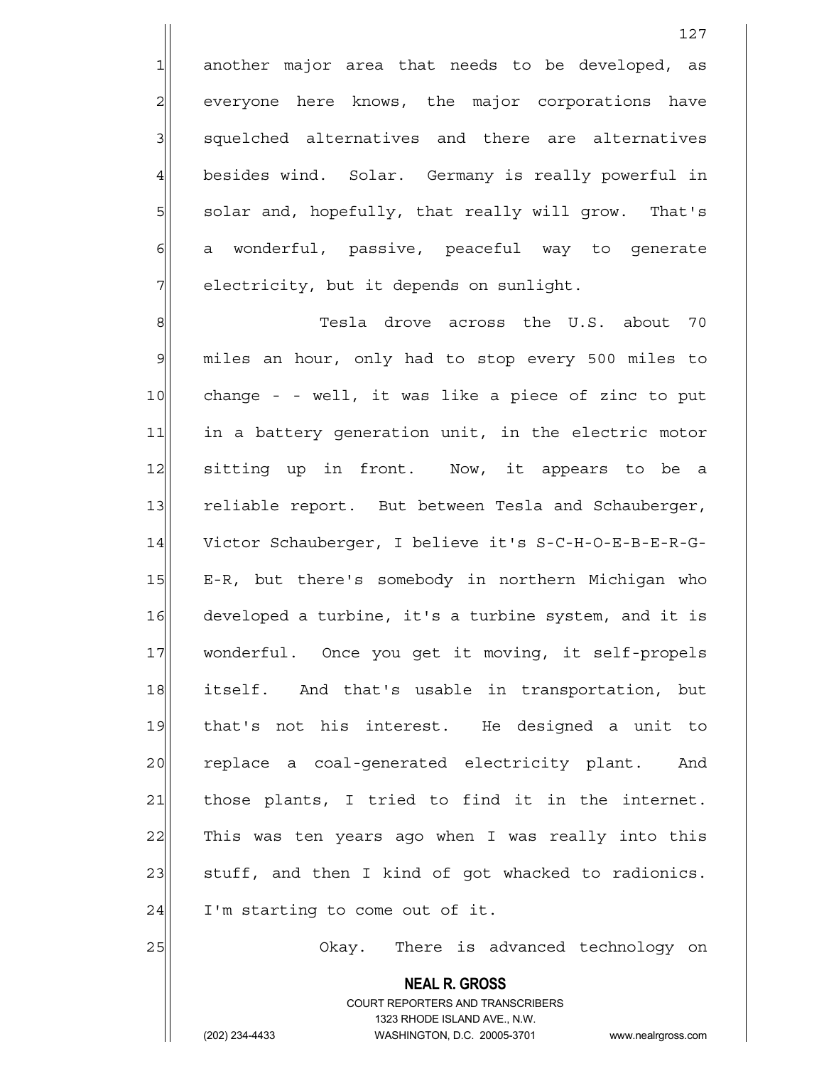another major area that needs to be developed, as everyone here knows, the major corporations have squelched alternatives and there are alternatives besides wind. Solar. Germany is really powerful in solar and, hopefully, that really will grow. That's a wonderful, passive, peaceful way to generate electricity, but it depends on sunlight.

Tesla drove across the U.S. about 70 miles an hour, only had to stop every 500 miles to change - - well, it was like a piece of zinc to put in a battery generation unit, in the electric motor sitting up in front. Now, it appears to be a reliable report. But between Tesla and Schauberger, Victor Schauberger, I believe it's S-C-H-O-E-B-E-R-G-E-R, but there's somebody in northern Michigan who developed a turbine, it's a turbine system, and it is wonderful. Once you get it moving, it self-propels itself. And that's usable in transportation, but that's not his interest. He designed a unit to replace a coal-generated electricity plant. And those plants, I tried to find it in the internet. This was ten years ago when I was really into this stuff, and then I kind of got whacked to radionics. I'm starting to come out of it.

Okay. There is advanced technology on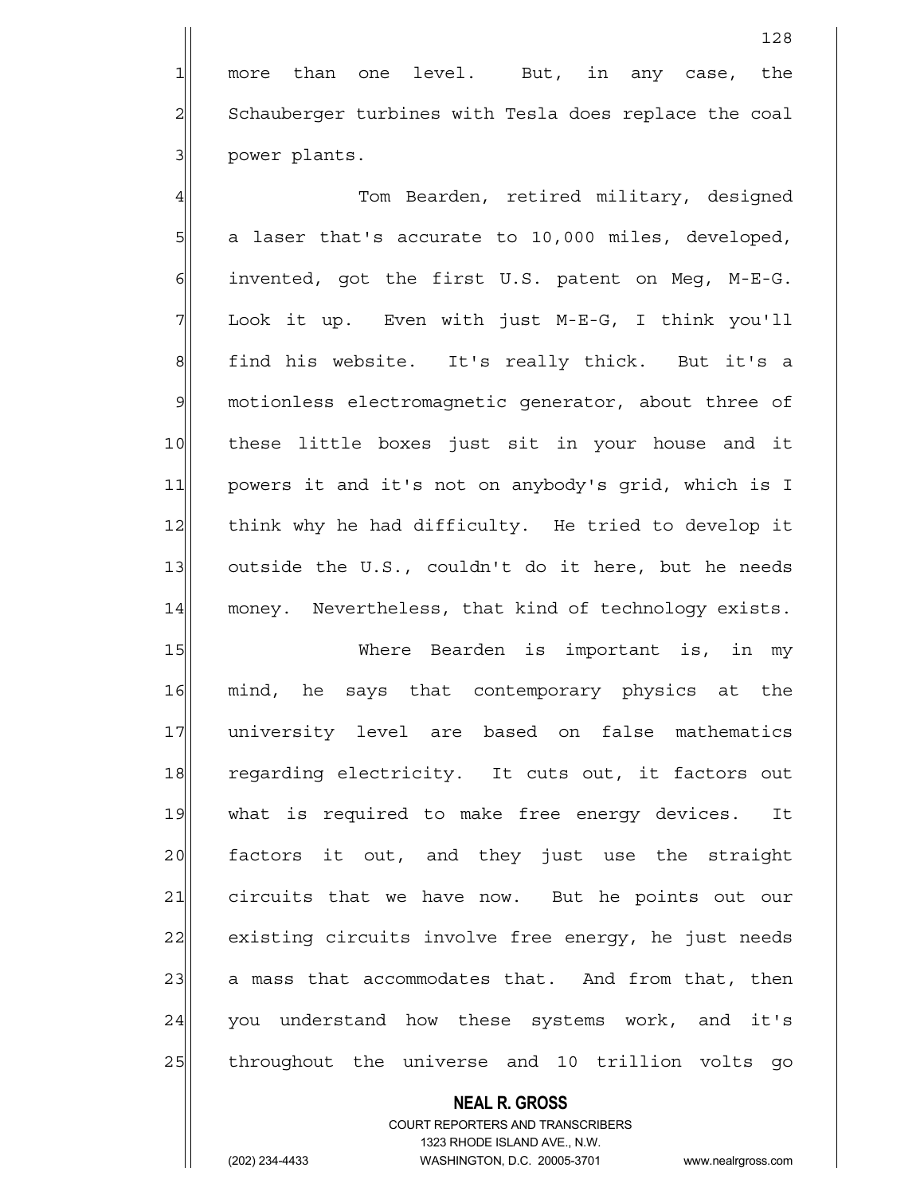more than one level. But, in any case, the Schauberger turbines with Tesla does replace the coal power plants.

Tom Bearden, retired military, designed a laser that's accurate to 10,000 miles, developed, invented, got the first U.S. patent on Meg, M-E-G. Look it up. Even with just M-E-G, I think you'll find his website. It's really thick. But it's a motionless electromagnetic generator, about three of these little boxes just sit in your house and it powers it and it's not on anybody's grid, which is I think why he had difficulty. He tried to develop it outside the U.S., couldn't do it here, but he needs money. Nevertheless, that kind of technology exists.

Where Bearden is important is, in my mind, he says that contemporary physics at the university level are based on false mathematics regarding electricity. It cuts out, it factors out what is required to make free energy devices. It factors it out, and they just use the straight circuits that we have now. But he points out our existing circuits involve free energy, he just needs a mass that accommodates that. And from that, then you understand how these systems work, and it's throughout the universe and 10 trillion volts go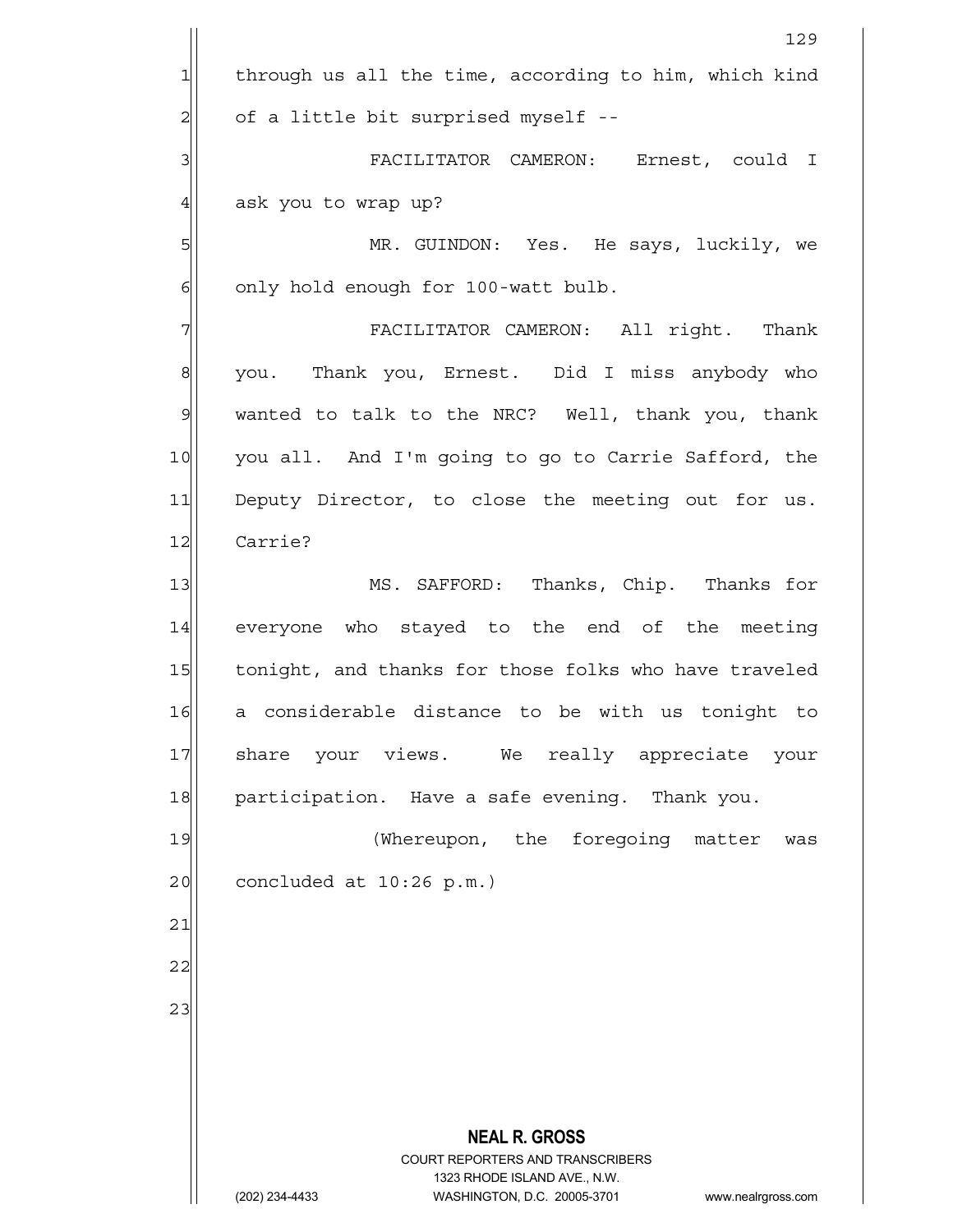through us all the time, according to him, which kind of a little bit surprised myself --

FACILITATOR CAMERON: Ernest, could I ask you to wrap up?

MR. GUINDON: Yes. He says, luckily, we only hold enough for 100-watt bulb.

FACILITATOR CAMERON: All right. Thank you. Thank you, Ernest. Did I miss anybody who wanted to talk to the NRC? Well, thank you, thank you all. And I'm going to go to Carrie Safford, the Deputy Director, to close the meeting out for us. Carrie?

MS. SAFFORD: Thanks, Chip. Thanks for everyone who stayed to the end of the meeting tonight, and thanks for those folks who have traveled a considerable distance to be with us tonight to share your views. We really appreciate your participation. Have a safe evening. Thank you.

(Whereupon, the foregoing matter was concluded at 10:26 p.m.)